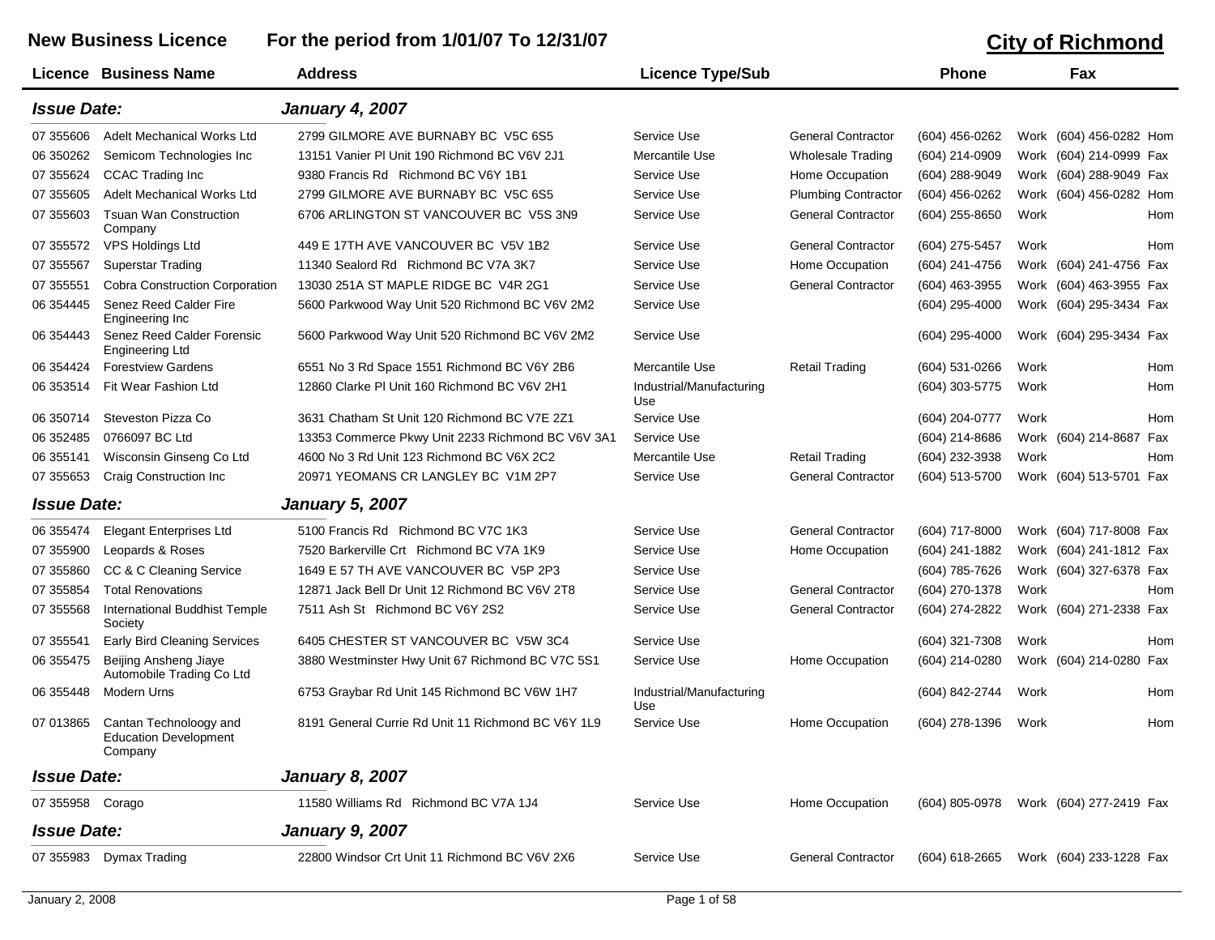# New Business Licence — For the period from 1/01/07 To 12/31/07

## City of Richmond

| Licence | Business Name | Address | Licence Type/Sub | | Phone | | Fax | |
|---|---|---|---|---|---|---|---|---|
| ***Issue Date:*** | | ***January 4, 2007*** | | | | | | |
| 07 355606 | Adelt Mechanical Works Ltd | 2799 GILMORE AVE BURNABY BC V5C 6S5 | Service Use | General Contractor | (604) 456-0262 | Work | (604) 456-0282 | Hom |
| 06 350262 | Semicom Technologies Inc | 13151 Vanier Pl Unit 190 Richmond BC V6V 2J1 | Mercantile Use | Wholesale Trading | (604) 214-0909 | Work | (604) 214-0999 | Fax |
| 07 355624 | CCAC Trading Inc | 9380 Francis Rd Richmond BC V6Y 1B1 | Service Use | Home Occupation | (604) 288-9049 | Work | (604) 288-9049 | Fax |
| 07 355605 | Adelt Mechanical Works Ltd | 2799 GILMORE AVE BURNABY BC V5C 6S5 | Service Use | Plumbing Contractor | (604) 456-0262 | Work | (604) 456-0282 | Hom |
| 07 355603 | Tsuan Wan Construction Company | 6706 ARLINGTON ST VANCOUVER BC V5S 3N9 | Service Use | General Contractor | (604) 255-8650 | Work | | Hom |
| 07 355572 | VPS Holdings Ltd | 449 E 17TH AVE VANCOUVER BC V5V 1B2 | Service Use | General Contractor | (604) 275-5457 | Work | | Hom |
| 07 355567 | Superstar Trading | 11340 Sealord Rd Richmond BC V7A 3K7 | Service Use | Home Occupation | (604) 241-4756 | Work | (604) 241-4756 | Fax |
| 07 355551 | Cobra Construction Corporation | 13030 251A ST MAPLE RIDGE BC V4R 2G1 | Service Use | General Contractor | (604) 463-3955 | Work | (604) 463-3955 | Fax |
| 06 354445 | Senez Reed Calder Fire Engineering Inc | 5600 Parkwood Way Unit 520 Richmond BC V6V 2M2 | Service Use | | (604) 295-4000 | Work | (604) 295-3434 | Fax |
| 06 354443 | Senez Reed Calder Forensic Engineering Ltd | 5600 Parkwood Way Unit 520 Richmond BC V6V 2M2 | Service Use | | (604) 295-4000 | Work | (604) 295-3434 | Fax |
| 06 354424 | Forestview Gardens | 6551 No 3 Rd Space 1551 Richmond BC V6Y 2B6 | Mercantile Use | Retail Trading | (604) 531-0266 | Work | | Hom |
| 06 353514 | Fit Wear Fashion Ltd | 12860 Clarke Pl Unit 160 Richmond BC V6V 2H1 | Industrial/Manufacturing Use | | (604) 303-5775 | Work | | Hom |
| 06 350714 | Steveston Pizza Co | 3631 Chatham St Unit 120 Richmond BC V7E 2Z1 | Service Use | | (604) 204-0777 | Work | | Hom |
| 06 352485 | 0766097 BC Ltd | 13353 Commerce Pkwy Unit 2233 Richmond BC V6V 3A1 | Service Use | | (604) 214-8686 | Work | (604) 214-8687 | Fax |
| 06 355141 | Wisconsin Ginseng Co Ltd | 4600 No 3 Rd Unit 123 Richmond BC V6X 2C2 | Mercantile Use | Retail Trading | (604) 232-3938 | Work | | Hom |
| 07 355653 | Craig Construction Inc | 20971 YEOMANS CR LANGLEY BC V1M 2P7 | Service Use | General Contractor | (604) 513-5700 | Work | (604) 513-5701 | Fax |
| ***Issue Date:*** | | ***January 5, 2007*** | | | | | | |
| 06 355474 | Elegant Enterprises Ltd | 5100 Francis Rd Richmond BC V7C 1K3 | Service Use | General Contractor | (604) 717-8000 | Work | (604) 717-8008 | Fax |
| 07 355900 | Leopards & Roses | 7520 Barkerville Crt Richmond BC V7A 1K9 | Service Use | Home Occupation | (604) 241-1882 | Work | (604) 241-1812 | Fax |
| 07 355860 | CC & C Cleaning Service | 1649 E 57 TH AVE VANCOUVER BC V5P 2P3 | Service Use | | (604) 785-7626 | Work | (604) 327-6378 | Fax |
| 07 355854 | Total Renovations | 12871 Jack Bell Dr Unit 12 Richmond BC V6V 2T8 | Service Use | General Contractor | (604) 270-1378 | Work | | Hom |
| 07 355568 | International Buddhist Temple Society | 7511 Ash St Richmond BC V6Y 2S2 | Service Use | General Contractor | (604) 274-2822 | Work | (604) 271-2338 | Fax |
| 07 355541 | Early Bird Cleaning Services | 6405 CHESTER ST VANCOUVER BC V5W 3C4 | Service Use | | (604) 321-7308 | Work | | Hom |
| 06 355475 | Beijing Ansheng Jiaye Automobile Trading Co Ltd | 3880 Westminster Hwy Unit 67 Richmond BC V7C 5S1 | Service Use | Home Occupation | (604) 214-0280 | Work | (604) 214-0280 | Fax |
| 06 355448 | Modern Urns | 6753 Graybar Rd Unit 145 Richmond BC V6W 1H7 | Industrial/Manufacturing Use | | (604) 842-2744 | Work | | Hom |
| 07 013865 | Cantan Technoloogy and Education Development Company | 8191 General Currie Rd Unit 11 Richmond BC V6Y 1L9 | Service Use | Home Occupation | (604) 278-1396 | Work | | Hom |
| ***Issue Date:*** | | ***January 8, 2007*** | | | | | | |
| 07 355958 | Corago | 11580 Williams Rd Richmond BC V7A 1J4 | Service Use | Home Occupation | (604) 805-0978 | Work | (604) 277-2419 | Fax |
| ***Issue Date:*** | | ***January 9, 2007*** | | | | | | |
| 07 355983 | Dymax Trading | 22800 Windsor Crt Unit 11 Richmond BC V6V 2X6 | Service Use | General Contractor | (604) 618-2665 | Work | (604) 233-1228 | Fax |

January 2, 2008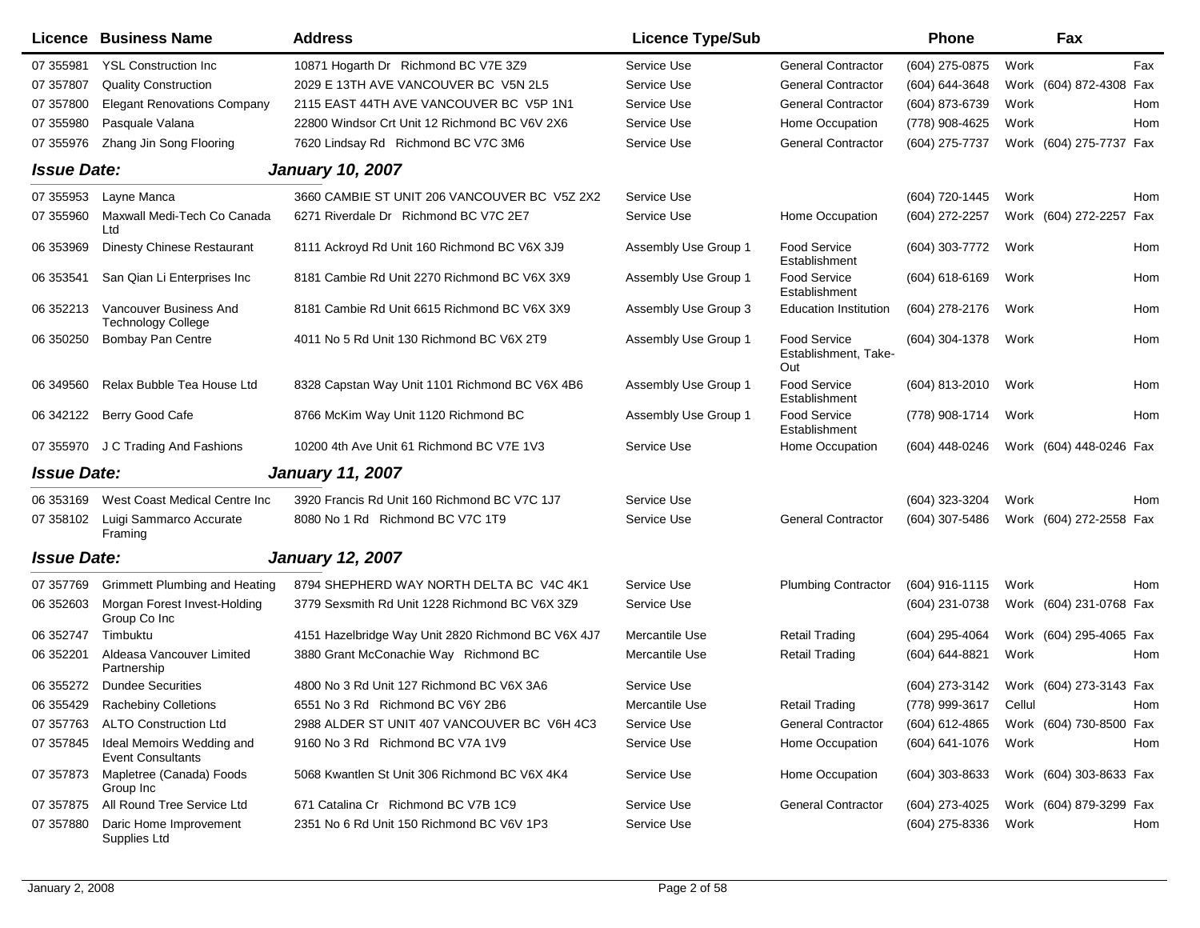| Licence | Business Name | Address | Licence Type/Sub | | Phone | | Fax | |
|---|---|---|---|---|---|---|---|---|
| 07 355981 | YSL Construction Inc | 10871 Hogarth Dr Richmond BC V7E 3Z9 | Service Use | General Contractor | (604) 275-0875 | Work | | Fax |
| 07 357807 | Quality Construction | 2029 E 13TH AVE VANCOUVER BC V5N 2L5 | Service Use | General Contractor | (604) 644-3648 | Work | (604) 872-4308 | Fax |
| 07 357800 | Elegant Renovations Company | 2115 EAST 44TH AVE VANCOUVER BC V5P 1N1 | Service Use | General Contractor | (604) 873-6739 | Work | | Hom |
| 07 355980 | Pasquale Valana | 22800 Windsor Crt Unit 12 Richmond BC V6V 2X6 | Service Use | Home Occupation | (778) 908-4625 | Work | | Hom |
| 07 355976 | Zhang Jin Song Flooring | 7620 Lindsay Rd Richmond BC V7C 3M6 | Service Use | General Contractor | (604) 275-7737 | Work | (604) 275-7737 | Fax |

***Issue Date: January 10, 2007***

| Licence | Business Name | Address | Licence Type/Sub | | Phone | | Fax | |
|---|---|---|---|---|---|---|---|---|
| 07 355953 | Layne Manca | 3660 CAMBIE ST UNIT 206 VANCOUVER BC V5Z 2X2 | Service Use | | (604) 720-1445 | Work | | Hom |
| 07 355960 | Maxwall Medi-Tech Co Canada Ltd | 6271 Riverdale Dr Richmond BC V7C 2E7 | Service Use | Home Occupation | (604) 272-2257 | Work | (604) 272-2257 | Fax |
| 06 353969 | Dinesty Chinese Restaurant | 8111 Ackroyd Rd Unit 160 Richmond BC V6X 3J9 | Assembly Use Group 1 | Food Service Establishment | (604) 303-7772 | Work | | Hom |
| 06 353541 | San Qian Li Enterprises Inc | 8181 Cambie Rd Unit 2270 Richmond BC V6X 3X9 | Assembly Use Group 1 | Food Service Establishment | (604) 618-6169 | Work | | Hom |
| 06 352213 | Vancouver Business And Technology College | 8181 Cambie Rd Unit 6615 Richmond BC V6X 3X9 | Assembly Use Group 3 | Education Institution | (604) 278-2176 | Work | | Hom |
| 06 350250 | Bombay Pan Centre | 4011 No 5 Rd Unit 130 Richmond BC V6X 2T9 | Assembly Use Group 1 | Food Service Establishment, Take-Out | (604) 304-1378 | Work | | Hom |
| 06 349560 | Relax Bubble Tea House Ltd | 8328 Capstan Way Unit 1101 Richmond BC V6X 4B6 | Assembly Use Group 1 | Food Service Establishment | (604) 813-2010 | Work | | Hom |
| 06 342122 | Berry Good Cafe | 8766 McKim Way Unit 1120 Richmond BC | Assembly Use Group 1 | Food Service Establishment | (778) 908-1714 | Work | | Hom |
| 07 355970 | J C Trading And Fashions | 10200 4th Ave Unit 61 Richmond BC V7E 1V3 | Service Use | Home Occupation | (604) 448-0246 | Work | (604) 448-0246 | Fax |

***Issue Date: January 11, 2007***

| Licence | Business Name | Address | Licence Type/Sub | | Phone | | Fax | |
|---|---|---|---|---|---|---|---|---|
| 06 353169 | West Coast Medical Centre Inc | 3920 Francis Rd Unit 160 Richmond BC V7C 1J7 | Service Use | | (604) 323-3204 | Work | | Hom |
| 07 358102 | Luigi Sammarco Accurate Framing | 8080 No 1 Rd Richmond BC V7C 1T9 | Service Use | General Contractor | (604) 307-5486 | Work | (604) 272-2558 | Fax |

***Issue Date: January 12, 2007***

| Licence | Business Name | Address | Licence Type/Sub | | Phone | | Fax | |
|---|---|---|---|---|---|---|---|---|
| 07 357769 | Grimmett Plumbing and Heating | 8794 SHEPHERD WAY NORTH DELTA BC V4C 4K1 | Service Use | Plumbing Contractor | (604) 916-1115 | Work | | Hom |
| 06 352603 | Morgan Forest Invest-Holding Group Co Inc | 3779 Sexsmith Rd Unit 1228 Richmond BC V6X 3Z9 | Service Use | | (604) 231-0738 | Work | (604) 231-0768 | Fax |
| 06 352747 | Timbuktu | 4151 Hazelbridge Way Unit 2820 Richmond BC V6X 4J7 | Mercantile Use | Retail Trading | (604) 295-4064 | Work | (604) 295-4065 | Fax |
| 06 352201 | Aldeasa Vancouver Limited Partnership | 3880 Grant McConachie Way Richmond BC | Mercantile Use | Retail Trading | (604) 644-8821 | Work | | Hom |
| 06 355272 | Dundee Securities | 4800 No 3 Rd Unit 127 Richmond BC V6X 3A6 | Service Use | | (604) 273-3142 | Work | (604) 273-3143 | Fax |
| 06 355429 | Rachebiny Colletions | 6551 No 3 Rd Richmond BC V6Y 2B6 | Mercantile Use | Retail Trading | (778) 999-3617 | Cellul | | Hom |
| 07 357763 | ALTO Construction Ltd | 2988 ALDER ST UNIT 407 VANCOUVER BC V6H 4C3 | Service Use | General Contractor | (604) 612-4865 | Work | (604) 730-8500 | Fax |
| 07 357845 | Ideal Memoirs Wedding and Event Consultants | 9160 No 3 Rd Richmond BC V7A 1V9 | Service Use | Home Occupation | (604) 641-1076 | Work | | Hom |
| 07 357873 | Mapletree (Canada) Foods Group Inc | 5068 Kwantlen St Unit 306 Richmond BC V6X 4K4 | Service Use | Home Occupation | (604) 303-8633 | Work | (604) 303-8633 | Fax |
| 07 357875 | All Round Tree Service Ltd | 671 Catalina Cr Richmond BC V7B 1C9 | Service Use | General Contractor | (604) 273-4025 | Work | (604) 879-3299 | Fax |
| 07 357880 | Daric Home Improvement Supplies Ltd | 2351 No 6 Rd Unit 150 Richmond BC V6V 1P3 | Service Use | | (604) 275-8336 | Work | | Hom |

January 2, 2008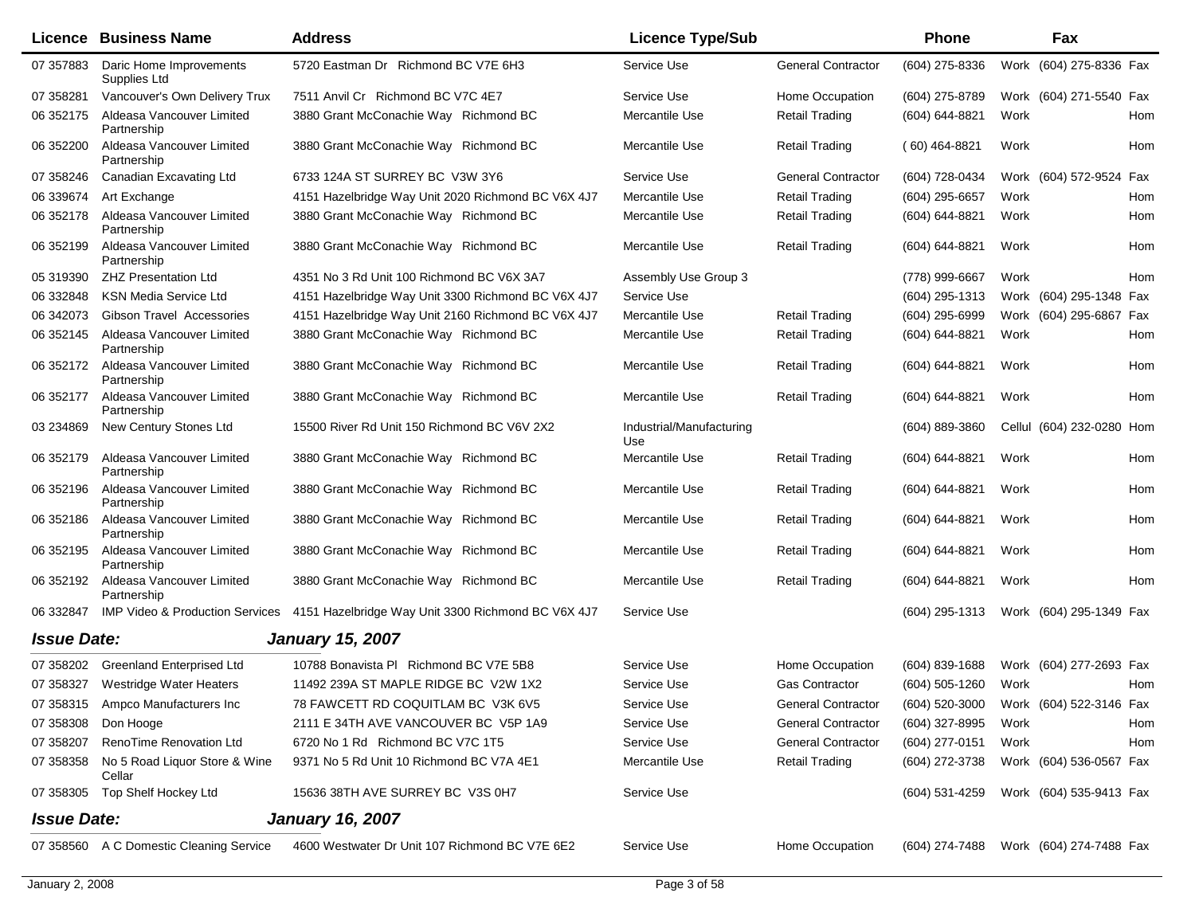| Licence | Business Name | Address | Licence Type/Sub | | Phone | | Fax | |
|---|---|---|---|---|---|---|---|---|
| 07 357883 | Daric Home Improvements Supplies Ltd | 5720 Eastman Dr Richmond BC V7E 6H3 | Service Use | General Contractor | (604) 275-8336 | Work | (604) 275-8336 | Fax |
| 07 358281 | Vancouver's Own Delivery Trux | 7511 Anvil Cr Richmond BC V7C 4E7 | Service Use | Home Occupation | (604) 275-8789 | Work | (604) 271-5540 | Fax |
| 06 352175 | Aldeasa Vancouver Limited Partnership | 3880 Grant McConachie Way Richmond BC | Mercantile Use | Retail Trading | (604) 644-8821 | Work | | Hom |
| 06 352200 | Aldeasa Vancouver Limited Partnership | 3880 Grant McConachie Way Richmond BC | Mercantile Use | Retail Trading | ( 60) 464-8821 | Work | | Hom |
| 07 358246 | Canadian Excavating Ltd | 6733 124A ST SURREY BC V3W 3Y6 | Service Use | General Contractor | (604) 728-0434 | Work | (604) 572-9524 | Fax |
| 06 339674 | Art Exchange | 4151 Hazelbridge Way Unit 2020 Richmond BC V6X 4J7 | Mercantile Use | Retail Trading | (604) 295-6657 | Work | | Hom |
| 06 352178 | Aldeasa Vancouver Limited Partnership | 3880 Grant McConachie Way Richmond BC | Mercantile Use | Retail Trading | (604) 644-8821 | Work | | Hom |
| 06 352199 | Aldeasa Vancouver Limited Partnership | 3880 Grant McConachie Way Richmond BC | Mercantile Use | Retail Trading | (604) 644-8821 | Work | | Hom |
| 05 319390 | ZHZ Presentation Ltd | 4351 No 3 Rd Unit 100 Richmond BC V6X 3A7 | Assembly Use Group 3 | | (778) 999-6667 | Work | | Hom |
| 06 332848 | KSN Media Service Ltd | 4151 Hazelbridge Way Unit 3300 Richmond BC V6X 4J7 | Service Use | | (604) 295-1313 | Work | (604) 295-1348 | Fax |
| 06 342073 | Gibson Travel Accessories | 4151 Hazelbridge Way Unit 2160 Richmond BC V6X 4J7 | Mercantile Use | Retail Trading | (604) 295-6999 | Work | (604) 295-6867 | Fax |
| 06 352145 | Aldeasa Vancouver Limited Partnership | 3880 Grant McConachie Way Richmond BC | Mercantile Use | Retail Trading | (604) 644-8821 | Work | | Hom |
| 06 352172 | Aldeasa Vancouver Limited Partnership | 3880 Grant McConachie Way Richmond BC | Mercantile Use | Retail Trading | (604) 644-8821 | Work | | Hom |
| 06 352177 | Aldeasa Vancouver Limited Partnership | 3880 Grant McConachie Way Richmond BC | Mercantile Use | Retail Trading | (604) 644-8821 | Work | | Hom |
| 03 234869 | New Century Stones Ltd | 15500 River Rd Unit 150 Richmond BC V6V 2X2 | Industrial/Manufacturing Use | | (604) 889-3860 | Cellul | (604) 232-0280 | Hom |
| 06 352179 | Aldeasa Vancouver Limited Partnership | 3880 Grant McConachie Way Richmond BC | Mercantile Use | Retail Trading | (604) 644-8821 | Work | | Hom |
| 06 352196 | Aldeasa Vancouver Limited Partnership | 3880 Grant McConachie Way Richmond BC | Mercantile Use | Retail Trading | (604) 644-8821 | Work | | Hom |
| 06 352186 | Aldeasa Vancouver Limited Partnership | 3880 Grant McConachie Way Richmond BC | Mercantile Use | Retail Trading | (604) 644-8821 | Work | | Hom |
| 06 352195 | Aldeasa Vancouver Limited Partnership | 3880 Grant McConachie Way Richmond BC | Mercantile Use | Retail Trading | (604) 644-8821 | Work | | Hom |
| 06 352192 | Aldeasa Vancouver Limited Partnership | 3880 Grant McConachie Way Richmond BC | Mercantile Use | Retail Trading | (604) 644-8821 | Work | | Hom |
| 06 332847 | IMP Video & Production Services | 4151 Hazelbridge Way Unit 3300 Richmond BC V6X 4J7 | Service Use | | (604) 295-1313 | Work | (604) 295-1349 | Fax |

***Issue Date:*** ***January 15, 2007***

| Licence | Business Name | Address | Licence Type/Sub | | Phone | | Fax | |
|---|---|---|---|---|---|---|---|---|
| 07 358202 | Greenland Enterprised Ltd | 10788 Bonavista Pl Richmond BC V7E 5B8 | Service Use | Home Occupation | (604) 839-1688 | Work | (604) 277-2693 | Fax |
| 07 358327 | Westridge Water Heaters | 11492 239A ST MAPLE RIDGE BC V2W 1X2 | Service Use | Gas Contractor | (604) 505-1260 | Work | | Hom |
| 07 358315 | Ampco Manufacturers Inc | 78 FAWCETT RD COQUITLAM BC V3K 6V5 | Service Use | General Contractor | (604) 520-3000 | Work | (604) 522-3146 | Fax |
| 07 358308 | Don Hooge | 2111 E 34TH AVE VANCOUVER BC V5P 1A9 | Service Use | General Contractor | (604) 327-8995 | Work | | Hom |
| 07 358207 | RenoTime Renovation Ltd | 6720 No 1 Rd Richmond BC V7C 1T5 | Service Use | General Contractor | (604) 277-0151 | Work | | Hom |
| 07 358358 | No 5 Road Liquor Store & Wine Cellar | 9371 No 5 Rd Unit 10 Richmond BC V7A 4E1 | Mercantile Use | Retail Trading | (604) 272-3738 | Work | (604) 536-0567 | Fax |
| 07 358305 | Top Shelf Hockey Ltd | 15636 38TH AVE SURREY BC V3S 0H7 | Service Use | | (604) 531-4259 | Work | (604) 535-9413 | Fax |

***Issue Date:*** ***January 16, 2007***

| Licence | Business Name | Address | Licence Type/Sub | | Phone | | Fax | |
|---|---|---|---|---|---|---|---|---|
| 07 358560 | A C Domestic Cleaning Service | 4600 Westwater Dr Unit 107 Richmond BC V7E 6E2 | Service Use | Home Occupation | (604) 274-7488 | Work | (604) 274-7488 | Fax |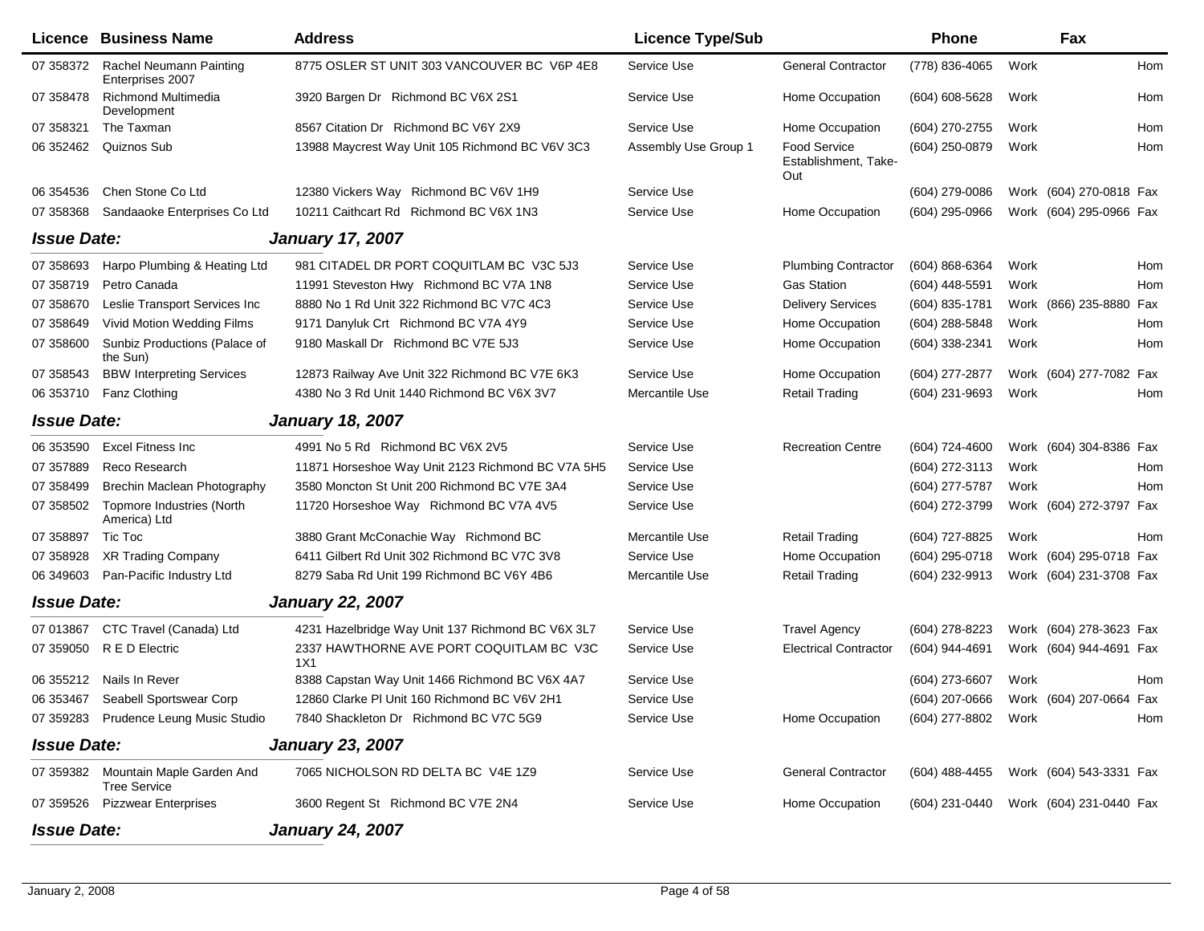| Licence | Business Name | Address | Licence Type/Sub | | Phone | | Fax | |
|---|---|---|---|---|---|---|---|---|
| 07 358372 | Rachel Neumann Painting Enterprises 2007 | 8775 OSLER ST UNIT 303 VANCOUVER BC V6P 4E8 | Service Use | General Contractor | (778) 836-4065 | Work | | Hom |
| 07 358478 | Richmond Multimedia Development | 3920 Bargen Dr Richmond BC V6X 2S1 | Service Use | Home Occupation | (604) 608-5628 | Work | | Hom |
| 07 358321 | The Taxman | 8567 Citation Dr Richmond BC V6Y 2X9 | Service Use | Home Occupation | (604) 270-2755 | Work | | Hom |
| 06 352462 | Quiznos Sub | 13988 Maycrest Way Unit 105 Richmond BC V6V 3C3 | Assembly Use Group 1 | Food Service Establishment, Take-Out | (604) 250-0879 | Work | | Hom |
| 06 354536 | Chen Stone Co Ltd | 12380 Vickers Way Richmond BC V6V 1H9 | Service Use | | (604) 279-0086 | Work | (604) 270-0818 | Fax |
| 07 358368 | Sandaaoke Enterprises Co Ltd | 10211 Caithcart Rd Richmond BC V6X 1N3 | Service Use | Home Occupation | (604) 295-0966 | Work | (604) 295-0966 | Fax |
| ***Issue Date:*** | | ***January 17, 2007*** | | | | | | |
| 07 358693 | Harpo Plumbing & Heating Ltd | 981 CITADEL DR PORT COQUITLAM BC V3C 5J3 | Service Use | Plumbing Contractor | (604) 868-6364 | Work | | Hom |
| 07 358719 | Petro Canada | 11991 Steveston Hwy Richmond BC V7A 1N8 | Service Use | Gas Station | (604) 448-5591 | Work | | Hom |
| 07 358670 | Leslie Transport Services Inc | 8880 No 1 Rd Unit 322 Richmond BC V7C 4C3 | Service Use | Delivery Services | (604) 835-1781 | Work | (866) 235-8880 | Fax |
| 07 358649 | Vivid Motion Wedding Films | 9171 Danyluk Crt Richmond BC V7A 4Y9 | Service Use | Home Occupation | (604) 288-5848 | Work | | Hom |
| 07 358600 | Sunbiz Productions (Palace of the Sun) | 9180 Maskall Dr Richmond BC V7E 5J3 | Service Use | Home Occupation | (604) 338-2341 | Work | | Hom |
| 07 358543 | BBW Interpreting Services | 12873 Railway Ave Unit 322 Richmond BC V7E 6K3 | Service Use | Home Occupation | (604) 277-2877 | Work | (604) 277-7082 | Fax |
| 06 353710 | Fanz Clothing | 4380 No 3 Rd Unit 1440 Richmond BC V6X 3V7 | Mercantile Use | Retail Trading | (604) 231-9693 | Work | | Hom |
| ***Issue Date:*** | | ***January 18, 2007*** | | | | | | |
| 06 353590 | Excel Fitness Inc | 4991 No 5 Rd Richmond BC V6X 2V5 | Service Use | Recreation Centre | (604) 724-4600 | Work | (604) 304-8386 | Fax |
| 07 357889 | Reco Research | 11871 Horseshoe Way Unit 2123 Richmond BC V7A 5H5 | Service Use | | (604) 272-3113 | Work | | Hom |
| 07 358499 | Brechin Maclean Photography | 3580 Moncton St Unit 200 Richmond BC V7E 3A4 | Service Use | | (604) 277-5787 | Work | | Hom |
| 07 358502 | Topmore Industries (North America) Ltd | 11720 Horseshoe Way Richmond BC V7A 4V5 | Service Use | | (604) 272-3799 | Work | (604) 272-3797 | Fax |
| 07 358897 | Tic Toc | 3880 Grant McConachie Way Richmond BC | Mercantile Use | Retail Trading | (604) 727-8825 | Work | | Hom |
| 07 358928 | XR Trading Company | 6411 Gilbert Rd Unit 302 Richmond BC V7C 3V8 | Service Use | Home Occupation | (604) 295-0718 | Work | (604) 295-0718 | Fax |
| 06 349603 | Pan-Pacific Industry Ltd | 8279 Saba Rd Unit 199 Richmond BC V6Y 4B6 | Mercantile Use | Retail Trading | (604) 232-9913 | Work | (604) 231-3708 | Fax |
| ***Issue Date:*** | | ***January 22, 2007*** | | | | | | |
| 07 013867 | CTC Travel (Canada) Ltd | 4231 Hazelbridge Way Unit 137 Richmond BC V6X 3L7 | Service Use | Travel Agency | (604) 278-8223 | Work | (604) 278-3623 | Fax |
| 07 359050 | R E D Electric | 2337 HAWTHORNE AVE PORT COQUITLAM BC V3C 1X1 | Service Use | Electrical Contractor | (604) 944-4691 | Work | (604) 944-4691 | Fax |
| 06 355212 | Nails In Rever | 8388 Capstan Way Unit 1466 Richmond BC V6X 4A7 | Service Use | | (604) 273-6607 | Work | | Hom |
| 06 353467 | Seabell Sportswear Corp | 12860 Clarke Pl Unit 160 Richmond BC V6V 2H1 | Service Use | | (604) 207-0666 | Work | (604) 207-0664 | Fax |
| 07 359283 | Prudence Leung Music Studio | 7840 Shackleton Dr Richmond BC V7C 5G9 | Service Use | Home Occupation | (604) 277-8802 | Work | | Hom |
| ***Issue Date:*** | | ***January 23, 2007*** | | | | | | |
| 07 359382 | Mountain Maple Garden And Tree Service | 7065 NICHOLSON RD DELTA BC V4E 1Z9 | Service Use | General Contractor | (604) 488-4455 | Work | (604) 543-3331 | Fax |
| 07 359526 | Pizzwear Enterprises | 3600 Regent St Richmond BC V7E 2N4 | Service Use | Home Occupation | (604) 231-0440 | Work | (604) 231-0440 | Fax |
| ***Issue Date:*** | | ***January 24, 2007*** | | | | | | |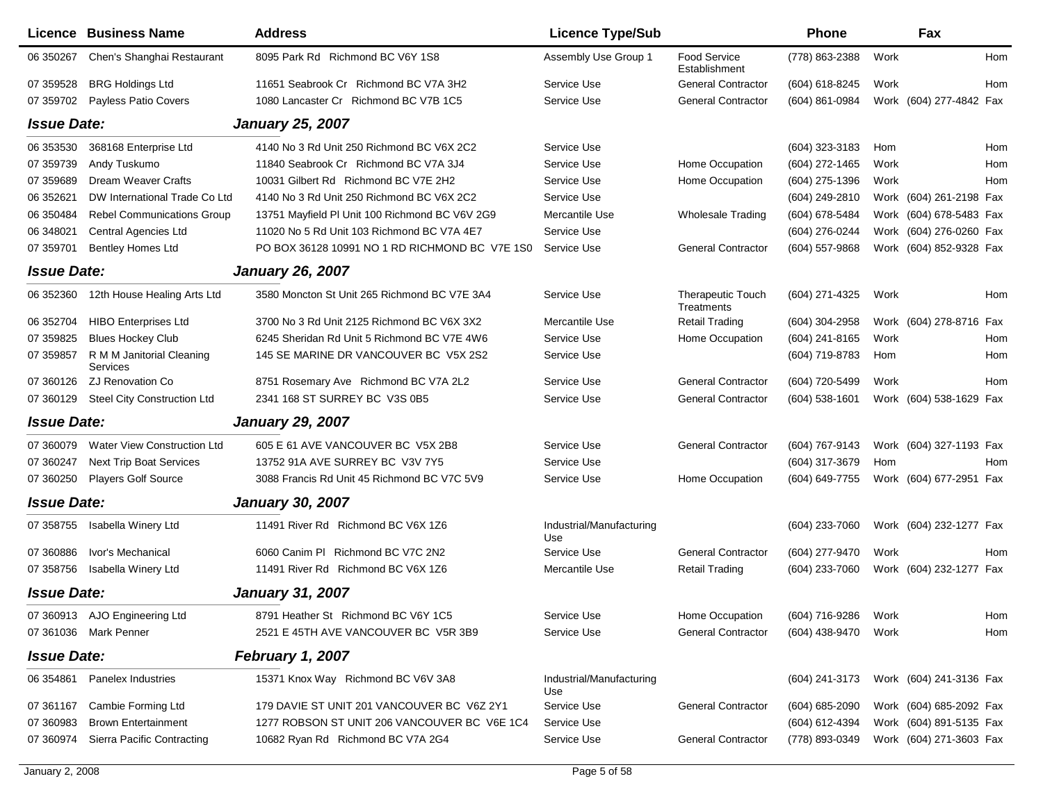| Licence | Business Name | Address | Licence Type/Sub | | Phone | | Fax | |
|---|---|---|---|---|---|---|---|---|
| 06 350267 | Chen's Shanghai Restaurant | 8095 Park Rd Richmond BC V6Y 1S8 | Assembly Use Group 1 | Food Service Establishment | (778) 863-2388 | Work | | Hom |
| 07 359528 | BRG Holdings Ltd | 11651 Seabrook Cr Richmond BC V7A 3H2 | Service Use | General Contractor | (604) 618-8245 | Work | | Hom |
| 07 359702 | Payless Patio Covers | 1080 Lancaster Cr Richmond BC V7B 1C5 | Service Use | General Contractor | (604) 861-0984 | Work | (604) 277-4842 | Fax |
| ***Issue Date:*** | | ***January 25, 2007*** | | | | | | |
| 06 353530 | 368168 Enterprise Ltd | 4140 No 3 Rd Unit 250 Richmond BC V6X 2C2 | Service Use | | (604) 323-3183 | Hom | | Hom |
| 07 359739 | Andy Tuskumo | 11840 Seabrook Cr Richmond BC V7A 3J4 | Service Use | Home Occupation | (604) 272-1465 | Work | | Hom |
| 07 359689 | Dream Weaver Crafts | 10031 Gilbert Rd Richmond BC V7E 2H2 | Service Use | Home Occupation | (604) 275-1396 | Work | | Hom |
| 06 352621 | DW International Trade Co Ltd | 4140 No 3 Rd Unit 250 Richmond BC V6X 2C2 | Service Use | | (604) 249-2810 | Work | (604) 261-2198 | Fax |
| 06 350484 | Rebel Communications Group | 13751 Mayfield Pl Unit 100 Richmond BC V6V 2G9 | Mercantile Use | Wholesale Trading | (604) 678-5484 | Work | (604) 678-5483 | Fax |
| 06 348021 | Central Agencies Ltd | 11020 No 5 Rd Unit 103 Richmond BC V7A 4E7 | Service Use | | (604) 276-0244 | Work | (604) 276-0260 | Fax |
| 07 359701 | Bentley Homes Ltd | PO BOX 36128 10991 NO 1 RD RICHMOND BC V7E 1S0 | Service Use | General Contractor | (604) 557-9868 | Work | (604) 852-9328 | Fax |
| ***Issue Date:*** | | ***January 26, 2007*** | | | | | | |
| 06 352360 | 12th House Healing Arts Ltd | 3580 Moncton St Unit 265 Richmond BC V7E 3A4 | Service Use | Therapeutic Touch Treatments | (604) 271-4325 | Work | | Hom |
| 06 352704 | HIBO Enterprises Ltd | 3700 No 3 Rd Unit 2125 Richmond BC V6X 3X2 | Mercantile Use | Retail Trading | (604) 304-2958 | Work | (604) 278-8716 | Fax |
| 07 359825 | Blues Hockey Club | 6245 Sheridan Rd Unit 5 Richmond BC V7E 4W6 | Service Use | Home Occupation | (604) 241-8165 | Work | | Hom |
| 07 359857 | R M M Janitorial Cleaning Services | 145 SE MARINE DR VANCOUVER BC V5X 2S2 | Service Use | | (604) 719-8783 | Hom | | Hom |
| 07 360126 | ZJ Renovation Co | 8751 Rosemary Ave Richmond BC V7A 2L2 | Service Use | General Contractor | (604) 720-5499 | Work | | Hom |
| 07 360129 | Steel City Construction Ltd | 2341 168 ST SURREY BC V3S 0B5 | Service Use | General Contractor | (604) 538-1601 | Work | (604) 538-1629 | Fax |
| ***Issue Date:*** | | ***January 29, 2007*** | | | | | | |
| 07 360079 | Water View Construction Ltd | 605 E 61 AVE VANCOUVER BC V5X 2B8 | Service Use | General Contractor | (604) 767-9143 | Work | (604) 327-1193 | Fax |
| 07 360247 | Next Trip Boat Services | 13752 91A AVE SURREY BC V3V 7Y5 | Service Use | | (604) 317-3679 | Hom | | Hom |
| 07 360250 | Players Golf Source | 3088 Francis Rd Unit 45 Richmond BC V7C 5V9 | Service Use | Home Occupation | (604) 649-7755 | Work | (604) 677-2951 | Fax |
| ***Issue Date:*** | | ***January 30, 2007*** | | | | | | |
| 07 358755 | Isabella Winery Ltd | 11491 River Rd Richmond BC V6X 1Z6 | Industrial/Manufacturing Use | | (604) 233-7060 | Work | (604) 232-1277 | Fax |
| 07 360886 | Ivor's Mechanical | 6060 Canim Pl Richmond BC V7C 2N2 | Service Use | General Contractor | (604) 277-9470 | Work | | Hom |
| 07 358756 | Isabella Winery Ltd | 11491 River Rd Richmond BC V6X 1Z6 | Mercantile Use | Retail Trading | (604) 233-7060 | Work | (604) 232-1277 | Fax |
| ***Issue Date:*** | | ***January 31, 2007*** | | | | | | |
| 07 360913 | AJO Engineering Ltd | 8791 Heather St Richmond BC V6Y 1C5 | Service Use | Home Occupation | (604) 716-9286 | Work | | Hom |
| 07 361036 | Mark Penner | 2521 E 45TH AVE VANCOUVER BC V5R 3B9 | Service Use | General Contractor | (604) 438-9470 | Work | | Hom |
| ***Issue Date:*** | | ***February 1, 2007*** | | | | | | |
| 06 354861 | Panelex Industries | 15371 Knox Way Richmond BC V6V 3A8 | Industrial/Manufacturing Use | | (604) 241-3173 | Work | (604) 241-3136 | Fax |
| 07 361167 | Cambie Forming Ltd | 179 DAVIE ST UNIT 201 VANCOUVER BC V6Z 2Y1 | Service Use | General Contractor | (604) 685-2090 | Work | (604) 685-2092 | Fax |
| 07 360983 | Brown Entertainment | 1277 ROBSON ST UNIT 206 VANCOUVER BC V6E 1C4 | Service Use | | (604) 612-4394 | Work | (604) 891-5135 | Fax |
| 07 360974 | Sierra Pacific Contracting | 10682 Ryan Rd Richmond BC V7A 2G4 | Service Use | General Contractor | (778) 893-0349 | Work | (604) 271-3603 | Fax |

January 2, 2008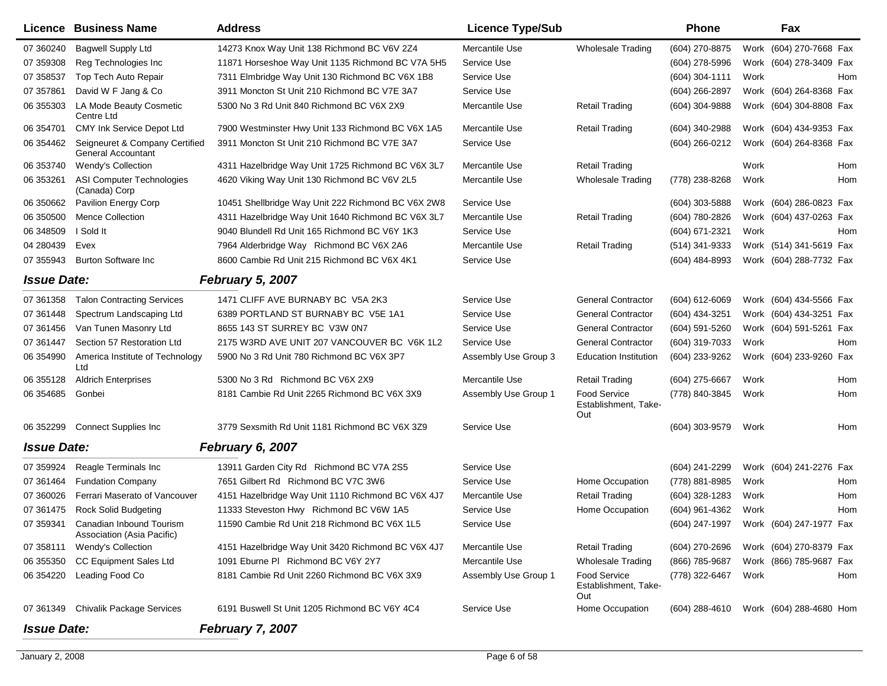| Licence | Business Name | Address | Licence Type/Sub | | Phone | | Fax | |
|---|---|---|---|---|---|---|---|---|
| 07 360240 | Bagwell Supply Ltd | 14273 Knox Way Unit 138 Richmond BC V6V 2Z4 | Mercantile Use | Wholesale Trading | (604) 270-8875 | Work | (604) 270-7668 | Fax |
| 07 359308 | Reg Technologies Inc | 11871 Horseshoe Way Unit 1135 Richmond BC V7A 5H5 | Service Use | | (604) 278-5996 | Work | (604) 278-3409 | Fax |
| 07 358537 | Top Tech Auto Repair | 7311 Elmbridge Way Unit 130 Richmond BC V6X 1B8 | Service Use | | (604) 304-1111 | Work | | Hom |
| 07 357861 | David W F Jang & Co | 3911 Moncton St Unit 210 Richmond BC V7E 3A7 | Service Use | | (604) 266-2897 | Work | (604) 264-8368 | Fax |
| 06 355303 | LA Mode Beauty Cosmetic Centre Ltd | 5300 No 3 Rd Unit 840 Richmond BC V6X 2X9 | Mercantile Use | Retail Trading | (604) 304-9888 | Work | (604) 304-8808 | Fax |
| 06 354701 | CMY Ink Service Depot Ltd | 7900 Westminster Hwy Unit 133 Richmond BC V6X 1A5 | Mercantile Use | Retail Trading | (604) 340-2988 | Work | (604) 434-9353 | Fax |
| 06 354462 | Seigneuret & Company Certified General Accountant | 3911 Moncton St Unit 210 Richmond BC V7E 3A7 | Service Use | | (604) 266-0212 | Work | (604) 264-8368 | Fax |
| 06 353740 | Wendy's Collection | 4311 Hazelbridge Way Unit 1725 Richmond BC V6X 3L7 | Mercantile Use | Retail Trading | | Work | | Hom |
| 06 353261 | ASI Computer Technologies (Canada) Corp | 4620 Viking Way Unit 130 Richmond BC V6V 2L5 | Mercantile Use | Wholesale Trading | (778) 238-8268 | Work | | Hom |
| 06 350662 | Pavilion Energy Corp | 10451 Shellbridge Way Unit 222 Richmond BC V6X 2W8 | Service Use | | (604) 303-5888 | Work | (604) 286-0823 | Fax |
| 06 350500 | Mence Collection | 4311 Hazelbridge Way Unit 1640 Richmond BC V6X 3L7 | Mercantile Use | Retail Trading | (604) 780-2826 | Work | (604) 437-0263 | Fax |
| 06 348509 | I Sold It | 9040 Blundell Rd Unit 165 Richmond BC V6Y 1K3 | Service Use | | (604) 671-2321 | Work | | Hom |
| 04 280439 | Evex | 7964 Alderbridge Way Richmond BC V6X 2A6 | Mercantile Use | Retail Trading | (514) 341-9333 | Work | (514) 341-5619 | Fax |
| 07 355943 | Burton Software Inc | 8600 Cambie Rd Unit 215 Richmond BC V6X 4K1 | Service Use | | (604) 484-8993 | Work | (604) 288-7732 | Fax |
| ***Issue Date:*** | | ***February 5, 2007*** | | | | | | |
| 07 361358 | Talon Contracting Services | 1471 CLIFF AVE BURNABY BC V5A 2K3 | Service Use | General Contractor | (604) 612-6069 | Work | (604) 434-5566 | Fax |
| 07 361448 | Spectrum Landscaping Ltd | 6389 PORTLAND ST BURNABY BC V5E 1A1 | Service Use | General Contractor | (604) 434-3251 | Work | (604) 434-3251 | Fax |
| 07 361456 | Van Tunen Masonry Ltd | 8655 143 ST SURREY BC V3W 0N7 | Service Use | General Contractor | (604) 591-5260 | Work | (604) 591-5261 | Fax |
| 07 361447 | Section 57 Restoration Ltd | 2175 W3RD AVE UNIT 207 VANCOUVER BC V6K 1L2 | Service Use | General Contractor | (604) 319-7033 | Work | | Hom |
| 06 354990 | America Institute of Technology Ltd | 5900 No 3 Rd Unit 780 Richmond BC V6X 3P7 | Assembly Use Group 3 | Education Institution | (604) 233-9262 | Work | (604) 233-9260 | Fax |
| 06 355128 | Aldrich Enterprises | 5300 No 3 Rd Richmond BC V6X 2X9 | Mercantile Use | Retail Trading | (604) 275-6667 | Work | | Hom |
| 06 354685 | Gonbei | 8181 Cambie Rd Unit 2265 Richmond BC V6X 3X9 | Assembly Use Group 1 | Food Service Establishment, Take-Out | (778) 840-3845 | Work | | Hom |
| 06 352299 | Connect Supplies Inc | 3779 Sexsmith Rd Unit 1181 Richmond BC V6X 3Z9 | Service Use | | (604) 303-9579 | Work | | Hom |
| ***Issue Date:*** | | ***February 6, 2007*** | | | | | | |
| 07 359924 | Reagle Terminals Inc | 13911 Garden City Rd Richmond BC V7A 2S5 | Service Use | | (604) 241-2299 | Work | (604) 241-2276 | Fax |
| 07 361464 | Fundation Company | 7651 Gilbert Rd Richmond BC V7C 3W6 | Service Use | Home Occupation | (778) 881-8985 | Work | | Hom |
| 07 360026 | Ferrari Maserato of Vancouver | 4151 Hazelbridge Way Unit 1110 Richmond BC V6X 4J7 | Mercantile Use | Retail Trading | (604) 328-1283 | Work | | Hom |
| 07 361475 | Rock Solid Budgeting | 11333 Steveston Hwy Richmond BC V6W 1A5 | Service Use | Home Occupation | (604) 961-4362 | Work | | Hom |
| 07 359341 | Canadian Inbound Tourism Association (Asia Pacific) | 11590 Cambie Rd Unit 218 Richmond BC V6X 1L5 | Service Use | | (604) 247-1997 | Work | (604) 247-1977 | Fax |
| 07 358111 | Wendy's Collection | 4151 Hazelbridge Way Unit 3420 Richmond BC V6X 4J7 | Mercantile Use | Retail Trading | (604) 270-2696 | Work | (604) 270-8379 | Fax |
| 06 355350 | CC Equipment Sales Ltd | 1091 Eburne Pl Richmond BC V6Y 2Y7 | Mercantile Use | Wholesale Trading | (866) 785-9687 | Work | (866) 785-9687 | Fax |
| 06 354220 | Leading Food Co | 8181 Cambie Rd Unit 2260 Richmond BC V6X 3X9 | Assembly Use Group 1 | Food Service Establishment, Take-Out | (778) 322-6467 | Work | | Hom |
| 07 361349 | Chivalik Package Services | 6191 Buswell St Unit 1205 Richmond BC V6Y 4C4 | Service Use | Home Occupation | (604) 288-4610 | Work | (604) 288-4680 | Hom |
| ***Issue Date:*** | | ***February 7, 2007*** | | | | | | |

January 2, 2008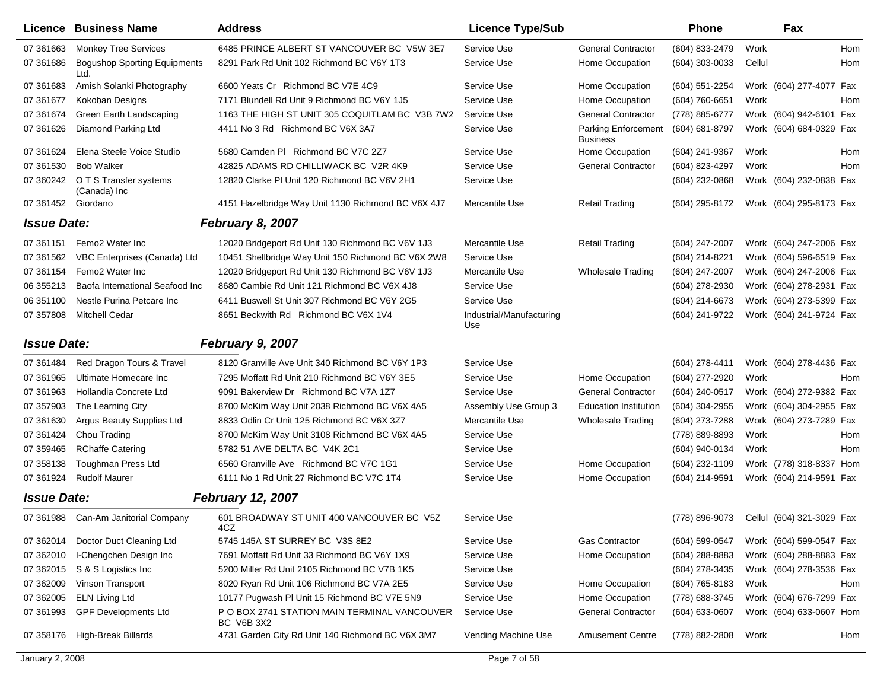| Licence | Business Name | Address | Licence Type/Sub | | Phone | Fax | | |
|---|---|---|---|---|---|---|---|---|
| 07 361663 | Monkey Tree Services | 6485 PRINCE ALBERT ST VANCOUVER BC V5W 3E7 | Service Use | General Contractor | (604) 833-2479 | Work | | Hom |
| 07 361686 | Bogushop Sporting Equipments Ltd. | 8291 Park Rd Unit 102 Richmond BC V6Y 1T3 | Service Use | Home Occupation | (604) 303-0033 | Cellul | | Hom |
| 07 361683 | Amish Solanki Photography | 6600 Yeats Cr Richmond BC V7E 4C9 | Service Use | Home Occupation | (604) 551-2254 | Work | (604) 277-4077 | Fax |
| 07 361677 | Kokoban Designs | 7171 Blundell Rd Unit 9 Richmond BC V6Y 1J5 | Service Use | Home Occupation | (604) 760-6651 | Work | | Hom |
| 07 361674 | Green Earth Landscaping | 1163 THE HIGH ST UNIT 305 COQUITLAM BC V3B 7W2 | Service Use | General Contractor | (778) 885-6777 | Work | (604) 942-6101 | Fax |
| 07 361626 | Diamond Parking Ltd | 4411 No 3 Rd Richmond BC V6X 3A7 | Service Use | Parking Enforcement Business | (604) 681-8797 | Work | (604) 684-0329 | Fax |
| 07 361624 | Elena Steele Voice Studio | 5680 Camden Pl Richmond BC V7C 2Z7 | Service Use | Home Occupation | (604) 241-9367 | Work | | Hom |
| 07 361530 | Bob Walker | 42825 ADAMS RD CHILLIWACK BC V2R 4K9 | Service Use | General Contractor | (604) 823-4297 | Work | | Hom |
| 07 360242 | O T S Transfer systems (Canada) Inc | 12820 Clarke Pl Unit 120 Richmond BC V6V 2H1 | Service Use | | (604) 232-0868 | Work | (604) 232-0838 | Fax |
| 07 361452 | Giordano | 4151 Hazelbridge Way Unit 1130 Richmond BC V6X 4J7 | Mercantile Use | Retail Trading | (604) 295-8172 | Work | (604) 295-8173 | Fax |

***Issue Date:*** ***February 8, 2007***

| Licence | Business Name | Address | Licence Type/Sub | | Phone | Fax | | |
|---|---|---|---|---|---|---|---|---|
| 07 361151 | Femo2 Water Inc | 12020 Bridgeport Rd Unit 130 Richmond BC V6V 1J3 | Mercantile Use | Retail Trading | (604) 247-2007 | Work | (604) 247-2006 | Fax |
| 07 361562 | VBC Enterprises (Canada) Ltd | 10451 Shellbridge Way Unit 150 Richmond BC V6X 2W8 | Service Use | | (604) 214-8221 | Work | (604) 596-6519 | Fax |
| 07 361154 | Femo2 Water Inc | 12020 Bridgeport Rd Unit 130 Richmond BC V6V 1J3 | Mercantile Use | Wholesale Trading | (604) 247-2007 | Work | (604) 247-2006 | Fax |
| 06 355213 | Baofa International Seafood Inc | 8680 Cambie Rd Unit 121 Richmond BC V6X 4J8 | Service Use | | (604) 278-2930 | Work | (604) 278-2931 | Fax |
| 06 351100 | Nestle Purina Petcare Inc | 6411 Buswell St Unit 307 Richmond BC V6Y 2G5 | Service Use | | (604) 214-6673 | Work | (604) 273-5399 | Fax |
| 07 357808 | Mitchell Cedar | 8651 Beckwith Rd Richmond BC V6X 1V4 | Industrial/Manufacturing Use | | (604) 241-9722 | Work | (604) 241-9724 | Fax |

***Issue Date:*** ***February 9, 2007***

| Licence | Business Name | Address | Licence Type/Sub | | Phone | Fax | | |
|---|---|---|---|---|---|---|---|---|
| 07 361484 | Red Dragon Tours & Travel | 8120 Granville Ave Unit 340 Richmond BC V6Y 1P3 | Service Use | | (604) 278-4411 | Work | (604) 278-4436 | Fax |
| 07 361965 | Ultimate Homecare Inc | 7295 Moffatt Rd Unit 210 Richmond BC V6Y 3E5 | Service Use | Home Occupation | (604) 277-2920 | Work | | Hom |
| 07 361963 | Hollandia Concrete Ltd | 9091 Bakerview Dr Richmond BC V7A 1Z7 | Service Use | General Contractor | (604) 240-0517 | Work | (604) 272-9382 | Fax |
| 07 357903 | The Learning City | 8700 McKim Way Unit 2038 Richmond BC V6X 4A5 | Assembly Use Group 3 | Education Institution | (604) 304-2955 | Work | (604) 304-2955 | Fax |
| 07 361630 | Argus Beauty Supplies Ltd | 8833 Odlin Cr Unit 125 Richmond BC V6X 3Z7 | Mercantile Use | Wholesale Trading | (604) 273-7288 | Work | (604) 273-7289 | Fax |
| 07 361424 | Chou Trading | 8700 McKim Way Unit 3108 Richmond BC V6X 4A5 | Service Use | | (778) 889-8893 | Work | | Hom |
| 07 359465 | RChaffe Catering | 5782 51 AVE DELTA BC V4K 2C1 | Service Use | | (604) 940-0134 | Work | | Hom |
| 07 358138 | Toughman Press Ltd | 6560 Granville Ave Richmond BC V7C 1G1 | Service Use | Home Occupation | (604) 232-1109 | Work | (778) 318-8337 | Hom |
| 07 361924 | Rudolf Maurer | 6111 No 1 Rd Unit 27 Richmond BC V7C 1T4 | Service Use | Home Occupation | (604) 214-9591 | Work | (604) 214-9591 | Fax |

***Issue Date:*** ***February 12, 2007***

| Licence | Business Name | Address | Licence Type/Sub | | Phone | Fax | | |
|---|---|---|---|---|---|---|---|---|
| 07 361988 | Can-Am Janitorial Company | 601 BROADWAY ST UNIT 400 VANCOUVER BC V5Z 4CZ | Service Use | | (778) 896-9073 | Cellul | (604) 321-3029 | Fax |
| 07 362014 | Doctor Duct Cleaning Ltd | 5745 145A ST SURREY BC V3S 8E2 | Service Use | Gas Contractor | (604) 599-0547 | Work | (604) 599-0547 | Fax |
| 07 362010 | I-Chengchen Design Inc | 7691 Moffatt Rd Unit 33 Richmond BC V6Y 1X9 | Service Use | Home Occupation | (604) 288-8883 | Work | (604) 288-8883 | Fax |
| 07 362015 | S & S Logistics Inc | 5200 Miller Rd Unit 2105 Richmond BC V7B 1K5 | Service Use | | (604) 278-3435 | Work | (604) 278-3536 | Fax |
| 07 362009 | Vinson Transport | 8020 Ryan Rd Unit 106 Richmond BC V7A 2E5 | Service Use | Home Occupation | (604) 765-8183 | Work | | Hom |
| 07 362005 | ELN Living Ltd | 10177 Pugwash Pl Unit 15 Richmond BC V7E 5N9 | Service Use | Home Occupation | (778) 688-3745 | Work | (604) 676-7299 | Fax |
| 07 361993 | GPF Developments Ltd | P O BOX 2741 STATION MAIN TERMINAL VANCOUVER BC V6B 3X2 | Service Use | General Contractor | (604) 633-0607 | Work | (604) 633-0607 | Hom |
| 07 358176 | High-Break Billards | 4731 Garden City Rd Unit 140 Richmond BC V6X 3M7 | Vending Machine Use | Amusement Centre | (778) 882-2808 | Work | | Hom |

January 2, 2008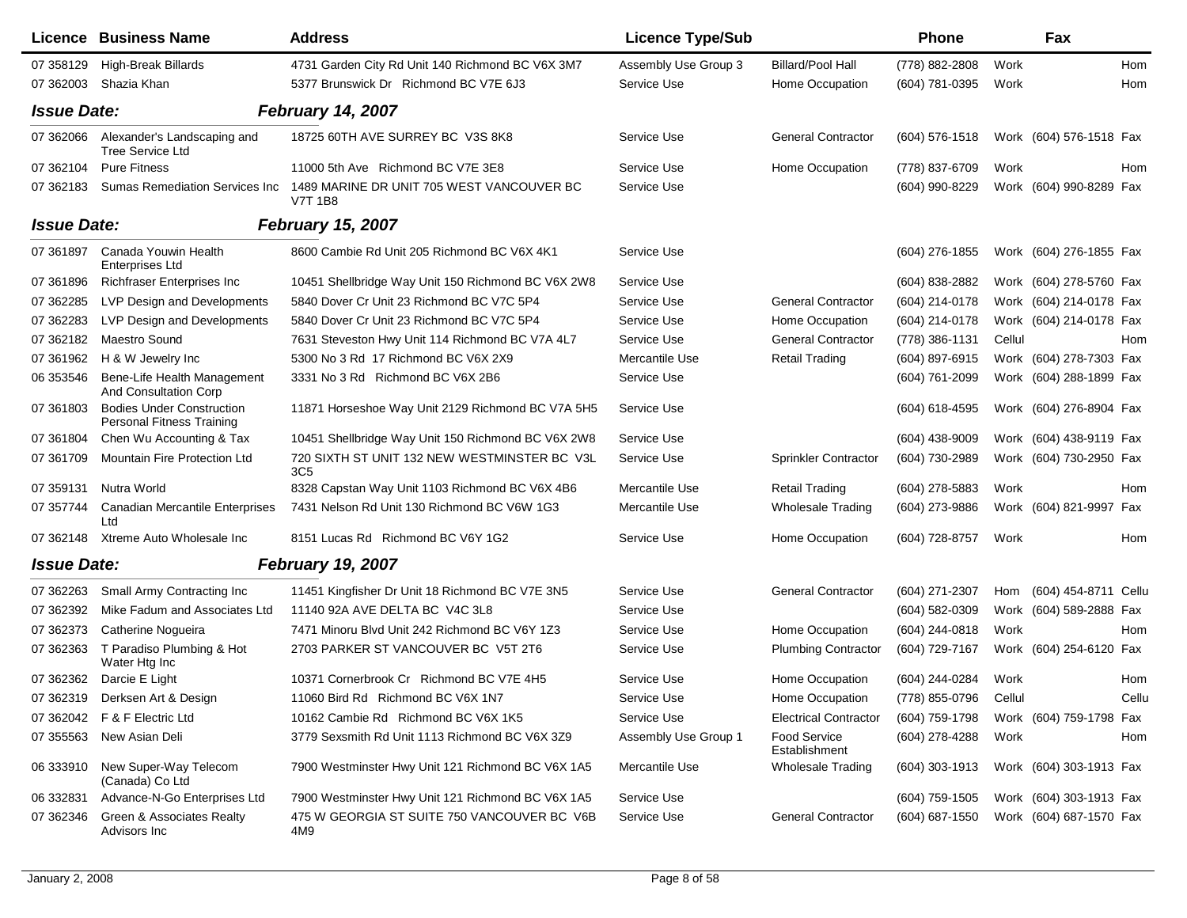| Licence | Business Name | Address | Licence Type/Sub | | Phone | Fax | | |
|---|---|---|---|---|---|---|---|---|
| 07 358129 | High-Break Billards | 4731 Garden City Rd Unit 140 Richmond BC V6X 3M7 | Assembly Use Group 3 | Billard/Pool Hall | (778) 882-2808 | Work | | Hom |
| 07 362003 | Shazia Khan | 5377 Brunswick Dr Richmond BC V7E 6J3 | Service Use | Home Occupation | (604) 781-0395 | Work | | Hom |
| ***Issue Date:*** | | ***February 14, 2007*** | | | | | | |
| 07 362066 | Alexander's Landscaping and Tree Service Ltd | 18725 60TH AVE SURREY BC V3S 8K8 | Service Use | General Contractor | (604) 576-1518 | Work | (604) 576-1518 | Fax |
| 07 362104 | Pure Fitness | 11000 5th Ave Richmond BC V7E 3E8 | Service Use | Home Occupation | (778) 837-6709 | Work | | Hom |
| 07 362183 | Sumas Remediation Services Inc | 1489 MARINE DR UNIT 705 WEST VANCOUVER BC V7T 1B8 | Service Use | | (604) 990-8229 | Work | (604) 990-8289 | Fax |
| ***Issue Date:*** | | ***February 15, 2007*** | | | | | | |
| 07 361897 | Canada Youwin Health Enterprises Ltd | 8600 Cambie Rd Unit 205 Richmond BC V6X 4K1 | Service Use | | (604) 276-1855 | Work | (604) 276-1855 | Fax |
| 07 361896 | Richfraser Enterprises Inc | 10451 Shellbridge Way Unit 150 Richmond BC V6X 2W8 | Service Use | | (604) 838-2882 | Work | (604) 278-5760 | Fax |
| 07 362285 | LVP Design and Developments | 5840 Dover Cr Unit 23 Richmond BC V7C 5P4 | Service Use | General Contractor | (604) 214-0178 | Work | (604) 214-0178 | Fax |
| 07 362283 | LVP Design and Developments | 5840 Dover Cr Unit 23 Richmond BC V7C 5P4 | Service Use | Home Occupation | (604) 214-0178 | Work | (604) 214-0178 | Fax |
| 07 362182 | Maestro Sound | 7631 Steveston Hwy Unit 114 Richmond BC V7A 4L7 | Service Use | General Contractor | (778) 386-1131 | Cellul | | Hom |
| 07 361962 | H & W Jewelry Inc | 5300 No 3 Rd 17 Richmond BC V6X 2X9 | Mercantile Use | Retail Trading | (604) 897-6915 | Work | (604) 278-7303 | Fax |
| 06 353546 | Bene-Life Health Management And Consultation Corp | 3331 No 3 Rd Richmond BC V6X 2B6 | Service Use | | (604) 761-2099 | Work | (604) 288-1899 | Fax |
| 07 361803 | Bodies Under Construction Personal Fitness Training | 11871 Horseshoe Way Unit 2129 Richmond BC V7A 5H5 | Service Use | | (604) 618-4595 | Work | (604) 276-8904 | Fax |
| 07 361804 | Chen Wu Accounting & Tax | 10451 Shellbridge Way Unit 150 Richmond BC V6X 2W8 | Service Use | | (604) 438-9009 | Work | (604) 438-9119 | Fax |
| 07 361709 | Mountain Fire Protection Ltd | 720 SIXTH ST UNIT 132 NEW WESTMINSTER BC V3L 3C5 | Service Use | Sprinkler Contractor | (604) 730-2989 | Work | (604) 730-2950 | Fax |
| 07 359131 | Nutra World | 8328 Capstan Way Unit 1103 Richmond BC V6X 4B6 | Mercantile Use | Retail Trading | (604) 278-5883 | Work | | Hom |
| 07 357744 | Canadian Mercantile Enterprises Ltd | 7431 Nelson Rd Unit 130 Richmond BC V6W 1G3 | Mercantile Use | Wholesale Trading | (604) 273-9886 | Work | (604) 821-9997 | Fax |
| 07 362148 | Xtreme Auto Wholesale Inc | 8151 Lucas Rd Richmond BC V6Y 1G2 | Service Use | Home Occupation | (604) 728-8757 | Work | | Hom |
| ***Issue Date:*** | | ***February 19, 2007*** | | | | | | |
| 07 362263 | Small Army Contracting Inc | 11451 Kingfisher Dr Unit 18 Richmond BC V7E 3N5 | Service Use | General Contractor | (604) 271-2307 | Hom | (604) 454-8711 | Cellu |
| 07 362392 | Mike Fadum and Associates Ltd | 11140 92A AVE DELTA BC V4C 3L8 | Service Use | | (604) 582-0309 | Work | (604) 589-2888 | Fax |
| 07 362373 | Catherine Nogueira | 7471 Minoru Blvd Unit 242 Richmond BC V6Y 1Z3 | Service Use | Home Occupation | (604) 244-0818 | Work | | Hom |
| 07 362363 | T Paradiso Plumbing & Hot Water Htg Inc | 2703 PARKER ST VANCOUVER BC V5T 2T6 | Service Use | Plumbing Contractor | (604) 729-7167 | Work | (604) 254-6120 | Fax |
| 07 362362 | Darcie E Light | 10371 Cornerbrook Cr Richmond BC V7E 4H5 | Service Use | Home Occupation | (604) 244-0284 | Work | | Hom |
| 07 362319 | Derksen Art & Design | 11060 Bird Rd Richmond BC V6X 1N7 | Service Use | Home Occupation | (778) 855-0796 | Cellul | | Cellu |
| 07 362042 | F & F Electric Ltd | 10162 Cambie Rd Richmond BC V6X 1K5 | Service Use | Electrical Contractor | (604) 759-1798 | Work | (604) 759-1798 | Fax |
| 07 355563 | New Asian Deli | 3779 Sexsmith Rd Unit 1113 Richmond BC V6X 3Z9 | Assembly Use Group 1 | Food Service Establishment | (604) 278-4288 | Work | | Hom |
| 06 333910 | New Super-Way Telecom (Canada) Co Ltd | 7900 Westminster Hwy Unit 121 Richmond BC V6X 1A5 | Mercantile Use | Wholesale Trading | (604) 303-1913 | Work | (604) 303-1913 | Fax |
| 06 332831 | Advance-N-Go Enterprises Ltd | 7900 Westminster Hwy Unit 121 Richmond BC V6X 1A5 | Service Use | | (604) 759-1505 | Work | (604) 303-1913 | Fax |
| 07 362346 | Green & Associates Realty Advisors Inc | 475 W GEORGIA ST SUITE 750 VANCOUVER BC V6B 4M9 | Service Use | General Contractor | (604) 687-1550 | Work | (604) 687-1570 | Fax |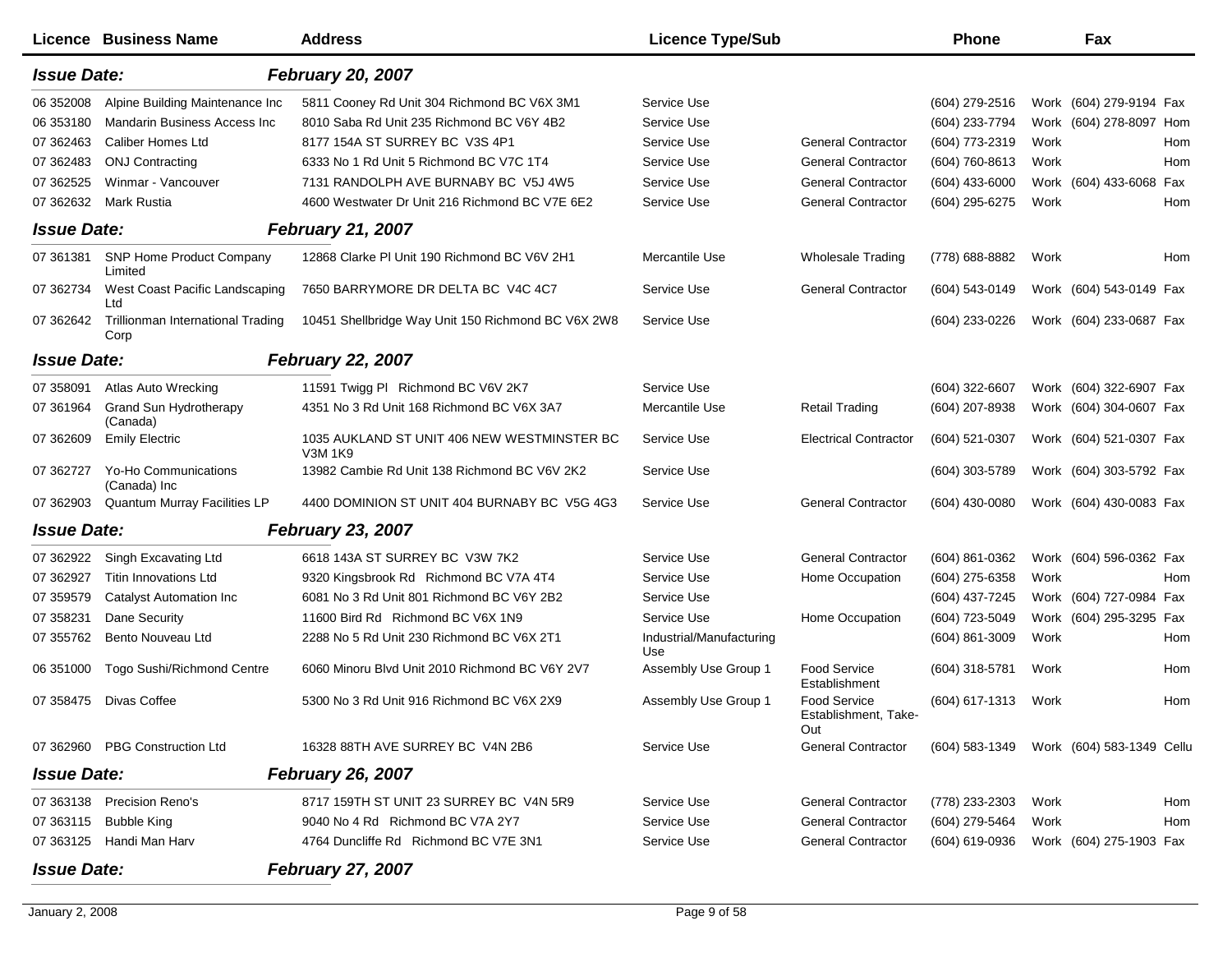| Licence | Business Name | Address | Licence Type/Sub | | Phone | | Fax | |
|---|---|---|---|---|---|---|---|---|
| ***Issue Date:*** | | ***February 20, 2007*** | | | | | | |
| 06 352008 | Alpine Building Maintenance Inc | 5811 Cooney Rd Unit 304 Richmond BC V6X 3M1 | Service Use | | (604) 279-2516 | Work | (604) 279-9194 | Fax |
| 06 353180 | Mandarin Business Access Inc | 8010 Saba Rd Unit 235 Richmond BC V6Y 4B2 | Service Use | | (604) 233-7794 | Work | (604) 278-8097 | Hom |
| 07 362463 | Caliber Homes Ltd | 8177 154A ST SURREY BC V3S 4P1 | Service Use | General Contractor | (604) 773-2319 | Work | | Hom |
| 07 362483 | ONJ Contracting | 6333 No 1 Rd Unit 5 Richmond BC V7C 1T4 | Service Use | General Contractor | (604) 760-8613 | Work | | Hom |
| 07 362525 | Winmar - Vancouver | 7131 RANDOLPH AVE BURNABY BC V5J 4W5 | Service Use | General Contractor | (604) 433-6000 | Work | (604) 433-6068 | Fax |
| 07 362632 | Mark Rustia | 4600 Westwater Dr Unit 216 Richmond BC V7E 6E2 | Service Use | General Contractor | (604) 295-6275 | Work | | Hom |
| ***Issue Date:*** | | ***February 21, 2007*** | | | | | | |
| 07 361381 | SNP Home Product Company Limited | 12868 Clarke Pl Unit 190 Richmond BC V6V 2H1 | Mercantile Use | Wholesale Trading | (778) 688-8882 | Work | | Hom |
| 07 362734 | West Coast Pacific Landscaping Ltd | 7650 BARRYMORE DR DELTA BC V4C 4C7 | Service Use | General Contractor | (604) 543-0149 | Work | (604) 543-0149 | Fax |
| 07 362642 | Trillionman International Trading Corp | 10451 Shellbridge Way Unit 150 Richmond BC V6X 2W8 | Service Use | | (604) 233-0226 | Work | (604) 233-0687 | Fax |
| ***Issue Date:*** | | ***February 22, 2007*** | | | | | | |
| 07 358091 | Atlas Auto Wrecking | 11591 Twigg Pl Richmond BC V6V 2K7 | Service Use | | (604) 322-6607 | Work | (604) 322-6907 | Fax |
| 07 361964 | Grand Sun Hydrotherapy (Canada) | 4351 No 3 Rd Unit 168 Richmond BC V6X 3A7 | Mercantile Use | Retail Trading | (604) 207-8938 | Work | (604) 304-0607 | Fax |
| 07 362609 | Emily Electric | 1035 AUKLAND ST UNIT 406 NEW WESTMINSTER BC V3M 1K9 | Service Use | Electrical Contractor | (604) 521-0307 | Work | (604) 521-0307 | Fax |
| 07 362727 | Yo-Ho Communications (Canada) Inc | 13982 Cambie Rd Unit 138 Richmond BC V6V 2K2 | Service Use | | (604) 303-5789 | Work | (604) 303-5792 | Fax |
| 07 362903 | Quantum Murray Facilities LP | 4400 DOMINION ST UNIT 404 BURNABY BC V5G 4G3 | Service Use | General Contractor | (604) 430-0080 | Work | (604) 430-0083 | Fax |
| ***Issue Date:*** | | ***February 23, 2007*** | | | | | | |
| 07 362922 | Singh Excavating Ltd | 6618 143A ST SURREY BC V3W 7K2 | Service Use | General Contractor | (604) 861-0362 | Work | (604) 596-0362 | Fax |
| 07 362927 | Titin Innovations Ltd | 9320 Kingsbrook Rd Richmond BC V7A 4T4 | Service Use | Home Occupation | (604) 275-6358 | Work | | Hom |
| 07 359579 | Catalyst Automation Inc | 6081 No 3 Rd Unit 801 Richmond BC V6Y 2B2 | Service Use | | (604) 437-7245 | Work | (604) 727-0984 | Fax |
| 07 358231 | Dane Security | 11600 Bird Rd Richmond BC V6X 1N9 | Service Use | Home Occupation | (604) 723-5049 | Work | (604) 295-3295 | Fax |
| 07 355762 | Bento Nouveau Ltd | 2288 No 5 Rd Unit 230 Richmond BC V6X 2T1 | Industrial/Manufacturing Use | | (604) 861-3009 | Work | | Hom |
| 06 351000 | Togo Sushi/Richmond Centre | 6060 Minoru Blvd Unit 2010 Richmond BC V6Y 2V7 | Assembly Use Group 1 | Food Service Establishment | (604) 318-5781 | Work | | Hom |
| 07 358475 | Divas Coffee | 5300 No 3 Rd Unit 916 Richmond BC V6X 2X9 | Assembly Use Group 1 | Food Service Establishment, Take-Out | (604) 617-1313 | Work | | Hom |
| 07 362960 | PBG Construction Ltd | 16328 88TH AVE SURREY BC V4N 2B6 | Service Use | General Contractor | (604) 583-1349 | Work | (604) 583-1349 | Cellu |
| ***Issue Date:*** | | ***February 26, 2007*** | | | | | | |
| 07 363138 | Precision Reno's | 8717 159TH ST UNIT 23 SURREY BC V4N 5R9 | Service Use | General Contractor | (778) 233-2303 | Work | | Hom |
| 07 363115 | Bubble King | 9040 No 4 Rd Richmond BC V7A 2Y7 | Service Use | General Contractor | (604) 279-5464 | Work | | Hom |
| 07 363125 | Handi Man Harv | 4764 Duncliffe Rd Richmond BC V7E 3N1 | Service Use | General Contractor | (604) 619-0936 | Work | (604) 275-1903 | Fax |
| ***Issue Date:*** | | ***February 27, 2007*** | | | | | | |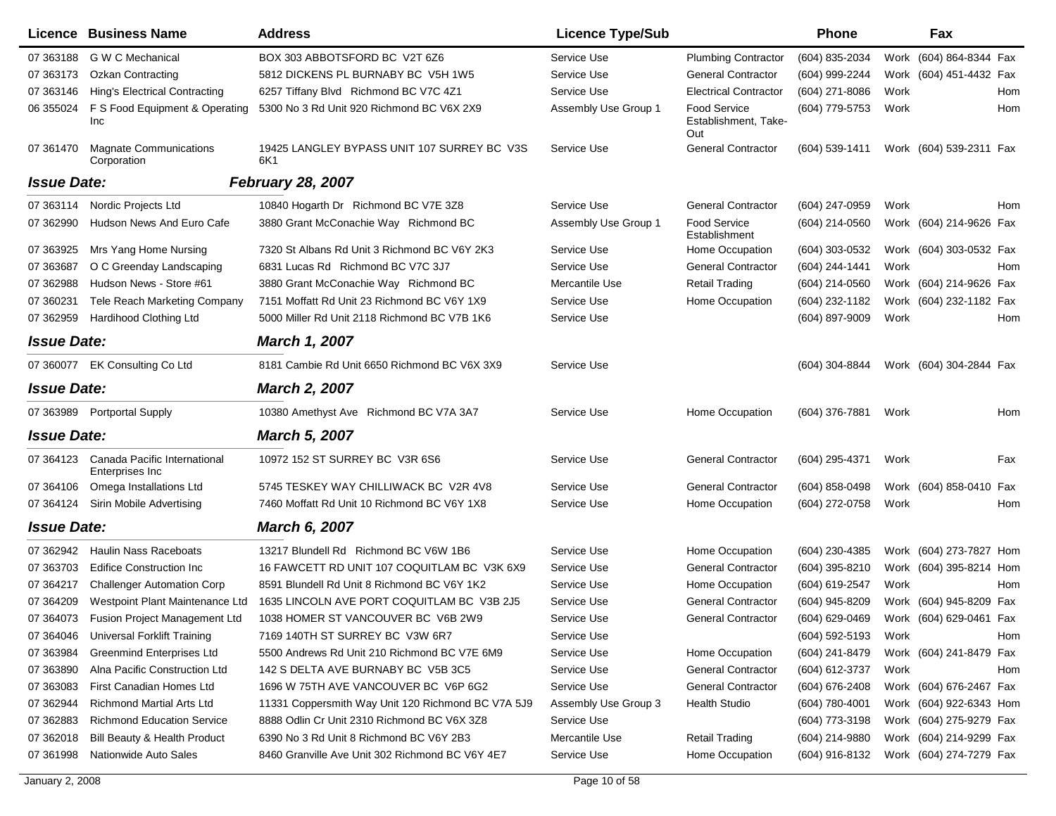| Licence | Business Name | Address | Licence Type/Sub | | Phone | | Fax | |
|---|---|---|---|---|---|---|---|---|
| 07 363188 | G W C Mechanical | BOX 303 ABBOTSFORD BC V2T 6Z6 | Service Use | Plumbing Contractor | (604) 835-2034 | Work | (604) 864-8344 | Fax |
| 07 363173 | Ozkan Contracting | 5812 DICKENS PL BURNABY BC V5H 1W5 | Service Use | General Contractor | (604) 999-2244 | Work | (604) 451-4432 | Fax |
| 07 363146 | Hing's Electrical Contracting | 6257 Tiffany Blvd Richmond BC V7C 4Z1 | Service Use | Electrical Contractor | (604) 271-8086 | Work | | Hom |
| 06 355024 | F S Food Equipment & Operating Inc | 5300 No 3 Rd Unit 920 Richmond BC V6X 2X9 | Assembly Use Group 1 | Food Service Establishment, Take-Out | (604) 779-5753 | Work | | Hom |
| 07 361470 | Magnate Communications Corporation | 19425 LANGLEY BYPASS UNIT 107 SURREY BC V3S 6K1 | Service Use | General Contractor | (604) 539-1411 | Work | (604) 539-2311 | Fax |
| ***Issue Date:*** | | ***February 28, 2007*** | | | | | | |
| 07 363114 | Nordic Projects Ltd | 10840 Hogarth Dr Richmond BC V7E 3Z8 | Service Use | General Contractor | (604) 247-0959 | Work | | Hom |
| 07 362990 | Hudson News And Euro Cafe | 3880 Grant McConachie Way Richmond BC | Assembly Use Group 1 | Food Service Establishment | (604) 214-0560 | Work | (604) 214-9626 | Fax |
| 07 363925 | Mrs Yang Home Nursing | 7320 St Albans Rd Unit 3 Richmond BC V6Y 2K3 | Service Use | Home Occupation | (604) 303-0532 | Work | (604) 303-0532 | Fax |
| 07 363687 | O C Greenday Landscaping | 6831 Lucas Rd Richmond BC V7C 3J7 | Service Use | General Contractor | (604) 244-1441 | Work | | Hom |
| 07 362988 | Hudson News - Store #61 | 3880 Grant McConachie Way Richmond BC | Mercantile Use | Retail Trading | (604) 214-0560 | Work | (604) 214-9626 | Fax |
| 07 360231 | Tele Reach Marketing Company | 7151 Moffatt Rd Unit 23 Richmond BC V6Y 1X9 | Service Use | Home Occupation | (604) 232-1182 | Work | (604) 232-1182 | Fax |
| 07 362959 | Hardihood Clothing Ltd | 5000 Miller Rd Unit 2118 Richmond BC V7B 1K6 | Service Use | | (604) 897-9009 | Work | | Hom |
| ***Issue Date:*** | | ***March 1, 2007*** | | | | | | |
| 07 360077 | EK Consulting Co Ltd | 8181 Cambie Rd Unit 6650 Richmond BC V6X 3X9 | Service Use | | (604) 304-8844 | Work | (604) 304-2844 | Fax |
| ***Issue Date:*** | | ***March 2, 2007*** | | | | | | |
| 07 363989 | Portportal Supply | 10380 Amethyst Ave Richmond BC V7A 3A7 | Service Use | Home Occupation | (604) 376-7881 | Work | | Hom |
| ***Issue Date:*** | | ***March 5, 2007*** | | | | | | |
| 07 364123 | Canada Pacific International Enterprises Inc | 10972 152 ST SURREY BC V3R 6S6 | Service Use | General Contractor | (604) 295-4371 | Work | | Fax |
| 07 364106 | Omega Installations Ltd | 5745 TESKEY WAY CHILLIWACK BC V2R 4V8 | Service Use | General Contractor | (604) 858-0498 | Work | (604) 858-0410 | Fax |
| 07 364124 | Sirin Mobile Advertising | 7460 Moffatt Rd Unit 10 Richmond BC V6Y 1X8 | Service Use | Home Occupation | (604) 272-0758 | Work | | Hom |
| ***Issue Date:*** | | ***March 6, 2007*** | | | | | | |
| 07 362942 | Haulin Nass Raceboats | 13217 Blundell Rd Richmond BC V6W 1B6 | Service Use | Home Occupation | (604) 230-4385 | Work | (604) 273-7827 | Hom |
| 07 363703 | Edifice Construction Inc | 16 FAWCETT RD UNIT 107 COQUITLAM BC V3K 6X9 | Service Use | General Contractor | (604) 395-8210 | Work | (604) 395-8214 | Hom |
| 07 364217 | Challenger Automation Corp | 8591 Blundell Rd Unit 8 Richmond BC V6Y 1K2 | Service Use | Home Occupation | (604) 619-2547 | Work | | Hom |
| 07 364209 | Westpoint Plant Maintenance Ltd | 1635 LINCOLN AVE PORT COQUITLAM BC V3B 2J5 | Service Use | General Contractor | (604) 945-8209 | Work | (604) 945-8209 | Fax |
| 07 364073 | Fusion Project Management Ltd | 1038 HOMER ST VANCOUVER BC V6B 2W9 | Service Use | General Contractor | (604) 629-0469 | Work | (604) 629-0461 | Fax |
| 07 364046 | Universal Forklift Training | 7169 140TH ST SURREY BC V3W 6R7 | Service Use | | (604) 592-5193 | Work | | Hom |
| 07 363984 | Greenmind Enterprises Ltd | 5500 Andrews Rd Unit 210 Richmond BC V7E 6M9 | Service Use | Home Occupation | (604) 241-8479 | Work | (604) 241-8479 | Fax |
| 07 363890 | Alna Pacific Construction Ltd | 142 S DELTA AVE BURNABY BC V5B 3C5 | Service Use | General Contractor | (604) 612-3737 | Work | | Hom |
| 07 363083 | First Canadian Homes Ltd | 1696 W 75TH AVE VANCOUVER BC V6P 6G2 | Service Use | General Contractor | (604) 676-2408 | Work | (604) 676-2467 | Fax |
| 07 362944 | Richmond Martial Arts Ltd | 11331 Coppersmith Way Unit 120 Richmond BC V7A 5J9 | Assembly Use Group 3 | Health Studio | (604) 780-4001 | Work | (604) 922-6343 | Hom |
| 07 362883 | Richmond Education Service | 8888 Odlin Cr Unit 2310 Richmond BC V6X 3Z8 | Service Use | | (604) 773-3198 | Work | (604) 275-9279 | Fax |
| 07 362018 | Bill Beauty & Health Product | 6390 No 3 Rd Unit 8 Richmond BC V6Y 2B3 | Mercantile Use | Retail Trading | (604) 214-9880 | Work | (604) 214-9299 | Fax |
| 07 361998 | Nationwide Auto Sales | 8460 Granville Ave Unit 302 Richmond BC V6Y 4E7 | Service Use | Home Occupation | (604) 916-8132 | Work | (604) 274-7279 | Fax |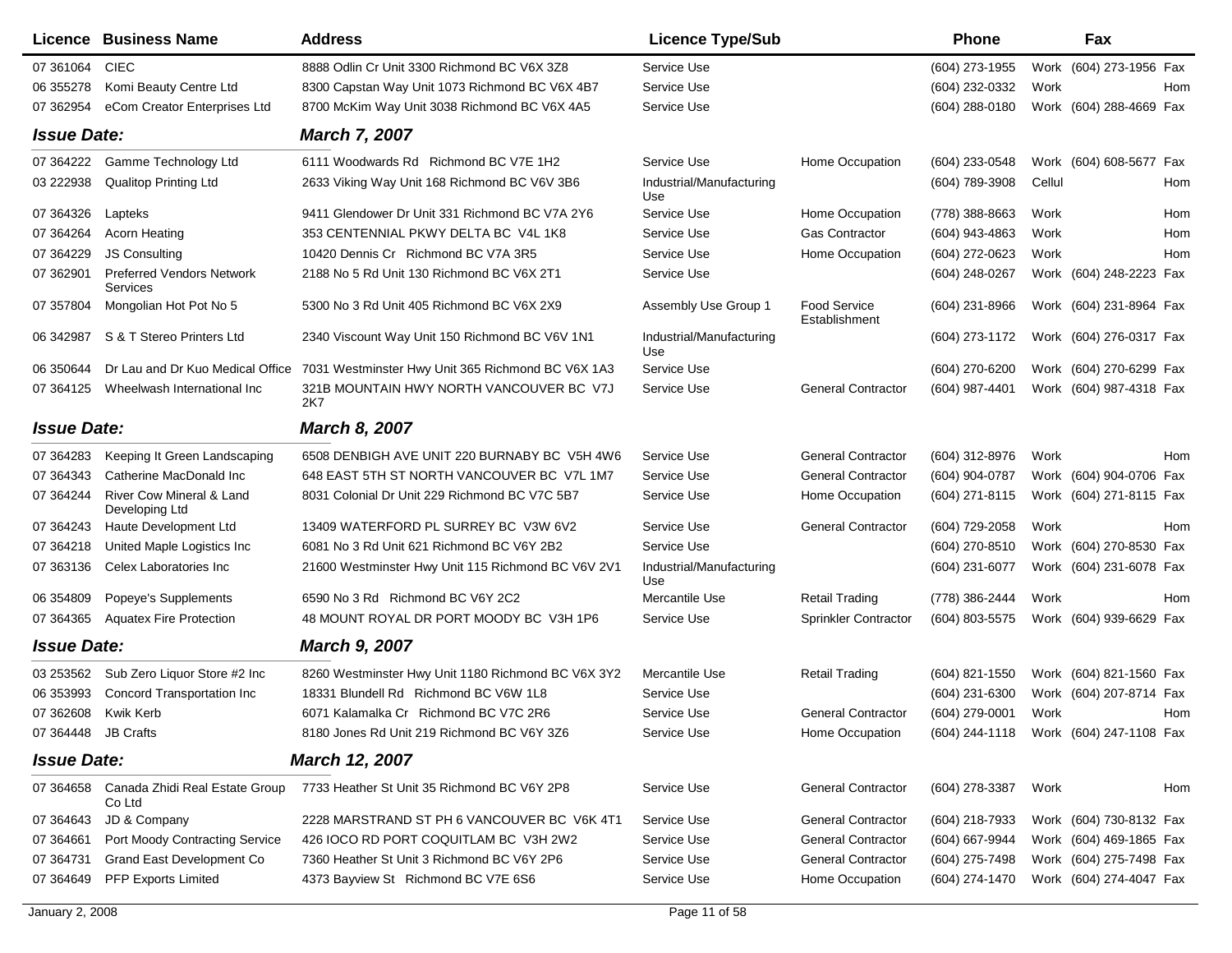| Licence | Business Name | Address | Licence Type/Sub | | Phone | | Fax | |
|---|---|---|---|---|---|---|---|---|
| 07 361064 | CIEC | 8888 Odlin Cr Unit 3300 Richmond BC V6X 3Z8 | Service Use | | (604) 273-1955 | Work | (604) 273-1956 | Fax |
| 06 355278 | Komi Beauty Centre Ltd | 8300 Capstan Way Unit 1073 Richmond BC V6X 4B7 | Service Use | | (604) 232-0332 | Work | | Hom |
| 07 362954 | eCom Creator Enterprises Ltd | 8700 McKim Way Unit 3038 Richmond BC V6X 4A5 | Service Use | | (604) 288-0180 | Work | (604) 288-4669 | Fax |
| ***Issue Date:*** | | ***March 7, 2007*** | | | | | | |
| 07 364222 | Gamme Technology Ltd | 6111 Woodwards Rd Richmond BC V7E 1H2 | Service Use | Home Occupation | (604) 233-0548 | Work | (604) 608-5677 | Fax |
| 03 222938 | Qualitop Printing Ltd | 2633 Viking Way Unit 168 Richmond BC V6V 3B6 | Industrial/Manufacturing Use | | (604) 789-3908 | Cellul | | Hom |
| 07 364326 | Lapteks | 9411 Glendower Dr Unit 331 Richmond BC V7A 2Y6 | Service Use | Home Occupation | (778) 388-8663 | Work | | Hom |
| 07 364264 | Acorn Heating | 353 CENTENNIAL PKWY DELTA BC V4L 1K8 | Service Use | Gas Contractor | (604) 943-4863 | Work | | Hom |
| 07 364229 | JS Consulting | 10420 Dennis Cr Richmond BC V7A 3R5 | Service Use | Home Occupation | (604) 272-0623 | Work | | Hom |
| 07 362901 | Preferred Vendors Network Services | 2188 No 5 Rd Unit 130 Richmond BC V6X 2T1 | Service Use | | (604) 248-0267 | Work | (604) 248-2223 | Fax |
| 07 357804 | Mongolian Hot Pot No 5 | 5300 No 3 Rd Unit 405 Richmond BC V6X 2X9 | Assembly Use Group 1 | Food Service Establishment | (604) 231-8966 | Work | (604) 231-8964 | Fax |
| 06 342987 | S & T Stereo Printers Ltd | 2340 Viscount Way Unit 150 Richmond BC V6V 1N1 | Industrial/Manufacturing Use | | (604) 273-1172 | Work | (604) 276-0317 | Fax |
| 06 350644 | Dr Lau and Dr Kuo Medical Office | 7031 Westminster Hwy Unit 365 Richmond BC V6X 1A3 | Service Use | | (604) 270-6200 | Work | (604) 270-6299 | Fax |
| 07 364125 | Wheelwash International Inc | 321B MOUNTAIN HWY NORTH VANCOUVER BC V7J 2K7 | Service Use | General Contractor | (604) 987-4401 | Work | (604) 987-4318 | Fax |
| ***Issue Date:*** | | ***March 8, 2007*** | | | | | | |
| 07 364283 | Keeping It Green Landscaping | 6508 DENBIGH AVE UNIT 220 BURNABY BC V5H 4W6 | Service Use | General Contractor | (604) 312-8976 | Work | | Hom |
| 07 364343 | Catherine MacDonald Inc | 648 EAST 5TH ST NORTH VANCOUVER BC V7L 1M7 | Service Use | General Contractor | (604) 904-0787 | Work | (604) 904-0706 | Fax |
| 07 364244 | River Cow Mineral & Land Developing Ltd | 8031 Colonial Dr Unit 229 Richmond BC V7C 5B7 | Service Use | Home Occupation | (604) 271-8115 | Work | (604) 271-8115 | Fax |
| 07 364243 | Haute Development Ltd | 13409 WATERFORD PL SURREY BC V3W 6V2 | Service Use | General Contractor | (604) 729-2058 | Work | | Hom |
| 07 364218 | United Maple Logistics Inc | 6081 No 3 Rd Unit 621 Richmond BC V6Y 2B2 | Service Use | | (604) 270-8510 | Work | (604) 270-8530 | Fax |
| 07 363136 | Celex Laboratories Inc | 21600 Westminster Hwy Unit 115 Richmond BC V6V 2V1 | Industrial/Manufacturing Use | | (604) 231-6077 | Work | (604) 231-6078 | Fax |
| 06 354809 | Popeye's Supplements | 6590 No 3 Rd Richmond BC V6Y 2C2 | Mercantile Use | Retail Trading | (778) 386-2444 | Work | | Hom |
| 07 364365 | Aquatex Fire Protection | 48 MOUNT ROYAL DR PORT MOODY BC V3H 1P6 | Service Use | Sprinkler Contractor | (604) 803-5575 | Work | (604) 939-6629 | Fax |
| ***Issue Date:*** | | ***March 9, 2007*** | | | | | | |
| 03 253562 | Sub Zero Liquor Store #2 Inc | 8260 Westminster Hwy Unit 1180 Richmond BC V6X 3Y2 | Mercantile Use | Retail Trading | (604) 821-1550 | Work | (604) 821-1560 | Fax |
| 06 353993 | Concord Transportation Inc | 18331 Blundell Rd Richmond BC V6W 1L8 | Service Use | | (604) 231-6300 | Work | (604) 207-8714 | Fax |
| 07 362608 | Kwik Kerb | 6071 Kalamalka Cr Richmond BC V7C 2R6 | Service Use | General Contractor | (604) 279-0001 | Work | | Hom |
| 07 364448 | JB Crafts | 8180 Jones Rd Unit 219 Richmond BC V6Y 3Z6 | Service Use | Home Occupation | (604) 244-1118 | Work | (604) 247-1108 | Fax |
| ***Issue Date:*** | | ***March 12, 2007*** | | | | | | |
| 07 364658 | Canada Zhidi Real Estate Group Co Ltd | 7733 Heather St Unit 35 Richmond BC V6Y 2P8 | Service Use | General Contractor | (604) 278-3387 | Work | | Hom |
| 07 364643 | JD & Company | 2228 MARSTRAND ST PH 6 VANCOUVER BC V6K 4T1 | Service Use | General Contractor | (604) 218-7933 | Work | (604) 730-8132 | Fax |
| 07 364661 | Port Moody Contracting Service | 426 IOCO RD PORT COQUITLAM BC V3H 2W2 | Service Use | General Contractor | (604) 667-9944 | Work | (604) 469-1865 | Fax |
| 07 364731 | Grand East Development Co | 7360 Heather St Unit 3 Richmond BC V6Y 2P6 | Service Use | General Contractor | (604) 275-7498 | Work | (604) 275-7498 | Fax |
| 07 364649 | PFP Exports Limited | 4373 Bayview St Richmond BC V7E 6S6 | Service Use | Home Occupation | (604) 274-1470 | Work | (604) 274-4047 | Fax |

January 2, 2008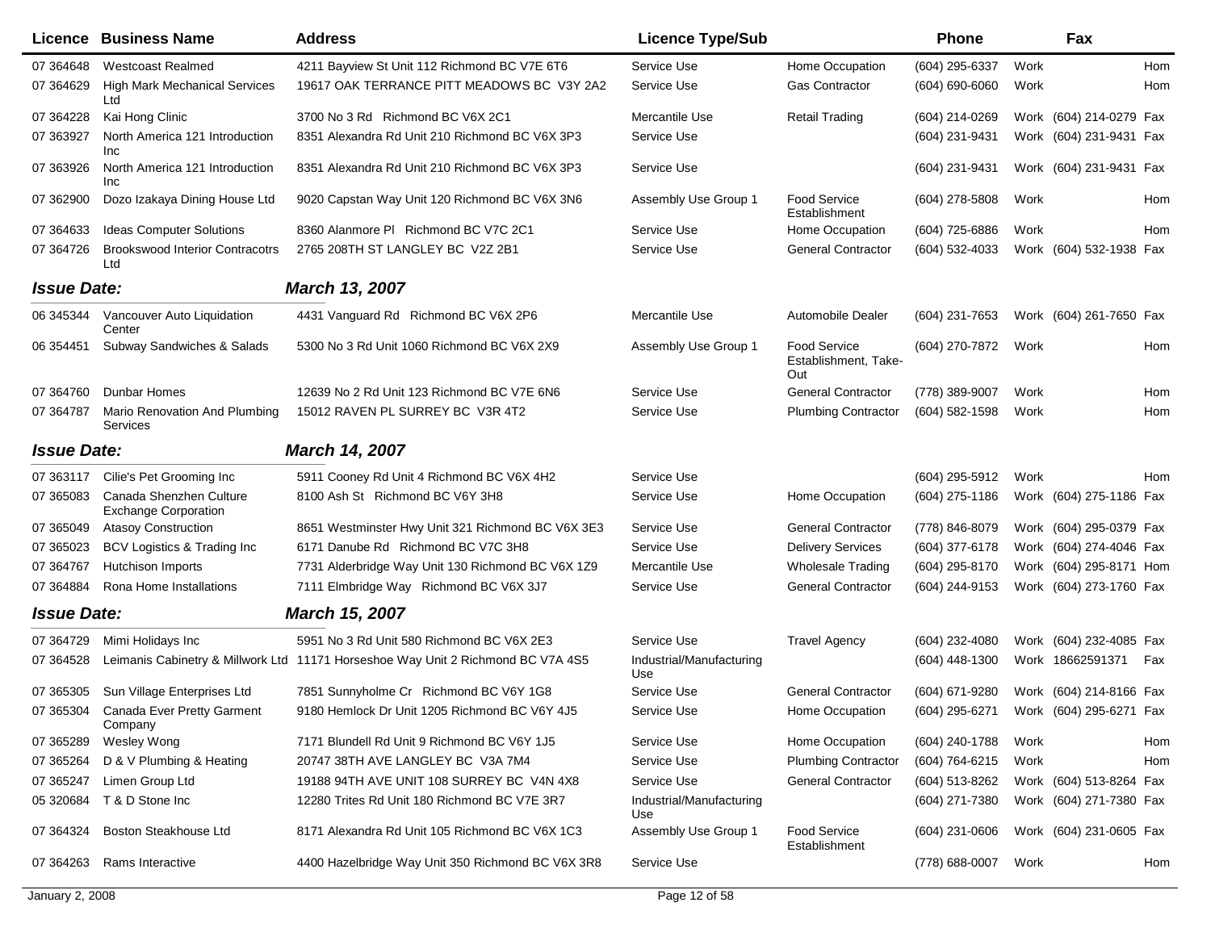| Licence | Business Name | Address | Licence Type/Sub | | Phone | | Fax | |
|---|---|---|---|---|---|---|---|---|
| 07 364648 | Westcoast Realmed | 4211 Bayview St Unit 112 Richmond BC V7E 6T6 | Service Use | Home Occupation | (604) 295-6337 | Work | | Hom |
| 07 364629 | High Mark Mechanical Services Ltd | 19617 OAK TERRANCE PITT MEADOWS BC V3Y 2A2 | Service Use | Gas Contractor | (604) 690-6060 | Work | | Hom |
| 07 364228 | Kai Hong Clinic | 3700 No 3 Rd Richmond BC V6X 2C1 | Mercantile Use | Retail Trading | (604) 214-0269 | Work | (604) 214-0279 | Fax |
| 07 363927 | North America 121 Introduction Inc | 8351 Alexandra Rd Unit 210 Richmond BC V6X 3P3 | Service Use | | (604) 231-9431 | Work | (604) 231-9431 | Fax |
| 07 363926 | North America 121 Introduction Inc | 8351 Alexandra Rd Unit 210 Richmond BC V6X 3P3 | Service Use | | (604) 231-9431 | Work | (604) 231-9431 | Fax |
| 07 362900 | Dozo Izakaya Dining House Ltd | 9020 Capstan Way Unit 120 Richmond BC V6X 3N6 | Assembly Use Group 1 | Food Service Establishment | (604) 278-5808 | Work | | Hom |
| 07 364633 | Ideas Computer Solutions | 8360 Alanmore Pl Richmond BC V7C 2C1 | Service Use | Home Occupation | (604) 725-6886 | Work | | Hom |
| 07 364726 | Brookswood Interior Contracotrs Ltd | 2765 208TH ST LANGLEY BC V2Z 2B1 | Service Use | General Contractor | (604) 532-4033 | Work | (604) 532-1938 | Fax |
| ***Issue Date:*** | | ***March 13, 2007*** | | | | | | |
| 06 345344 | Vancouver Auto Liquidation Center | 4431 Vanguard Rd Richmond BC V6X 2P6 | Mercantile Use | Automobile Dealer | (604) 231-7653 | Work | (604) 261-7650 | Fax |
| 06 354451 | Subway Sandwiches & Salads | 5300 No 3 Rd Unit 1060 Richmond BC V6X 2X9 | Assembly Use Group 1 | Food Service Establishment, Take-Out | (604) 270-7872 | Work | | Hom |
| 07 364760 | Dunbar Homes | 12639 No 2 Rd Unit 123 Richmond BC V7E 6N6 | Service Use | General Contractor | (778) 389-9007 | Work | | Hom |
| 07 364787 | Mario Renovation And Plumbing Services | 15012 RAVEN PL SURREY BC V3R 4T2 | Service Use | Plumbing Contractor | (604) 582-1598 | Work | | Hom |
| ***Issue Date:*** | | ***March 14, 2007*** | | | | | | |
| 07 363117 | Cilie's Pet Grooming Inc | 5911 Cooney Rd Unit 4 Richmond BC V6X 4H2 | Service Use | | (604) 295-5912 | Work | | Hom |
| 07 365083 | Canada Shenzhen Culture Exchange Corporation | 8100 Ash St Richmond BC V6Y 3H8 | Service Use | Home Occupation | (604) 275-1186 | Work | (604) 275-1186 | Fax |
| 07 365049 | Atasoy Construction | 8651 Westminster Hwy Unit 321 Richmond BC V6X 3E3 | Service Use | General Contractor | (778) 846-8079 | Work | (604) 295-0379 | Fax |
| 07 365023 | BCV Logistics & Trading Inc | 6171 Danube Rd Richmond BC V7C 3H8 | Service Use | Delivery Services | (604) 377-6178 | Work | (604) 274-4046 | Fax |
| 07 364767 | Hutchison Imports | 7731 Alderbridge Way Unit 130 Richmond BC V6X 1Z9 | Mercantile Use | Wholesale Trading | (604) 295-8170 | Work | (604) 295-8171 | Hom |
| 07 364884 | Rona Home Installations | 7111 Elmbridge Way Richmond BC V6X 3J7 | Service Use | General Contractor | (604) 244-9153 | Work | (604) 273-1760 | Fax |
| ***Issue Date:*** | | ***March 15, 2007*** | | | | | | |
| 07 364729 | Mimi Holidays Inc | 5951 No 3 Rd Unit 580 Richmond BC V6X 2E3 | Service Use | Travel Agency | (604) 232-4080 | Work | (604) 232-4085 | Fax |
| 07 364528 | Leimanis Cabinetry & Millwork Ltd | 11171 Horseshoe Way Unit 2 Richmond BC V7A 4S5 | Industrial/Manufacturing Use | | (604) 448-1300 | Work | 18662591371 | Fax |
| 07 365305 | Sun Village Enterprises Ltd | 7851 Sunnyholme Cr Richmond BC V6Y 1G8 | Service Use | General Contractor | (604) 671-9280 | Work | (604) 214-8166 | Fax |
| 07 365304 | Canada Ever Pretty Garment Company | 9180 Hemlock Dr Unit 1205 Richmond BC V6Y 4J5 | Service Use | Home Occupation | (604) 295-6271 | Work | (604) 295-6271 | Fax |
| 07 365289 | Wesley Wong | 7171 Blundell Rd Unit 9 Richmond BC V6Y 1J5 | Service Use | Home Occupation | (604) 240-1788 | Work | | Hom |
| 07 365264 | D & V Plumbing & Heating | 20747 38TH AVE LANGLEY BC V3A 7M4 | Service Use | Plumbing Contractor | (604) 764-6215 | Work | | Hom |
| 07 365247 | Limen Group Ltd | 19188 94TH AVE UNIT 108 SURREY BC V4N 4X8 | Service Use | General Contractor | (604) 513-8262 | Work | (604) 513-8264 | Fax |
| 05 320684 | T & D Stone Inc | 12280 Trites Rd Unit 180 Richmond BC V7E 3R7 | Industrial/Manufacturing Use | | (604) 271-7380 | Work | (604) 271-7380 | Fax |
| 07 364324 | Boston Steakhouse Ltd | 8171 Alexandra Rd Unit 105 Richmond BC V6X 1C3 | Assembly Use Group 1 | Food Service Establishment | (604) 231-0606 | Work | (604) 231-0605 | Fax |
| 07 364263 | Rams Interactive | 4400 Hazelbridge Way Unit 350 Richmond BC V6X 3R8 | Service Use | | (778) 688-0007 | Work | | Hom |

January 2, 2008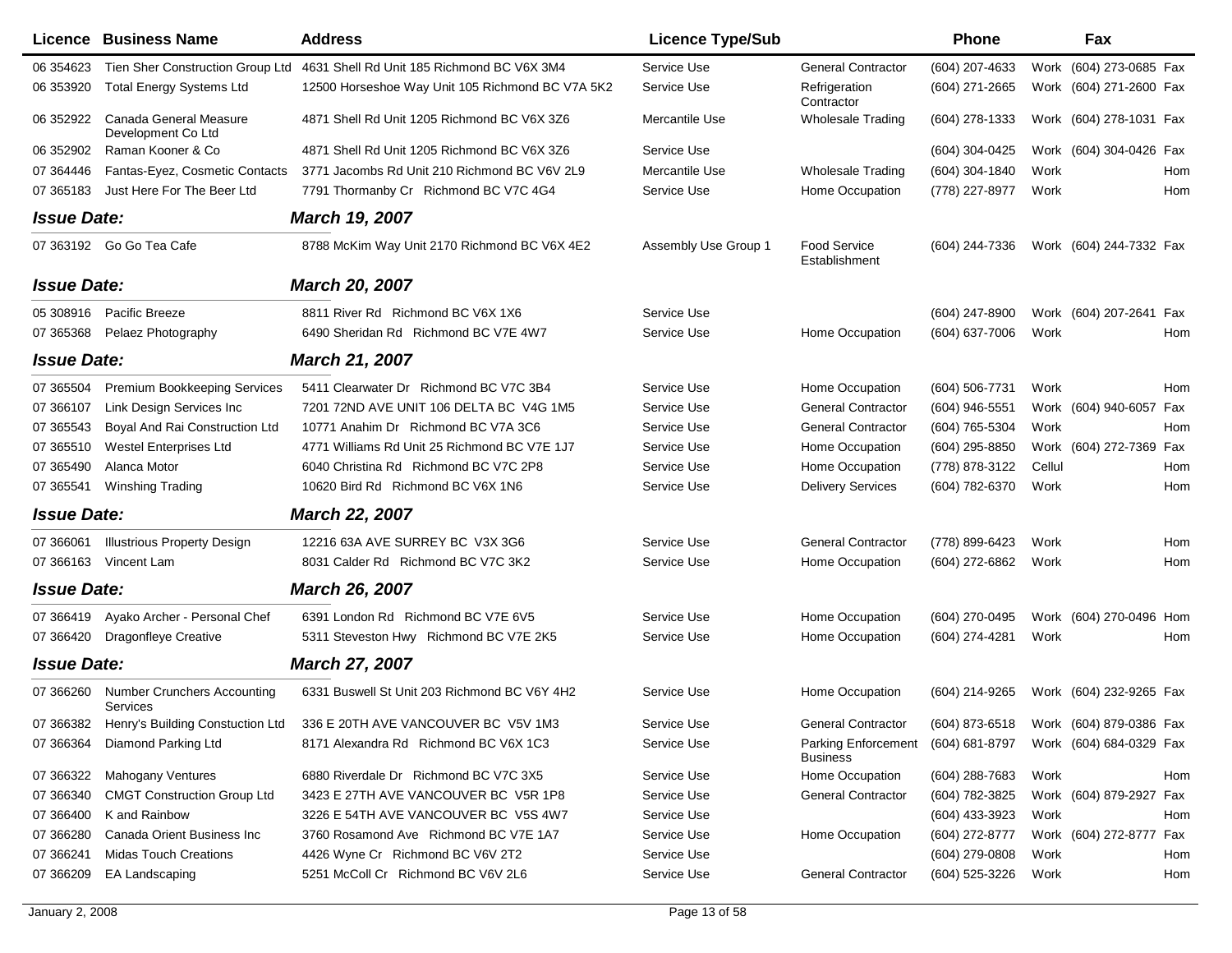| Licence | Business Name | Address | Licence Type/Sub | | Phone | | Fax | |
|---|---|---|---|---|---|---|---|---|
| 06 354623 | Tien Sher Construction Group Ltd | 4631 Shell Rd Unit 185 Richmond BC V6X 3M4 | Service Use | General Contractor | (604) 207-4633 | Work | (604) 273-0685 | Fax |
| 06 353920 | Total Energy Systems Ltd | 12500 Horseshoe Way Unit 105 Richmond BC V7A 5K2 | Service Use | Refrigeration Contractor | (604) 271-2665 | Work | (604) 271-2600 | Fax |
| 06 352922 | Canada General Measure Development Co Ltd | 4871 Shell Rd Unit 1205 Richmond BC V6X 3Z6 | Mercantile Use | Wholesale Trading | (604) 278-1333 | Work | (604) 278-1031 | Fax |
| 06 352902 | Raman Kooner & Co | 4871 Shell Rd Unit 1205 Richmond BC V6X 3Z6 | Service Use | | (604) 304-0425 | Work | (604) 304-0426 | Fax |
| 07 364446 | Fantas-Eyez, Cosmetic Contacts | 3771 Jacombs Rd Unit 210 Richmond BC V6V 2L9 | Mercantile Use | Wholesale Trading | (604) 304-1840 | Work | | Hom |
| 07 365183 | Just Here For The Beer Ltd | 7791 Thormanby Cr Richmond BC V7C 4G4 | Service Use | Home Occupation | (778) 227-8977 | Work | | Hom |
| ***Issue Date:*** | | ***March 19, 2007*** | | | | | | |
| 07 363192 | Go Go Tea Cafe | 8788 McKim Way Unit 2170 Richmond BC V6X 4E2 | Assembly Use Group 1 | Food Service Establishment | (604) 244-7336 | Work | (604) 244-7332 | Fax |
| ***Issue Date:*** | | ***March 20, 2007*** | | | | | | |
| 05 308916 | Pacific Breeze | 8811 River Rd Richmond BC V6X 1X6 | Service Use | | (604) 247-8900 | Work | (604) 207-2641 | Fax |
| 07 365368 | Pelaez Photography | 6490 Sheridan Rd Richmond BC V7E 4W7 | Service Use | Home Occupation | (604) 637-7006 | Work | | Hom |
| ***Issue Date:*** | | ***March 21, 2007*** | | | | | | |
| 07 365504 | Premium Bookkeeping Services | 5411 Clearwater Dr Richmond BC V7C 3B4 | Service Use | Home Occupation | (604) 506-7731 | Work | | Hom |
| 07 366107 | Link Design Services Inc | 7201 72ND AVE UNIT 106 DELTA BC V4G 1M5 | Service Use | General Contractor | (604) 946-5551 | Work | (604) 940-6057 | Fax |
| 07 365543 | Boyal And Rai Construction Ltd | 10771 Anahim Dr Richmond BC V7A 3C6 | Service Use | General Contractor | (604) 765-5304 | Work | | Hom |
| 07 365510 | Westel Enterprises Ltd | 4771 Williams Rd Unit 25 Richmond BC V7E 1J7 | Service Use | Home Occupation | (604) 295-8850 | Work | (604) 272-7369 | Fax |
| 07 365490 | Alanca Motor | 6040 Christina Rd Richmond BC V7C 2P8 | Service Use | Home Occupation | (778) 878-3122 | Cellul | | Hom |
| 07 365541 | Winshing Trading | 10620 Bird Rd Richmond BC V6X 1N6 | Service Use | Delivery Services | (604) 782-6370 | Work | | Hom |
| ***Issue Date:*** | | ***March 22, 2007*** | | | | | | |
| 07 366061 | Illustrious Property Design | 12216 63A AVE SURREY BC V3X 3G6 | Service Use | General Contractor | (778) 899-6423 | Work | | Hom |
| 07 366163 | Vincent Lam | 8031 Calder Rd Richmond BC V7C 3K2 | Service Use | Home Occupation | (604) 272-6862 | Work | | Hom |
| ***Issue Date:*** | | ***March 26, 2007*** | | | | | | |
| 07 366419 | Ayako Archer - Personal Chef | 6391 London Rd Richmond BC V7E 6V5 | Service Use | Home Occupation | (604) 270-0495 | Work | (604) 270-0496 | Hom |
| 07 366420 | Dragonfleye Creative | 5311 Steveston Hwy Richmond BC V7E 2K5 | Service Use | Home Occupation | (604) 274-4281 | Work | | Hom |
| ***Issue Date:*** | | ***March 27, 2007*** | | | | | | |
| 07 366260 | Number Crunchers Accounting Services | 6331 Buswell St Unit 203 Richmond BC V6Y 4H2 | Service Use | Home Occupation | (604) 214-9265 | Work | (604) 232-9265 | Fax |
| 07 366382 | Henry's Building Constuction Ltd | 336 E 20TH AVE VANCOUVER BC V5V 1M3 | Service Use | General Contractor | (604) 873-6518 | Work | (604) 879-0386 | Fax |
| 07 366364 | Diamond Parking Ltd | 8171 Alexandra Rd Richmond BC V6X 1C3 | Service Use | Parking Enforcement Business | (604) 681-8797 | Work | (604) 684-0329 | Fax |
| 07 366322 | Mahogany Ventures | 6880 Riverdale Dr Richmond BC V7C 3X5 | Service Use | Home Occupation | (604) 288-7683 | Work | | Hom |
| 07 366340 | CMGT Construction Group Ltd | 3423 E 27TH AVE VANCOUVER BC V5R 1P8 | Service Use | General Contractor | (604) 782-3825 | Work | (604) 879-2927 | Fax |
| 07 366400 | K and Rainbow | 3226 E 54TH AVE VANCOUVER BC V5S 4W7 | Service Use | | (604) 433-3923 | Work | | Hom |
| 07 366280 | Canada Orient Business Inc | 3760 Rosamond Ave Richmond BC V7E 1A7 | Service Use | Home Occupation | (604) 272-8777 | Work | (604) 272-8777 | Fax |
| 07 366241 | Midas Touch Creations | 4426 Wyne Cr Richmond BC V6V 2T2 | Service Use | | (604) 279-0808 | Work | | Hom |
| 07 366209 | EA Landscaping | 5251 McColl Cr Richmond BC V6V 2L6 | Service Use | General Contractor | (604) 525-3226 | Work | | Hom |

January 2, 2008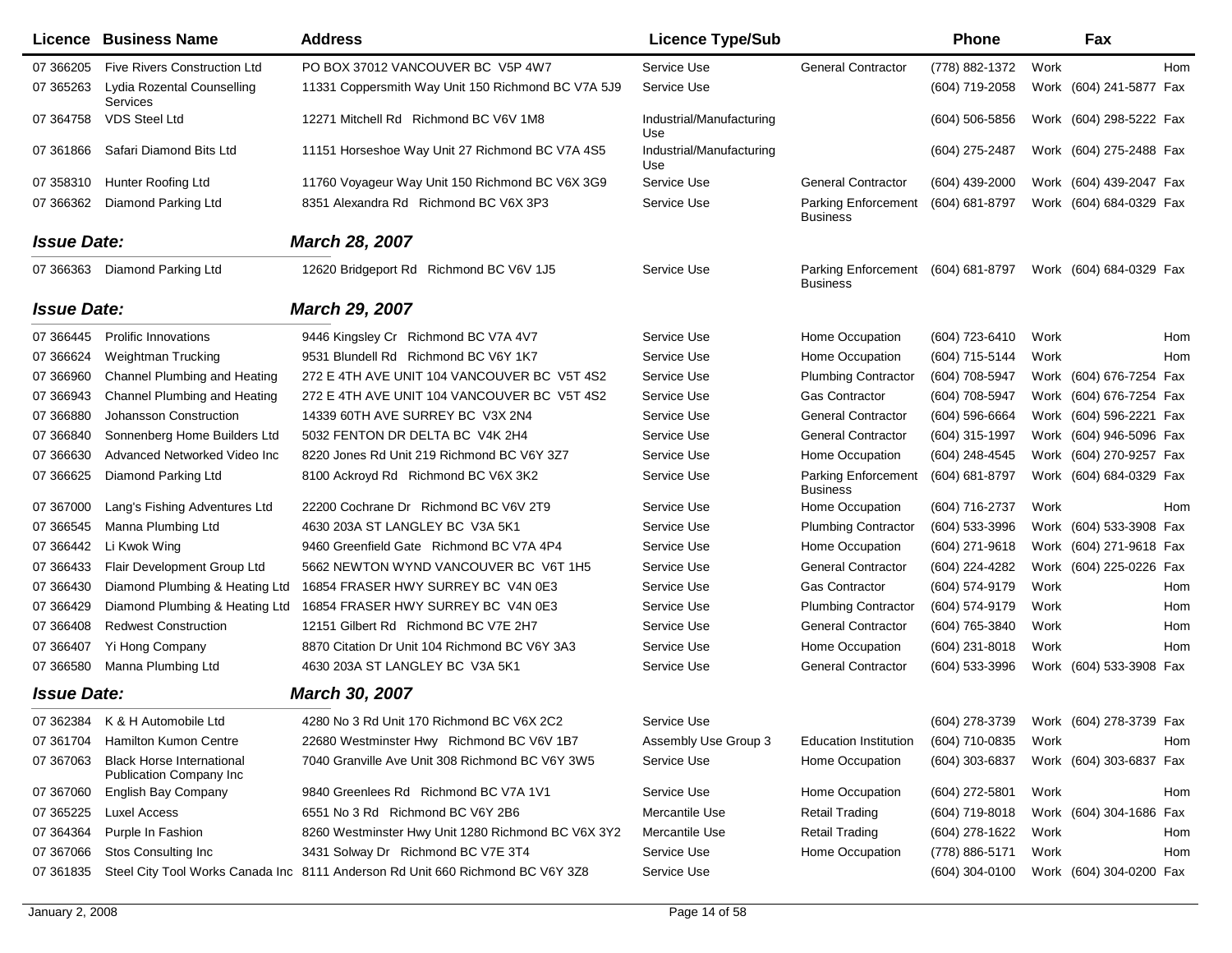| Licence | Business Name | Address | Licence Type/Sub | | Phone | | Fax | |
|---|---|---|---|---|---|---|---|---|
| 07 366205 | Five Rivers Construction Ltd | PO BOX 37012 VANCOUVER BC V5P 4W7 | Service Use | General Contractor | (778) 882-1372 | Work | | Hom |
| 07 365263 | Lydia Rozental Counselling Services | 11331 Coppersmith Way Unit 150 Richmond BC V7A 5J9 | Service Use | | (604) 719-2058 | Work | (604) 241-5877 | Fax |
| 07 364758 | VDS Steel Ltd | 12271 Mitchell Rd Richmond BC V6V 1M8 | Industrial/Manufacturing Use | | (604) 506-5856 | Work | (604) 298-5222 | Fax |
| 07 361866 | Safari Diamond Bits Ltd | 11151 Horseshoe Way Unit 27 Richmond BC V7A 4S5 | Industrial/Manufacturing Use | | (604) 275-2487 | Work | (604) 275-2488 | Fax |
| 07 358310 | Hunter Roofing Ltd | 11760 Voyageur Way Unit 150 Richmond BC V6X 3G9 | Service Use | General Contractor | (604) 439-2000 | Work | (604) 439-2047 | Fax |
| 07 366362 | Diamond Parking Ltd | 8351 Alexandra Rd Richmond BC V6X 3P3 | Service Use | Parking Enforcement Business | (604) 681-8797 | Work | (604) 684-0329 | Fax |
| ***Issue Date:*** | | ***March 28, 2007*** | | | | | | |
| 07 366363 | Diamond Parking Ltd | 12620 Bridgeport Rd Richmond BC V6V 1J5 | Service Use | Parking Enforcement Business | (604) 681-8797 | Work | (604) 684-0329 | Fax |
| ***Issue Date:*** | | ***March 29, 2007*** | | | | | | |
| 07 366445 | Prolific Innovations | 9446 Kingsley Cr Richmond BC V7A 4V7 | Service Use | Home Occupation | (604) 723-6410 | Work | | Hom |
| 07 366624 | Weightman Trucking | 9531 Blundell Rd Richmond BC V6Y 1K7 | Service Use | Home Occupation | (604) 715-5144 | Work | | Hom |
| 07 366960 | Channel Plumbing and Heating | 272 E 4TH AVE UNIT 104 VANCOUVER BC V5T 4S2 | Service Use | Plumbing Contractor | (604) 708-5947 | Work | (604) 676-7254 | Fax |
| 07 366943 | Channel Plumbing and Heating | 272 E 4TH AVE UNIT 104 VANCOUVER BC V5T 4S2 | Service Use | Gas Contractor | (604) 708-5947 | Work | (604) 676-7254 | Fax |
| 07 366880 | Johansson Construction | 14339 60TH AVE SURREY BC V3X 2N4 | Service Use | General Contractor | (604) 596-6664 | Work | (604) 596-2221 | Fax |
| 07 366840 | Sonnenberg Home Builders Ltd | 5032 FENTON DR DELTA BC V4K 2H4 | Service Use | General Contractor | (604) 315-1997 | Work | (604) 946-5096 | Fax |
| 07 366630 | Advanced Networked Video Inc | 8220 Jones Rd Unit 219 Richmond BC V6Y 3Z7 | Service Use | Home Occupation | (604) 248-4545 | Work | (604) 270-9257 | Fax |
| 07 366625 | Diamond Parking Ltd | 8100 Ackroyd Rd Richmond BC V6X 3K2 | Service Use | Parking Enforcement Business | (604) 681-8797 | Work | (604) 684-0329 | Fax |
| 07 367000 | Lang's Fishing Adventures Ltd | 22200 Cochrane Dr Richmond BC V6V 2T9 | Service Use | Home Occupation | (604) 716-2737 | Work | | Hom |
| 07 366545 | Manna Plumbing Ltd | 4630 203A ST LANGLEY BC V3A 5K1 | Service Use | Plumbing Contractor | (604) 533-3996 | Work | (604) 533-3908 | Fax |
| 07 366442 | Li Kwok Wing | 9460 Greenfield Gate Richmond BC V7A 4P4 | Service Use | Home Occupation | (604) 271-9618 | Work | (604) 271-9618 | Fax |
| 07 366433 | Flair Development Group Ltd | 5662 NEWTON WYND VANCOUVER BC V6T 1H5 | Service Use | General Contractor | (604) 224-4282 | Work | (604) 225-0226 | Fax |
| 07 366430 | Diamond Plumbing & Heating Ltd | 16854 FRASER HWY SURREY BC V4N 0E3 | Service Use | Gas Contractor | (604) 574-9179 | Work | | Hom |
| 07 366429 | Diamond Plumbing & Heating Ltd | 16854 FRASER HWY SURREY BC V4N 0E3 | Service Use | Plumbing Contractor | (604) 574-9179 | Work | | Hom |
| 07 366408 | Redwest Construction | 12151 Gilbert Rd Richmond BC V7E 2H7 | Service Use | General Contractor | (604) 765-3840 | Work | | Hom |
| 07 366407 | Yi Hong Company | 8870 Citation Dr Unit 104 Richmond BC V6Y 3A3 | Service Use | Home Occupation | (604) 231-8018 | Work | | Hom |
| 07 366580 | Manna Plumbing Ltd | 4630 203A ST LANGLEY BC V3A 5K1 | Service Use | General Contractor | (604) 533-3996 | Work | (604) 533-3908 | Fax |
| ***Issue Date:*** | | ***March 30, 2007*** | | | | | | |
| 07 362384 | K & H Automobile Ltd | 4280 No 3 Rd Unit 170 Richmond BC V6X 2C2 | Service Use | | (604) 278-3739 | Work | (604) 278-3739 | Fax |
| 07 361704 | Hamilton Kumon Centre | 22680 Westminster Hwy Richmond BC V6V 1B7 | Assembly Use Group 3 | Education Institution | (604) 710-0835 | Work | | Hom |
| 07 367063 | Black Horse International Publication Company Inc | 7040 Granville Ave Unit 308 Richmond BC V6Y 3W5 | Service Use | Home Occupation | (604) 303-6837 | Work | (604) 303-6837 | Fax |
| 07 367060 | English Bay Company | 9840 Greenlees Rd Richmond BC V7A 1V1 | Service Use | Home Occupation | (604) 272-5801 | Work | | Hom |
| 07 365225 | Luxel Access | 6551 No 3 Rd Richmond BC V6Y 2B6 | Mercantile Use | Retail Trading | (604) 719-8018 | Work | (604) 304-1686 | Fax |
| 07 364364 | Purple In Fashion | 8260 Westminster Hwy Unit 1280 Richmond BC V6X 3Y2 | Mercantile Use | Retail Trading | (604) 278-1622 | Work | | Hom |
| 07 367066 | Stos Consulting Inc | 3431 Solway Dr Richmond BC V7E 3T4 | Service Use | Home Occupation | (778) 886-5171 | Work | | Hom |
| 07 361835 | Steel City Tool Works Canada Inc | 8111 Anderson Rd Unit 660 Richmond BC V6Y 3Z8 | Service Use | | (604) 304-0100 | Work | (604) 304-0200 | Fax |

January 2, 2008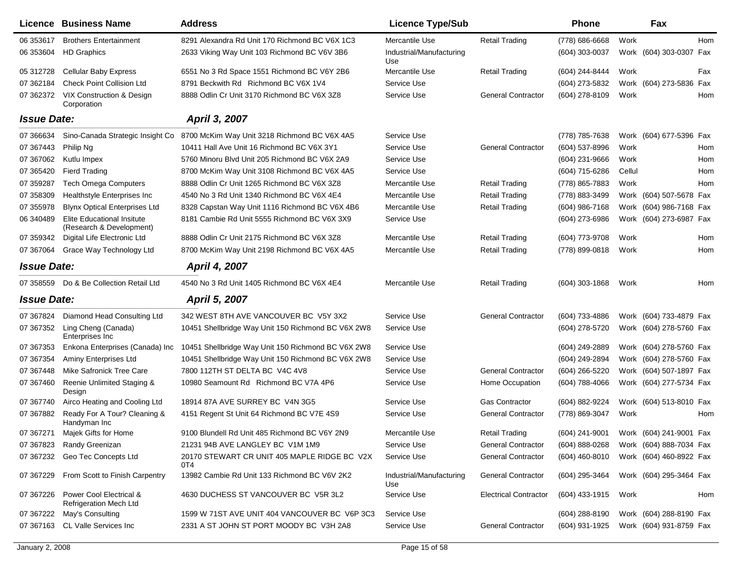| Licence | Business Name | Address | Licence Type/Sub | | Phone | | Fax | |
|---|---|---|---|---|---|---|---|---|
| 06 353617 | Brothers Entertainment | 8291 Alexandra Rd Unit 170 Richmond BC V6X 1C3 | Mercantile Use | Retail Trading | (778) 686-6668 | Work | | Hom |
| 06 353604 | HD Graphics | 2633 Viking Way Unit 103 Richmond BC V6V 3B6 | Industrial/Manufacturing Use | | (604) 303-0037 | Work | (604) 303-0307 | Fax |
| 05 312728 | Cellular Baby Express | 6551 No 3 Rd Space 1551 Richmond BC V6Y 2B6 | Mercantile Use | Retail Trading | (604) 244-8444 | Work | | Fax |
| 07 362184 | Check Point Collision Ltd | 8791 Beckwith Rd Richmond BC V6X 1V4 | Service Use | | (604) 273-5832 | Work | (604) 273-5836 | Fax |
| 07 362372 | VIX Construction & Design Corporation | 8888 Odlin Cr Unit 3170 Richmond BC V6X 3Z8 | Service Use | General Contractor | (604) 278-8109 | Work | | Hom |
| ***Issue Date:*** | | ***April 3, 2007*** | | | | | | |
| 07 366634 | Sino-Canada Strategic Insight Co | 8700 McKim Way Unit 3218 Richmond BC V6X 4A5 | Service Use | | (778) 785-7638 | Work | (604) 677-5396 | Fax |
| 07 367443 | Philip Ng | 10411 Hall Ave Unit 16 Richmond BC V6X 3Y1 | Service Use | General Contractor | (604) 537-8996 | Work | | Hom |
| 07 367062 | Kutlu Impex | 5760 Minoru Blvd Unit 205 Richmond BC V6X 2A9 | Service Use | | (604) 231-9666 | Work | | Hom |
| 07 365420 | Fierd Trading | 8700 McKim Way Unit 3108 Richmond BC V6X 4A5 | Service Use | | (604) 715-6286 | Cellul | | Hom |
| 07 359287 | Tech Omega Computers | 8888 Odlin Cr Unit 1265 Richmond BC V6X 3Z8 | Mercantile Use | Retail Trading | (778) 865-7883 | Work | | Hom |
| 07 358309 | Healthstyle Enterprises Inc | 4540 No 3 Rd Unit 1340 Richmond BC V6X 4E4 | Mercantile Use | Retail Trading | (778) 883-3499 | Work | (604) 507-5678 | Fax |
| 07 355978 | Blynx Optical Enterprises Ltd | 8328 Capstan Way Unit 1116 Richmond BC V6X 4B6 | Mercantile Use | Retail Trading | (604) 986-7168 | Work | (604) 986-7168 | Fax |
| 06 340489 | Elite Educational Insitute (Research & Development) | 8181 Cambie Rd Unit 5555 Richmond BC V6X 3X9 | Service Use | | (604) 273-6986 | Work | (604) 273-6987 | Fax |
| 07 359342 | Digital Life Electronic Ltd | 8888 Odlin Cr Unit 2175 Richmond BC V6X 3Z8 | Mercantile Use | Retail Trading | (604) 773-9708 | Work | | Hom |
| 07 367064 | Grace Way Technology Ltd | 8700 McKim Way Unit 2198 Richmond BC V6X 4A5 | Mercantile Use | Retail Trading | (778) 899-0818 | Work | | Hom |
| ***Issue Date:*** | | ***April 4, 2007*** | | | | | | |
| 07 358559 | Do & Be Collection Retail Ltd | 4540 No 3 Rd Unit 1405 Richmond BC V6X 4E4 | Mercantile Use | Retail Trading | (604) 303-1868 | Work | | Hom |
| ***Issue Date:*** | | ***April 5, 2007*** | | | | | | |
| 07 367824 | Diamond Head Consulting Ltd | 342 WEST 8TH AVE VANCOUVER BC V5Y 3X2 | Service Use | General Contractor | (604) 733-4886 | Work | (604) 733-4879 | Fax |
| 07 367352 | Ling Cheng (Canada) Enterprises Inc | 10451 Shellbridge Way Unit 150 Richmond BC V6X 2W8 | Service Use | | (604) 278-5720 | Work | (604) 278-5760 | Fax |
| 07 367353 | Enkona Enterprises (Canada) Inc | 10451 Shellbridge Way Unit 150 Richmond BC V6X 2W8 | Service Use | | (604) 249-2889 | Work | (604) 278-5760 | Fax |
| 07 367354 | Aminy Enterprises Ltd | 10451 Shellbridge Way Unit 150 Richmond BC V6X 2W8 | Service Use | | (604) 249-2894 | Work | (604) 278-5760 | Fax |
| 07 367448 | Mike Safronick Tree Care | 7800 112TH ST DELTA BC V4C 4V8 | Service Use | General Contractor | (604) 266-5220 | Work | (604) 507-1897 | Fax |
| 07 367460 | Reenie Unlimited Staging & Design | 10980 Seamount Rd Richmond BC V7A 4P6 | Service Use | Home Occupation | (604) 788-4066 | Work | (604) 277-5734 | Fax |
| 07 367740 | Airco Heating and Cooling Ltd | 18914 87A AVE SURREY BC V4N 3G5 | Service Use | Gas Contractor | (604) 882-9224 | Work | (604) 513-8010 | Fax |
| 07 367882 | Ready For A Tour? Cleaning & Handyman Inc | 4151 Regent St Unit 64 Richmond BC V7E 4S9 | Service Use | General Contractor | (778) 869-3047 | Work | | Hom |
| 07 367271 | Majek Gifts for Home | 9100 Blundell Rd Unit 485 Richmond BC V6Y 2N9 | Mercantile Use | Retail Trading | (604) 241-9001 | Work | (604) 241-9001 | Fax |
| 07 367823 | Randy Greenizan | 21231 94B AVE LANGLEY BC V1M 1M9 | Service Use | General Contractor | (604) 888-0268 | Work | (604) 888-7034 | Fax |
| 07 367232 | Geo Tec Concepts Ltd | 20170 STEWART CR UNIT 405 MAPLE RIDGE BC V2X 0T4 | Service Use | General Contractor | (604) 460-8010 | Work | (604) 460-8922 | Fax |
| 07 367229 | From Scott to Finish Carpentry | 13982 Cambie Rd Unit 133 Richmond BC V6V 2K2 | Industrial/Manufacturing Use | General Contractor | (604) 295-3464 | Work | (604) 295-3464 | Fax |
| 07 367226 | Power Cool Electrical & Refrigeration Mech Ltd | 4630 DUCHESS ST VANCOUVER BC V5R 3L2 | Service Use | Electrical Contractor | (604) 433-1915 | Work | | Hom |
| 07 367222 | May's Consulting | 1599 W 71ST AVE UNIT 404 VANCOUVER BC V6P 3C3 | Service Use | | (604) 288-8190 | Work | (604) 288-8190 | Fax |
| 07 367163 | CL Valle Services Inc | 2331 A ST JOHN ST PORT MOODY BC V3H 2A8 | Service Use | General Contractor | (604) 931-1925 | Work | (604) 931-8759 | Fax |

January 2, 2008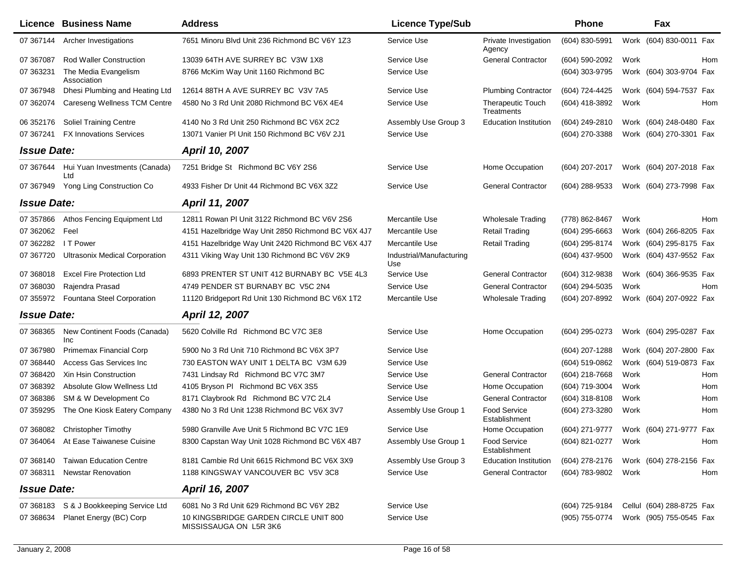| Licence | Business Name | Address | Licence Type/Sub | | Phone | | Fax | |
|---|---|---|---|---|---|---|---|---|
| 07 367144 | Archer Investigations | 7651 Minoru Blvd Unit 236 Richmond BC V6Y 1Z3 | Service Use | Private Investigation Agency | (604) 830-5991 | Work | (604) 830-0011 | Fax |
| 07 367087 | Rod Waller Construction | 13039 64TH AVE SURREY BC V3W 1X8 | Service Use | General Contractor | (604) 590-2092 | Work | | Hom |
| 07 363231 | The Media Evangelism Association | 8766 McKim Way Unit 1160 Richmond BC | Service Use | | (604) 303-9795 | Work | (604) 303-9704 | Fax |
| 07 367948 | Dhesi Plumbing and Heating Ltd | 12614 88TH A AVE SURREY BC V3V 7A5 | Service Use | Plumbing Contractor | (604) 724-4425 | Work | (604) 594-7537 | Fax |
| 07 362074 | Careseng Wellness TCM Centre | 4580 No 3 Rd Unit 2080 Richmond BC V6X 4E4 | Service Use | Therapeutic Touch Treatments | (604) 418-3892 | Work | | Hom |
| 06 352176 | Soliel Training Centre | 4140 No 3 Rd Unit 250 Richmond BC V6X 2C2 | Assembly Use Group 3 | Education Institution | (604) 249-2810 | Work | (604) 248-0480 | Fax |
| 07 367241 | FX Innovations Services | 13071 Vanier Pl Unit 150 Richmond BC V6V 2J1 | Service Use | | (604) 270-3388 | Work | (604) 270-3301 | Fax |
| ***Issue Date:*** | | ***April 10, 2007*** | | | | | | |
| 07 367644 | Hui Yuan Investments (Canada) Ltd | 7251 Bridge St Richmond BC V6Y 2S6 | Service Use | Home Occupation | (604) 207-2017 | Work | (604) 207-2018 | Fax |
| 07 367949 | Yong Ling Construction Co | 4933 Fisher Dr Unit 44 Richmond BC V6X 3Z2 | Service Use | General Contractor | (604) 288-9533 | Work | (604) 273-7998 | Fax |
| ***Issue Date:*** | | ***April 11, 2007*** | | | | | | |
| 07 357866 | Athos Fencing Equipment Ltd | 12811 Rowan Pl Unit 3122 Richmond BC V6V 2S6 | Mercantile Use | Wholesale Trading | (778) 862-8467 | Work | | Hom |
| 07 362062 | Feel | 4151 Hazelbridge Way Unit 2850 Richmond BC V6X 4J7 | Mercantile Use | Retail Trading | (604) 295-6663 | Work | (604) 266-8205 | Fax |
| 07 362282 | I T Power | 4151 Hazelbridge Way Unit 2420 Richmond BC V6X 4J7 | Mercantile Use | Retail Trading | (604) 295-8174 | Work | (604) 295-8175 | Fax |
| 07 367720 | Ultrasonix Medical Corporation | 4311 Viking Way Unit 130 Richmond BC V6V 2K9 | Industrial/Manufacturing Use | | (604) 437-9500 | Work | (604) 437-9552 | Fax |
| 07 368018 | Excel Fire Protection Ltd | 6893 PRENTER ST UNIT 412 BURNABY BC V5E 4L3 | Service Use | General Contractor | (604) 312-9838 | Work | (604) 366-9535 | Fax |
| 07 368030 | Rajendra Prasad | 4749 PENDER ST BURNABY BC V5C 2N4 | Service Use | General Contractor | (604) 294-5035 | Work | | Hom |
| 07 355972 | Fountana Steel Corporation | 11120 Bridgeport Rd Unit 130 Richmond BC V6X 1T2 | Mercantile Use | Wholesale Trading | (604) 207-8992 | Work | (604) 207-0922 | Fax |
| ***Issue Date:*** | | ***April 12, 2007*** | | | | | | |
| 07 368365 | New Continent Foods (Canada) Inc | 5620 Colville Rd Richmond BC V7C 3E8 | Service Use | Home Occupation | (604) 295-0273 | Work | (604) 295-0287 | Fax |
| 07 367980 | Primemax Financial Corp | 5900 No 3 Rd Unit 710 Richmond BC V6X 3P7 | Service Use | | (604) 207-1288 | Work | (604) 207-2800 | Fax |
| 07 368440 | Access Gas Services Inc | 730 EASTON WAY UNIT 1 DELTA BC V3M 6J9 | Service Use | | (604) 519-0862 | Work | (604) 519-0873 | Fax |
| 07 368420 | Xin Hsin Construction | 7431 Lindsay Rd Richmond BC V7C 3M7 | Service Use | General Contractor | (604) 218-7668 | Work | | Hom |
| 07 368392 | Absolute Glow Wellness Ltd | 4105 Bryson Pl Richmond BC V6X 3S5 | Service Use | Home Occupation | (604) 719-3004 | Work | | Hom |
| 07 368386 | SM & W Development Co | 8171 Claybrook Rd Richmond BC V7C 2L4 | Service Use | General Contractor | (604) 318-8108 | Work | | Hom |
| 07 359295 | The One Kiosk Eatery Company | 4380 No 3 Rd Unit 1238 Richmond BC V6X 3V7 | Assembly Use Group 1 | Food Service Establishment | (604) 273-3280 | Work | | Hom |
| 07 368082 | Christopher Timothy | 5980 Granville Ave Unit 5 Richmond BC V7C 1E9 | Service Use | Home Occupation | (604) 271-9777 | Work | (604) 271-9777 | Fax |
| 07 364064 | At Ease Taiwanese Cuisine | 8300 Capstan Way Unit 1028 Richmond BC V6X 4B7 | Assembly Use Group 1 | Food Service Establishment | (604) 821-0277 | Work | | Hom |
| 07 368140 | Taiwan Education Centre | 8181 Cambie Rd Unit 6615 Richmond BC V6X 3X9 | Assembly Use Group 3 | Education Institution | (604) 278-2176 | Work | (604) 278-2156 | Fax |
| 07 368311 | Newstar Renovation | 1188 KINGSWAY VANCOUVER BC V5V 3C8 | Service Use | General Contractor | (604) 783-9802 | Work | | Hom |
| ***Issue Date:*** | | ***April 16, 2007*** | | | | | | |
| 07 368183 | S & J Bookkeeping Service Ltd | 6081 No 3 Rd Unit 629 Richmond BC V6Y 2B2 | Service Use | | (604) 725-9184 | Cellul | (604) 288-8725 | Fax |
| 07 368634 | Planet Energy (BC) Corp | 10 KINGSBRIDGE GARDEN CIRCLE UNIT 800 MISSISSAUGA ON L5R 3K6 | Service Use | | (905) 755-0774 | Work | (905) 755-0545 | Fax |

January 2, 2008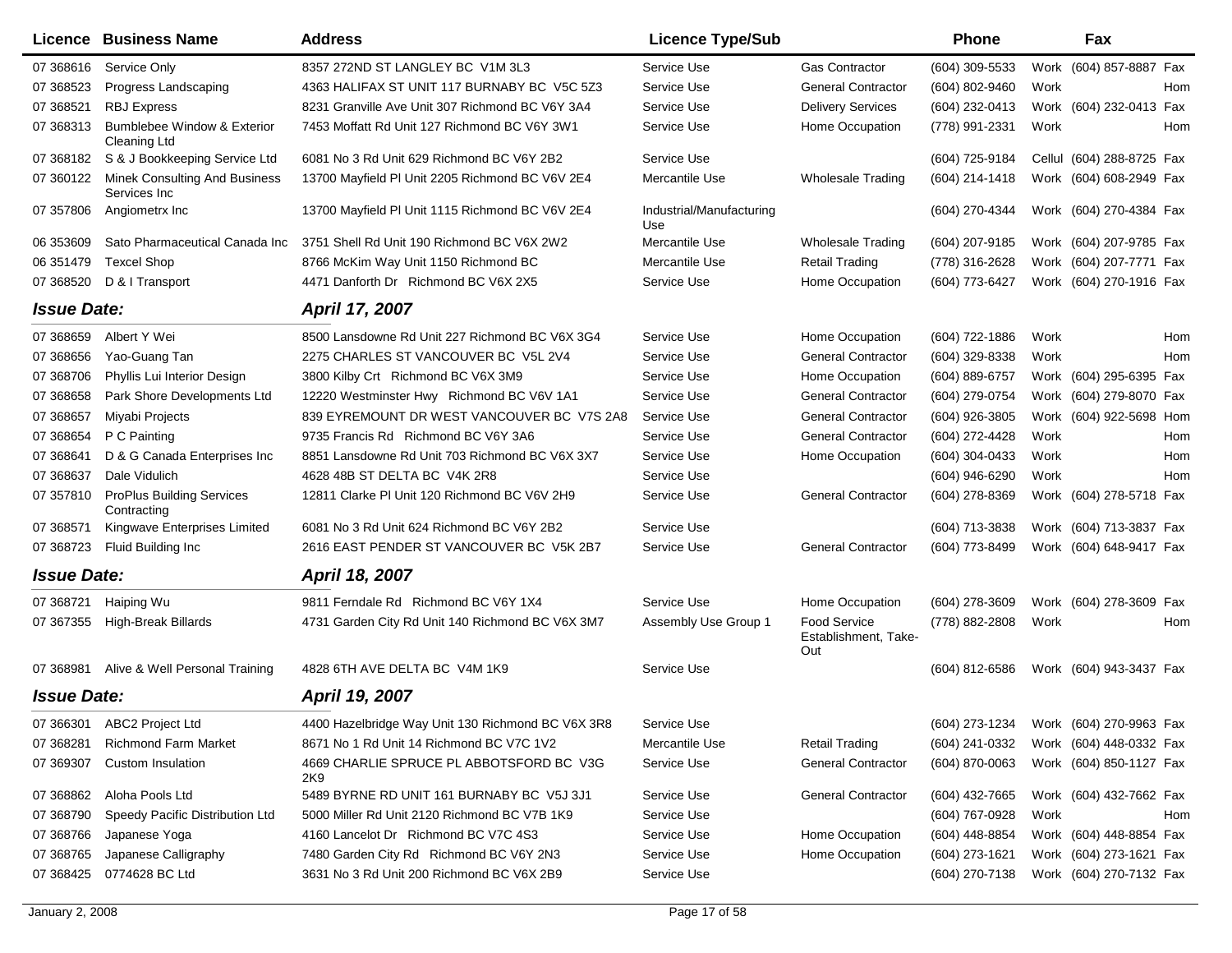| Licence | Business Name | Address | Licence Type/Sub | | Phone | | Fax | |
|---|---|---|---|---|---|---|---|---|
| 07 368616 | Service Only | 8357 272ND ST LANGLEY BC V1M 3L3 | Service Use | Gas Contractor | (604) 309-5533 | Work | (604) 857-8887 | Fax |
| 07 368523 | Progress Landscaping | 4363 HALIFAX ST UNIT 117 BURNABY BC V5C 5Z3 | Service Use | General Contractor | (604) 802-9460 | Work | | Hom |
| 07 368521 | RBJ Express | 8231 Granville Ave Unit 307 Richmond BC V6Y 3A4 | Service Use | Delivery Services | (604) 232-0413 | Work | (604) 232-0413 | Fax |
| 07 368313 | Bumblebee Window & Exterior Cleaning Ltd | 7453 Moffatt Rd Unit 127 Richmond BC V6Y 3W1 | Service Use | Home Occupation | (778) 991-2331 | Work | | Hom |
| 07 368182 | S & J Bookkeeping Service Ltd | 6081 No 3 Rd Unit 629 Richmond BC V6Y 2B2 | Service Use | | (604) 725-9184 | Cellul | (604) 288-8725 | Fax |
| 07 360122 | Minek Consulting And Business Services Inc | 13700 Mayfield Pl Unit 2205 Richmond BC V6V 2E4 | Mercantile Use | Wholesale Trading | (604) 214-1418 | Work | (604) 608-2949 | Fax |
| 07 357806 | Angiometrx Inc | 13700 Mayfield Pl Unit 1115 Richmond BC V6V 2E4 | Industrial/Manufacturing Use | | (604) 270-4344 | Work | (604) 270-4384 | Fax |
| 06 353609 | Sato Pharmaceutical Canada Inc | 3751 Shell Rd Unit 190 Richmond BC V6X 2W2 | Mercantile Use | Wholesale Trading | (604) 207-9185 | Work | (604) 207-9785 | Fax |
| 06 351479 | Texcel Shop | 8766 McKim Way Unit 1150 Richmond BC | Mercantile Use | Retail Trading | (778) 316-2628 | Work | (604) 207-7771 | Fax |
| 07 368520 | D & I Transport | 4471 Danforth Dr Richmond BC V6X 2X5 | Service Use | Home Occupation | (604) 773-6427 | Work | (604) 270-1916 | Fax |

***Issue Date:*** ***April 17, 2007***

| Licence | Business Name | Address | Licence Type/Sub | | Phone | | Fax | |
|---|---|---|---|---|---|---|---|---|
| 07 368659 | Albert Y Wei | 8500 Lansdowne Rd Unit 227 Richmond BC V6X 3G4 | Service Use | Home Occupation | (604) 722-1886 | Work | | Hom |
| 07 368656 | Yao-Guang Tan | 2275 CHARLES ST VANCOUVER BC V5L 2V4 | Service Use | General Contractor | (604) 329-8338 | Work | | Hom |
| 07 368706 | Phyllis Lui Interior Design | 3800 Kilby Crt Richmond BC V6X 3M9 | Service Use | Home Occupation | (604) 889-6757 | Work | (604) 295-6395 | Fax |
| 07 368658 | Park Shore Developments Ltd | 12220 Westminster Hwy Richmond BC V6V 1A1 | Service Use | General Contractor | (604) 279-0754 | Work | (604) 279-8070 | Fax |
| 07 368657 | Miyabi Projects | 839 EYREMOUNT DR WEST VANCOUVER BC V7S 2A8 | Service Use | General Contractor | (604) 926-3805 | Work | (604) 922-5698 | Hom |
| 07 368654 | P C Painting | 9735 Francis Rd Richmond BC V6Y 3A6 | Service Use | General Contractor | (604) 272-4428 | Work | | Hom |
| 07 368641 | D & G Canada Enterprises Inc | 8851 Lansdowne Rd Unit 703 Richmond BC V6X 3X7 | Service Use | Home Occupation | (604) 304-0433 | Work | | Hom |
| 07 368637 | Dale Vidulich | 4628 48B ST DELTA BC V4K 2R8 | Service Use | | (604) 946-6290 | Work | | Hom |
| 07 357810 | ProPlus Building Services Contracting | 12811 Clarke Pl Unit 120 Richmond BC V6V 2H9 | Service Use | General Contractor | (604) 278-8369 | Work | (604) 278-5718 | Fax |
| 07 368571 | Kingwave Enterprises Limited | 6081 No 3 Rd Unit 624 Richmond BC V6Y 2B2 | Service Use | | (604) 713-3838 | Work | (604) 713-3837 | Fax |
| 07 368723 | Fluid Building Inc | 2616 EAST PENDER ST VANCOUVER BC V5K 2B7 | Service Use | General Contractor | (604) 773-8499 | Work | (604) 648-9417 | Fax |

***Issue Date:*** ***April 18, 2007***

| Licence | Business Name | Address | Licence Type/Sub | | Phone | | Fax | |
|---|---|---|---|---|---|---|---|---|
| 07 368721 | Haiping Wu | 9811 Ferndale Rd Richmond BC V6Y 1X4 | Service Use | Home Occupation | (604) 278-3609 | Work | (604) 278-3609 | Fax |
| 07 367355 | High-Break Billards | 4731 Garden City Rd Unit 140 Richmond BC V6X 3M7 | Assembly Use Group 1 | Food Service Establishment, Take-Out | (778) 882-2808 | Work | | Hom |
| 07 368981 | Alive & Well Personal Training | 4828 6TH AVE DELTA BC V4M 1K9 | Service Use | | (604) 812-6586 | Work | (604) 943-3437 | Fax |

***Issue Date:*** ***April 19, 2007***

| Licence | Business Name | Address | Licence Type/Sub | | Phone | | Fax | |
|---|---|---|---|---|---|---|---|---|
| 07 366301 | ABC2 Project Ltd | 4400 Hazelbridge Way Unit 130 Richmond BC V6X 3R8 | Service Use | | (604) 273-1234 | Work | (604) 270-9963 | Fax |
| 07 368281 | Richmond Farm Market | 8671 No 1 Rd Unit 14 Richmond BC V7C 1V2 | Mercantile Use | Retail Trading | (604) 241-0332 | Work | (604) 448-0332 | Fax |
| 07 369307 | Custom Insulation | 4669 CHARLIE SPRUCE PL ABBOTSFORD BC V3G 2K9 | Service Use | General Contractor | (604) 870-0063 | Work | (604) 850-1127 | Fax |
| 07 368862 | Aloha Pools Ltd | 5489 BYRNE RD UNIT 161 BURNABY BC V5J 3J1 | Service Use | General Contractor | (604) 432-7665 | Work | (604) 432-7662 | Fax |
| 07 368790 | Speedy Pacific Distribution Ltd | 5000 Miller Rd Unit 2120 Richmond BC V7B 1K9 | Service Use | | (604) 767-0928 | Work | | Hom |
| 07 368766 | Japanese Yoga | 4160 Lancelot Dr Richmond BC V7C 4S3 | Service Use | Home Occupation | (604) 448-8854 | Work | (604) 448-8854 | Fax |
| 07 368765 | Japanese Calligraphy | 7480 Garden City Rd Richmond BC V6Y 2N3 | Service Use | Home Occupation | (604) 273-1621 | Work | (604) 273-1621 | Fax |
| 07 368425 | 0774628 BC Ltd | 3631 No 3 Rd Unit 200 Richmond BC V6X 2B9 | Service Use | | (604) 270-7138 | Work | (604) 270-7132 | Fax |

January 2, 2008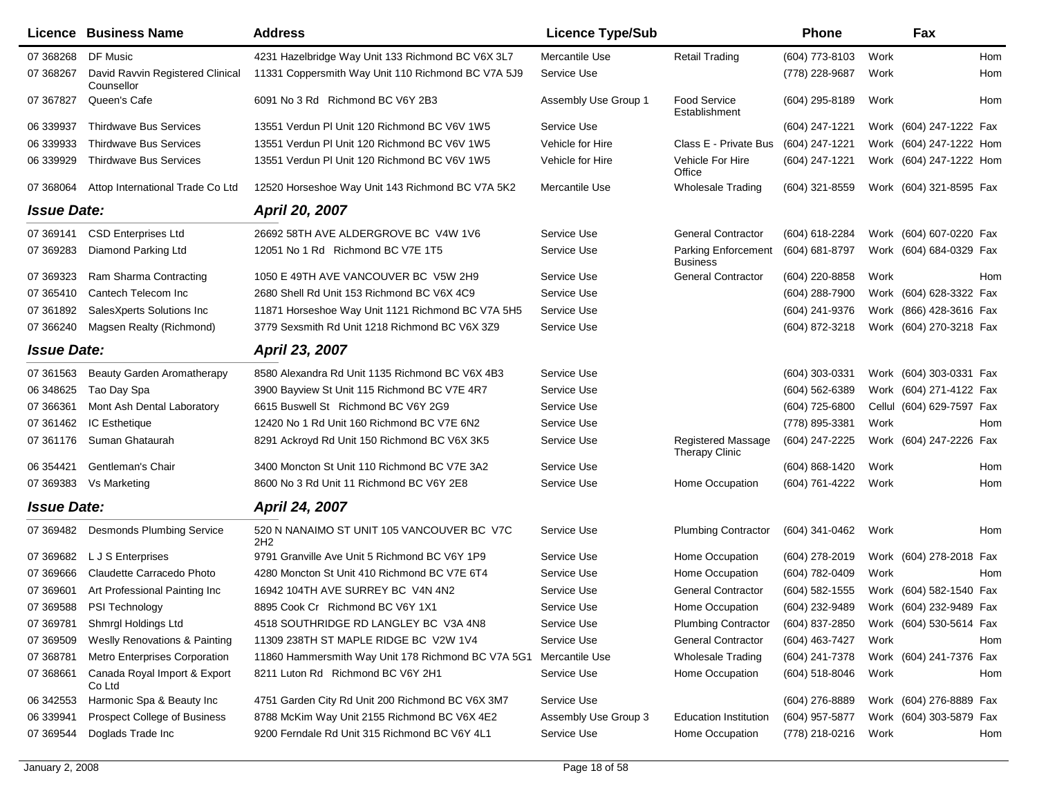| Licence | Business Name | Address | Licence Type/Sub | | Phone | | Fax | |
|---|---|---|---|---|---|---|---|---|
| 07 368268 | DF Music | 4231 Hazelbridge Way Unit 133 Richmond BC V6X 3L7 | Mercantile Use | Retail Trading | (604) 773-8103 | Work | | Hom |
| 07 368267 | David Ravvin Registered Clinical Counsellor | 11331 Coppersmith Way Unit 110 Richmond BC V7A 5J9 | Service Use | | (778) 228-9687 | Work | | Hom |
| 07 367827 | Queen's Cafe | 6091 No 3 Rd Richmond BC V6Y 2B3 | Assembly Use Group 1 | Food Service Establishment | (604) 295-8189 | Work | | Hom |
| 06 339937 | Thirdwave Bus Services | 13551 Verdun Pl Unit 120 Richmond BC V6V 1W5 | Service Use | | (604) 247-1221 | Work | (604) 247-1222 | Fax |
| 06 339933 | Thirdwave Bus Services | 13551 Verdun Pl Unit 120 Richmond BC V6V 1W5 | Vehicle for Hire | Class E - Private Bus | (604) 247-1221 | Work | (604) 247-1222 | Hom |
| 06 339929 | Thirdwave Bus Services | 13551 Verdun Pl Unit 120 Richmond BC V6V 1W5 | Vehicle for Hire | Vehicle For Hire Office | (604) 247-1221 | Work | (604) 247-1222 | Hom |
| 07 368064 | Attop International Trade Co Ltd | 12520 Horseshoe Way Unit 143 Richmond BC V7A 5K2 | Mercantile Use | Wholesale Trading | (604) 321-8559 | Work | (604) 321-8595 | Fax |
| ***Issue Date:*** | | ***April 20, 2007*** | | | | | | |
| 07 369141 | CSD Enterprises Ltd | 26692 58TH AVE ALDERGROVE BC V4W 1V6 | Service Use | General Contractor | (604) 618-2284 | Work | (604) 607-0220 | Fax |
| 07 369283 | Diamond Parking Ltd | 12051 No 1 Rd Richmond BC V7E 1T5 | Service Use | Parking Enforcement Business | (604) 681-8797 | Work | (604) 684-0329 | Fax |
| 07 369323 | Ram Sharma Contracting | 1050 E 49TH AVE VANCOUVER BC V5W 2H9 | Service Use | General Contractor | (604) 220-8858 | Work | | Hom |
| 07 365410 | Cantech Telecom Inc | 2680 Shell Rd Unit 153 Richmond BC V6X 4C9 | Service Use | | (604) 288-7900 | Work | (604) 628-3322 | Fax |
| 07 361892 | SalesXperts Solutions Inc | 11871 Horseshoe Way Unit 1121 Richmond BC V7A 5H5 | Service Use | | (604) 241-9376 | Work | (866) 428-3616 | Fax |
| 07 366240 | Magsen Realty (Richmond) | 3779 Sexsmith Rd Unit 1218 Richmond BC V6X 3Z9 | Service Use | | (604) 872-3218 | Work | (604) 270-3218 | Fax |
| ***Issue Date:*** | | ***April 23, 2007*** | | | | | | |
| 07 361563 | Beauty Garden Aromatherapy | 8580 Alexandra Rd Unit 1135 Richmond BC V6X 4B3 | Service Use | | (604) 303-0331 | Work | (604) 303-0331 | Fax |
| 06 348625 | Tao Day Spa | 3900 Bayview St Unit 115 Richmond BC V7E 4R7 | Service Use | | (604) 562-6389 | Work | (604) 271-4122 | Fax |
| 07 366361 | Mont Ash Dental Laboratory | 6615 Buswell St Richmond BC V6Y 2G9 | Service Use | | (604) 725-6800 | Cellul | (604) 629-7597 | Fax |
| 07 361462 | IC Esthetique | 12420 No 1 Rd Unit 160 Richmond BC V7E 6N2 | Service Use | | (778) 895-3381 | Work | | Hom |
| 07 361176 | Suman Ghataurah | 8291 Ackroyd Rd Unit 150 Richmond BC V6X 3K5 | Service Use | Registered Massage Therapy Clinic | (604) 247-2225 | Work | (604) 247-2226 | Fax |
| 06 354421 | Gentleman's Chair | 3400 Moncton St Unit 110 Richmond BC V7E 3A2 | Service Use | | (604) 868-1420 | Work | | Hom |
| 07 369383 | Vs Marketing | 8600 No 3 Rd Unit 11 Richmond BC V6Y 2E8 | Service Use | Home Occupation | (604) 761-4222 | Work | | Hom |
| ***Issue Date:*** | | ***April 24, 2007*** | | | | | | |
| 07 369482 | Desmonds Plumbing Service | 520 N NANAIMO ST UNIT 105 VANCOUVER BC V7C 2H2 | Service Use | Plumbing Contractor | (604) 341-0462 | Work | | Hom |
| 07 369682 | L J S Enterprises | 9791 Granville Ave Unit 5 Richmond BC V6Y 1P9 | Service Use | Home Occupation | (604) 278-2019 | Work | (604) 278-2018 | Fax |
| 07 369666 | Claudette Carracedo Photo | 4280 Moncton St Unit 410 Richmond BC V7E 6T4 | Service Use | Home Occupation | (604) 782-0409 | Work | | Hom |
| 07 369601 | Art Professional Painting Inc | 16942 104TH AVE SURREY BC V4N 4N2 | Service Use | General Contractor | (604) 582-1555 | Work | (604) 582-1540 | Fax |
| 07 369588 | PSI Technology | 8895 Cook Cr Richmond BC V6Y 1X1 | Service Use | Home Occupation | (604) 232-9489 | Work | (604) 232-9489 | Fax |
| 07 369781 | Shmrgl Holdings Ltd | 4518 SOUTHRIDGE RD LANGLEY BC V3A 4N8 | Service Use | Plumbing Contractor | (604) 837-2850 | Work | (604) 530-5614 | Fax |
| 07 369509 | Weslly Renovations & Painting | 11309 238TH ST MAPLE RIDGE BC V2W 1V4 | Service Use | General Contractor | (604) 463-7427 | Work | | Hom |
| 07 368781 | Metro Enterprises Corporation | 11860 Hammersmith Way Unit 178 Richmond BC V7A 5G1 | Mercantile Use | Wholesale Trading | (604) 241-7378 | Work | (604) 241-7376 | Fax |
| 07 368661 | Canada Royal Import & Export Co Ltd | 8211 Luton Rd Richmond BC V6Y 2H1 | Service Use | Home Occupation | (604) 518-8046 | Work | | Hom |
| 06 342553 | Harmonic Spa & Beauty Inc | 4751 Garden City Rd Unit 200 Richmond BC V6X 3M7 | Service Use | | (604) 276-8889 | Work | (604) 276-8889 | Fax |
| 06 339941 | Prospect College of Business | 8788 McKim Way Unit 2155 Richmond BC V6X 4E2 | Assembly Use Group 3 | Education Institution | (604) 957-5877 | Work | (604) 303-5879 | Fax |
| 07 369544 | Doglads Trade Inc | 9200 Ferndale Rd Unit 315 Richmond BC V6Y 4L1 | Service Use | Home Occupation | (778) 218-0216 | Work | | Hom |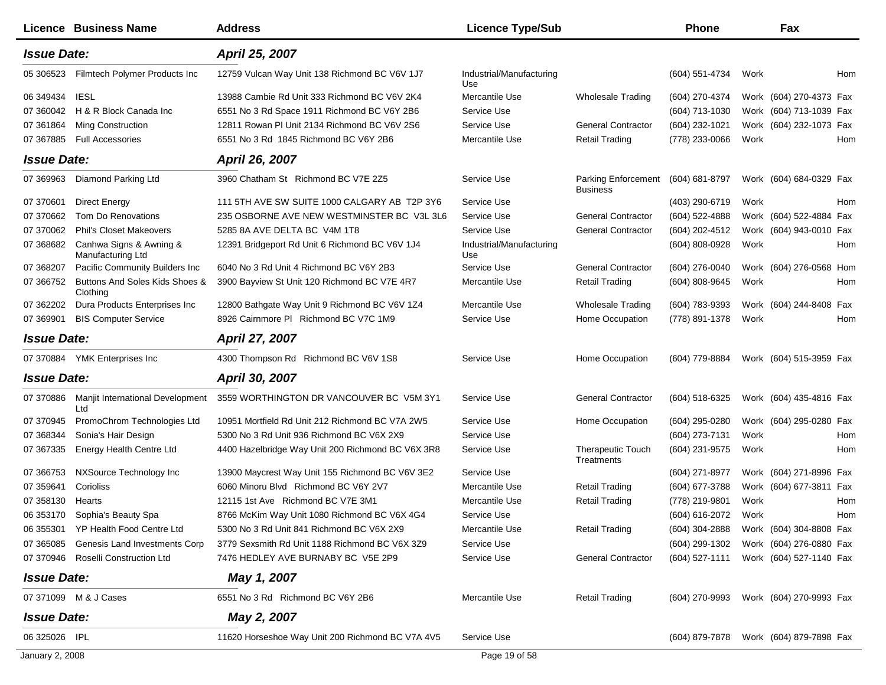| Licence | Business Name | Address | Licence Type/Sub | | Phone | | Fax | |
|---|---|---|---|---|---|---|---|---|
| ***Issue Date:*** | | ***April 25, 2007*** | | | | | | |
| 05 306523 | Filmtech Polymer Products Inc | 12759 Vulcan Way Unit 138 Richmond BC V6V 1J7 | Industrial/Manufacturing Use | | (604) 551-4734 | Work | | Hom |
| 06 349434 | IESL | 13988 Cambie Rd Unit 333 Richmond BC V6V 2K4 | Mercantile Use | Wholesale Trading | (604) 270-4374 | Work | (604) 270-4373 | Fax |
| 07 360042 | H & R Block Canada Inc | 6551 No 3 Rd Space 1911 Richmond BC V6Y 2B6 | Service Use | | (604) 713-1030 | Work | (604) 713-1039 | Fax |
| 07 361864 | Ming Construction | 12811 Rowan Pl Unit 2134 Richmond BC V6V 2S6 | Service Use | General Contractor | (604) 232-1021 | Work | (604) 232-1073 | Fax |
| 07 367885 | Full Accessories | 6551 No 3 Rd 1845 Richmond BC V6Y 2B6 | Mercantile Use | Retail Trading | (778) 233-0066 | Work | | Hom |
| ***Issue Date:*** | | ***April 26, 2007*** | | | | | | |
| 07 369963 | Diamond Parking Ltd | 3960 Chatham St Richmond BC V7E 2Z5 | Service Use | Parking Enforcement Business | (604) 681-8797 | Work | (604) 684-0329 | Fax |
| 07 370601 | Direct Energy | 111 5TH AVE SW SUITE 1000 CALGARY AB T2P 3Y6 | Service Use | | (403) 290-6719 | Work | | Hom |
| 07 370662 | Tom Do Renovations | 235 OSBORNE AVE NEW WESTMINSTER BC V3L 3L6 | Service Use | General Contractor | (604) 522-4888 | Work | (604) 522-4884 | Fax |
| 07 370062 | Phil's Closet Makeovers | 5285 8A AVE DELTA BC V4M 1T8 | Service Use | General Contractor | (604) 202-4512 | Work | (604) 943-0010 | Fax |
| 07 368682 | Canhwa Signs & Awning & Manufacturing Ltd | 12391 Bridgeport Rd Unit 6 Richmond BC V6V 1J4 | Industrial/Manufacturing Use | | (604) 808-0928 | Work | | Hom |
| 07 368207 | Pacific Community Builders Inc | 6040 No 3 Rd Unit 4 Richmond BC V6Y 2B3 | Service Use | General Contractor | (604) 276-0040 | Work | (604) 276-0568 | Hom |
| 07 366752 | Buttons And Soles Kids Shoes & Clothing | 3900 Bayview St Unit 120 Richmond BC V7E 4R7 | Mercantile Use | Retail Trading | (604) 808-9645 | Work | | Hom |
| 07 362202 | Dura Products Enterprises Inc | 12800 Bathgate Way Unit 9 Richmond BC V6V 1Z4 | Mercantile Use | Wholesale Trading | (604) 783-9393 | Work | (604) 244-8408 | Fax |
| 07 369901 | BIS Computer Service | 8926 Cairnmore Pl Richmond BC V7C 1M9 | Service Use | Home Occupation | (778) 891-1378 | Work | | Hom |
| ***Issue Date:*** | | ***April 27, 2007*** | | | | | | |
| 07 370884 | YMK Enterprises Inc | 4300 Thompson Rd Richmond BC V6V 1S8 | Service Use | Home Occupation | (604) 779-8884 | Work | (604) 515-3959 | Fax |
| ***Issue Date:*** | | ***April 30, 2007*** | | | | | | |
| 07 370886 | Manjit International Development Ltd | 3559 WORTHINGTON DR VANCOUVER BC V5M 3Y1 | Service Use | General Contractor | (604) 518-6325 | Work | (604) 435-4816 | Fax |
| 07 370945 | PromoChrom Technologies Ltd | 10951 Mortfield Rd Unit 212 Richmond BC V7A 2W5 | Service Use | Home Occupation | (604) 295-0280 | Work | (604) 295-0280 | Fax |
| 07 368344 | Sonia's Hair Design | 5300 No 3 Rd Unit 936 Richmond BC V6X 2X9 | Service Use | | (604) 273-7131 | Work | | Hom |
| 07 367335 | Energy Health Centre Ltd | 4400 Hazelbridge Way Unit 200 Richmond BC V6X 3R8 | Service Use | Therapeutic Touch Treatments | (604) 231-9575 | Work | | Hom |
| 07 366753 | NXSource Technology Inc | 13900 Maycrest Way Unit 155 Richmond BC V6V 3E2 | Service Use | | (604) 271-8977 | Work | (604) 271-8996 | Fax |
| 07 359641 | Corioliss | 6060 Minoru Blvd Richmond BC V6Y 2V7 | Mercantile Use | Retail Trading | (604) 677-3788 | Work | (604) 677-3811 | Fax |
| 07 358130 | Hearts | 12115 1st Ave Richmond BC V7E 3M1 | Mercantile Use | Retail Trading | (778) 219-9801 | Work | | Hom |
| 06 353170 | Sophia's Beauty Spa | 8766 McKim Way Unit 1080 Richmond BC V6X 4G4 | Service Use | | (604) 616-2072 | Work | | Hom |
| 06 355301 | YP Health Food Centre Ltd | 5300 No 3 Rd Unit 841 Richmond BC V6X 2X9 | Mercantile Use | Retail Trading | (604) 304-2888 | Work | (604) 304-8808 | Fax |
| 07 365085 | Genesis Land Investments Corp | 3779 Sexsmith Rd Unit 1188 Richmond BC V6X 3Z9 | Service Use | | (604) 299-1302 | Work | (604) 276-0880 | Fax |
| 07 370946 | Roselli Construction Ltd | 7476 HEDLEY AVE BURNABY BC V5E 2P9 | Service Use | General Contractor | (604) 527-1111 | Work | (604) 527-1140 | Fax |
| ***Issue Date:*** | | ***May 1, 2007*** | | | | | | |
| 07 371099 | M & J Cases | 6551 No 3 Rd Richmond BC V6Y 2B6 | Mercantile Use | Retail Trading | (604) 270-9993 | Work | (604) 270-9993 | Fax |
| ***Issue Date:*** | | ***May 2, 2007*** | | | | | | |
| 06 325026 | IPL | 11620 Horseshoe Way Unit 200 Richmond BC V7A 4V5 | Service Use | | (604) 879-7878 | Work | (604) 879-7898 | Fax |

January 2, 2008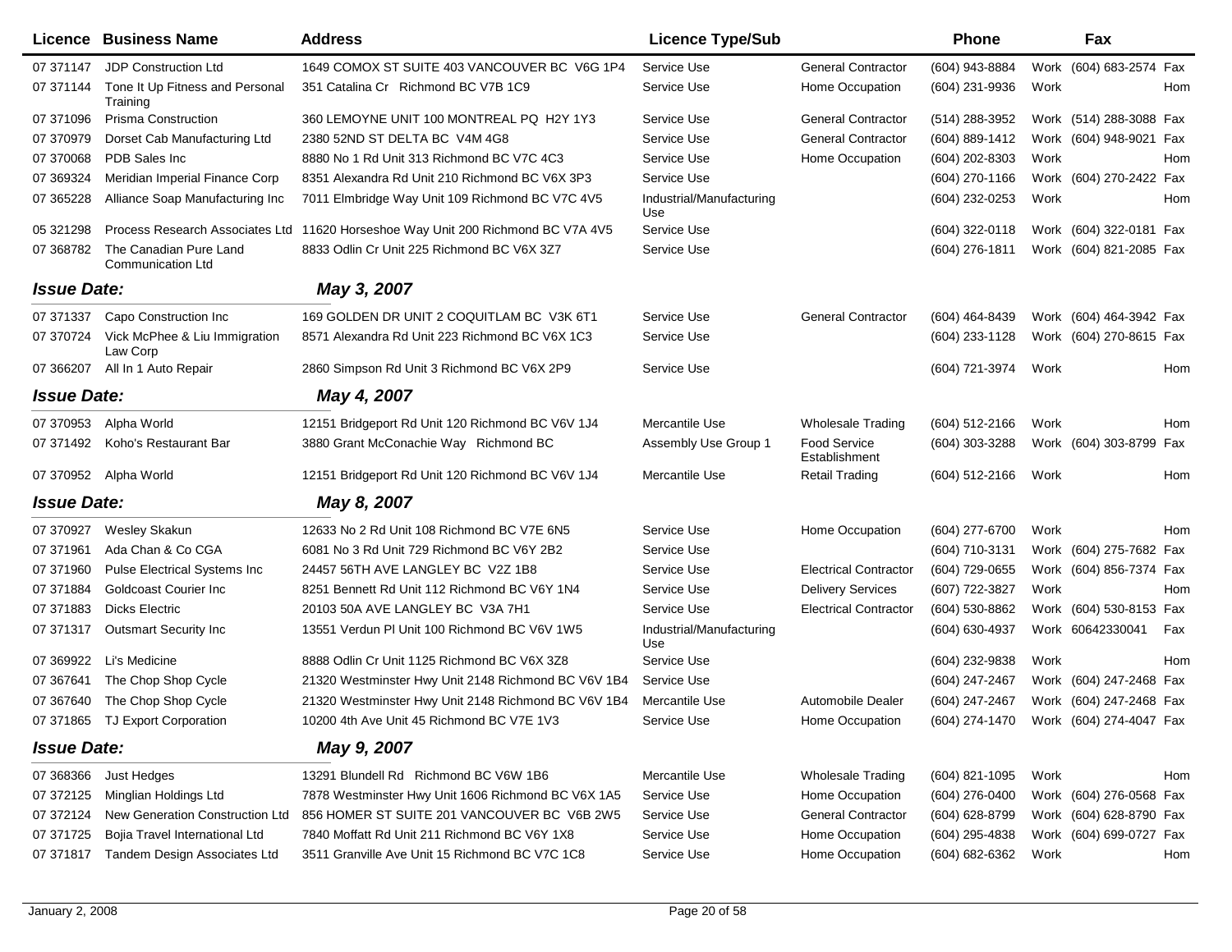| Licence | Business Name | Address | Licence Type/Sub | | Phone | | Fax | |
|---|---|---|---|---|---|---|---|---|
| 07 371147 | JDP Construction Ltd | 1649 COMOX ST SUITE 403 VANCOUVER BC V6G 1P4 | Service Use | General Contractor | (604) 943-8884 | Work | (604) 683-2574 | Fax |
| 07 371144 | Tone It Up Fitness and Personal Training | 351 Catalina Cr Richmond BC V7B 1C9 | Service Use | Home Occupation | (604) 231-9936 | Work | | Hom |
| 07 371096 | Prisma Construction | 360 LEMOYNE UNIT 100 MONTREAL PQ H2Y 1Y3 | Service Use | General Contractor | (514) 288-3952 | Work | (514) 288-3088 | Fax |
| 07 370979 | Dorset Cab Manufacturing Ltd | 2380 52ND ST DELTA BC V4M 4G8 | Service Use | General Contractor | (604) 889-1412 | Work | (604) 948-9021 | Fax |
| 07 370068 | PDB Sales Inc | 8880 No 1 Rd Unit 313 Richmond BC V7C 4C3 | Service Use | Home Occupation | (604) 202-8303 | Work | | Hom |
| 07 369324 | Meridian Imperial Finance Corp | 8351 Alexandra Rd Unit 210 Richmond BC V6X 3P3 | Service Use | | (604) 270-1166 | Work | (604) 270-2422 | Fax |
| 07 365228 | Alliance Soap Manufacturing Inc | 7011 Elmbridge Way Unit 109 Richmond BC V7C 4V5 | Industrial/Manufacturing Use | | (604) 232-0253 | Work | | Hom |
| 05 321298 | Process Research Associates Ltd | 11620 Horseshoe Way Unit 200 Richmond BC V7A 4V5 | Service Use | | (604) 322-0118 | Work | (604) 322-0181 | Fax |
| 07 368782 | The Canadian Pure Land Communication Ltd | 8833 Odlin Cr Unit 225 Richmond BC V6X 3Z7 | Service Use | | (604) 276-1811 | Work | (604) 821-2085 | Fax |
| ***Issue Date:*** | | ***May 3, 2007*** | | | | | | |
| 07 371337 | Capo Construction Inc | 169 GOLDEN DR UNIT 2 COQUITLAM BC V3K 6T1 | Service Use | General Contractor | (604) 464-8439 | Work | (604) 464-3942 | Fax |
| 07 370724 | Vick McPhee & Liu Immigration Law Corp | 8571 Alexandra Rd Unit 223 Richmond BC V6X 1C3 | Service Use | | (604) 233-1128 | Work | (604) 270-8615 | Fax |
| 07 366207 | All In 1 Auto Repair | 2860 Simpson Rd Unit 3 Richmond BC V6X 2P9 | Service Use | | (604) 721-3974 | Work | | Hom |
| ***Issue Date:*** | | ***May 4, 2007*** | | | | | | |
| 07 370953 | Alpha World | 12151 Bridgeport Rd Unit 120 Richmond BC V6V 1J4 | Mercantile Use | Wholesale Trading | (604) 512-2166 | Work | | Hom |
| 07 371492 | Koho's Restaurant Bar | 3880 Grant McConachie Way Richmond BC | Assembly Use Group 1 | Food Service Establishment | (604) 303-3288 | Work | (604) 303-8799 | Fax |
| 07 370952 | Alpha World | 12151 Bridgeport Rd Unit 120 Richmond BC V6V 1J4 | Mercantile Use | Retail Trading | (604) 512-2166 | Work | | Hom |
| ***Issue Date:*** | | ***May 8, 2007*** | | | | | | |
| 07 370927 | Wesley Skakun | 12633 No 2 Rd Unit 108 Richmond BC V7E 6N5 | Service Use | Home Occupation | (604) 277-6700 | Work | | Hom |
| 07 371961 | Ada Chan & Co CGA | 6081 No 3 Rd Unit 729 Richmond BC V6Y 2B2 | Service Use | | (604) 710-3131 | Work | (604) 275-7682 | Fax |
| 07 371960 | Pulse Electrical Systems Inc | 24457 56TH AVE LANGLEY BC V2Z 1B8 | Service Use | Electrical Contractor | (604) 729-0655 | Work | (604) 856-7374 | Fax |
| 07 371884 | Goldcoast Courier Inc | 8251 Bennett Rd Unit 112 Richmond BC V6Y 1N4 | Service Use | Delivery Services | (607) 722-3827 | Work | | Hom |
| 07 371883 | Dicks Electric | 20103 50A AVE LANGLEY BC V3A 7H1 | Service Use | Electrical Contractor | (604) 530-8862 | Work | (604) 530-8153 | Fax |
| 07 371317 | Outsmart Security Inc | 13551 Verdun Pl Unit 100 Richmond BC V6V 1W5 | Industrial/Manufacturing Use | | (604) 630-4937 | Work | 60642330041 | Fax |
| 07 369922 | Li's Medicine | 8888 Odlin Cr Unit 1125 Richmond BC V6X 3Z8 | Service Use | | (604) 232-9838 | Work | | Hom |
| 07 367641 | The Chop Shop Cycle | 21320 Westminster Hwy Unit 2148 Richmond BC V6V 1B4 | Service Use | | (604) 247-2467 | Work | (604) 247-2468 | Fax |
| 07 367640 | The Chop Shop Cycle | 21320 Westminster Hwy Unit 2148 Richmond BC V6V 1B4 | Mercantile Use | Automobile Dealer | (604) 247-2467 | Work | (604) 247-2468 | Fax |
| 07 371865 | TJ Export Corporation | 10200 4th Ave Unit 45 Richmond BC V7E 1V3 | Service Use | Home Occupation | (604) 274-1470 | Work | (604) 274-4047 | Fax |
| ***Issue Date:*** | | ***May 9, 2007*** | | | | | | |
| 07 368366 | Just Hedges | 13291 Blundell Rd Richmond BC V6W 1B6 | Mercantile Use | Wholesale Trading | (604) 821-1095 | Work | | Hom |
| 07 372125 | Minglian Holdings Ltd | 7878 Westminster Hwy Unit 1606 Richmond BC V6X 1A5 | Service Use | Home Occupation | (604) 276-0400 | Work | (604) 276-0568 | Fax |
| 07 372124 | New Generation Construction Ltd | 856 HOMER ST SUITE 201 VANCOUVER BC V6B 2W5 | Service Use | General Contractor | (604) 628-8799 | Work | (604) 628-8790 | Fax |
| 07 371725 | Bojia Travel International Ltd | 7840 Moffatt Rd Unit 211 Richmond BC V6Y 1X8 | Service Use | Home Occupation | (604) 295-4838 | Work | (604) 699-0727 | Fax |
| 07 371817 | Tandem Design Associates Ltd | 3511 Granville Ave Unit 15 Richmond BC V7C 1C8 | Service Use | Home Occupation | (604) 682-6362 | Work | | Hom |

January 2, 2008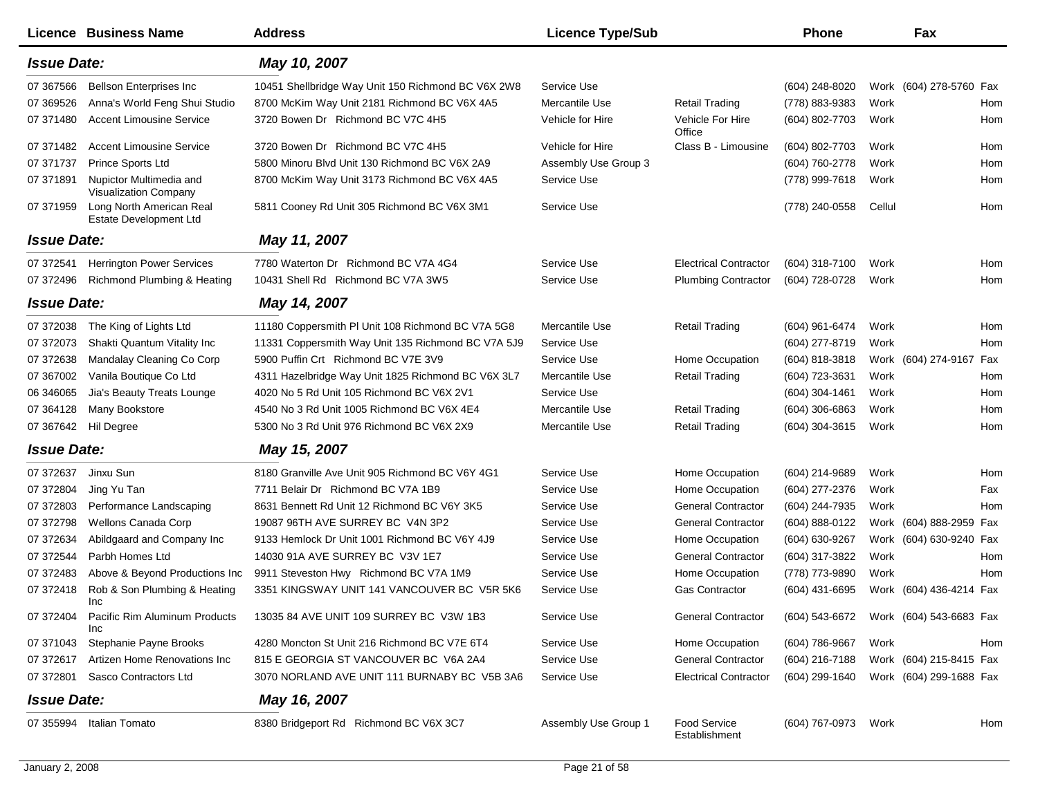| Licence | Business Name | Address | Licence Type/Sub | | Phone | | Fax | |
|---|---|---|---|---|---|---|---|---|
| ***Issue Date:*** | | ***May 10, 2007*** | | | | | | |
| 07 367566 | Bellson Enterprises Inc | 10451 Shellbridge Way Unit 150 Richmond BC V6X 2W8 | Service Use | | (604) 248-8020 | Work | (604) 278-5760 | Fax |
| 07 369526 | Anna's World Feng Shui Studio | 8700 McKim Way Unit 2181 Richmond BC V6X 4A5 | Mercantile Use | Retail Trading | (778) 883-9383 | Work | | Hom |
| 07 371480 | Accent Limousine Service | 3720 Bowen Dr Richmond BC V7C 4H5 | Vehicle for Hire | Vehicle For Hire Office | (604) 802-7703 | Work | | Hom |
| 07 371482 | Accent Limousine Service | 3720 Bowen Dr Richmond BC V7C 4H5 | Vehicle for Hire | Class B - Limousine | (604) 802-7703 | Work | | Hom |
| 07 371737 | Prince Sports Ltd | 5800 Minoru Blvd Unit 130 Richmond BC V6X 2A9 | Assembly Use Group 3 | | (604) 760-2778 | Work | | Hom |
| 07 371891 | Nupictor Multimedia and Visualization Company | 8700 McKim Way Unit 3173 Richmond BC V6X 4A5 | Service Use | | (778) 999-7618 | Work | | Hom |
| 07 371959 | Long North American Real Estate Development Ltd | 5811 Cooney Rd Unit 305 Richmond BC V6X 3M1 | Service Use | | (778) 240-0558 | Cellul | | Hom |
| ***Issue Date:*** | | ***May 11, 2007*** | | | | | | |
| 07 372541 | Herrington Power Services | 7780 Waterton Dr Richmond BC V7A 4G4 | Service Use | Electrical Contractor | (604) 318-7100 | Work | | Hom |
| 07 372496 | Richmond Plumbing & Heating | 10431 Shell Rd Richmond BC V7A 3W5 | Service Use | Plumbing Contractor | (604) 728-0728 | Work | | Hom |
| ***Issue Date:*** | | ***May 14, 2007*** | | | | | | |
| 07 372038 | The King of Lights Ltd | 11180 Coppersmith Pl Unit 108 Richmond BC V7A 5G8 | Mercantile Use | Retail Trading | (604) 961-6474 | Work | | Hom |
| 07 372073 | Shakti Quantum Vitality Inc | 11331 Coppersmith Way Unit 135 Richmond BC V7A 5J9 | Service Use | | (604) 277-8719 | Work | | Hom |
| 07 372638 | Mandalay Cleaning Co Corp | 5900 Puffin Crt Richmond BC V7E 3V9 | Service Use | Home Occupation | (604) 818-3818 | Work | (604) 274-9167 | Fax |
| 07 367002 | Vanila Boutique Co Ltd | 4311 Hazelbridge Way Unit 1825 Richmond BC V6X 3L7 | Mercantile Use | Retail Trading | (604) 723-3631 | Work | | Hom |
| 06 346065 | Jia's Beauty Treats Lounge | 4020 No 5 Rd Unit 105 Richmond BC V6X 2V1 | Service Use | | (604) 304-1461 | Work | | Hom |
| 07 364128 | Many Bookstore | 4540 No 3 Rd Unit 1005 Richmond BC V6X 4E4 | Mercantile Use | Retail Trading | (604) 306-6863 | Work | | Hom |
| 07 367642 | Hil Degree | 5300 No 3 Rd Unit 976 Richmond BC V6X 2X9 | Mercantile Use | Retail Trading | (604) 304-3615 | Work | | Hom |
| ***Issue Date:*** | | ***May 15, 2007*** | | | | | | |
| 07 372637 | Jinxu Sun | 8180 Granville Ave Unit 905 Richmond BC V6Y 4G1 | Service Use | Home Occupation | (604) 214-9689 | Work | | Hom |
| 07 372804 | Jing Yu Tan | 7711 Belair Dr Richmond BC V7A 1B9 | Service Use | Home Occupation | (604) 277-2376 | Work | | Fax |
| 07 372803 | Performance Landscaping | 8631 Bennett Rd Unit 12 Richmond BC V6Y 3K5 | Service Use | General Contractor | (604) 244-7935 | Work | | Hom |
| 07 372798 | Wellons Canada Corp | 19087 96TH AVE SURREY BC V4N 3P2 | Service Use | General Contractor | (604) 888-0122 | Work | (604) 888-2959 | Fax |
| 07 372634 | Abildgaard and Company Inc | 9133 Hemlock Dr Unit 1001 Richmond BC V6Y 4J9 | Service Use | Home Occupation | (604) 630-9267 | Work | (604) 630-9240 | Fax |
| 07 372544 | Parbh Homes Ltd | 14030 91A AVE SURREY BC V3V 1E7 | Service Use | General Contractor | (604) 317-3822 | Work | | Hom |
| 07 372483 | Above & Beyond Productions Inc | 9911 Steveston Hwy Richmond BC V7A 1M9 | Service Use | Home Occupation | (778) 773-9890 | Work | | Hom |
| 07 372418 | Rob & Son Plumbing & Heating Inc | 3351 KINGSWAY UNIT 141 VANCOUVER BC V5R 5K6 | Service Use | Gas Contractor | (604) 431-6695 | Work | (604) 436-4214 | Fax |
| 07 372404 | Pacific Rim Aluminum Products Inc | 13035 84 AVE UNIT 109 SURREY BC V3W 1B3 | Service Use | General Contractor | (604) 543-6672 | Work | (604) 543-6683 | Fax |
| 07 371043 | Stephanie Payne Brooks | 4280 Moncton St Unit 216 Richmond BC V7E 6T4 | Service Use | Home Occupation | (604) 786-9667 | Work | | Hom |
| 07 372617 | Artizen Home Renovations Inc | 815 E GEORGIA ST VANCOUVER BC V6A 2A4 | Service Use | General Contractor | (604) 216-7188 | Work | (604) 215-8415 | Fax |
| 07 372801 | Sasco Contractors Ltd | 3070 NORLAND AVE UNIT 111 BURNABY BC V5B 3A6 | Service Use | Electrical Contractor | (604) 299-1640 | Work | (604) 299-1688 | Fax |
| ***Issue Date:*** | | ***May 16, 2007*** | | | | | | |
| 07 355994 | Italian Tomato | 8380 Bridgeport Rd Richmond BC V6X 3C7 | Assembly Use Group 1 | Food Service Establishment | (604) 767-0973 | Work | | Hom |

January 2, 2008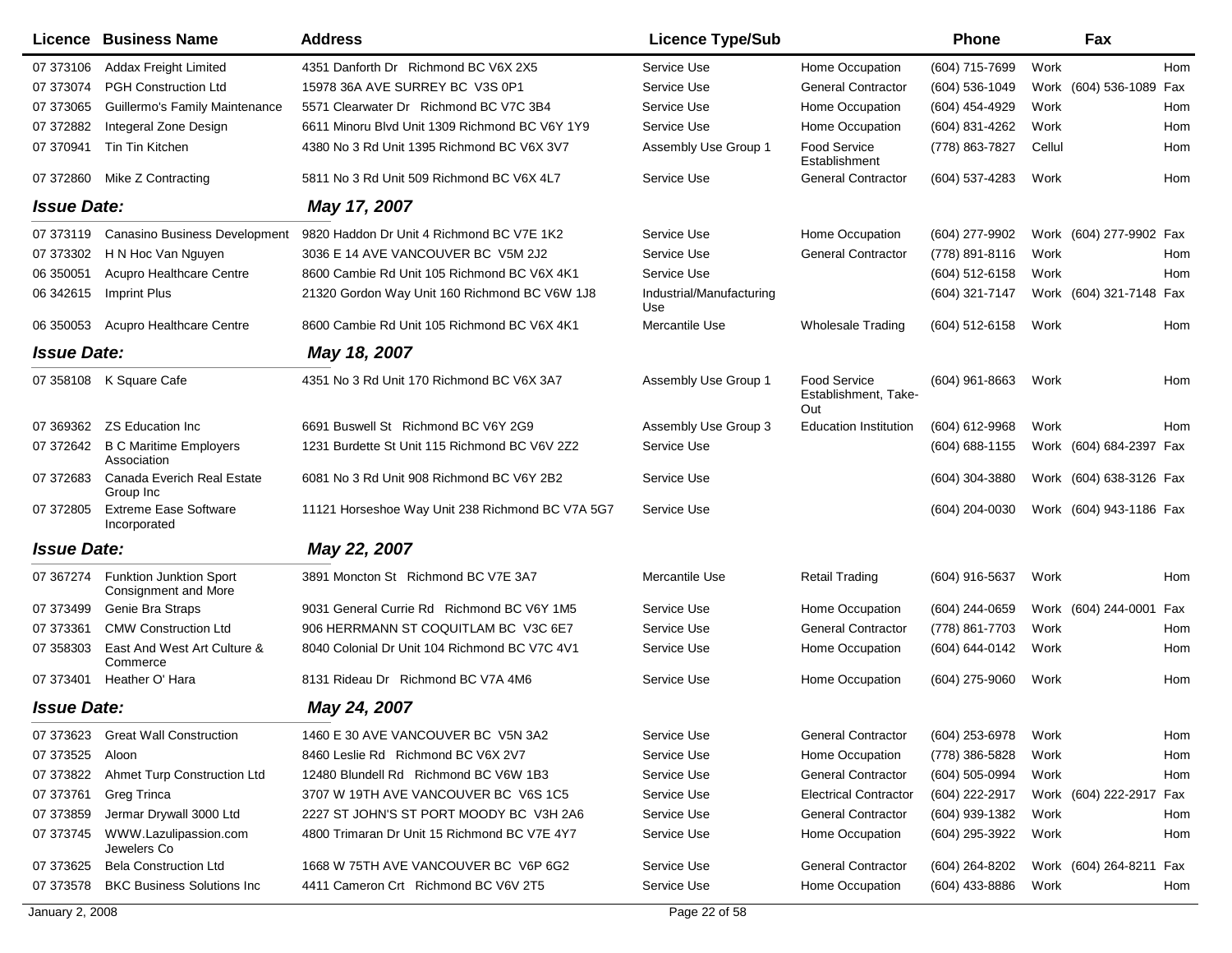| Licence | Business Name | Address | Licence Type/Sub | | Phone | | Fax | |
|---|---|---|---|---|---|---|---|---|
| 07 373106 | Addax Freight Limited | 4351 Danforth Dr Richmond BC V6X 2X5 | Service Use | Home Occupation | (604) 715-7699 | Work | | Hom |
| 07 373074 | PGH Construction Ltd | 15978 36A AVE SURREY BC V3S 0P1 | Service Use | General Contractor | (604) 536-1049 | Work | (604) 536-1089 | Fax |
| 07 373065 | Guillermo's Family Maintenance | 5571 Clearwater Dr Richmond BC V7C 3B4 | Service Use | Home Occupation | (604) 454-4929 | Work | | Hom |
| 07 372882 | Integeral Zone Design | 6611 Minoru Blvd Unit 1309 Richmond BC V6Y 1Y9 | Service Use | Home Occupation | (604) 831-4262 | Work | | Hom |
| 07 370941 | Tin Tin Kitchen | 4380 No 3 Rd Unit 1395 Richmond BC V6X 3V7 | Assembly Use Group 1 | Food Service Establishment | (778) 863-7827 | Cellul | | Hom |
| 07 372860 | Mike Z Contracting | 5811 No 3 Rd Unit 509 Richmond BC V6X 4L7 | Service Use | General Contractor | (604) 537-4283 | Work | | Hom |
| ***Issue Date:*** | | ***May 17, 2007*** | | | | | | |
| 07 373119 | Canasino Business Development | 9820 Haddon Dr Unit 4 Richmond BC V7E 1K2 | Service Use | Home Occupation | (604) 277-9902 | Work | (604) 277-9902 | Fax |
| 07 373302 | H N Hoc Van Nguyen | 3036 E 14 AVE VANCOUVER BC V5M 2J2 | Service Use | General Contractor | (778) 891-8116 | Work | | Hom |
| 06 350051 | Acupro Healthcare Centre | 8600 Cambie Rd Unit 105 Richmond BC V6X 4K1 | Service Use | | (604) 512-6158 | Work | | Hom |
| 06 342615 | Imprint Plus | 21320 Gordon Way Unit 160 Richmond BC V6W 1J8 | Industrial/Manufacturing Use | | (604) 321-7147 | Work | (604) 321-7148 | Fax |
| 06 350053 | Acupro Healthcare Centre | 8600 Cambie Rd Unit 105 Richmond BC V6X 4K1 | Mercantile Use | Wholesale Trading | (604) 512-6158 | Work | | Hom |
| ***Issue Date:*** | | ***May 18, 2007*** | | | | | | |
| 07 358108 | K Square Cafe | 4351 No 3 Rd Unit 170 Richmond BC V6X 3A7 | Assembly Use Group 1 | Food Service Establishment, Take-Out | (604) 961-8663 | Work | | Hom |
| 07 369362 | ZS Education Inc | 6691 Buswell St Richmond BC V6Y 2G9 | Assembly Use Group 3 | Education Institution | (604) 612-9968 | Work | | Hom |
| 07 372642 | B C Maritime Employers Association | 1231 Burdette St Unit 115 Richmond BC V6V 2Z2 | Service Use | | (604) 688-1155 | Work | (604) 684-2397 | Fax |
| 07 372683 | Canada Everich Real Estate Group Inc | 6081 No 3 Rd Unit 908 Richmond BC V6Y 2B2 | Service Use | | (604) 304-3880 | Work | (604) 638-3126 | Fax |
| 07 372805 | Extreme Ease Software Incorporated | 11121 Horseshoe Way Unit 238 Richmond BC V7A 5G7 | Service Use | | (604) 204-0030 | Work | (604) 943-1186 | Fax |
| ***Issue Date:*** | | ***May 22, 2007*** | | | | | | |
| 07 367274 | Funktion Junktion Sport Consignment and More | 3891 Moncton St Richmond BC V7E 3A7 | Mercantile Use | Retail Trading | (604) 916-5637 | Work | | Hom |
| 07 373499 | Genie Bra Straps | 9031 General Currie Rd Richmond BC V6Y 1M5 | Service Use | Home Occupation | (604) 244-0659 | Work | (604) 244-0001 | Fax |
| 07 373361 | CMW Construction Ltd | 906 HERRMANN ST COQUITLAM BC V3C 6E7 | Service Use | General Contractor | (778) 861-7703 | Work | | Hom |
| 07 358303 | East And West Art Culture & Commerce | 8040 Colonial Dr Unit 104 Richmond BC V7C 4V1 | Service Use | Home Occupation | (604) 644-0142 | Work | | Hom |
| 07 373401 | Heather O' Hara | 8131 Rideau Dr Richmond BC V7A 4M6 | Service Use | Home Occupation | (604) 275-9060 | Work | | Hom |
| ***Issue Date:*** | | ***May 24, 2007*** | | | | | | |
| 07 373623 | Great Wall Construction | 1460 E 30 AVE VANCOUVER BC V5N 3A2 | Service Use | General Contractor | (604) 253-6978 | Work | | Hom |
| 07 373525 | Aloon | 8460 Leslie Rd Richmond BC V6X 2V7 | Service Use | Home Occupation | (778) 386-5828 | Work | | Hom |
| 07 373822 | Ahmet Turp Construction Ltd | 12480 Blundell Rd Richmond BC V6W 1B3 | Service Use | General Contractor | (604) 505-0994 | Work | | Hom |
| 07 373761 | Greg Trinca | 3707 W 19TH AVE VANCOUVER BC V6S 1C5 | Service Use | Electrical Contractor | (604) 222-2917 | Work | (604) 222-2917 | Fax |
| 07 373859 | Jermar Drywall 3000 Ltd | 2227 ST JOHN'S ST PORT MOODY BC V3H 2A6 | Service Use | General Contractor | (604) 939-1382 | Work | | Hom |
| 07 373745 | WWW.Lazulipassion.com Jewelers Co | 4800 Trimaran Dr Unit 15 Richmond BC V7E 4Y7 | Service Use | Home Occupation | (604) 295-3922 | Work | | Hom |
| 07 373625 | Bela Construction Ltd | 1668 W 75TH AVE VANCOUVER BC V6P 6G2 | Service Use | General Contractor | (604) 264-8202 | Work | (604) 264-8211 | Fax |
| 07 373578 | BKC Business Solutions Inc | 4411 Cameron Crt Richmond BC V6V 2T5 | Service Use | Home Occupation | (604) 433-8886 | Work | | Hom |

January 2, 2008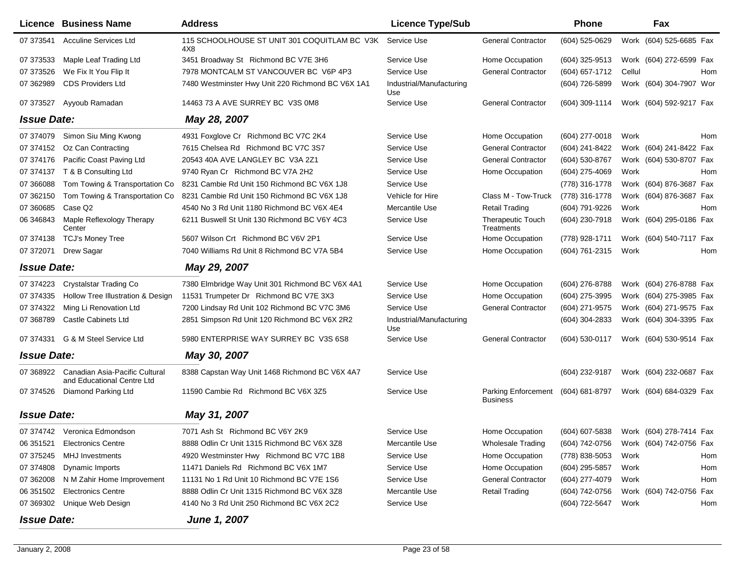| Licence | Business Name | Address | Licence Type/Sub | | Phone | | Fax | |
|---|---|---|---|---|---|---|---|---|
| 07 373541 | Acculine Services Ltd | 115 SCHOOLHOUSE ST UNIT 301 COQUITLAM BC V3K 4X8 | Service Use | General Contractor | (604) 525-0629 | Work | (604) 525-6685 | Fax |
| 07 373533 | Maple Leaf Trading Ltd | 3451 Broadway St Richmond BC V7E 3H6 | Service Use | Home Occupation | (604) 325-9513 | Work | (604) 272-6599 | Fax |
| 07 373526 | We Fix It You Flip It | 7978 MONTCALM ST VANCOUVER BC V6P 4P3 | Service Use | General Contractor | (604) 657-1712 | Cellul | | Hom |
| 07 362989 | CDS Providers Ltd | 7480 Westminster Hwy Unit 220 Richmond BC V6X 1A1 | Industrial/Manufacturing Use | | (604) 726-5899 | Work | (604) 304-7907 | Wor |
| 07 373527 | Ayyoub Ramadan | 14463 73 A AVE SURREY BC V3S 0M8 | Service Use | General Contractor | (604) 309-1114 | Work | (604) 592-9217 | Fax |
| ***Issue Date:*** | | ***May 28, 2007*** | | | | | | |
| 07 374079 | Simon Siu Ming Kwong | 4931 Foxglove Cr Richmond BC V7C 2K4 | Service Use | Home Occupation | (604) 277-0018 | Work | | Hom |
| 07 374152 | Oz Can Contracting | 7615 Chelsea Rd Richmond BC V7C 3S7 | Service Use | General Contractor | (604) 241-8422 | Work | (604) 241-8422 | Fax |
| 07 374176 | Pacific Coast Paving Ltd | 20543 40A AVE LANGLEY BC V3A 2Z1 | Service Use | General Contractor | (604) 530-8767 | Work | (604) 530-8707 | Fax |
| 07 374137 | T & B Consulting Ltd | 9740 Ryan Cr Richmond BC V7A 2H2 | Service Use | Home Occupation | (604) 275-4069 | Work | | Hom |
| 07 366088 | Tom Towing & Transportation Co | 8231 Cambie Rd Unit 150 Richmond BC V6X 1J8 | Service Use | | (778) 316-1778 | Work | (604) 876-3687 | Fax |
| 07 362150 | Tom Towing & Transportation Co | 8231 Cambie Rd Unit 150 Richmond BC V6X 1J8 | Vehicle for Hire | Class M - Tow-Truck | (778) 316-1778 | Work | (604) 876-3687 | Fax |
| 07 360685 | Case Q2 | 4540 No 3 Rd Unit 1180 Richmond BC V6X 4E4 | Mercantile Use | Retail Trading | (604) 791-9226 | Work | | Hom |
| 06 346843 | Maple Reflexology Therapy Center | 6211 Buswell St Unit 130 Richmond BC V6Y 4C3 | Service Use | Therapeutic Touch Treatments | (604) 230-7918 | Work | (604) 295-0186 | Fax |
| 07 374138 | TCJ's Money Tree | 5607 Wilson Crt Richmond BC V6V 2P1 | Service Use | Home Occupation | (778) 928-1711 | Work | (604) 540-7117 | Fax |
| 07 372071 | Drew Sagar | 7040 Williams Rd Unit 8 Richmond BC V7A 5B4 | Service Use | Home Occupation | (604) 761-2315 | Work | | Hom |
| ***Issue Date:*** | | ***May 29, 2007*** | | | | | | |
| 07 374223 | Crystalstar Trading Co | 7380 Elmbridge Way Unit 301 Richmond BC V6X 4A1 | Service Use | Home Occupation | (604) 276-8788 | Work | (604) 276-8788 | Fax |
| 07 374335 | Hollow Tree Illustration & Design | 11531 Trumpeter Dr Richmond BC V7E 3X3 | Service Use | Home Occupation | (604) 275-3995 | Work | (604) 275-3985 | Fax |
| 07 374322 | Ming Li Renovation Ltd | 7200 Lindsay Rd Unit 102 Richmond BC V7C 3M6 | Service Use | General Contractor | (604) 271-9575 | Work | (604) 271-9575 | Fax |
| 07 368789 | Castle Cabinets Ltd | 2851 Simpson Rd Unit 120 Richmond BC V6X 2R2 | Industrial/Manufacturing Use | | (604) 304-2833 | Work | (604) 304-3395 | Fax |
| 07 374331 | G & M Steel Service Ltd | 5980 ENTERPRISE WAY SURREY BC V3S 6S8 | Service Use | General Contractor | (604) 530-0117 | Work | (604) 530-9514 | Fax |
| ***Issue Date:*** | | ***May 30, 2007*** | | | | | | |
| 07 368922 | Canadian Asia-Pacific Cultural and Educational Centre Ltd | 8388 Capstan Way Unit 1468 Richmond BC V6X 4A7 | Service Use | | (604) 232-9187 | Work | (604) 232-0687 | Fax |
| 07 374526 | Diamond Parking Ltd | 11590 Cambie Rd Richmond BC V6X 3Z5 | Service Use | Parking Enforcement Business | (604) 681-8797 | Work | (604) 684-0329 | Fax |
| ***Issue Date:*** | | ***May 31, 2007*** | | | | | | |
| 07 374742 | Veronica Edmondson | 7071 Ash St Richmond BC V6Y 2K9 | Service Use | Home Occupation | (604) 607-5838 | Work | (604) 278-7414 | Fax |
| 06 351521 | Electronics Centre | 8888 Odlin Cr Unit 1315 Richmond BC V6X 3Z8 | Mercantile Use | Wholesale Trading | (604) 742-0756 | Work | (604) 742-0756 | Fax |
| 07 375245 | MHJ Investments | 4920 Westminster Hwy Richmond BC V7C 1B8 | Service Use | Home Occupation | (778) 838-5053 | Work | | Hom |
| 07 374808 | Dynamic Imports | 11471 Daniels Rd Richmond BC V6X 1M7 | Service Use | Home Occupation | (604) 295-5857 | Work | | Hom |
| 07 362008 | N M Zahir Home Improvement | 11131 No 1 Rd Unit 10 Richmond BC V7E 1S6 | Service Use | General Contractor | (604) 277-4079 | Work | | Hom |
| 06 351502 | Electronics Centre | 8888 Odlin Cr Unit 1315 Richmond BC V6X 3Z8 | Mercantile Use | Retail Trading | (604) 742-0756 | Work | (604) 742-0756 | Fax |
| 07 369302 | Unique Web Design | 4140 No 3 Rd Unit 250 Richmond BC V6X 2C2 | Service Use | | (604) 722-5647 | Work | | Hom |
| ***Issue Date:*** | | ***June 1, 2007*** | | | | | | |

January 2, 2008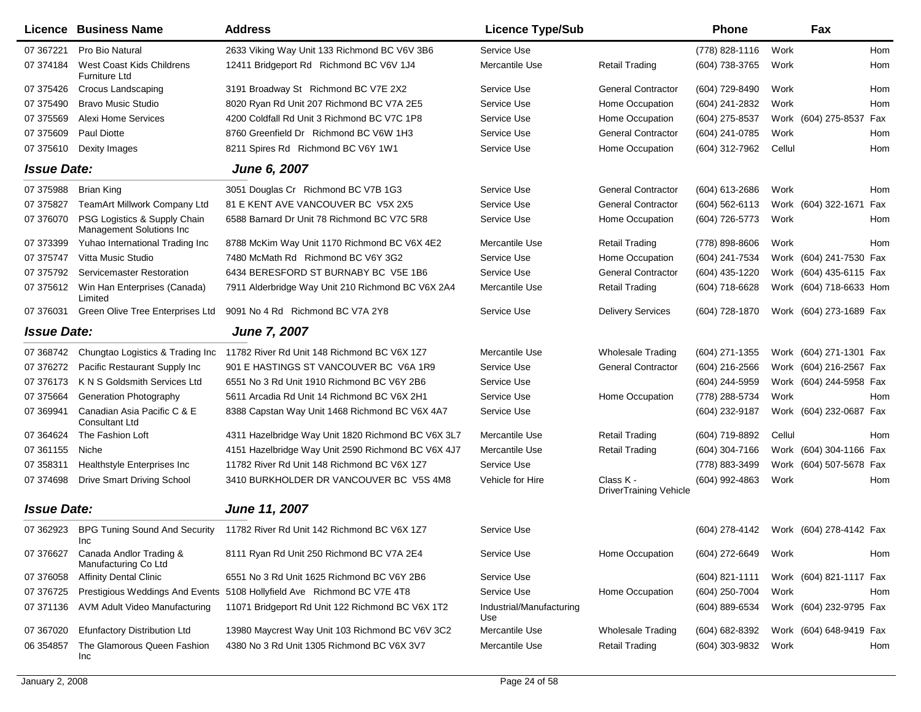| Licence | Business Name | Address | Licence Type/Sub | | Phone | | Fax | |
|---|---|---|---|---|---|---|---|---|
| 07 367221 | Pro Bio Natural | 2633 Viking Way Unit 133 Richmond BC V6V 3B6 | Service Use | | (778) 828-1116 | Work | | Hom |
| 07 374184 | West Coast Kids Childrens Furniture Ltd | 12411 Bridgeport Rd Richmond BC V6V 1J4 | Mercantile Use | Retail Trading | (604) 738-3765 | Work | | Hom |
| 07 375426 | Crocus Landscaping | 3191 Broadway St Richmond BC V7E 2X2 | Service Use | General Contractor | (604) 729-8490 | Work | | Hom |
| 07 375490 | Bravo Music Studio | 8020 Ryan Rd Unit 207 Richmond BC V7A 2E5 | Service Use | Home Occupation | (604) 241-2832 | Work | | Hom |
| 07 375569 | Alexi Home Services | 4200 Coldfall Rd Unit 3 Richmond BC V7C 1P8 | Service Use | Home Occupation | (604) 275-8537 | Work | (604) 275-8537 | Fax |
| 07 375609 | Paul Diotte | 8760 Greenfield Dr Richmond BC V6W 1H3 | Service Use | General Contractor | (604) 241-0785 | Work | | Hom |
| 07 375610 | Dexity Images | 8211 Spires Rd Richmond BC V6Y 1W1 | Service Use | Home Occupation | (604) 312-7962 | Cellul | | Hom |
| ***Issue Date:*** | | ***June 6, 2007*** | | | | | | |
| 07 375988 | Brian King | 3051 Douglas Cr Richmond BC V7B 1G3 | Service Use | General Contractor | (604) 613-2686 | Work | | Hom |
| 07 375827 | TeamArt Millwork Company Ltd | 81 E KENT AVE VANCOUVER BC V5X 2X5 | Service Use | General Contractor | (604) 562-6113 | Work | (604) 322-1671 | Fax |
| 07 376070 | PSG Logistics & Supply Chain Management Solutions Inc | 6588 Barnard Dr Unit 78 Richmond BC V7C 5R8 | Service Use | Home Occupation | (604) 726-5773 | Work | | Hom |
| 07 373399 | Yuhao International Trading Inc | 8788 McKim Way Unit 1170 Richmond BC V6X 4E2 | Mercantile Use | Retail Trading | (778) 898-8606 | Work | | Hom |
| 07 375747 | Vitta Music Studio | 7480 McMath Rd Richmond BC V6Y 3G2 | Service Use | Home Occupation | (604) 241-7534 | Work | (604) 241-7530 | Fax |
| 07 375792 | Servicemaster Restoration | 6434 BERESFORD ST BURNABY BC V5E 1B6 | Service Use | General Contractor | (604) 435-1220 | Work | (604) 435-6115 | Fax |
| 07 375612 | Win Han Enterprises (Canada) Limited | 7911 Alderbridge Way Unit 210 Richmond BC V6X 2A4 | Mercantile Use | Retail Trading | (604) 718-6628 | Work | (604) 718-6633 | Hom |
| 07 376031 | Green Olive Tree Enterprises Ltd | 9091 No 4 Rd Richmond BC V7A 2Y8 | Service Use | Delivery Services | (604) 728-1870 | Work | (604) 273-1689 | Fax |
| ***Issue Date:*** | | ***June 7, 2007*** | | | | | | |
| 07 368742 | Chungtao Logistics & Trading Inc | 11782 River Rd Unit 148 Richmond BC V6X 1Z7 | Mercantile Use | Wholesale Trading | (604) 271-1355 | Work | (604) 271-1301 | Fax |
| 07 376272 | Pacific Restaurant Supply Inc | 901 E HASTINGS ST VANCOUVER BC V6A 1R9 | Service Use | General Contractor | (604) 216-2566 | Work | (604) 216-2567 | Fax |
| 07 376173 | K N S Goldsmith Services Ltd | 6551 No 3 Rd Unit 1910 Richmond BC V6Y 2B6 | Service Use | | (604) 244-5959 | Work | (604) 244-5958 | Fax |
| 07 375664 | Generation Photography | 5611 Arcadia Rd Unit 14 Richmond BC V6X 2H1 | Service Use | Home Occupation | (778) 288-5734 | Work | | Hom |
| 07 369941 | Canadian Asia Pacific C & E Consultant Ltd | 8388 Capstan Way Unit 1468 Richmond BC V6X 4A7 | Service Use | | (604) 232-9187 | Work | (604) 232-0687 | Fax |
| 07 364624 | The Fashion Loft | 4311 Hazelbridge Way Unit 1820 Richmond BC V6X 3L7 | Mercantile Use | Retail Trading | (604) 719-8892 | Cellul | | Hom |
| 07 361155 | Niche | 4151 Hazelbridge Way Unit 2590 Richmond BC V6X 4J7 | Mercantile Use | Retail Trading | (604) 304-7166 | Work | (604) 304-1166 | Fax |
| 07 358311 | Healthstyle Enterprises Inc | 11782 River Rd Unit 148 Richmond BC V6X 1Z7 | Service Use | | (778) 883-3499 | Work | (604) 507-5678 | Fax |
| 07 374698 | Drive Smart Driving School | 3410 BURKHOLDER DR VANCOUVER BC V5S 4M8 | Vehicle for Hire | Class K - DriverTraining Vehicle | (604) 992-4863 | Work | | Hom |
| ***Issue Date:*** | | ***June 11, 2007*** | | | | | | |
| 07 362923 | BPG Tuning Sound And Security Inc | 11782 River Rd Unit 142 Richmond BC V6X 1Z7 | Service Use | | (604) 278-4142 | Work | (604) 278-4142 | Fax |
| 07 376627 | Canada Andlor Trading & Manufacturing Co Ltd | 8111 Ryan Rd Unit 250 Richmond BC V7A 2E4 | Service Use | Home Occupation | (604) 272-6649 | Work | | Hom |
| 07 376058 | Affinity Dental Clinic | 6551 No 3 Rd Unit 1625 Richmond BC V6Y 2B6 | Service Use | | (604) 821-1111 | Work | (604) 821-1117 | Fax |
| 07 376725 | Prestigious Weddings And Events | 5108 Hollyfield Ave Richmond BC V7E 4T8 | Service Use | Home Occupation | (604) 250-7004 | Work | | Hom |
| 07 371136 | AVM Adult Video Manufacturing | 11071 Bridgeport Rd Unit 122 Richmond BC V6X 1T2 | Industrial/Manufacturing Use | | (604) 889-6534 | Work | (604) 232-9795 | Fax |
| 07 367020 | Efunfactory Distribution Ltd | 13980 Maycrest Way Unit 103 Richmond BC V6V 3C2 | Mercantile Use | Wholesale Trading | (604) 682-8392 | Work | (604) 648-9419 | Fax |
| 06 354857 | The Glamorous Queen Fashion Inc | 4380 No 3 Rd Unit 1305 Richmond BC V6X 3V7 | Mercantile Use | Retail Trading | (604) 303-9832 | Work | | Hom |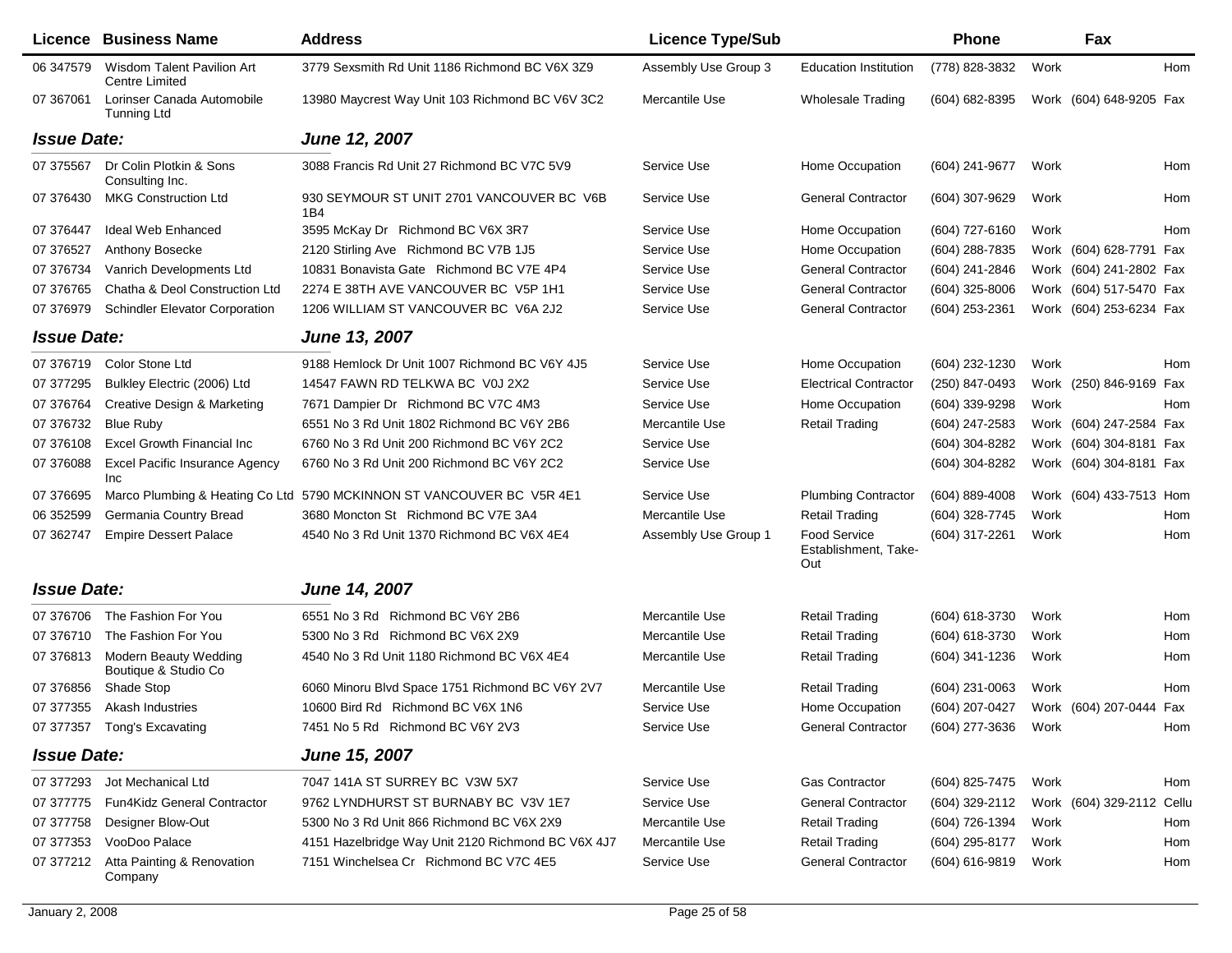| Licence | Business Name | Address | Licence Type/Sub | | Phone | | Fax | |
|---|---|---|---|---|---|---|---|---|
| 06 347579 | Wisdom Talent Pavilion Art Centre Limited | 3779 Sexsmith Rd Unit 1186 Richmond BC V6X 3Z9 | Assembly Use Group 3 | Education Institution | (778) 828-3832 | Work | | Hom |
| 07 367061 | Lorinser Canada Automobile Tunning Ltd | 13980 Maycrest Way Unit 103 Richmond BC V6V 3C2 | Mercantile Use | Wholesale Trading | (604) 682-8395 | Work | (604) 648-9205 | Fax |
| ***Issue Date:*** | | ***June 12, 2007*** | | | | | | |
| 07 375567 | Dr Colin Plotkin & Sons Consulting Inc. | 3088 Francis Rd Unit 27 Richmond BC V7C 5V9 | Service Use | Home Occupation | (604) 241-9677 | Work | | Hom |
| 07 376430 | MKG Construction Ltd | 930 SEYMOUR ST UNIT 2701 VANCOUVER BC V6B 1B4 | Service Use | General Contractor | (604) 307-9629 | Work | | Hom |
| 07 376447 | Ideal Web Enhanced | 3595 McKay Dr Richmond BC V6X 3R7 | Service Use | Home Occupation | (604) 727-6160 | Work | | Hom |
| 07 376527 | Anthony Bosecke | 2120 Stirling Ave Richmond BC V7B 1J5 | Service Use | Home Occupation | (604) 288-7835 | Work | (604) 628-7791 | Fax |
| 07 376734 | Vanrich Developments Ltd | 10831 Bonavista Gate Richmond BC V7E 4P4 | Service Use | General Contractor | (604) 241-2846 | Work | (604) 241-2802 | Fax |
| 07 376765 | Chatha & Deol Construction Ltd | 2274 E 38TH AVE VANCOUVER BC V5P 1H1 | Service Use | General Contractor | (604) 325-8006 | Work | (604) 517-5470 | Fax |
| 07 376979 | Schindler Elevator Corporation | 1206 WILLIAM ST VANCOUVER BC V6A 2J2 | Service Use | General Contractor | (604) 253-2361 | Work | (604) 253-6234 | Fax |
| ***Issue Date:*** | | ***June 13, 2007*** | | | | | | |
| 07 376719 | Color Stone Ltd | 9188 Hemlock Dr Unit 1007 Richmond BC V6Y 4J5 | Service Use | Home Occupation | (604) 232-1230 | Work | | Hom |
| 07 377295 | Bulkley Electric (2006) Ltd | 14547 FAWN RD TELKWA BC V0J 2X2 | Service Use | Electrical Contractor | (250) 847-0493 | Work | (250) 846-9169 | Fax |
| 07 376764 | Creative Design & Marketing | 7671 Dampier Dr Richmond BC V7C 4M3 | Service Use | Home Occupation | (604) 339-9298 | Work | | Hom |
| 07 376732 | Blue Ruby | 6551 No 3 Rd Unit 1802 Richmond BC V6Y 2B6 | Mercantile Use | Retail Trading | (604) 247-2583 | Work | (604) 247-2584 | Fax |
| 07 376108 | Excel Growth Financial Inc | 6760 No 3 Rd Unit 200 Richmond BC V6Y 2C2 | Service Use | | (604) 304-8282 | Work | (604) 304-8181 | Fax |
| 07 376088 | Excel Pacific Insurance Agency Inc | 6760 No 3 Rd Unit 200 Richmond BC V6Y 2C2 | Service Use | | (604) 304-8282 | Work | (604) 304-8181 | Fax |
| 07 376695 | Marco Plumbing & Heating Co Ltd | 5790 MCKINNON ST VANCOUVER BC V5R 4E1 | Service Use | Plumbing Contractor | (604) 889-4008 | Work | (604) 433-7513 | Hom |
| 06 352599 | Germania Country Bread | 3680 Moncton St Richmond BC V7E 3A4 | Mercantile Use | Retail Trading | (604) 328-7745 | Work | | Hom |
| 07 362747 | Empire Dessert Palace | 4540 No 3 Rd Unit 1370 Richmond BC V6X 4E4 | Assembly Use Group 1 | Food Service Establishment, Take-Out | (604) 317-2261 | Work | | Hom |
| ***Issue Date:*** | | ***June 14, 2007*** | | | | | | |
| 07 376706 | The Fashion For You | 6551 No 3 Rd Richmond BC V6Y 2B6 | Mercantile Use | Retail Trading | (604) 618-3730 | Work | | Hom |
| 07 376710 | The Fashion For You | 5300 No 3 Rd Richmond BC V6X 2X9 | Mercantile Use | Retail Trading | (604) 618-3730 | Work | | Hom |
| 07 376813 | Modern Beauty Wedding Boutique & Studio Co | 4540 No 3 Rd Unit 1180 Richmond BC V6X 4E4 | Mercantile Use | Retail Trading | (604) 341-1236 | Work | | Hom |
| 07 376856 | Shade Stop | 6060 Minoru Blvd Space 1751 Richmond BC V6Y 2V7 | Mercantile Use | Retail Trading | (604) 231-0063 | Work | | Hom |
| 07 377355 | Akash Industries | 10600 Bird Rd Richmond BC V6X 1N6 | Service Use | Home Occupation | (604) 207-0427 | Work | (604) 207-0444 | Fax |
| 07 377357 | Tong's Excavating | 7451 No 5 Rd Richmond BC V6Y 2V3 | Service Use | General Contractor | (604) 277-3636 | Work | | Hom |
| ***Issue Date:*** | | ***June 15, 2007*** | | | | | | |
| 07 377293 | Jot Mechanical Ltd | 7047 141A ST SURREY BC V3W 5X7 | Service Use | Gas Contractor | (604) 825-7475 | Work | | Hom |
| 07 377775 | Fun4Kidz General Contractor | 9762 LYNDHURST ST BURNABY BC V3V 1E7 | Service Use | General Contractor | (604) 329-2112 | Work | (604) 329-2112 | Cellu |
| 07 377758 | Designer Blow-Out | 5300 No 3 Rd Unit 866 Richmond BC V6X 2X9 | Mercantile Use | Retail Trading | (604) 726-1394 | Work | | Hom |
| 07 377353 | VooDoo Palace | 4151 Hazelbridge Way Unit 2120 Richmond BC V6X 4J7 | Mercantile Use | Retail Trading | (604) 295-8177 | Work | | Hom |
| 07 377212 | Atta Painting & Renovation Company | 7151 Winchelsea Cr Richmond BC V7C 4E5 | Service Use | General Contractor | (604) 616-9819 | Work | | Hom |

January 2, 2008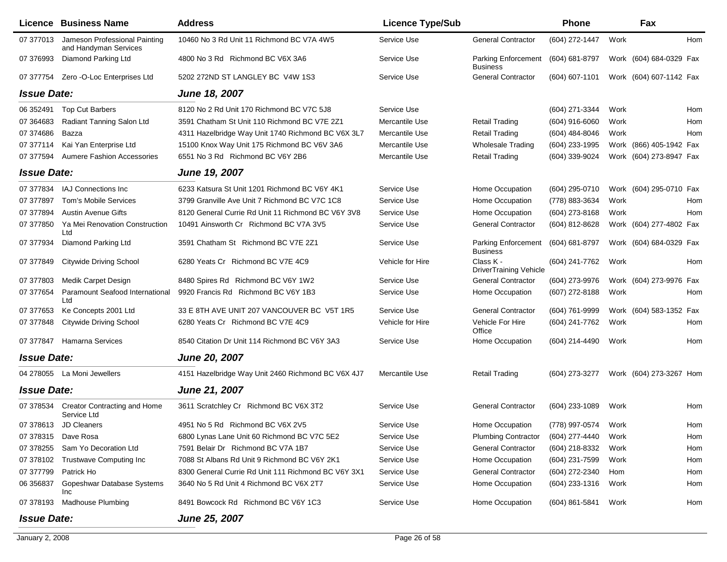| Licence | Business Name | Address | Licence Type/Sub | | Phone | | Fax | |
|---|---|---|---|---|---|---|---|---|
| 07 377013 | Jameson Professional Painting and Handyman Services | 10460 No 3 Rd Unit 11 Richmond BC V7A 4W5 | Service Use | General Contractor | (604) 272-1447 | Work | | Hom |
| 07 376993 | Diamond Parking Ltd | 4800 No 3 Rd Richmond BC V6X 3A6 | Service Use | Parking Enforcement Business | (604) 681-8797 | Work | (604) 684-0329 | Fax |
| 07 377754 | Zero -O-Loc Enterprises Ltd | 5202 272ND ST LANGLEY BC V4W 1S3 | Service Use | General Contractor | (604) 607-1101 | Work | (604) 607-1142 | Fax |
| ***Issue Date:*** | | ***June 18, 2007*** | | | | | | |
| 06 352491 | Top Cut Barbers | 8120 No 2 Rd Unit 170 Richmond BC V7C 5J8 | Service Use | | (604) 271-3344 | Work | | Hom |
| 07 364683 | Radiant Tanning Salon Ltd | 3591 Chatham St Unit 110 Richmond BC V7E 2Z1 | Mercantile Use | Retail Trading | (604) 916-6060 | Work | | Hom |
| 07 374686 | Bazza | 4311 Hazelbridge Way Unit 1740 Richmond BC V6X 3L7 | Mercantile Use | Retail Trading | (604) 484-8046 | Work | | Hom |
| 07 377114 | Kai Yan Enterprise Ltd | 15100 Knox Way Unit 175 Richmond BC V6V 3A6 | Mercantile Use | Wholesale Trading | (604) 233-1995 | Work | (866) 405-1942 | Fax |
| 07 377594 | Aumere Fashion Accessories | 6551 No 3 Rd Richmond BC V6Y 2B6 | Mercantile Use | Retail Trading | (604) 339-9024 | Work | (604) 273-8947 | Fax |
| ***Issue Date:*** | | ***June 19, 2007*** | | | | | | |
| 07 377834 | IAJ Connections Inc | 6233 Katsura St Unit 1201 Richmond BC V6Y 4K1 | Service Use | Home Occupation | (604) 295-0710 | Work | (604) 295-0710 | Fax |
| 07 377897 | Tom's Mobile Services | 3799 Granville Ave Unit 7 Richmond BC V7C 1C8 | Service Use | Home Occupation | (778) 883-3634 | Work | | Hom |
| 07 377894 | Austin Avenue Gifts | 8120 General Currie Rd Unit 11 Richmond BC V6Y 3V8 | Service Use | Home Occupation | (604) 273-8168 | Work | | Hom |
| 07 377850 | Ya Mei Renovation Construction Ltd | 10491 Ainsworth Cr Richmond BC V7A 3V5 | Service Use | General Contractor | (604) 812-8628 | Work | (604) 277-4802 | Fax |
| 07 377934 | Diamond Parking Ltd | 3591 Chatham St Richmond BC V7E 2Z1 | Service Use | Parking Enforcement Business | (604) 681-8797 | Work | (604) 684-0329 | Fax |
| 07 377849 | Citywide Driving School | 6280 Yeats Cr Richmond BC V7E 4C9 | Vehicle for Hire | Class K - DriverTraining Vehicle | (604) 241-7762 | Work | | Hom |
| 07 377803 | Medik Carpet Design | 8480 Spires Rd Richmond BC V6Y 1W2 | Service Use | General Contractor | (604) 273-9976 | Work | (604) 273-9976 | Fax |
| 07 377654 | Paramount Seafood International Ltd | 9920 Francis Rd Richmond BC V6Y 1B3 | Service Use | Home Occupation | (607) 272-8188 | Work | | Hom |
| 07 377653 | Ke Concepts 2001 Ltd | 33 E 8TH AVE UNIT 207 VANCOUVER BC V5T 1R5 | Service Use | General Contractor | (604) 761-9999 | Work | (604) 583-1352 | Fax |
| 07 377848 | Citywide Driving School | 6280 Yeats Cr Richmond BC V7E 4C9 | Vehicle for Hire | Vehicle For Hire Office | (604) 241-7762 | Work | | Hom |
| 07 377847 | Hamarna Services | 8540 Citation Dr Unit 114 Richmond BC V6Y 3A3 | Service Use | Home Occupation | (604) 214-4490 | Work | | Hom |
| ***Issue Date:*** | | ***June 20, 2007*** | | | | | | |
| 04 278055 | La Moni Jewellers | 4151 Hazelbridge Way Unit 2460 Richmond BC V6X 4J7 | Mercantile Use | Retail Trading | (604) 273-3277 | Work | (604) 273-3267 | Hom |
| ***Issue Date:*** | | ***June 21, 2007*** | | | | | | |
| 07 378534 | Creator Contracting and Home Service Ltd | 3611 Scratchley Cr Richmond BC V6X 3T2 | Service Use | General Contractor | (604) 233-1089 | Work | | Hom |
| 07 378613 | JD Cleaners | 4951 No 5 Rd Richmond BC V6X 2V5 | Service Use | Home Occupation | (778) 997-0574 | Work | | Hom |
| 07 378315 | Dave Rosa | 6800 Lynas Lane Unit 60 Richmond BC V7C 5E2 | Service Use | Plumbing Contractor | (604) 277-4440 | Work | | Hom |
| 07 378255 | Sam Yo Decoration Ltd | 7591 Belair Dr Richmond BC V7A 1B7 | Service Use | General Contractor | (604) 218-8332 | Work | | Hom |
| 07 378102 | Trustwave Computing Inc | 7088 St Albans Rd Unit 9 Richmond BC V6Y 2K1 | Service Use | Home Occupation | (604) 231-7599 | Work | | Hom |
| 07 377799 | Patrick Ho | 8300 General Currie Rd Unit 111 Richmond BC V6Y 3X1 | Service Use | General Contractor | (604) 272-2340 | Hom | | Hom |
| 06 356837 | Gopeshwar Database Systems Inc | 3640 No 5 Rd Unit 4 Richmond BC V6X 2T7 | Service Use | Home Occupation | (604) 233-1316 | Work | | Hom |
| 07 378193 | Madhouse Plumbing | 8491 Bowcock Rd Richmond BC V6Y 1C3 | Service Use | Home Occupation | (604) 861-5841 | Work | | Hom |
| ***Issue Date:*** | | ***June 25, 2007*** | | | | | | |

January 2, 2008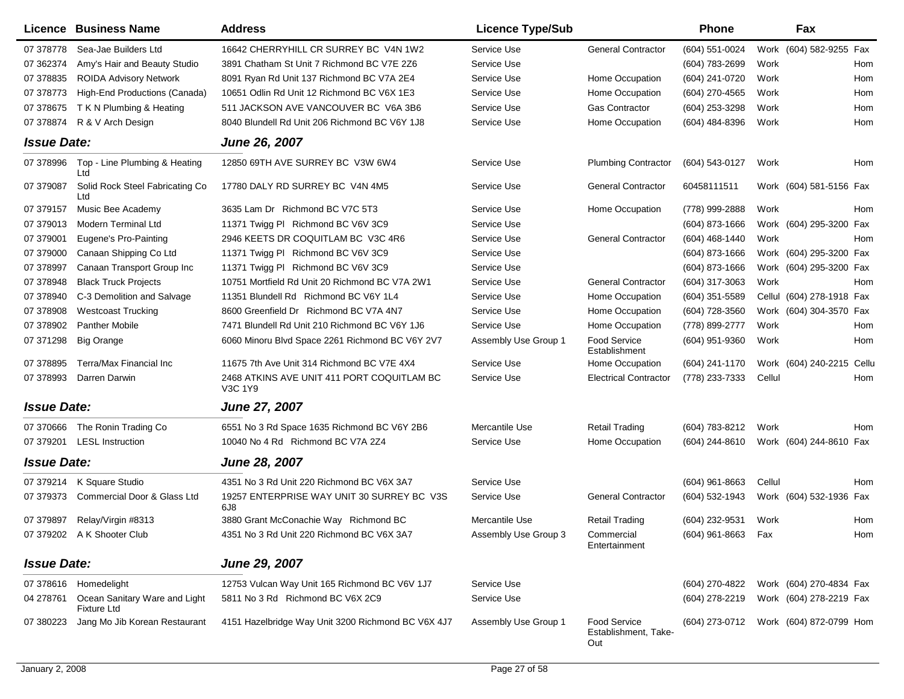| Licence | Business Name | Address | Licence Type/Sub | | Phone | | Fax | |
|---|---|---|---|---|---|---|---|---|
| 07 378778 | Sea-Jae Builders Ltd | 16642 CHERRYHILL CR SURREY BC V4N 1W2 | Service Use | General Contractor | (604) 551-0024 | Work | (604) 582-9255 | Fax |
| 07 362374 | Amy's Hair and Beauty Studio | 3891 Chatham St Unit 7 Richmond BC V7E 2Z6 | Service Use | | (604) 783-2699 | Work | | Hom |
| 07 378835 | ROIDA Advisory Network | 8091 Ryan Rd Unit 137 Richmond BC V7A 2E4 | Service Use | Home Occupation | (604) 241-0720 | Work | | Hom |
| 07 378773 | High-End Productions (Canada) | 10651 Odlin Rd Unit 12 Richmond BC V6X 1E3 | Service Use | Home Occupation | (604) 270-4565 | Work | | Hom |
| 07 378675 | T K N Plumbing & Heating | 511 JACKSON AVE VANCOUVER BC V6A 3B6 | Service Use | Gas Contractor | (604) 253-3298 | Work | | Hom |
| 07 378874 | R & V Arch Design | 8040 Blundell Rd Unit 206 Richmond BC V6Y 1J8 | Service Use | Home Occupation | (604) 484-8396 | Work | | Hom |
| ***Issue Date:*** | | ***June 26, 2007*** | | | | | | |
| 07 378996 | Top - Line Plumbing & Heating Ltd | 12850 69TH AVE SURREY BC V3W 6W4 | Service Use | Plumbing Contractor | (604) 543-0127 | Work | | Hom |
| 07 379087 | Solid Rock Steel Fabricating Co Ltd | 17780 DALY RD SURREY BC V4N 4M5 | Service Use | General Contractor | 60458111511 | Work | (604) 581-5156 | Fax |
| 07 379157 | Music Bee Academy | 3635 Lam Dr Richmond BC V7C 5T3 | Service Use | Home Occupation | (778) 999-2888 | Work | | Hom |
| 07 379013 | Modern Terminal Ltd | 11371 Twigg Pl Richmond BC V6V 3C9 | Service Use | | (604) 873-1666 | Work | (604) 295-3200 | Fax |
| 07 379001 | Eugene's Pro-Painting | 2946 KEETS DR COQUITLAM BC V3C 4R6 | Service Use | General Contractor | (604) 468-1440 | Work | | Hom |
| 07 379000 | Canaan Shipping Co Ltd | 11371 Twigg Pl Richmond BC V6V 3C9 | Service Use | | (604) 873-1666 | Work | (604) 295-3200 | Fax |
| 07 378997 | Canaan Transport Group Inc | 11371 Twigg Pl Richmond BC V6V 3C9 | Service Use | | (604) 873-1666 | Work | (604) 295-3200 | Fax |
| 07 378948 | Black Truck Projects | 10751 Mortfield Rd Unit 20 Richmond BC V7A 2W1 | Service Use | General Contractor | (604) 317-3063 | Work | | Hom |
| 07 378940 | C-3 Demolition and Salvage | 11351 Blundell Rd Richmond BC V6Y 1L4 | Service Use | Home Occupation | (604) 351-5589 | Cellul | (604) 278-1918 | Fax |
| 07 378908 | Westcoast Trucking | 8600 Greenfield Dr Richmond BC V7A 4N7 | Service Use | Home Occupation | (604) 728-3560 | Work | (604) 304-3570 | Fax |
| 07 378902 | Panther Mobile | 7471 Blundell Rd Unit 210 Richmond BC V6Y 1J6 | Service Use | Home Occupation | (778) 899-2777 | Work | | Hom |
| 07 371298 | Big Orange | 6060 Minoru Blvd Space 2261 Richmond BC V6Y 2V7 | Assembly Use Group 1 | Food Service Establishment | (604) 951-9360 | Work | | Hom |
| 07 378895 | Terra/Max Financial Inc | 11675 7th Ave Unit 314 Richmond BC V7E 4X4 | Service Use | Home Occupation | (604) 241-1170 | Work | (604) 240-2215 | Cellu |
| 07 378993 | Darren Darwin | 2468 ATKINS AVE UNIT 411 PORT COQUITLAM BC V3C 1Y9 | Service Use | Electrical Contractor | (778) 233-7333 | Cellul | | Hom |
| ***Issue Date:*** | | ***June 27, 2007*** | | | | | | |
| 07 370666 | The Ronin Trading Co | 6551 No 3 Rd Space 1635 Richmond BC V6Y 2B6 | Mercantile Use | Retail Trading | (604) 783-8212 | Work | | Hom |
| 07 379201 | LESL Instruction | 10040 No 4 Rd Richmond BC V7A 2Z4 | Service Use | Home Occupation | (604) 244-8610 | Work | (604) 244-8610 | Fax |
| ***Issue Date:*** | | ***June 28, 2007*** | | | | | | |
| 07 379214 | K Square Studio | 4351 No 3 Rd Unit 220 Richmond BC V6X 3A7 | Service Use | | (604) 961-8663 | Cellul | | Hom |
| 07 379373 | Commercial Door & Glass Ltd | 19257 ENTERPRISE WAY UNIT 30 SURREY BC V3S 6J8 | Service Use | General Contractor | (604) 532-1943 | Work | (604) 532-1936 | Fax |
| 07 379897 | Relay/Virgin #8313 | 3880 Grant McConachie Way Richmond BC | Mercantile Use | Retail Trading | (604) 232-9531 | Work | | Hom |
| 07 379202 | A K Shooter Club | 4351 No 3 Rd Unit 220 Richmond BC V6X 3A7 | Assembly Use Group 3 | Commercial Entertainment | (604) 961-8663 | Fax | | Hom |
| ***Issue Date:*** | | ***June 29, 2007*** | | | | | | |
| 07 378616 | Homedelight | 12753 Vulcan Way Unit 165 Richmond BC V6V 1J7 | Service Use | | (604) 270-4822 | Work | (604) 270-4834 | Fax |
| 04 278761 | Ocean Sanitary Ware and Light Fixture Ltd | 5811 No 3 Rd Richmond BC V6X 2C9 | Service Use | | (604) 278-2219 | Work | (604) 278-2219 | Fax |
| 07 380223 | Jang Mo Jib Korean Restaurant | 4151 Hazelbridge Way Unit 3200 Richmond BC V6X 4J7 | Assembly Use Group 1 | Food Service Establishment, Take-Out | (604) 273-0712 | Work | (604) 872-0799 | Hom |

January 2, 2008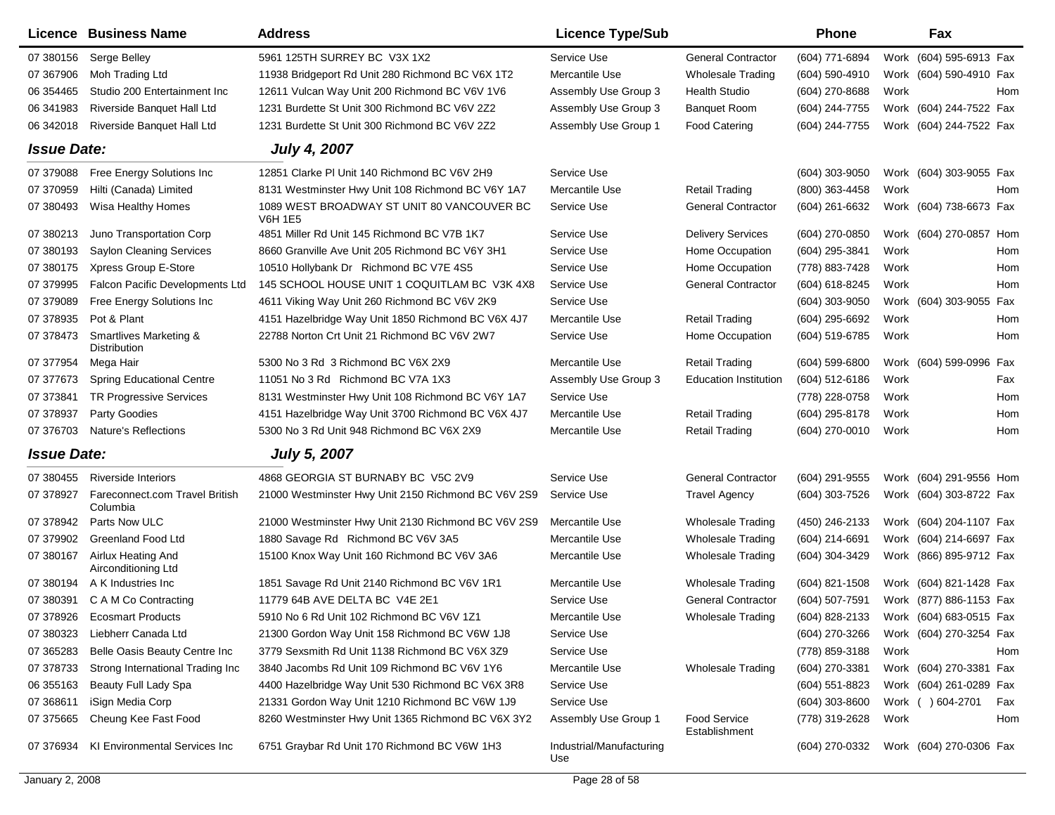| Licence | Business Name | Address | Licence Type/Sub | | Phone | | Fax | |
|---|---|---|---|---|---|---|---|---|
| 07 380156 | Serge Belley | 5961 125TH SURREY BC V3X 1X2 | Service Use | General Contractor | (604) 771-6894 | Work | (604) 595-6913 | Fax |
| 07 367906 | Moh Trading Ltd | 11938 Bridgeport Rd Unit 280 Richmond BC V6X 1T2 | Mercantile Use | Wholesale Trading | (604) 590-4910 | Work | (604) 590-4910 | Fax |
| 06 354465 | Studio 200 Entertainment Inc | 12611 Vulcan Way Unit 200 Richmond BC V6V 1V6 | Assembly Use Group 3 | Health Studio | (604) 270-8688 | Work | | Hom |
| 06 341983 | Riverside Banquet Hall Ltd | 1231 Burdette St Unit 300 Richmond BC V6V 2Z2 | Assembly Use Group 3 | Banquet Room | (604) 244-7755 | Work | (604) 244-7522 | Fax |
| 06 342018 | Riverside Banquet Hall Ltd | 1231 Burdette St Unit 300 Richmond BC V6V 2Z2 | Assembly Use Group 1 | Food Catering | (604) 244-7755 | Work | (604) 244-7522 | Fax |
| ***Issue Date:*** | | ***July 4, 2007*** | | | | | | |
| 07 379088 | Free Energy Solutions Inc | 12851 Clarke Pl Unit 140 Richmond BC V6V 2H9 | Service Use | | (604) 303-9050 | Work | (604) 303-9055 | Fax |
| 07 370959 | Hilti (Canada) Limited | 8131 Westminster Hwy Unit 108 Richmond BC V6Y 1A7 | Mercantile Use | Retail Trading | (800) 363-4458 | Work | | Hom |
| 07 380493 | Wisa Healthy Homes | 1089 WEST BROADWAY ST UNIT 80 VANCOUVER BC V6H 1E5 | Service Use | General Contractor | (604) 261-6632 | Work | (604) 738-6673 | Fax |
| 07 380213 | Juno Transportation Corp | 4851 Miller Rd Unit 145 Richmond BC V7B 1K7 | Service Use | Delivery Services | (604) 270-0850 | Work | (604) 270-0857 | Hom |
| 07 380193 | Saylon Cleaning Services | 8660 Granville Ave Unit 205 Richmond BC V6Y 3H1 | Service Use | Home Occupation | (604) 295-3841 | Work | | Hom |
| 07 380175 | Xpress Group E-Store | 10510 Hollybank Dr Richmond BC V7E 4S5 | Service Use | Home Occupation | (778) 883-7428 | Work | | Hom |
| 07 379995 | Falcon Pacific Developments Ltd | 145 SCHOOL HOUSE UNIT 1 COQUITLAM BC V3K 4X8 | Service Use | General Contractor | (604) 618-8245 | Work | | Hom |
| 07 379089 | Free Energy Solutions Inc | 4611 Viking Way Unit 260 Richmond BC V6V 2K9 | Service Use | | (604) 303-9050 | Work | (604) 303-9055 | Fax |
| 07 378935 | Pot & Plant | 4151 Hazelbridge Way Unit 1850 Richmond BC V6X 4J7 | Mercantile Use | Retail Trading | (604) 295-6692 | Work | | Hom |
| 07 378473 | Smartlives Marketing & Distribution | 22788 Norton Crt Unit 21 Richmond BC V6V 2W7 | Service Use | Home Occupation | (604) 519-6785 | Work | | Hom |
| 07 377954 | Mega Hair | 5300 No 3 Rd 3 Richmond BC V6X 2X9 | Mercantile Use | Retail Trading | (604) 599-6800 | Work | (604) 599-0996 | Fax |
| 07 377673 | Spring Educational Centre | 11051 No 3 Rd Richmond BC V7A 1X3 | Assembly Use Group 3 | Education Institution | (604) 512-6186 | Work | | Fax |
| 07 373841 | TR Progressive Services | 8131 Westminster Hwy Unit 108 Richmond BC V6Y 1A7 | Service Use | | (778) 228-0758 | Work | | Hom |
| 07 378937 | Party Goodies | 4151 Hazelbridge Way Unit 3700 Richmond BC V6X 4J7 | Mercantile Use | Retail Trading | (604) 295-8178 | Work | | Hom |
| 07 376703 | Nature's Reflections | 5300 No 3 Rd Unit 948 Richmond BC V6X 2X9 | Mercantile Use | Retail Trading | (604) 270-0010 | Work | | Hom |
| ***Issue Date:*** | | ***July 5, 2007*** | | | | | | |
| 07 380455 | Riverside Interiors | 4868 GEORGIA ST BURNABY BC V5C 2V9 | Service Use | General Contractor | (604) 291-9555 | Work | (604) 291-9556 | Hom |
| 07 378927 | Fareconnect.com Travel British Columbia | 21000 Westminster Hwy Unit 2150 Richmond BC V6V 2S9 | Service Use | Travel Agency | (604) 303-7526 | Work | (604) 303-8722 | Fax |
| 07 378942 | Parts Now ULC | 21000 Westminster Hwy Unit 2130 Richmond BC V6V 2S9 | Mercantile Use | Wholesale Trading | (450) 246-2133 | Work | (604) 204-1107 | Fax |
| 07 379902 | Greenland Food Ltd | 1880 Savage Rd Richmond BC V6V 3A5 | Mercantile Use | Wholesale Trading | (604) 214-6691 | Work | (604) 214-6697 | Fax |
| 07 380167 | Airlux Heating And Airconditioning Ltd | 15100 Knox Way Unit 160 Richmond BC V6V 3A6 | Mercantile Use | Wholesale Trading | (604) 304-3429 | Work | (866) 895-9712 | Fax |
| 07 380194 | A K Industries Inc | 1851 Savage Rd Unit 2140 Richmond BC V6V 1R1 | Mercantile Use | Wholesale Trading | (604) 821-1508 | Work | (604) 821-1428 | Fax |
| 07 380391 | C A M Co Contracting | 11779 64B AVE DELTA BC V4E 2E1 | Service Use | General Contractor | (604) 507-7591 | Work | (877) 886-1153 | Fax |
| 07 378926 | Ecosmart Products | 5910 No 6 Rd Unit 102 Richmond BC V6V 1Z1 | Mercantile Use | Wholesale Trading | (604) 828-2133 | Work | (604) 683-0515 | Fax |
| 07 380323 | Liebherr Canada Ltd | 21300 Gordon Way Unit 158 Richmond BC V6W 1J8 | Service Use | | (604) 270-3266 | Work | (604) 270-3254 | Fax |
| 07 365283 | Belle Oasis Beauty Centre Inc | 3779 Sexsmith Rd Unit 1138 Richmond BC V6X 3Z9 | Service Use | | (778) 859-3188 | Work | | Hom |
| 07 378733 | Strong International Trading Inc | 3840 Jacombs Rd Unit 109 Richmond BC V6V 1Y6 | Mercantile Use | Wholesale Trading | (604) 270-3381 | Work | (604) 270-3381 | Fax |
| 06 355163 | Beauty Full Lady Spa | 4400 Hazelbridge Way Unit 530 Richmond BC V6X 3R8 | Service Use | | (604) 551-8823 | Work | (604) 261-0289 | Fax |
| 07 368611 | iSign Media Corp | 21331 Gordon Way Unit 1210 Richmond BC V6W 1J9 | Service Use | | (604) 303-8600 | Work | ( ) 604-2701 | Fax |
| 07 375665 | Cheung Kee Fast Food | 8260 Westminster Hwy Unit 1365 Richmond BC V6X 3Y2 | Assembly Use Group 1 | Food Service Establishment | (778) 319-2628 | Work | | Hom |
| 07 376934 | KI Environmental Services Inc | 6751 Graybar Rd Unit 170 Richmond BC V6W 1H3 | Industrial/Manufacturing Use | | (604) 270-0332 | Work | (604) 270-0306 | Fax |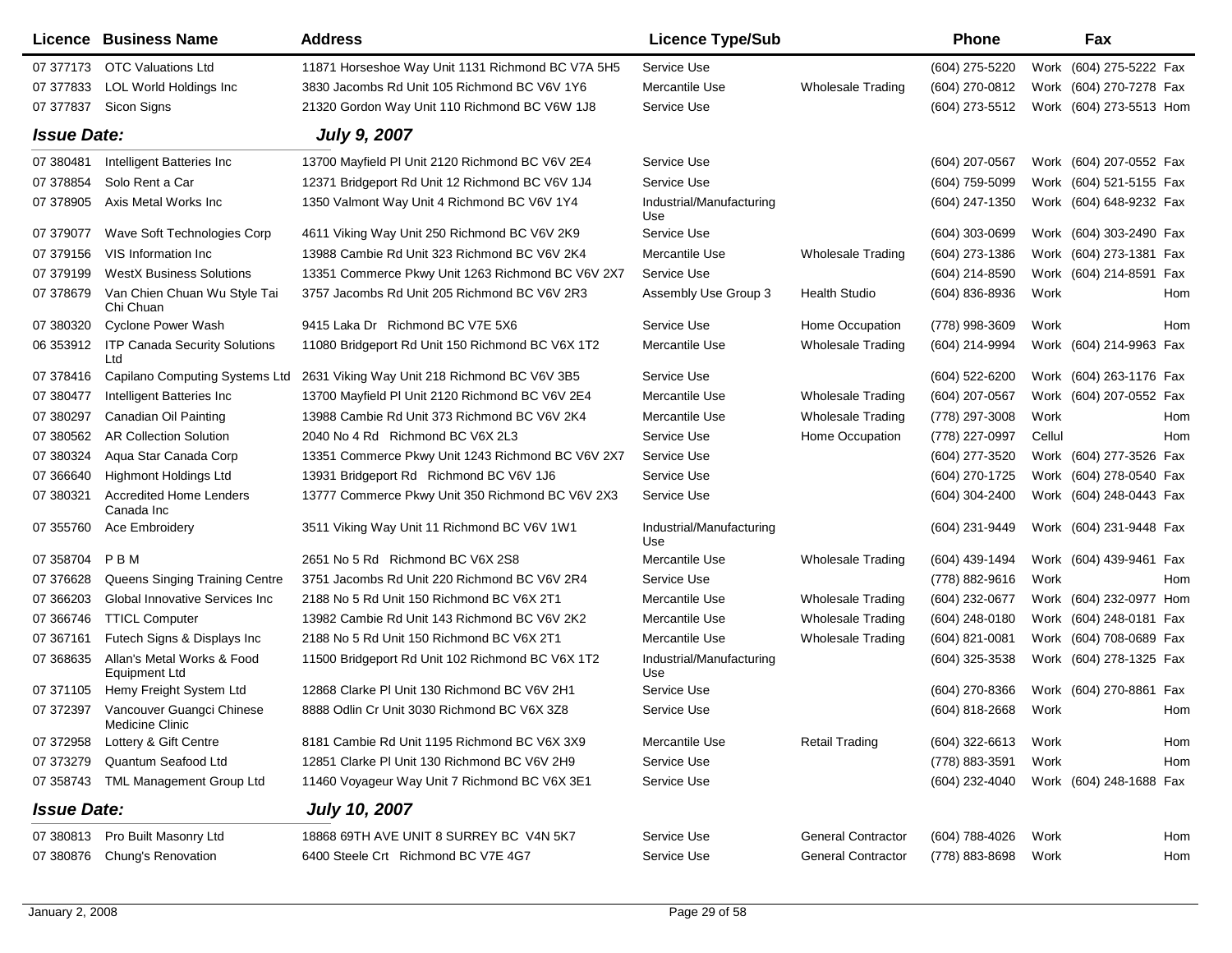| Licence | Business Name | Address | Licence Type/Sub | | Phone | | Fax | |
|---|---|---|---|---|---|---|---|---|
| 07 377173 | OTC Valuations Ltd | 11871 Horseshoe Way Unit 1131 Richmond BC V7A 5H5 | Service Use | | (604) 275-5220 | Work | (604) 275-5222 | Fax |
| 07 377833 | LOL World Holdings Inc | 3830 Jacombs Rd Unit 105 Richmond BC V6V 1Y6 | Mercantile Use | Wholesale Trading | (604) 270-0812 | Work | (604) 270-7278 | Fax |
| 07 377837 | Sicon Signs | 21320 Gordon Way Unit 110 Richmond BC V6W 1J8 | Service Use | | (604) 273-5512 | Work | (604) 273-5513 | Hom |
| ***Issue Date:*** | | ***July 9, 2007*** | | | | | | |
| 07 380481 | Intelligent Batteries Inc | 13700 Mayfield Pl Unit 2120 Richmond BC V6V 2E4 | Service Use | | (604) 207-0567 | Work | (604) 207-0552 | Fax |
| 07 378854 | Solo Rent a Car | 12371 Bridgeport Rd Unit 12 Richmond BC V6V 1J4 | Service Use | | (604) 759-5099 | Work | (604) 521-5155 | Fax |
| 07 378905 | Axis Metal Works Inc | 1350 Valmont Way Unit 4 Richmond BC V6V 1Y4 | Industrial/Manufacturing Use | | (604) 247-1350 | Work | (604) 648-9232 | Fax |
| 07 379077 | Wave Soft Technologies Corp | 4611 Viking Way Unit 250 Richmond BC V6V 2K9 | Service Use | | (604) 303-0699 | Work | (604) 303-2490 | Fax |
| 07 379156 | VIS Information Inc | 13988 Cambie Rd Unit 323 Richmond BC V6V 2K4 | Mercantile Use | Wholesale Trading | (604) 273-1386 | Work | (604) 273-1381 | Fax |
| 07 379199 | WestX Business Solutions | 13351 Commerce Pkwy Unit 1263 Richmond BC V6V 2X7 | Service Use | | (604) 214-8590 | Work | (604) 214-8591 | Fax |
| 07 378679 | Van Chien Chuan Wu Style Tai Chi Chuan | 3757 Jacombs Rd Unit 205 Richmond BC V6V 2R3 | Assembly Use Group 3 | Health Studio | (604) 836-8936 | Work | | Hom |
| 07 380320 | Cyclone Power Wash | 9415 Laka Dr Richmond BC V7E 5X6 | Service Use | Home Occupation | (778) 998-3609 | Work | | Hom |
| 06 353912 | ITP Canada Security Solutions Ltd | 11080 Bridgeport Rd Unit 150 Richmond BC V6X 1T2 | Mercantile Use | Wholesale Trading | (604) 214-9994 | Work | (604) 214-9963 | Fax |
| 07 378416 | Capilano Computing Systems Ltd | 2631 Viking Way Unit 218 Richmond BC V6V 3B5 | Service Use | | (604) 522-6200 | Work | (604) 263-1176 | Fax |
| 07 380477 | Intelligent Batteries Inc | 13700 Mayfield Pl Unit 2120 Richmond BC V6V 2E4 | Mercantile Use | Wholesale Trading | (604) 207-0567 | Work | (604) 207-0552 | Fax |
| 07 380297 | Canadian Oil Painting | 13988 Cambie Rd Unit 373 Richmond BC V6V 2K4 | Mercantile Use | Wholesale Trading | (778) 297-3008 | Work | | Hom |
| 07 380562 | AR Collection Solution | 2040 No 4 Rd Richmond BC V6X 2L3 | Service Use | Home Occupation | (778) 227-0997 | Cellul | | Hom |
| 07 380324 | Aqua Star Canada Corp | 13351 Commerce Pkwy Unit 1243 Richmond BC V6V 2X7 | Service Use | | (604) 277-3520 | Work | (604) 277-3526 | Fax |
| 07 366640 | Highmont Holdings Ltd | 13931 Bridgeport Rd Richmond BC V6V 1J6 | Service Use | | (604) 270-1725 | Work | (604) 278-0540 | Fax |
| 07 380321 | Accredited Home Lenders Canada Inc | 13777 Commerce Pkwy Unit 350 Richmond BC V6V 2X3 | Service Use | | (604) 304-2400 | Work | (604) 248-0443 | Fax |
| 07 355760 | Ace Embroidery | 3511 Viking Way Unit 11 Richmond BC V6V 1W1 | Industrial/Manufacturing Use | | (604) 231-9449 | Work | (604) 231-9448 | Fax |
| 07 358704 | P B M | 2651 No 5 Rd Richmond BC V6X 2S8 | Mercantile Use | Wholesale Trading | (604) 439-1494 | Work | (604) 439-9461 | Fax |
| 07 376628 | Queens Singing Training Centre | 3751 Jacombs Rd Unit 220 Richmond BC V6V 2R4 | Service Use | | (778) 882-9616 | Work | | Hom |
| 07 366203 | Global Innovative Services Inc | 2188 No 5 Rd Unit 150 Richmond BC V6X 2T1 | Mercantile Use | Wholesale Trading | (604) 232-0677 | Work | (604) 232-0977 | Hom |
| 07 366746 | TTICL Computer | 13982 Cambie Rd Unit 143 Richmond BC V6V 2K2 | Mercantile Use | Wholesale Trading | (604) 248-0180 | Work | (604) 248-0181 | Fax |
| 07 367161 | Futech Signs & Displays Inc | 2188 No 5 Rd Unit 150 Richmond BC V6X 2T1 | Mercantile Use | Wholesale Trading | (604) 821-0081 | Work | (604) 708-0689 | Fax |
| 07 368635 | Allan's Metal Works & Food Equipment Ltd | 11500 Bridgeport Rd Unit 102 Richmond BC V6X 1T2 | Industrial/Manufacturing Use | | (604) 325-3538 | Work | (604) 278-1325 | Fax |
| 07 371105 | Hemy Freight System Ltd | 12868 Clarke Pl Unit 130 Richmond BC V6V 2H1 | Service Use | | (604) 270-8366 | Work | (604) 270-8861 | Fax |
| 07 372397 | Vancouver Guangci Chinese Medicine Clinic | 8888 Odlin Cr Unit 3030 Richmond BC V6X 3Z8 | Service Use | | (604) 818-2668 | Work | | Hom |
| 07 372958 | Lottery & Gift Centre | 8181 Cambie Rd Unit 1195 Richmond BC V6X 3X9 | Mercantile Use | Retail Trading | (604) 322-6613 | Work | | Hom |
| 07 373279 | Quantum Seafood Ltd | 12851 Clarke Pl Unit 130 Richmond BC V6V 2H9 | Service Use | | (778) 883-3591 | Work | | Hom |
| 07 358743 | TML Management Group Ltd | 11460 Voyageur Way Unit 7 Richmond BC V6X 3E1 | Service Use | | (604) 232-4040 | Work | (604) 248-1688 | Fax |
| ***Issue Date:*** | | ***July 10, 2007*** | | | | | | |
| 07 380813 | Pro Built Masonry Ltd | 18868 69TH AVE UNIT 8 SURREY BC V4N 5K7 | Service Use | General Contractor | (604) 788-4026 | Work | | Hom |
| 07 380876 | Chung's Renovation | 6400 Steele Crt Richmond BC V7E 4G7 | Service Use | General Contractor | (778) 883-8698 | Work | | Hom |

January 2, 2008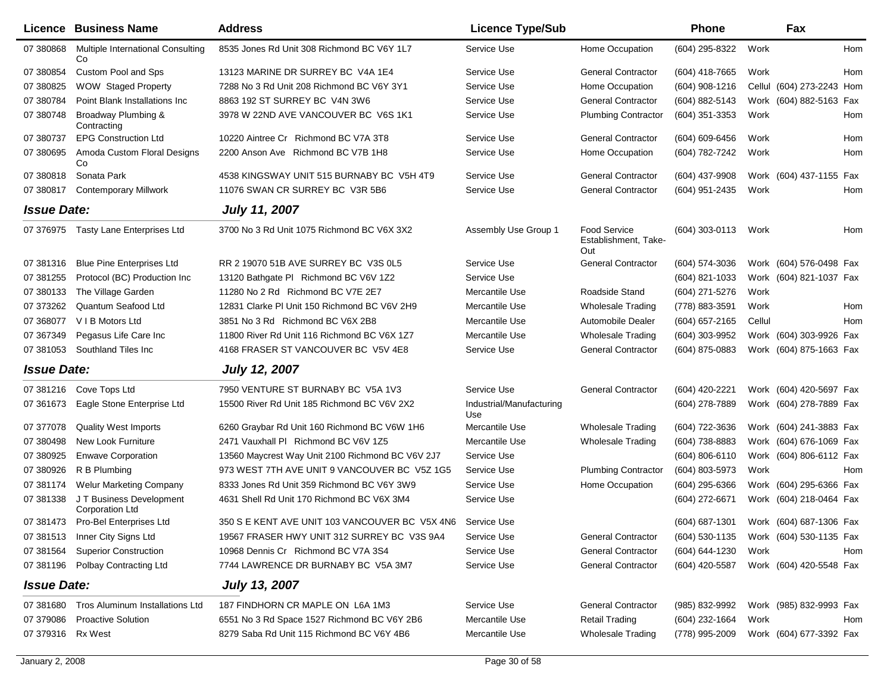| Licence | Business Name | Address | Licence Type/Sub | | Phone | Fax | | |
|---|---|---|---|---|---|---|---|---|
| 07 380868 | Multiple International Consulting Co | 8535 Jones Rd Unit 308 Richmond BC V6Y 1L7 | Service Use | Home Occupation | (604) 295-8322 | Work | | Hom |
| 07 380854 | Custom Pool and Sps | 13123 MARINE DR SURREY BC V4A 1E4 | Service Use | General Contractor | (604) 418-7665 | Work | | Hom |
| 07 380825 | WOW Staged Property | 7288 No 3 Rd Unit 208 Richmond BC V6Y 3Y1 | Service Use | Home Occupation | (604) 908-1216 | Cellul | (604) 273-2243 | Hom |
| 07 380784 | Point Blank Installations Inc | 8863 192 ST SURREY BC V4N 3W6 | Service Use | General Contractor | (604) 882-5143 | Work | (604) 882-5163 | Fax |
| 07 380748 | Broadway Plumbing & Contracting | 3978 W 22ND AVE VANCOUVER BC V6S 1K1 | Service Use | Plumbing Contractor | (604) 351-3353 | Work | | Hom |
| 07 380737 | EPG Construction Ltd | 10220 Aintree Cr Richmond BC V7A 3T8 | Service Use | General Contractor | (604) 609-6456 | Work | | Hom |
| 07 380695 | Amoda Custom Floral Designs Co | 2200 Anson Ave Richmond BC V7B 1H8 | Service Use | Home Occupation | (604) 782-7242 | Work | | Hom |
| 07 380818 | Sonata Park | 4538 KINGSWAY UNIT 515 BURNABY BC V5H 4T9 | Service Use | General Contractor | (604) 437-9908 | Work | (604) 437-1155 | Fax |
| 07 380817 | Contemporary Millwork | 11076 SWAN CR SURREY BC V3R 5B6 | Service Use | General Contractor | (604) 951-2435 | Work | | Hom |
| ***Issue Date:*** | | ***July 11, 2007*** | | | | | | |
| 07 376975 | Tasty Lane Enterprises Ltd | 3700 No 3 Rd Unit 1075 Richmond BC V6X 3X2 | Assembly Use Group 1 | Food Service Establishment, Take-Out | (604) 303-0113 | Work | | Hom |
| 07 381316 | Blue Pine Enterprises Ltd | RR 2 19070 51B AVE SURREY BC V3S 0L5 | Service Use | General Contractor | (604) 574-3036 | Work | (604) 576-0498 | Fax |
| 07 381255 | Protocol (BC) Production Inc | 13120 Bathgate Pl Richmond BC V6V 1Z2 | Service Use | | (604) 821-1033 | Work | (604) 821-1037 | Fax |
| 07 380133 | The Village Garden | 11280 No 2 Rd Richmond BC V7E 2E7 | Mercantile Use | Roadside Stand | (604) 271-5276 | Work | | |
| 07 373262 | Quantum Seafood Ltd | 12831 Clarke Pl Unit 150 Richmond BC V6V 2H9 | Mercantile Use | Wholesale Trading | (778) 883-3591 | Work | | Hom |
| 07 368077 | V I B Motors Ltd | 3851 No 3 Rd Richmond BC V6X 2B8 | Mercantile Use | Automobile Dealer | (604) 657-2165 | Cellul | | Hom |
| 07 367349 | Pegasus Life Care Inc | 11800 River Rd Unit 116 Richmond BC V6X 1Z7 | Mercantile Use | Wholesale Trading | (604) 303-9952 | Work | (604) 303-9926 | Fax |
| 07 381053 | Southland Tiles Inc | 4168 FRASER ST VANCOUVER BC V5V 4E8 | Service Use | General Contractor | (604) 875-0883 | Work | (604) 875-1663 | Fax |
| ***Issue Date:*** | | ***July 12, 2007*** | | | | | | |
| 07 381216 | Cove Tops Ltd | 7950 VENTURE ST BURNABY BC V5A 1V3 | Service Use | General Contractor | (604) 420-2221 | Work | (604) 420-5697 | Fax |
| 07 361673 | Eagle Stone Enterprise Ltd | 15500 River Rd Unit 185 Richmond BC V6V 2X2 | Industrial/Manufacturing Use | | (604) 278-7889 | Work | (604) 278-7889 | Fax |
| 07 377078 | Quality West Imports | 6260 Graybar Rd Unit 160 Richmond BC V6W 1H6 | Mercantile Use | Wholesale Trading | (604) 722-3636 | Work | (604) 241-3883 | Fax |
| 07 380498 | New Look Furniture | 2471 Vauxhall Pl Richmond BC V6V 1Z5 | Mercantile Use | Wholesale Trading | (604) 738-8883 | Work | (604) 676-1069 | Fax |
| 07 380925 | Enwave Corporation | 13560 Maycrest Way Unit 2100 Richmond BC V6V 2J7 | Service Use | | (604) 806-6110 | Work | (604) 806-6112 | Fax |
| 07 380926 | R B Plumbing | 973 WEST 7TH AVE UNIT 9 VANCOUVER BC V5Z 1G5 | Service Use | Plumbing Contractor | (604) 803-5973 | Work | | Hom |
| 07 381174 | Welur Marketing Company | 8333 Jones Rd Unit 359 Richmond BC V6Y 3W9 | Service Use | Home Occupation | (604) 295-6366 | Work | (604) 295-6366 | Fax |
| 07 381338 | J T Business Development Corporation Ltd | 4631 Shell Rd Unit 170 Richmond BC V6X 3M4 | Service Use | | (604) 272-6671 | Work | (604) 218-0464 | Fax |
| 07 381473 | Pro-Bel Enterprises Ltd | 350 S E KENT AVE UNIT 103 VANCOUVER BC V5X 4N6 | Service Use | | (604) 687-1301 | Work | (604) 687-1306 | Fax |
| 07 381513 | Inner City Signs Ltd | 19567 FRASER HWY UNIT 312 SURREY BC V3S 9A4 | Service Use | General Contractor | (604) 530-1135 | Work | (604) 530-1135 | Fax |
| 07 381564 | Superior Construction | 10968 Dennis Cr Richmond BC V7A 3S4 | Service Use | General Contractor | (604) 644-1230 | Work | | Hom |
| 07 381196 | Polbay Contracting Ltd | 7744 LAWRENCE DR BURNABY BC V5A 3M7 | Service Use | General Contractor | (604) 420-5587 | Work | (604) 420-5548 | Fax |
| ***Issue Date:*** | | ***July 13, 2007*** | | | | | | |
| 07 381680 | Tros Aluminum Installations Ltd | 187 FINDHORN CR MAPLE ON L6A 1M3 | Service Use | General Contractor | (985) 832-9992 | Work | (985) 832-9993 | Fax |
| 07 379086 | Proactive Solution | 6551 No 3 Rd Space 1527 Richmond BC V6Y 2B6 | Mercantile Use | Retail Trading | (604) 232-1664 | Work | | Hom |
| 07 379316 | Rx West | 8279 Saba Rd Unit 115 Richmond BC V6Y 4B6 | Mercantile Use | Wholesale Trading | (778) 995-2009 | Work | (604) 677-3392 | Fax |

January 2, 2008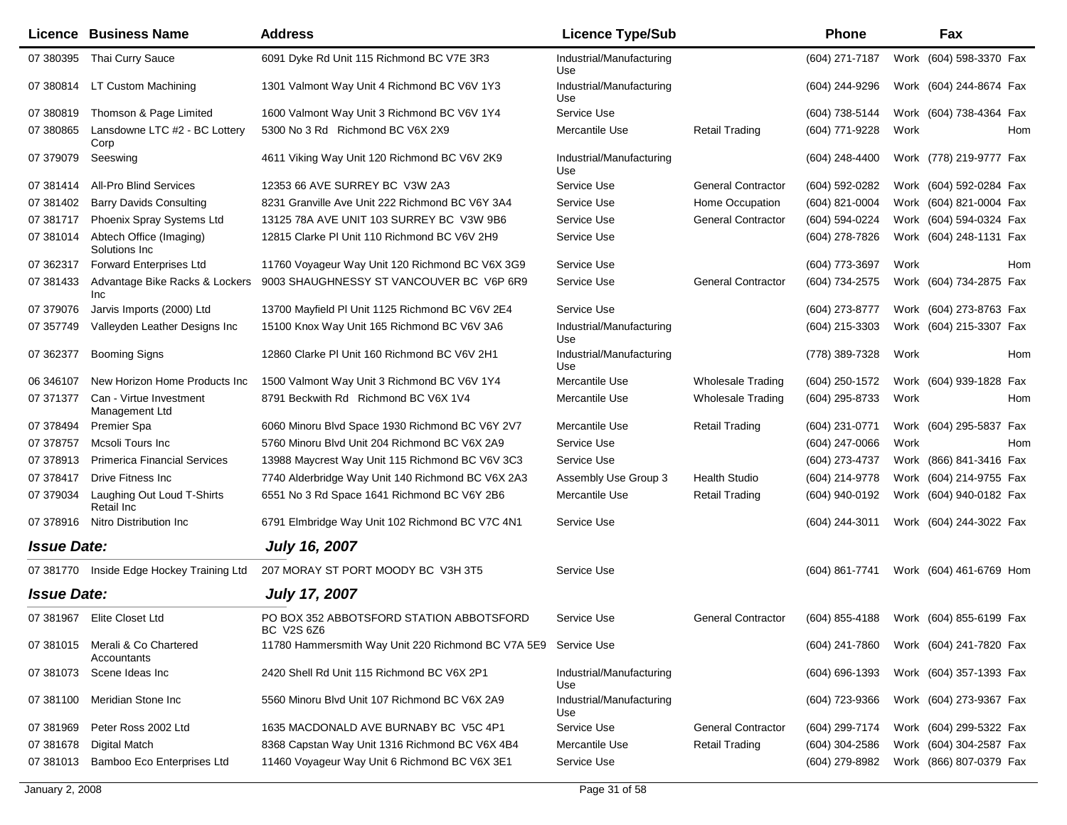| Licence | Business Name | Address | Licence Type/Sub | | Phone | | Fax | |
|---|---|---|---|---|---|---|---|---|
| 07 380395 | Thai Curry Sauce | 6091 Dyke Rd Unit 115 Richmond BC V7E 3R3 | Industrial/Manufacturing Use | | (604) 271-7187 | Work | (604) 598-3370 | Fax |
| 07 380814 | LT Custom Machining | 1301 Valmont Way Unit 4 Richmond BC V6V 1Y3 | Industrial/Manufacturing Use | | (604) 244-9296 | Work | (604) 244-8674 | Fax |
| 07 380819 | Thomson & Page Limited | 1600 Valmont Way Unit 3 Richmond BC V6V 1Y4 | Service Use | | (604) 738-5144 | Work | (604) 738-4364 | Fax |
| 07 380865 | Lansdowne LTC #2 - BC Lottery Corp | 5300 No 3 Rd Richmond BC V6X 2X9 | Mercantile Use | Retail Trading | (604) 771-9228 | Work | | Hom |
| 07 379079 | Seeswing | 4611 Viking Way Unit 120 Richmond BC V6V 2K9 | Industrial/Manufacturing Use | | (604) 248-4400 | Work | (778) 219-9777 | Fax |
| 07 381414 | All-Pro Blind Services | 12353 66 AVE SURREY BC V3W 2A3 | Service Use | General Contractor | (604) 592-0282 | Work | (604) 592-0284 | Fax |
| 07 381402 | Barry Davids Consulting | 8231 Granville Ave Unit 222 Richmond BC V6Y 3A4 | Service Use | Home Occupation | (604) 821-0004 | Work | (604) 821-0004 | Fax |
| 07 381717 | Phoenix Spray Systems Ltd | 13125 78A AVE UNIT 103 SURREY BC V3W 9B6 | Service Use | General Contractor | (604) 594-0224 | Work | (604) 594-0324 | Fax |
| 07 381014 | Abtech Office (Imaging) Solutions Inc | 12815 Clarke Pl Unit 110 Richmond BC V6V 2H9 | Service Use | | (604) 278-7826 | Work | (604) 248-1131 | Fax |
| 07 362317 | Forward Enterprises Ltd | 11760 Voyageur Way Unit 120 Richmond BC V6X 3G9 | Service Use | | (604) 773-3697 | Work | | Hom |
| 07 381433 | Advantage Bike Racks & Lockers Inc | 9003 SHAUGHNESSY ST VANCOUVER BC V6P 6R9 | Service Use | General Contractor | (604) 734-2575 | Work | (604) 734-2875 | Fax |
| 07 379076 | Jarvis Imports (2000) Ltd | 13700 Mayfield Pl Unit 1125 Richmond BC V6V 2E4 | Service Use | | (604) 273-8777 | Work | (604) 273-8763 | Fax |
| 07 357749 | Valleyden Leather Designs Inc | 15100 Knox Way Unit 165 Richmond BC V6V 3A6 | Industrial/Manufacturing Use | | (604) 215-3303 | Work | (604) 215-3307 | Fax |
| 07 362377 | Booming Signs | 12860 Clarke Pl Unit 160 Richmond BC V6V 2H1 | Industrial/Manufacturing Use | | (778) 389-7328 | Work | | Hom |
| 06 346107 | New Horizon Home Products Inc | 1500 Valmont Way Unit 3 Richmond BC V6V 1Y4 | Mercantile Use | Wholesale Trading | (604) 250-1572 | Work | (604) 939-1828 | Fax |
| 07 371377 | Can - Virtue Investment Management Ltd | 8791 Beckwith Rd Richmond BC V6X 1V4 | Mercantile Use | Wholesale Trading | (604) 295-8733 | Work | | Hom |
| 07 378494 | Premier Spa | 6060 Minoru Blvd Space 1930 Richmond BC V6Y 2V7 | Mercantile Use | Retail Trading | (604) 231-0771 | Work | (604) 295-5837 | Fax |
| 07 378757 | Mcsoli Tours Inc | 5760 Minoru Blvd Unit 204 Richmond BC V6X 2A9 | Service Use | | (604) 247-0066 | Work | | Hom |
| 07 378913 | Primerica Financial Services | 13988 Maycrest Way Unit 115 Richmond BC V6V 3C3 | Service Use | | (604) 273-4737 | Work | (866) 841-3416 | Fax |
| 07 378417 | Drive Fitness Inc | 7740 Alderbridge Way Unit 140 Richmond BC V6X 2A3 | Assembly Use Group 3 | Health Studio | (604) 214-9778 | Work | (604) 214-9755 | Fax |
| 07 379034 | Laughing Out Loud T-Shirts Retail Inc | 6551 No 3 Rd Space 1641 Richmond BC V6Y 2B6 | Mercantile Use | Retail Trading | (604) 940-0192 | Work | (604) 940-0182 | Fax |
| 07 378916 | Nitro Distribution Inc | 6791 Elmbridge Way Unit 102 Richmond BC V7C 4N1 | Service Use | | (604) 244-3011 | Work | (604) 244-3022 | Fax |

***Issue Date:*** ***July 16, 2007***

| Licence | Business Name | Address | Licence Type/Sub | | Phone | | Fax | |
|---|---|---|---|---|---|---|---|---|
| 07 381770 | Inside Edge Hockey Training Ltd | 207 MORAY ST PORT MOODY BC V3H 3T5 | Service Use | | (604) 861-7741 | Work | (604) 461-6769 | Hom |

***Issue Date:*** ***July 17, 2007***

| Licence | Business Name | Address | Licence Type/Sub | | Phone | | Fax | |
|---|---|---|---|---|---|---|---|---|
| 07 381967 | Elite Closet Ltd | PO BOX 352 ABBOTSFORD STATION ABBOTSFORD BC V2S 6Z6 | Service Use | General Contractor | (604) 855-4188 | Work | (604) 855-6199 | Fax |
| 07 381015 | Merali & Co Chartered Accountants | 11780 Hammersmith Way Unit 220 Richmond BC V7A 5E9 | Service Use | | (604) 241-7860 | Work | (604) 241-7820 | Fax |
| 07 381073 | Scene Ideas Inc | 2420 Shell Rd Unit 115 Richmond BC V6X 2P1 | Industrial/Manufacturing Use | | (604) 696-1393 | Work | (604) 357-1393 | Fax |
| 07 381100 | Meridian Stone Inc | 5560 Minoru Blvd Unit 107 Richmond BC V6X 2A9 | Industrial/Manufacturing Use | | (604) 723-9366 | Work | (604) 273-9367 | Fax |
| 07 381969 | Peter Ross 2002 Ltd | 1635 MACDONALD AVE BURNABY BC V5C 4P1 | Service Use | General Contractor | (604) 299-7174 | Work | (604) 299-5322 | Fax |
| 07 381678 | Digital Match | 8368 Capstan Way Unit 1316 Richmond BC V6X 4B4 | Mercantile Use | Retail Trading | (604) 304-2586 | Work | (604) 304-2587 | Fax |
| 07 381013 | Bamboo Eco Enterprises Ltd | 11460 Voyageur Way Unit 6 Richmond BC V6X 3E1 | Service Use | | (604) 279-8982 | Work | (866) 807-0379 | Fax |

January 2, 2008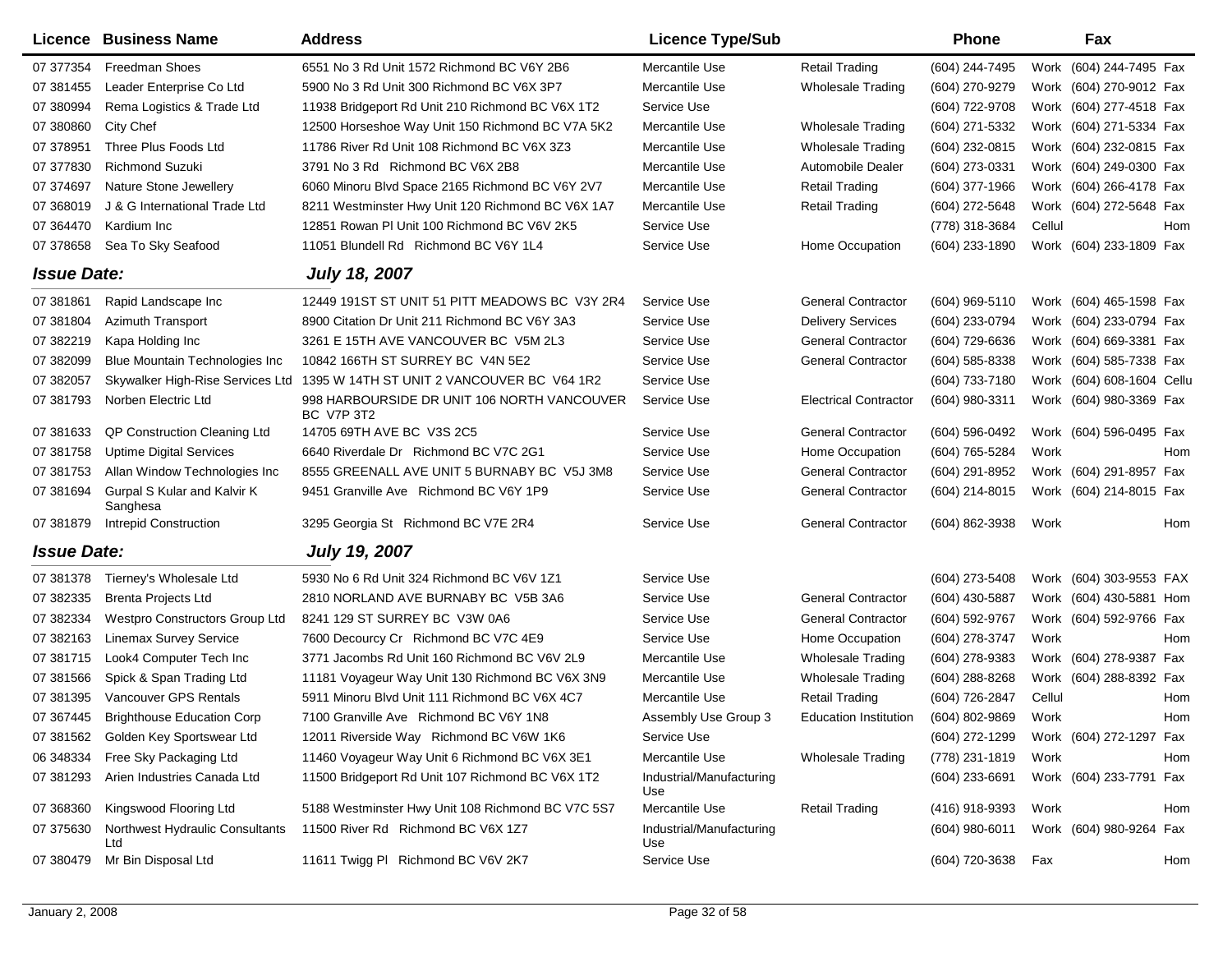| Licence | Business Name | Address | Licence Type/Sub | | Phone | | Fax | |
|---|---|---|---|---|---|---|---|---|
| 07 377354 | Freedman Shoes | 6551 No 3 Rd Unit 1572 Richmond BC V6Y 2B6 | Mercantile Use | Retail Trading | (604) 244-7495 | Work | (604) 244-7495 | Fax |
| 07 381455 | Leader Enterprise Co Ltd | 5900 No 3 Rd Unit 300 Richmond BC V6X 3P7 | Mercantile Use | Wholesale Trading | (604) 270-9279 | Work | (604) 270-9012 | Fax |
| 07 380994 | Rema Logistics & Trade Ltd | 11938 Bridgeport Rd Unit 210 Richmond BC V6X 1T2 | Service Use | | (604) 722-9708 | Work | (604) 277-4518 | Fax |
| 07 380860 | City Chef | 12500 Horseshoe Way Unit 150 Richmond BC V7A 5K2 | Mercantile Use | Wholesale Trading | (604) 271-5332 | Work | (604) 271-5334 | Fax |
| 07 378951 | Three Plus Foods Ltd | 11786 River Rd Unit 108 Richmond BC V6X 3Z3 | Mercantile Use | Wholesale Trading | (604) 232-0815 | Work | (604) 232-0815 | Fax |
| 07 377830 | Richmond Suzuki | 3791 No 3 Rd Richmond BC V6X 2B8 | Mercantile Use | Automobile Dealer | (604) 273-0331 | Work | (604) 249-0300 | Fax |
| 07 374697 | Nature Stone Jewellery | 6060 Minoru Blvd Space 2165 Richmond BC V6Y 2V7 | Mercantile Use | Retail Trading | (604) 377-1966 | Work | (604) 266-4178 | Fax |
| 07 368019 | J & G International Trade Ltd | 8211 Westminster Hwy Unit 120 Richmond BC V6X 1A7 | Mercantile Use | Retail Trading | (604) 272-5648 | Work | (604) 272-5648 | Fax |
| 07 364470 | Kardium Inc | 12851 Rowan Pl Unit 100 Richmond BC V6V 2K5 | Service Use | | (778) 318-3684 | Cellul | | Hom |
| 07 378658 | Sea To Sky Seafood | 11051 Blundell Rd Richmond BC V6Y 1L4 | Service Use | Home Occupation | (604) 233-1890 | Work | (604) 233-1809 | Fax |

**Issue Date:** ***July 18, 2007***

| Licence | Business Name | Address | Licence Type/Sub | | Phone | | Fax | |
|---|---|---|---|---|---|---|---|---|
| 07 381861 | Rapid Landscape Inc | 12449 191ST ST UNIT 51 PITT MEADOWS BC V3Y 2R4 | Service Use | General Contractor | (604) 969-5110 | Work | (604) 465-1598 | Fax |
| 07 381804 | Azimuth Transport | 8900 Citation Dr Unit 211 Richmond BC V6Y 3A3 | Service Use | Delivery Services | (604) 233-0794 | Work | (604) 233-0794 | Fax |
| 07 382219 | Kapa Holding Inc | 3261 E 15TH AVE VANCOUVER BC V5M 2L3 | Service Use | General Contractor | (604) 729-6636 | Work | (604) 669-3381 | Fax |
| 07 382099 | Blue Mountain Technologies Inc | 10842 166TH ST SURREY BC V4N 5E2 | Service Use | General Contractor | (604) 585-8338 | Work | (604) 585-7338 | Fax |
| 07 382057 | Skywalker High-Rise Services Ltd | 1395 W 14TH ST UNIT 2 VANCOUVER BC V64 1R2 | Service Use | | (604) 733-7180 | Work | (604) 608-1604 | Cellu |
| 07 381793 | Norben Electric Ltd | 998 HARBOURSIDE DR UNIT 106 NORTH VANCOUVER BC V7P 3T2 | Service Use | Electrical Contractor | (604) 980-3311 | Work | (604) 980-3369 | Fax |
| 07 381633 | QP Construction Cleaning Ltd | 14705 69TH AVE BC V3S 2C5 | Service Use | General Contractor | (604) 596-0492 | Work | (604) 596-0495 | Fax |
| 07 381758 | Uptime Digital Services | 6640 Riverdale Dr Richmond BC V7C 2G1 | Service Use | Home Occupation | (604) 765-5284 | Work | | Hom |
| 07 381753 | Allan Window Technologies Inc | 8555 GREENALL AVE UNIT 5 BURNABY BC V5J 3M8 | Service Use | General Contractor | (604) 291-8952 | Work | (604) 291-8957 | Fax |
| 07 381694 | Gurpal S Kular and Kalvir K Sanghesa | 9451 Granville Ave Richmond BC V6Y 1P9 | Service Use | General Contractor | (604) 214-8015 | Work | (604) 214-8015 | Fax |
| 07 381879 | Intrepid Construction | 3295 Georgia St Richmond BC V7E 2R4 | Service Use | General Contractor | (604) 862-3938 | Work | | Hom |

**Issue Date:** ***July 19, 2007***

| Licence | Business Name | Address | Licence Type/Sub | | Phone | | Fax | |
|---|---|---|---|---|---|---|---|---|
| 07 381378 | Tierney's Wholesale Ltd | 5930 No 6 Rd Unit 324 Richmond BC V6V 1Z1 | Service Use | | (604) 273-5408 | Work | (604) 303-9553 | FAX |
| 07 382335 | Brenta Projects Ltd | 2810 NORLAND AVE BURNABY BC V5B 3A6 | Service Use | General Contractor | (604) 430-5887 | Work | (604) 430-5881 | Hom |
| 07 382334 | Westpro Constructors Group Ltd | 8241 129 ST SURREY BC V3W 0A6 | Service Use | General Contractor | (604) 592-9767 | Work | (604) 592-9766 | Fax |
| 07 382163 | Linemax Survey Service | 7600 Decourcy Cr Richmond BC V7C 4E9 | Service Use | Home Occupation | (604) 278-3747 | Work | | Hom |
| 07 381715 | Look4 Computer Tech Inc | 3771 Jacombs Rd Unit 160 Richmond BC V6V 2L9 | Mercantile Use | Wholesale Trading | (604) 278-9383 | Work | (604) 278-9387 | Fax |
| 07 381566 | Spick & Span Trading Ltd | 11181 Voyageur Way Unit 130 Richmond BC V6X 3N9 | Mercantile Use | Wholesale Trading | (604) 288-8268 | Work | (604) 288-8392 | Fax |
| 07 381395 | Vancouver GPS Rentals | 5911 Minoru Blvd Unit 111 Richmond BC V6X 4C7 | Mercantile Use | Retail Trading | (604) 726-2847 | Cellul | | Hom |
| 07 367445 | Brighthouse Education Corp | 7100 Granville Ave Richmond BC V6Y 1N8 | Assembly Use Group 3 | Education Institution | (604) 802-9869 | Work | | Hom |
| 07 381562 | Golden Key Sportswear Ltd | 12011 Riverside Way Richmond BC V6W 1K6 | Service Use | | (604) 272-1299 | Work | (604) 272-1297 | Fax |
| 06 348334 | Free Sky Packaging Ltd | 11460 Voyageur Way Unit 6 Richmond BC V6X 3E1 | Mercantile Use | Wholesale Trading | (778) 231-1819 | Work | | Hom |
| 07 381293 | Arien Industries Canada Ltd | 11500 Bridgeport Rd Unit 107 Richmond BC V6X 1T2 | Industrial/Manufacturing Use | | (604) 233-6691 | Work | (604) 233-7791 | Fax |
| 07 368360 | Kingswood Flooring Ltd | 5188 Westminster Hwy Unit 108 Richmond BC V7C 5S7 | Mercantile Use | Retail Trading | (416) 918-9393 | Work | | Hom |
| 07 375630 | Northwest Hydraulic Consultants Ltd | 11500 River Rd Richmond BC V6X 1Z7 | Industrial/Manufacturing Use | | (604) 980-6011 | Work | (604) 980-9264 | Fax |
| 07 380479 | Mr Bin Disposal Ltd | 11611 Twigg Pl Richmond BC V6V 2K7 | Service Use | | (604) 720-3638 | Fax | | Hom |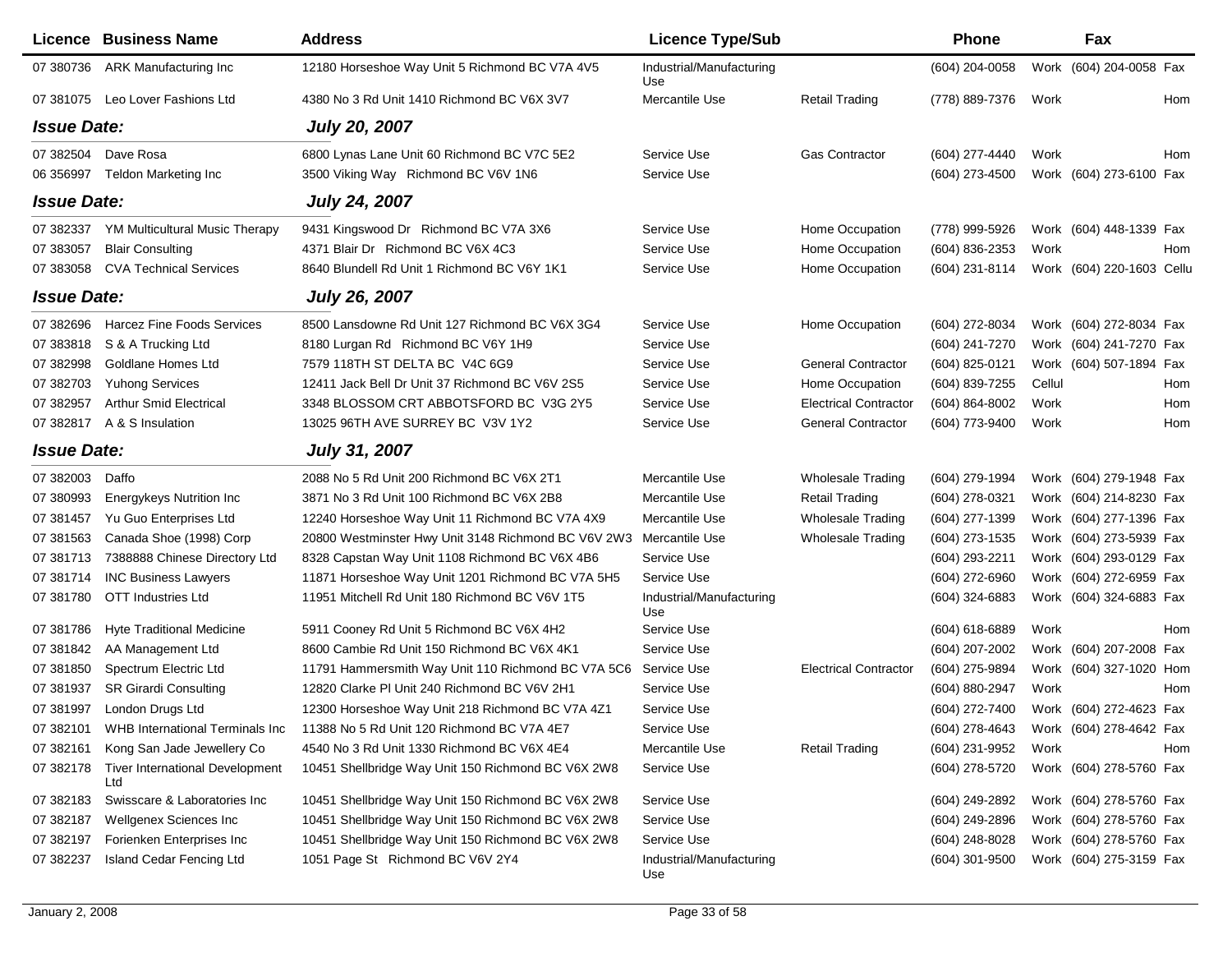| Licence | Business Name | Address | Licence Type/Sub | | Phone | | Fax | |
|---|---|---|---|---|---|---|---|---|
| 07 380736 | ARK Manufacturing Inc | 12180 Horseshoe Way Unit 5 Richmond BC V7A 4V5 | Industrial/Manufacturing Use | | (604) 204-0058 | Work | (604) 204-0058 | Fax |
| 07 381075 | Leo Lover Fashions Ltd | 4380 No 3 Rd Unit 1410 Richmond BC V6X 3V7 | Mercantile Use | Retail Trading | (778) 889-7376 | Work | | Hom |
| ***Issue Date:*** | | ***July 20, 2007*** | | | | | | |
| 07 382504 | Dave Rosa | 6800 Lynas Lane Unit 60 Richmond BC V7C 5E2 | Service Use | Gas Contractor | (604) 277-4440 | Work | | Hom |
| 06 356997 | Teldon Marketing Inc | 3500 Viking Way Richmond BC V6V 1N6 | Service Use | | (604) 273-4500 | Work | (604) 273-6100 | Fax |
| ***Issue Date:*** | | ***July 24, 2007*** | | | | | | |
| 07 382337 | YM Multicultural Music Therapy | 9431 Kingswood Dr Richmond BC V7A 3X6 | Service Use | Home Occupation | (778) 999-5926 | Work | (604) 448-1339 | Fax |
| 07 383057 | Blair Consulting | 4371 Blair Dr Richmond BC V6X 4C3 | Service Use | Home Occupation | (604) 836-2353 | Work | | Hom |
| 07 383058 | CVA Technical Services | 8640 Blundell Rd Unit 1 Richmond BC V6Y 1K1 | Service Use | Home Occupation | (604) 231-8114 | Work | (604) 220-1603 | Cellu |
| ***Issue Date:*** | | ***July 26, 2007*** | | | | | | |
| 07 382696 | Harcez Fine Foods Services | 8500 Lansdowne Rd Unit 127 Richmond BC V6X 3G4 | Service Use | Home Occupation | (604) 272-8034 | Work | (604) 272-8034 | Fax |
| 07 383818 | S & A Trucking Ltd | 8180 Lurgan Rd Richmond BC V6Y 1H9 | Service Use | | (604) 241-7270 | Work | (604) 241-7270 | Fax |
| 07 382998 | Goldlane Homes Ltd | 7579 118TH ST DELTA BC V4C 6G9 | Service Use | General Contractor | (604) 825-0121 | Work | (604) 507-1894 | Fax |
| 07 382703 | Yuhong Services | 12411 Jack Bell Dr Unit 37 Richmond BC V6V 2S5 | Service Use | Home Occupation | (604) 839-7255 | Cellul | | Hom |
| 07 382957 | Arthur Smid Electrical | 3348 BLOSSOM CRT ABBOTSFORD BC V3G 2Y5 | Service Use | Electrical Contractor | (604) 864-8002 | Work | | Hom |
| 07 382817 | A & S Insulation | 13025 96TH AVE SURREY BC V3V 1Y2 | Service Use | General Contractor | (604) 773-9400 | Work | | Hom |
| ***Issue Date:*** | | ***July 31, 2007*** | | | | | | |
| 07 382003 | Daffo | 2088 No 5 Rd Unit 200 Richmond BC V6X 2T1 | Mercantile Use | Wholesale Trading | (604) 279-1994 | Work | (604) 279-1948 | Fax |
| 07 380993 | Energykeys Nutrition Inc | 3871 No 3 Rd Unit 100 Richmond BC V6X 2B8 | Mercantile Use | Retail Trading | (604) 278-0321 | Work | (604) 214-8230 | Fax |
| 07 381457 | Yu Guo Enterprises Ltd | 12240 Horseshoe Way Unit 11 Richmond BC V7A 4X9 | Mercantile Use | Wholesale Trading | (604) 277-1399 | Work | (604) 277-1396 | Fax |
| 07 381563 | Canada Shoe (1998) Corp | 20800 Westminster Hwy Unit 3148 Richmond BC V6V 2W3 | Mercantile Use | Wholesale Trading | (604) 273-1535 | Work | (604) 273-5939 | Fax |
| 07 381713 | 7388888 Chinese Directory Ltd | 8328 Capstan Way Unit 1108 Richmond BC V6X 4B6 | Service Use | | (604) 293-2211 | Work | (604) 293-0129 | Fax |
| 07 381714 | INC Business Lawyers | 11871 Horseshoe Way Unit 1201 Richmond BC V7A 5H5 | Service Use | | (604) 272-6960 | Work | (604) 272-6959 | Fax |
| 07 381780 | OTT Industries Ltd | 11951 Mitchell Rd Unit 180 Richmond BC V6V 1T5 | Industrial/Manufacturing Use | | (604) 324-6883 | Work | (604) 324-6883 | Fax |
| 07 381786 | Hyte Traditional Medicine | 5911 Cooney Rd Unit 5 Richmond BC V6X 4H2 | Service Use | | (604) 618-6889 | Work | | Hom |
| 07 381842 | AA Management Ltd | 8600 Cambie Rd Unit 150 Richmond BC V6X 4K1 | Service Use | | (604) 207-2002 | Work | (604) 207-2008 | Fax |
| 07 381850 | Spectrum Electric Ltd | 11791 Hammersmith Way Unit 110 Richmond BC V7A 5C6 | Service Use | Electrical Contractor | (604) 275-9894 | Work | (604) 327-1020 | Hom |
| 07 381937 | SR Girardi Consulting | 12820 Clarke Pl Unit 240 Richmond BC V6V 2H1 | Service Use | | (604) 880-2947 | Work | | Hom |
| 07 381997 | London Drugs Ltd | 12300 Horseshoe Way Unit 218 Richmond BC V7A 4Z1 | Service Use | | (604) 272-7400 | Work | (604) 272-4623 | Fax |
| 07 382101 | WHB International Terminals Inc | 11388 No 5 Rd Unit 120 Richmond BC V7A 4E7 | Service Use | | (604) 278-4643 | Work | (604) 278-4642 | Fax |
| 07 382161 | Kong San Jade Jewellery Co | 4540 No 3 Rd Unit 1330 Richmond BC V6X 4E4 | Mercantile Use | Retail Trading | (604) 231-9952 | Work | | Hom |
| 07 382178 | Tiver International Development Ltd | 10451 Shellbridge Way Unit 150 Richmond BC V6X 2W8 | Service Use | | (604) 278-5720 | Work | (604) 278-5760 | Fax |
| 07 382183 | Swisscare & Laboratories Inc | 10451 Shellbridge Way Unit 150 Richmond BC V6X 2W8 | Service Use | | (604) 249-2892 | Work | (604) 278-5760 | Fax |
| 07 382187 | Wellgenex Sciences Inc | 10451 Shellbridge Way Unit 150 Richmond BC V6X 2W8 | Service Use | | (604) 249-2896 | Work | (604) 278-5760 | Fax |
| 07 382197 | Forienken Enterprises Inc | 10451 Shellbridge Way Unit 150 Richmond BC V6X 2W8 | Service Use | | (604) 248-8028 | Work | (604) 278-5760 | Fax |
| 07 382237 | Island Cedar Fencing Ltd | 1051 Page St Richmond BC V6V 2Y4 | Industrial/Manufacturing Use | | (604) 301-9500 | Work | (604) 275-3159 | Fax |

January 2, 2008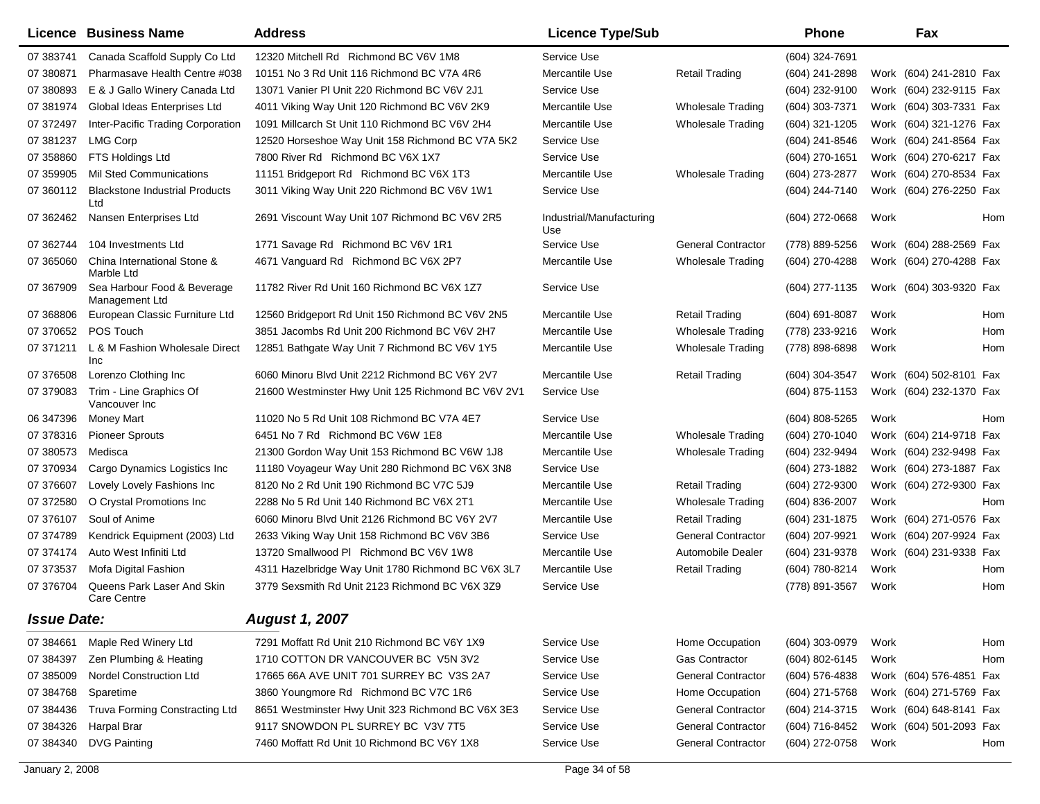| Licence | Business Name | Address | Licence Type/Sub | | Phone | Fax |
|---|---|---|---|---|---|---|
| 07 383741 | Canada Scaffold Supply Co Ltd | 12320 Mitchell Rd Richmond BC V6V 1M8 | Service Use | | (604) 324-7691 | |
| 07 380871 | Pharmasave Health Centre #038 | 10151 No 3 Rd Unit 116 Richmond BC V7A 4R6 | Mercantile Use | Retail Trading | (604) 241-2898 | Work (604) 241-2810 Fax |
| 07 380893 | E & J Gallo Winery Canada Ltd | 13071 Vanier Pl Unit 220 Richmond BC V6V 2J1 | Service Use | | (604) 232-9100 | Work (604) 232-9115 Fax |
| 07 381974 | Global Ideas Enterprises Ltd | 4011 Viking Way Unit 120 Richmond BC V6V 2K9 | Mercantile Use | Wholesale Trading | (604) 303-7371 | Work (604) 303-7331 Fax |
| 07 372497 | Inter-Pacific Trading Corporation | 1091 Millcarch St Unit 110 Richmond BC V6V 2H4 | Mercantile Use | Wholesale Trading | (604) 321-1205 | Work (604) 321-1276 Fax |
| 07 381237 | LMG Corp | 12520 Horseshoe Way Unit 158 Richmond BC V7A 5K2 | Service Use | | (604) 241-8546 | Work (604) 241-8564 Fax |
| 07 358860 | FTS Holdings Ltd | 7800 River Rd Richmond BC V6X 1X7 | Service Use | | (604) 270-1651 | Work (604) 270-6217 Fax |
| 07 359905 | Mil Sted Communications | 11151 Bridgeport Rd Richmond BC V6X 1T3 | Mercantile Use | Wholesale Trading | (604) 273-2877 | Work (604) 270-8534 Fax |
| 07 360112 | Blackstone Industrial Products Ltd | 3011 Viking Way Unit 220 Richmond BC V6V 1W1 | Service Use | | (604) 244-7140 | Work (604) 276-2250 Fax |
| 07 362462 | Nansen Enterprises Ltd | 2691 Viscount Way Unit 107 Richmond BC V6V 2R5 | Industrial/Manufacturing Use | | (604) 272-0668 | Work Hom |
| 07 362744 | 104 Investments Ltd | 1771 Savage Rd Richmond BC V6V 1R1 | Service Use | General Contractor | (778) 889-5256 | Work (604) 288-2569 Fax |
| 07 365060 | China International Stone & Marble Ltd | 4671 Vanguard Rd Richmond BC V6X 2P7 | Mercantile Use | Wholesale Trading | (604) 270-4288 | Work (604) 270-4288 Fax |
| 07 367909 | Sea Harbour Food & Beverage Management Ltd | 11782 River Rd Unit 160 Richmond BC V6X 1Z7 | Service Use | | (604) 277-1135 | Work (604) 303-9320 Fax |
| 07 368806 | European Classic Furniture Ltd | 12560 Bridgeport Rd Unit 150 Richmond BC V6V 2N5 | Mercantile Use | Retail Trading | (604) 691-8087 | Work Hom |
| 07 370652 | POS Touch | 3851 Jacombs Rd Unit 200 Richmond BC V6V 2H7 | Mercantile Use | Wholesale Trading | (778) 233-9216 | Work Hom |
| 07 371211 | L & M Fashion Wholesale Direct Inc | 12851 Bathgate Way Unit 7 Richmond BC V6V 1Y5 | Mercantile Use | Wholesale Trading | (778) 898-6898 | Work Hom |
| 07 376508 | Lorenzo Clothing Inc | 6060 Minoru Blvd Unit 2212 Richmond BC V6Y 2V7 | Mercantile Use | Retail Trading | (604) 304-3547 | Work (604) 502-8101 Fax |
| 07 379083 | Trim - Line Graphics Of Vancouver Inc | 21600 Westminster Hwy Unit 125 Richmond BC V6V 2V1 | Service Use | | (604) 875-1153 | Work (604) 232-1370 Fax |
| 06 347396 | Money Mart | 11020 No 5 Rd Unit 108 Richmond BC V7A 4E7 | Service Use | | (604) 808-5265 | Work Hom |
| 07 378316 | Pioneer Sprouts | 6451 No 7 Rd Richmond BC V6W 1E8 | Mercantile Use | Wholesale Trading | (604) 270-1040 | Work (604) 214-9718 Fax |
| 07 380573 | Medisca | 21300 Gordon Way Unit 153 Richmond BC V6W 1J8 | Mercantile Use | Wholesale Trading | (604) 232-9494 | Work (604) 232-9498 Fax |
| 07 370934 | Cargo Dynamics Logistics Inc | 11180 Voyageur Way Unit 280 Richmond BC V6X 3N8 | Service Use | | (604) 273-1882 | Work (604) 273-1887 Fax |
| 07 376607 | Lovely Lovely Fashions Inc | 8120 No 2 Rd Unit 190 Richmond BC V7C 5J9 | Mercantile Use | Retail Trading | (604) 272-9300 | Work (604) 272-9300 Fax |
| 07 372580 | O Crystal Promotions Inc | 2288 No 5 Rd Unit 140 Richmond BC V6X 2T1 | Mercantile Use | Wholesale Trading | (604) 836-2007 | Work Hom |
| 07 376107 | Soul of Anime | 6060 Minoru Blvd Unit 2126 Richmond BC V6Y 2V7 | Mercantile Use | Retail Trading | (604) 231-1875 | Work (604) 271-0576 Fax |
| 07 374789 | Kendrick Equipment (2003) Ltd | 2633 Viking Way Unit 158 Richmond BC V6V 3B6 | Service Use | General Contractor | (604) 207-9921 | Work (604) 207-9924 Fax |
| 07 374174 | Auto West Infiniti Ltd | 13720 Smallwood Pl Richmond BC V6V 1W8 | Mercantile Use | Automobile Dealer | (604) 231-9378 | Work (604) 231-9338 Fax |
| 07 373537 | Mofa Digital Fashion | 4311 Hazelbridge Way Unit 1780 Richmond BC V6X 3L7 | Mercantile Use | Retail Trading | (604) 780-8214 | Work Hom |
| 07 376704 | Queens Park Laser And Skin Care Centre | 3779 Sexsmith Rd Unit 2123 Richmond BC V6X 3Z9 | Service Use | | (778) 891-3567 | Work Hom |

***Issue Date:*** ***August 1, 2007***

| Licence | Business Name | Address | Licence Type/Sub | | Phone | Fax |
|---|---|---|---|---|---|---|
| 07 384661 | Maple Red Winery Ltd | 7291 Moffatt Rd Unit 210 Richmond BC V6Y 1X9 | Service Use | Home Occupation | (604) 303-0979 | Work Hom |
| 07 384397 | Zen Plumbing & Heating | 1710 COTTON DR VANCOUVER BC V5N 3V2 | Service Use | Gas Contractor | (604) 802-6145 | Work Hom |
| 07 385009 | Nordel Construction Ltd | 17665 66A AVE UNIT 701 SURREY BC V3S 2A7 | Service Use | General Contractor | (604) 576-4838 | Work (604) 576-4851 Fax |
| 07 384768 | Sparetime | 3860 Youngmore Rd Richmond BC V7C 1R6 | Service Use | Home Occupation | (604) 271-5768 | Work (604) 271-5769 Fax |
| 07 384436 | Truva Forming Constracting Ltd | 8651 Westminster Hwy Unit 323 Richmond BC V6X 3E3 | Service Use | General Contractor | (604) 214-3715 | Work (604) 648-8141 Fax |
| 07 384326 | Harpal Brar | 9117 SNOWDON PL SURREY BC V3V 7T5 | Service Use | General Contractor | (604) 716-8452 | Work (604) 501-2093 Fax |
| 07 384340 | DVG Painting | 7460 Moffatt Rd Unit 10 Richmond BC V6Y 1X8 | Service Use | General Contractor | (604) 272-0758 | Work Hom |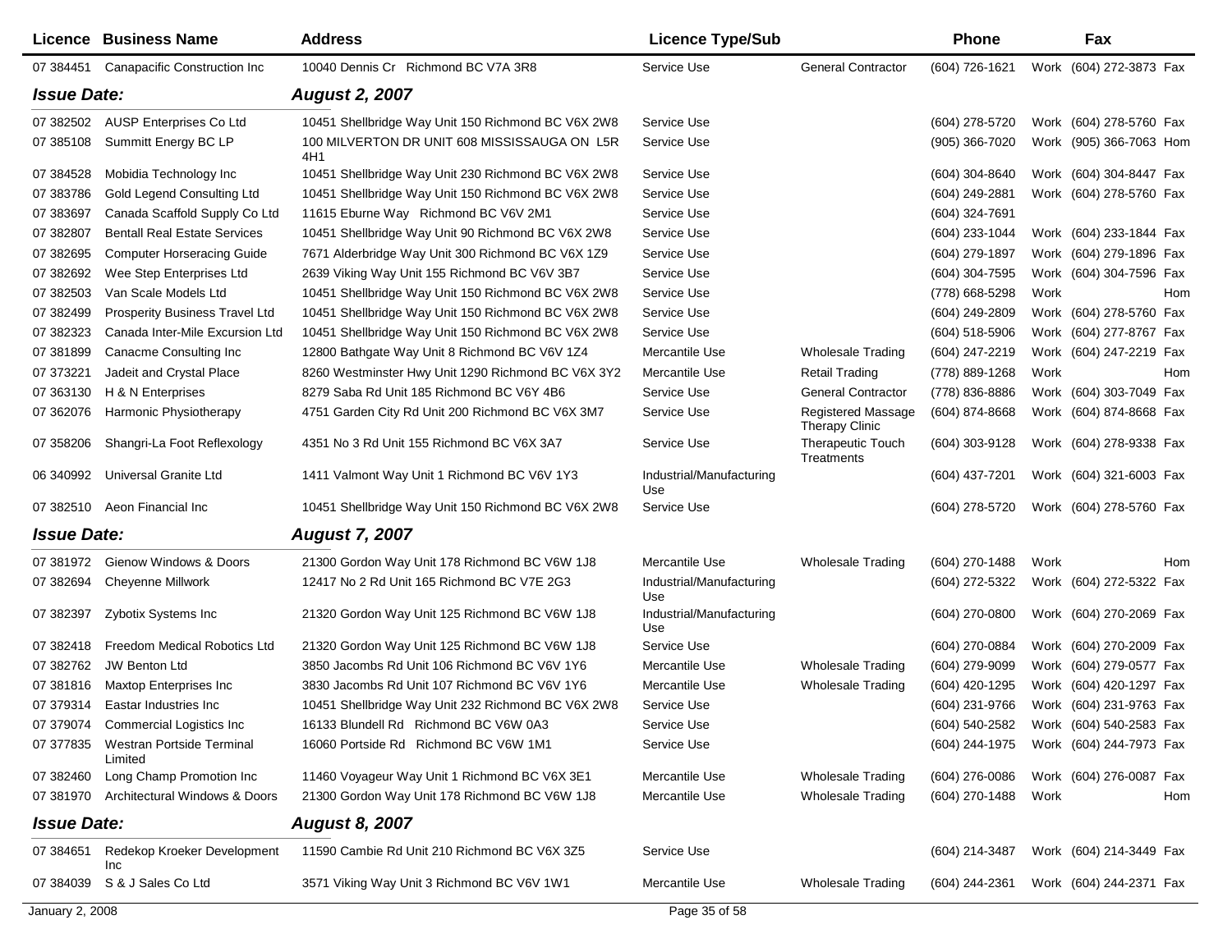| Licence | Business Name | Address | Licence Type/Sub | | Phone | | Fax | |
|---|---|---|---|---|---|---|---|---|
| 07 384451 | Canapacific Construction Inc | 10040 Dennis Cr Richmond BC V7A 3R8 | Service Use | General Contractor | (604) 726-1621 | Work | (604) 272-3873 | Fax |
| ***Issue Date:*** | | ***August 2, 2007*** | | | | | | |
| 07 382502 | AUSP Enterprises Co Ltd | 10451 Shellbridge Way Unit 150 Richmond BC V6X 2W8 | Service Use | | (604) 278-5720 | Work | (604) 278-5760 | Fax |
| 07 385108 | Summitt Energy BC LP | 100 MILVERTON DR UNIT 608 MISSISSAUGA ON L5R 4H1 | Service Use | | (905) 366-7020 | Work | (905) 366-7063 | Hom |
| 07 384528 | Mobidia Technology Inc | 10451 Shellbridge Way Unit 230 Richmond BC V6X 2W8 | Service Use | | (604) 304-8640 | Work | (604) 304-8447 | Fax |
| 07 383786 | Gold Legend Consulting Ltd | 10451 Shellbridge Way Unit 150 Richmond BC V6X 2W8 | Service Use | | (604) 249-2881 | Work | (604) 278-5760 | Fax |
| 07 383697 | Canada Scaffold Supply Co Ltd | 11615 Eburne Way Richmond BC V6V 2M1 | Service Use | | (604) 324-7691 | | | |
| 07 382807 | Bentall Real Estate Services | 10451 Shellbridge Way Unit 90 Richmond BC V6X 2W8 | Service Use | | (604) 233-1044 | Work | (604) 233-1844 | Fax |
| 07 382695 | Computer Horseracing Guide | 7671 Alderbridge Way Unit 300 Richmond BC V6X 1Z9 | Service Use | | (604) 279-1897 | Work | (604) 279-1896 | Fax |
| 07 382692 | Wee Step Enterprises Ltd | 2639 Viking Way Unit 155 Richmond BC V6V 3B7 | Service Use | | (604) 304-7595 | Work | (604) 304-7596 | Fax |
| 07 382503 | Van Scale Models Ltd | 10451 Shellbridge Way Unit 150 Richmond BC V6X 2W8 | Service Use | | (778) 668-5298 | Work | | Hom |
| 07 382499 | Prosperity Business Travel Ltd | 10451 Shellbridge Way Unit 150 Richmond BC V6X 2W8 | Service Use | | (604) 249-2809 | Work | (604) 278-5760 | Fax |
| 07 382323 | Canada Inter-Mile Excursion Ltd | 10451 Shellbridge Way Unit 150 Richmond BC V6X 2W8 | Service Use | | (604) 518-5906 | Work | (604) 277-8767 | Fax |
| 07 381899 | Canacme Consulting Inc | 12800 Bathgate Way Unit 8 Richmond BC V6V 1Z4 | Mercantile Use | Wholesale Trading | (604) 247-2219 | Work | (604) 247-2219 | Fax |
| 07 373221 | Jadeit and Crystal Place | 8260 Westminster Hwy Unit 1290 Richmond BC V6X 3Y2 | Mercantile Use | Retail Trading | (778) 889-1268 | Work | | Hom |
| 07 363130 | H & N Enterprises | 8279 Saba Rd Unit 185 Richmond BC V6Y 4B6 | Service Use | General Contractor | (778) 836-8886 | Work | (604) 303-7049 | Fax |
| 07 362076 | Harmonic Physiotherapy | 4751 Garden City Rd Unit 200 Richmond BC V6X 3M7 | Service Use | Registered Massage Therapy Clinic | (604) 874-8668 | Work | (604) 874-8668 | Fax |
| 07 358206 | Shangri-La Foot Reflexology | 4351 No 3 Rd Unit 155 Richmond BC V6X 3A7 | Service Use | Therapeutic Touch Treatments | (604) 303-9128 | Work | (604) 278-9338 | Fax |
| 06 340992 | Universal Granite Ltd | 1411 Valmont Way Unit 1 Richmond BC V6V 1Y3 | Industrial/Manufacturing Use | | (604) 437-7201 | Work | (604) 321-6003 | Fax |
| 07 382510 | Aeon Financial Inc | 10451 Shellbridge Way Unit 150 Richmond BC V6X 2W8 | Service Use | | (604) 278-5720 | Work | (604) 278-5760 | Fax |
| ***Issue Date:*** | | ***August 7, 2007*** | | | | | | |
| 07 381972 | Gienow Windows & Doors | 21300 Gordon Way Unit 178 Richmond BC V6W 1J8 | Mercantile Use | Wholesale Trading | (604) 270-1488 | Work | | Hom |
| 07 382694 | Cheyenne Millwork | 12417 No 2 Rd Unit 165 Richmond BC V7E 2G3 | Industrial/Manufacturing Use | | (604) 272-5322 | Work | (604) 272-5322 | Fax |
| 07 382397 | Zybotix Systems Inc | 21320 Gordon Way Unit 125 Richmond BC V6W 1J8 | Industrial/Manufacturing Use | | (604) 270-0800 | Work | (604) 270-2069 | Fax |
| 07 382418 | Freedom Medical Robotics Ltd | 21320 Gordon Way Unit 125 Richmond BC V6W 1J8 | Service Use | | (604) 270-0884 | Work | (604) 270-2009 | Fax |
| 07 382762 | JW Benton Ltd | 3850 Jacombs Rd Unit 106 Richmond BC V6V 1Y6 | Mercantile Use | Wholesale Trading | (604) 279-9099 | Work | (604) 279-0577 | Fax |
| 07 381816 | Maxtop Enterprises Inc | 3830 Jacombs Rd Unit 107 Richmond BC V6V 1Y6 | Mercantile Use | Wholesale Trading | (604) 420-1295 | Work | (604) 420-1297 | Fax |
| 07 379314 | Eastar Industries Inc | 10451 Shellbridge Way Unit 232 Richmond BC V6X 2W8 | Service Use | | (604) 231-9766 | Work | (604) 231-9763 | Fax |
| 07 379074 | Commercial Logistics Inc | 16133 Blundell Rd Richmond BC V6W 0A3 | Service Use | | (604) 540-2582 | Work | (604) 540-2583 | Fax |
| 07 377835 | Westran Portside Terminal Limited | 16060 Portside Rd Richmond BC V6W 1M1 | Service Use | | (604) 244-1975 | Work | (604) 244-7973 | Fax |
| 07 382460 | Long Champ Promotion Inc | 11460 Voyageur Way Unit 1 Richmond BC V6X 3E1 | Mercantile Use | Wholesale Trading | (604) 276-0086 | Work | (604) 276-0087 | Fax |
| 07 381970 | Architectural Windows & Doors | 21300 Gordon Way Unit 178 Richmond BC V6W 1J8 | Mercantile Use | Wholesale Trading | (604) 270-1488 | Work | | Hom |
| ***Issue Date:*** | | ***August 8, 2007*** | | | | | | |
| 07 384651 | Redekop Kroeker Development Inc | 11590 Cambie Rd Unit 210 Richmond BC V6X 3Z5 | Service Use | | (604) 214-3487 | Work | (604) 214-3449 | Fax |
| 07 384039 | S & J Sales Co Ltd | 3571 Viking Way Unit 3 Richmond BC V6V 1W1 | Mercantile Use | Wholesale Trading | (604) 244-2361 | Work | (604) 244-2371 | Fax |

January 2, 2008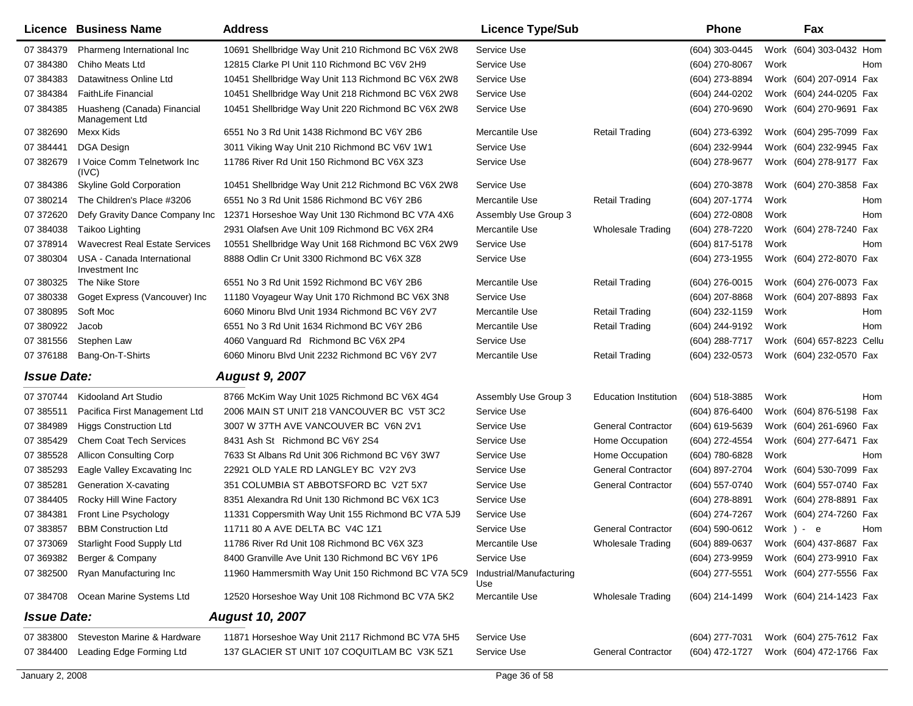| Licence | Business Name | Address | Licence Type/Sub | | Phone | Fax | |
|---|---|---|---|---|---|---|---|
| 07 384379 | Pharmeng International Inc | 10691 Shellbridge Way Unit 210 Richmond BC V6X 2W8 | Service Use | | (604) 303-0445 | Work (604) 303-0432 | Hom |
| 07 384380 | Chiho Meats Ltd | 12815 Clarke Pl Unit 110 Richmond BC V6V 2H9 | Service Use | | (604) 270-8067 | Work | Hom |
| 07 384383 | Datawitness Online Ltd | 10451 Shellbridge Way Unit 113 Richmond BC V6X 2W8 | Service Use | | (604) 273-8894 | Work (604) 207-0914 | Fax |
| 07 384384 | FaithLife Financial | 10451 Shellbridge Way Unit 218 Richmond BC V6X 2W8 | Service Use | | (604) 244-0202 | Work (604) 244-0205 | Fax |
| 07 384385 | Huasheng (Canada) Financial Management Ltd | 10451 Shellbridge Way Unit 220 Richmond BC V6X 2W8 | Service Use | | (604) 270-9690 | Work (604) 270-9691 | Fax |
| 07 382690 | Mexx Kids | 6551 No 3 Rd Unit 1438 Richmond BC V6Y 2B6 | Mercantile Use | Retail Trading | (604) 273-6392 | Work (604) 295-7099 | Fax |
| 07 384441 | DGA Design | 3011 Viking Way Unit 210 Richmond BC V6V 1W1 | Service Use | | (604) 232-9944 | Work (604) 232-9945 | Fax |
| 07 382679 | I Voice Comm Telnetwork Inc (IVC) | 11786 River Rd Unit 150 Richmond BC V6X 3Z3 | Service Use | | (604) 278-9677 | Work (604) 278-9177 | Fax |
| 07 384386 | Skyline Gold Corporation | 10451 Shellbridge Way Unit 212 Richmond BC V6X 2W8 | Service Use | | (604) 270-3878 | Work (604) 270-3858 | Fax |
| 07 380214 | The Children's Place #3206 | 6551 No 3 Rd Unit 1586 Richmond BC V6Y 2B6 | Mercantile Use | Retail Trading | (604) 207-1774 | Work | Hom |
| 07 372620 | Defy Gravity Dance Company Inc | 12371 Horseshoe Way Unit 130 Richmond BC V7A 4X6 | Assembly Use Group 3 | | (604) 272-0808 | Work | Hom |
| 07 384038 | Taikoo Lighting | 2931 Olafsen Ave Unit 109 Richmond BC V6X 2R4 | Mercantile Use | Wholesale Trading | (604) 278-7220 | Work (604) 278-7240 | Fax |
| 07 378914 | Wavecrest Real Estate Services | 10551 Shellbridge Way Unit 168 Richmond BC V6X 2W9 | Service Use | | (604) 817-5178 | Work | Hom |
| 07 380304 | USA - Canada International Investment Inc | 8888 Odlin Cr Unit 3300 Richmond BC V6X 3Z8 | Service Use | | (604) 273-1955 | Work (604) 272-8070 | Fax |
| 07 380325 | The Nike Store | 6551 No 3 Rd Unit 1592 Richmond BC V6Y 2B6 | Mercantile Use | Retail Trading | (604) 276-0015 | Work (604) 276-0073 | Fax |
| 07 380338 | Goget Express (Vancouver) Inc | 11180 Voyageur Way Unit 170 Richmond BC V6X 3N8 | Service Use | | (604) 207-8868 | Work (604) 207-8893 | Fax |
| 07 380895 | Soft Moc | 6060 Minoru Blvd Unit 1934 Richmond BC V6Y 2V7 | Mercantile Use | Retail Trading | (604) 232-1159 | Work | Hom |
| 07 380922 | Jacob | 6551 No 3 Rd Unit 1634 Richmond BC V6Y 2B6 | Mercantile Use | Retail Trading | (604) 244-9192 | Work | Hom |
| 07 381556 | Stephen Law | 4060 Vanguard Rd Richmond BC V6X 2P4 | Service Use | | (604) 288-7717 | Work (604) 657-8223 | Cellu |
| 07 376188 | Bang-On-T-Shirts | 6060 Minoru Blvd Unit 2232 Richmond BC V6Y 2V7 | Mercantile Use | Retail Trading | (604) 232-0573 | Work (604) 232-0570 | Fax |

***Issue Date:*** ***August 9, 2007***

| Licence | Business Name | Address | Licence Type/Sub | | Phone | Fax | |
|---|---|---|---|---|---|---|---|
| 07 370744 | Kidooland Art Studio | 8766 McKim Way Unit 1025 Richmond BC V6X 4G4 | Assembly Use Group 3 | Education Institution | (604) 518-3885 | Work | Hom |
| 07 385511 | Pacifica First Management Ltd | 2006 MAIN ST UNIT 218 VANCOUVER BC V5T 3C2 | Service Use | | (604) 876-6400 | Work (604) 876-5198 | Fax |
| 07 384989 | Higgs Construction Ltd | 3007 W 37TH AVE VANCOUVER BC V6N 2V1 | Service Use | General Contractor | (604) 619-5639 | Work (604) 261-6960 | Fax |
| 07 385429 | Chem Coat Tech Services | 8431 Ash St Richmond BC V6Y 2S4 | Service Use | Home Occupation | (604) 272-4554 | Work (604) 277-6471 | Fax |
| 07 385528 | Allicon Consulting Corp | 7633 St Albans Rd Unit 306 Richmond BC V6Y 3W7 | Service Use | Home Occupation | (604) 780-6828 | Work | Hom |
| 07 385293 | Eagle Valley Excavating Inc | 22921 OLD YALE RD LANGLEY BC V2Y 2V3 | Service Use | General Contractor | (604) 897-2704 | Work (604) 530-7099 | Fax |
| 07 385281 | Generation X-cavating | 351 COLUMBIA ST ABBOTSFORD BC V2T 5X7 | Service Use | General Contractor | (604) 557-0740 | Work (604) 557-0740 | Fax |
| 07 384405 | Rocky Hill Wine Factory | 8351 Alexandra Rd Unit 130 Richmond BC V6X 1C3 | Service Use | | (604) 278-8891 | Work (604) 278-8891 | Fax |
| 07 384381 | Front Line Psychology | 11331 Coppersmith Way Unit 155 Richmond BC V7A 5J9 | Service Use | | (604) 274-7267 | Work (604) 274-7260 | Fax |
| 07 383857 | BBM Construction Ltd | 11711 80 A AVE DELTA BC V4C 1Z1 | Service Use | General Contractor | (604) 590-0612 | Work ) - e | Hom |
| 07 373069 | Starlight Food Supply Ltd | 11786 River Rd Unit 108 Richmond BC V6X 3Z3 | Mercantile Use | Wholesale Trading | (604) 889-0637 | Work (604) 437-8687 | Fax |
| 07 369382 | Berger & Company | 8400 Granville Ave Unit 130 Richmond BC V6Y 1P6 | Service Use | | (604) 273-9959 | Work (604) 273-9910 | Fax |
| 07 382500 | Ryan Manufacturing Inc | 11960 Hammersmith Way Unit 150 Richmond BC V7A 5C9 | Industrial/Manufacturing Use | | (604) 277-5551 | Work (604) 277-5556 | Fax |
| 07 384708 | Ocean Marine Systems Ltd | 12520 Horseshoe Way Unit 108 Richmond BC V7A 5K2 | Mercantile Use | Wholesale Trading | (604) 214-1499 | Work (604) 214-1423 | Fax |

***Issue Date:*** ***August 10, 2007***

| Licence | Business Name | Address | Licence Type/Sub | | Phone | Fax | |
|---|---|---|---|---|---|---|---|
| 07 383800 | Steveston Marine & Hardware | 11871 Horseshoe Way Unit 2117 Richmond BC V7A 5H5 | Service Use | | (604) 277-7031 | Work (604) 275-7612 | Fax |
| 07 384400 | Leading Edge Forming Ltd | 137 GLACIER ST UNIT 107 COQUITLAM BC V3K 5Z1 | Service Use | General Contractor | (604) 472-1727 | Work (604) 472-1766 | Fax |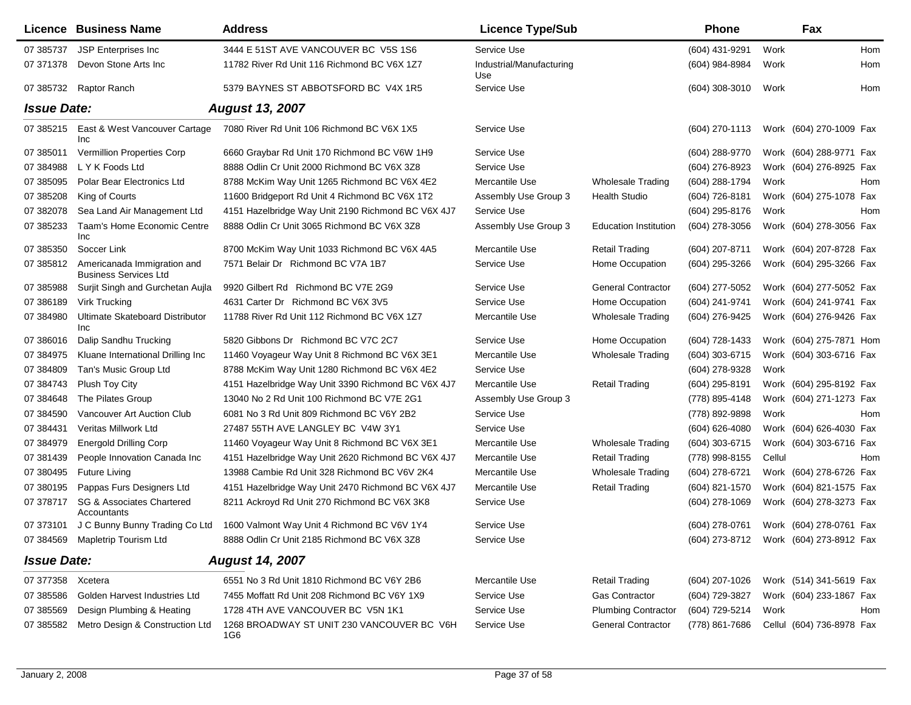| Licence | Business Name | Address | Licence Type/Sub | | Phone | | Fax | |
|---|---|---|---|---|---|---|---|---|
| 07 385737 | JSP Enterprises Inc | 3444 E 51ST AVE VANCOUVER BC V5S 1S6 | Service Use | | (604) 431-9291 | Work | | Hom |
| 07 371378 | Devon Stone Arts Inc | 11782 River Rd Unit 116 Richmond BC V6X 1Z7 | Industrial/Manufacturing Use | | (604) 984-8984 | Work | | Hom |
| 07 385732 | Raptor Ranch | 5379 BAYNES ST ABBOTSFORD BC V4X 1R5 | Service Use | | (604) 308-3010 | Work | | Hom |
| ***Issue Date:*** | | ***August 13, 2007*** | | | | | | |
| 07 385215 | East & West Vancouver Cartage Inc | 7080 River Rd Unit 106 Richmond BC V6X 1X5 | Service Use | | (604) 270-1113 | Work | (604) 270-1009 | Fax |
| 07 385011 | Vermillion Properties Corp | 6660 Graybar Rd Unit 170 Richmond BC V6W 1H9 | Service Use | | (604) 288-9770 | Work | (604) 288-9771 | Fax |
| 07 384988 | L Y K Foods Ltd | 8888 Odlin Cr Unit 2000 Richmond BC V6X 3Z8 | Service Use | | (604) 276-8923 | Work | (604) 276-8925 | Fax |
| 07 385095 | Polar Bear Electronics Ltd | 8788 McKim Way Unit 1265 Richmond BC V6X 4E2 | Mercantile Use | Wholesale Trading | (604) 288-1794 | Work | | Hom |
| 07 385208 | King of Courts | 11600 Bridgeport Rd Unit 4 Richmond BC V6X 1T2 | Assembly Use Group 3 | Health Studio | (604) 726-8181 | Work | (604) 275-1078 | Fax |
| 07 382078 | Sea Land Air Management Ltd | 4151 Hazelbridge Way Unit 2190 Richmond BC V6X 4J7 | Service Use | | (604) 295-8176 | Work | | Hom |
| 07 385233 | Taam's Home Economic Centre Inc | 8888 Odlin Cr Unit 3065 Richmond BC V6X 3Z8 | Assembly Use Group 3 | Education Institution | (604) 278-3056 | Work | (604) 278-3056 | Fax |
| 07 385350 | Soccer Link | 8700 McKim Way Unit 1033 Richmond BC V6X 4A5 | Mercantile Use | Retail Trading | (604) 207-8711 | Work | (604) 207-8728 | Fax |
| 07 385812 | Americanada Immigration and Business Services Ltd | 7571 Belair Dr Richmond BC V7A 1B7 | Service Use | Home Occupation | (604) 295-3266 | Work | (604) 295-3266 | Fax |
| 07 385988 | Surjit Singh and Gurchetan Aujla | 9920 Gilbert Rd Richmond BC V7E 2G9 | Service Use | General Contractor | (604) 277-5052 | Work | (604) 277-5052 | Fax |
| 07 386189 | Virk Trucking | 4631 Carter Dr Richmond BC V6X 3V5 | Service Use | Home Occupation | (604) 241-9741 | Work | (604) 241-9741 | Fax |
| 07 384980 | Ultimate Skateboard Distributor Inc | 11788 River Rd Unit 112 Richmond BC V6X 1Z7 | Mercantile Use | Wholesale Trading | (604) 276-9425 | Work | (604) 276-9426 | Fax |
| 07 386016 | Dalip Sandhu Trucking | 5820 Gibbons Dr Richmond BC V7C 2C7 | Service Use | Home Occupation | (604) 728-1433 | Work | (604) 275-7871 | Hom |
| 07 384975 | Kluane International Drilling Inc | 11460 Voyageur Way Unit 8 Richmond BC V6X 3E1 | Mercantile Use | Wholesale Trading | (604) 303-6715 | Work | (604) 303-6716 | Fax |
| 07 384809 | Tan's Music Group Ltd | 8788 McKim Way Unit 1280 Richmond BC V6X 4E2 | Service Use | | (604) 278-9328 | Work | | |
| 07 384743 | Plush Toy City | 4151 Hazelbridge Way Unit 3390 Richmond BC V6X 4J7 | Mercantile Use | Retail Trading | (604) 295-8191 | Work | (604) 295-8192 | Fax |
| 07 384648 | The Pilates Group | 13040 No 2 Rd Unit 100 Richmond BC V7E 2G1 | Assembly Use Group 3 | | (778) 895-4148 | Work | (604) 271-1273 | Fax |
| 07 384590 | Vancouver Art Auction Club | 6081 No 3 Rd Unit 809 Richmond BC V6Y 2B2 | Service Use | | (778) 892-9898 | Work | | Hom |
| 07 384431 | Veritas Millwork Ltd | 27487 55TH AVE LANGLEY BC V4W 3Y1 | Service Use | | (604) 626-4080 | Work | (604) 626-4030 | Fax |
| 07 384979 | Energold Drilling Corp | 11460 Voyageur Way Unit 8 Richmond BC V6X 3E1 | Mercantile Use | Wholesale Trading | (604) 303-6715 | Work | (604) 303-6716 | Fax |
| 07 381439 | People Innovation Canada Inc | 4151 Hazelbridge Way Unit 2620 Richmond BC V6X 4J7 | Mercantile Use | Retail Trading | (778) 998-8155 | Cellul | | Hom |
| 07 380495 | Future Living | 13988 Cambie Rd Unit 328 Richmond BC V6V 2K4 | Mercantile Use | Wholesale Trading | (604) 278-6721 | Work | (604) 278-6726 | Fax |
| 07 380195 | Pappas Furs Designers Ltd | 4151 Hazelbridge Way Unit 2470 Richmond BC V6X 4J7 | Mercantile Use | Retail Trading | (604) 821-1570 | Work | (604) 821-1575 | Fax |
| 07 378717 | SG & Associates Chartered Accountants | 8211 Ackroyd Rd Unit 270 Richmond BC V6X 3K8 | Service Use | | (604) 278-1069 | Work | (604) 278-3273 | Fax |
| 07 373101 | J C Bunny Bunny Trading Co Ltd | 1600 Valmont Way Unit 4 Richmond BC V6V 1Y4 | Service Use | | (604) 278-0761 | Work | (604) 278-0761 | Fax |
| 07 384569 | Mapletrip Tourism Ltd | 8888 Odlin Cr Unit 2185 Richmond BC V6X 3Z8 | Service Use | | (604) 273-8712 | Work | (604) 273-8912 | Fax |
| ***Issue Date:*** | | ***August 14, 2007*** | | | | | | |
| 07 377358 | Xcetera | 6551 No 3 Rd Unit 1810 Richmond BC V6Y 2B6 | Mercantile Use | Retail Trading | (604) 207-1026 | Work | (514) 341-5619 | Fax |
| 07 385586 | Golden Harvest Industries Ltd | 7455 Moffatt Rd Unit 208 Richmond BC V6Y 1X9 | Service Use | Gas Contractor | (604) 729-3827 | Work | (604) 233-1867 | Fax |
| 07 385569 | Design Plumbing & Heating | 1728 4TH AVE VANCOUVER BC V5N 1K1 | Service Use | Plumbing Contractor | (604) 729-5214 | Work | | Hom |
| 07 385582 | Metro Design & Construction Ltd | 1268 BROADWAY ST UNIT 230 VANCOUVER BC V6H 1G6 | Service Use | General Contractor | (778) 861-7686 | Cellul | (604) 736-8978 | Fax |

January 2, 2008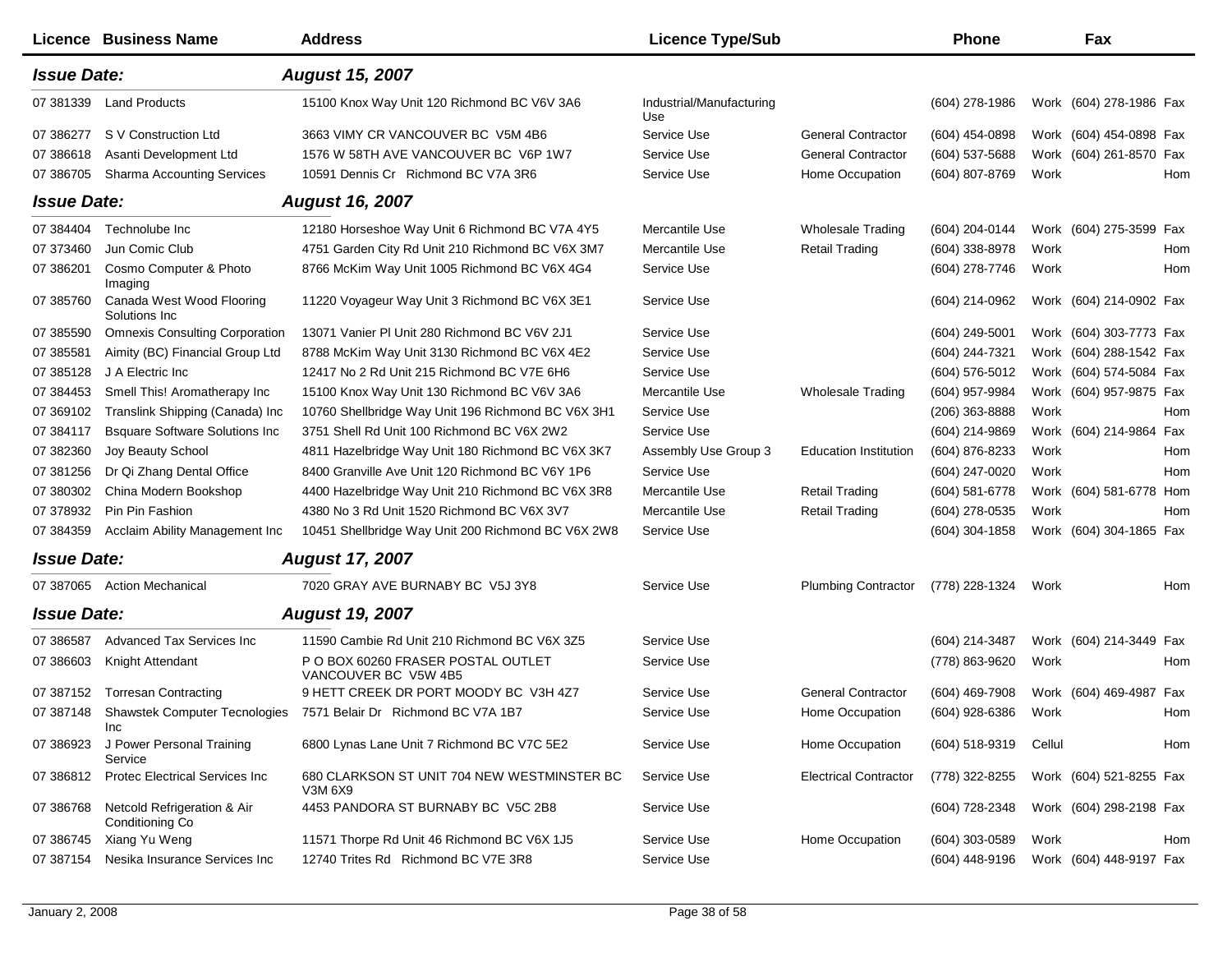| Licence | Business Name | Address | Licence Type/Sub | | Phone | | Fax | |
|---|---|---|---|---|---|---|---|---|
| ***Issue Date:*** | | ***August 15, 2007*** | | | | | | |
| 07 381339 | Land Products | 15100 Knox Way Unit 120 Richmond BC V6V 3A6 | Industrial/Manufacturing Use | | (604) 278-1986 | Work | (604) 278-1986 | Fax |
| 07 386277 | S V Construction Ltd | 3663 VIMY CR VANCOUVER BC V5M 4B6 | Service Use | General Contractor | (604) 454-0898 | Work | (604) 454-0898 | Fax |
| 07 386618 | Asanti Development Ltd | 1576 W 58TH AVE VANCOUVER BC V6P 1W7 | Service Use | General Contractor | (604) 537-5688 | Work | (604) 261-8570 | Fax |
| 07 386705 | Sharma Accounting Services | 10591 Dennis Cr Richmond BC V7A 3R6 | Service Use | Home Occupation | (604) 807-8769 | Work | | Hom |
| ***Issue Date:*** | | ***August 16, 2007*** | | | | | | |
| 07 384404 | Technolube Inc | 12180 Horseshoe Way Unit 6 Richmond BC V7A 4Y5 | Mercantile Use | Wholesale Trading | (604) 204-0144 | Work | (604) 275-3599 | Fax |
| 07 373460 | Jun Comic Club | 4751 Garden City Rd Unit 210 Richmond BC V6X 3M7 | Mercantile Use | Retail Trading | (604) 338-8978 | Work | | Hom |
| 07 386201 | Cosmo Computer & Photo Imaging | 8766 McKim Way Unit 1005 Richmond BC V6X 4G4 | Service Use | | (604) 278-7746 | Work | | Hom |
| 07 385760 | Canada West Wood Flooring Solutions Inc | 11220 Voyageur Way Unit 3 Richmond BC V6X 3E1 | Service Use | | (604) 214-0962 | Work | (604) 214-0902 | Fax |
| 07 385590 | Omnexis Consulting Corporation | 13071 Vanier Pl Unit 280 Richmond BC V6V 2J1 | Service Use | | (604) 249-5001 | Work | (604) 303-7773 | Fax |
| 07 385581 | Aimity (BC) Financial Group Ltd | 8788 McKim Way Unit 3130 Richmond BC V6X 4E2 | Service Use | | (604) 244-7321 | Work | (604) 288-1542 | Fax |
| 07 385128 | J A Electric Inc | 12417 No 2 Rd Unit 215 Richmond BC V7E 6H6 | Service Use | | (604) 576-5012 | Work | (604) 574-5084 | Fax |
| 07 384453 | Smell This! Aromatherapy Inc | 15100 Knox Way Unit 130 Richmond BC V6V 3A6 | Mercantile Use | Wholesale Trading | (604) 957-9984 | Work | (604) 957-9875 | Fax |
| 07 369102 | Translink Shipping (Canada) Inc | 10760 Shellbridge Way Unit 196 Richmond BC V6X 3H1 | Service Use | | (206) 363-8888 | Work | | Hom |
| 07 384117 | Bsquare Software Solutions Inc | 3751 Shell Rd Unit 100 Richmond BC V6X 2W2 | Service Use | | (604) 214-9869 | Work | (604) 214-9864 | Fax |
| 07 382360 | Joy Beauty School | 4811 Hazelbridge Way Unit 180 Richmond BC V6X 3K7 | Assembly Use Group 3 | Education Institution | (604) 876-8233 | Work | | Hom |
| 07 381256 | Dr Qi Zhang Dental Office | 8400 Granville Ave Unit 120 Richmond BC V6Y 1P6 | Service Use | | (604) 247-0020 | Work | | Hom |
| 07 380302 | China Modern Bookshop | 4400 Hazelbridge Way Unit 210 Richmond BC V6X 3R8 | Mercantile Use | Retail Trading | (604) 581-6778 | Work | (604) 581-6778 | Hom |
| 07 378932 | Pin Pin Fashion | 4380 No 3 Rd Unit 1520 Richmond BC V6X 3V7 | Mercantile Use | Retail Trading | (604) 278-0535 | Work | | Hom |
| 07 384359 | Acclaim Ability Management Inc | 10451 Shellbridge Way Unit 200 Richmond BC V6X 2W8 | Service Use | | (604) 304-1858 | Work | (604) 304-1865 | Fax |
| ***Issue Date:*** | | ***August 17, 2007*** | | | | | | |
| 07 387065 | Action Mechanical | 7020 GRAY AVE BURNABY BC V5J 3Y8 | Service Use | Plumbing Contractor | (778) 228-1324 | Work | | Hom |
| ***Issue Date:*** | | ***August 19, 2007*** | | | | | | |
| 07 386587 | Advanced Tax Services Inc | 11590 Cambie Rd Unit 210 Richmond BC V6X 3Z5 | Service Use | | (604) 214-3487 | Work | (604) 214-3449 | Fax |
| 07 386603 | Knight Attendant | P O BOX 60260 FRASER POSTAL OUTLET VANCOUVER BC V5W 4B5 | Service Use | | (778) 863-9620 | Work | | Hom |
| 07 387152 | Torresan Contracting | 9 HETT CREEK DR PORT MOODY BC V3H 4Z7 | Service Use | General Contractor | (604) 469-7908 | Work | (604) 469-4987 | Fax |
| 07 387148 | Shawstek Computer Tecnologies Inc | 7571 Belair Dr Richmond BC V7A 1B7 | Service Use | Home Occupation | (604) 928-6386 | Work | | Hom |
| 07 386923 | J Power Personal Training Service | 6800 Lynas Lane Unit 7 Richmond BC V7C 5E2 | Service Use | Home Occupation | (604) 518-9319 | Cellul | | Hom |
| 07 386812 | Protec Electrical Services Inc | 680 CLARKSON ST UNIT 704 NEW WESTMINSTER BC V3M 6X9 | Service Use | Electrical Contractor | (778) 322-8255 | Work | (604) 521-8255 | Fax |
| 07 386768 | Netcold Refrigeration & Air Conditioning Co | 4453 PANDORA ST BURNABY BC V5C 2B8 | Service Use | | (604) 728-2348 | Work | (604) 298-2198 | Fax |
| 07 386745 | Xiang Yu Weng | 11571 Thorpe Rd Unit 46 Richmond BC V6X 1J5 | Service Use | Home Occupation | (604) 303-0589 | Work | | Hom |
| 07 387154 | Nesika Insurance Services Inc | 12740 Trites Rd Richmond BC V7E 3R8 | Service Use | | (604) 448-9196 | Work | (604) 448-9197 | Fax |

January 2, 2008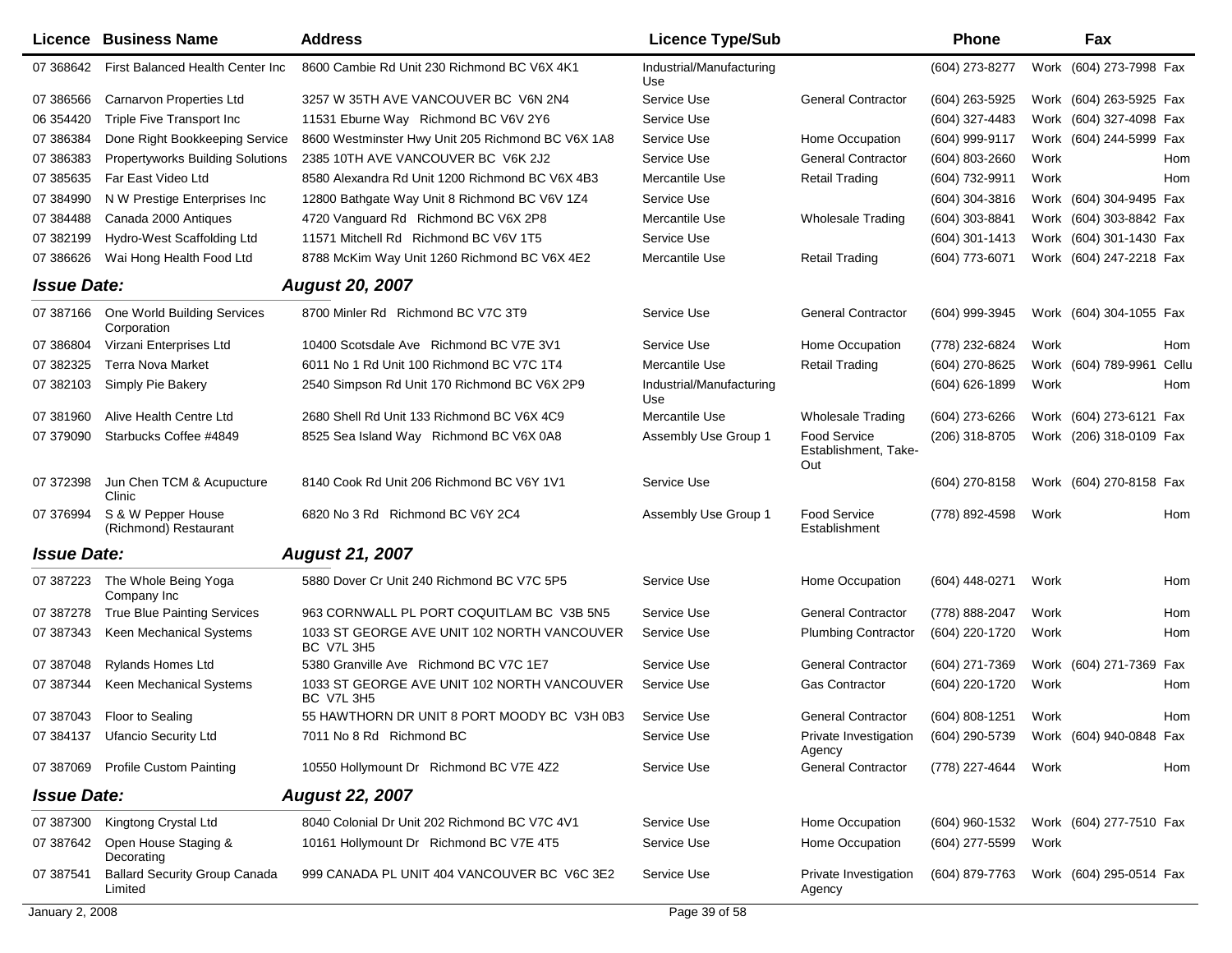| Licence | Business Name | Address | Licence Type/Sub | | Phone | | Fax | |
|---|---|---|---|---|---|---|---|---|
| 07 368642 | First Balanced Health Center Inc | 8600 Cambie Rd Unit 230 Richmond BC V6X 4K1 | Industrial/Manufacturing Use | | (604) 273-8277 | Work | (604) 273-7998 | Fax |
| 07 386566 | Carnarvon Properties Ltd | 3257 W 35TH AVE VANCOUVER BC V6N 2N4 | Service Use | General Contractor | (604) 263-5925 | Work | (604) 263-5925 | Fax |
| 06 354420 | Triple Five Transport Inc | 11531 Eburne Way Richmond BC V6V 2Y6 | Service Use | | (604) 327-4483 | Work | (604) 327-4098 | Fax |
| 07 386384 | Done Right Bookkeeping Service | 8600 Westminster Hwy Unit 205 Richmond BC V6X 1A8 | Service Use | Home Occupation | (604) 999-9117 | Work | (604) 244-5999 | Fax |
| 07 386383 | Propertyworks Building Solutions | 2385 10TH AVE VANCOUVER BC V6K 2J2 | Service Use | General Contractor | (604) 803-2660 | Work | | Hom |
| 07 385635 | Far East Video Ltd | 8580 Alexandra Rd Unit 1200 Richmond BC V6X 4B3 | Mercantile Use | Retail Trading | (604) 732-9911 | Work | | Hom |
| 07 384990 | N W Prestige Enterprises Inc | 12800 Bathgate Way Unit 8 Richmond BC V6V 1Z4 | Service Use | | (604) 304-3816 | Work | (604) 304-9495 | Fax |
| 07 384488 | Canada 2000 Antiques | 4720 Vanguard Rd Richmond BC V6X 2P8 | Mercantile Use | Wholesale Trading | (604) 303-8841 | Work | (604) 303-8842 | Fax |
| 07 382199 | Hydro-West Scaffolding Ltd | 11571 Mitchell Rd Richmond BC V6V 1T5 | Service Use | | (604) 301-1413 | Work | (604) 301-1430 | Fax |
| 07 386626 | Wai Hong Health Food Ltd | 8788 McKim Way Unit 1260 Richmond BC V6X 4E2 | Mercantile Use | Retail Trading | (604) 773-6071 | Work | (604) 247-2218 | Fax |
| ***Issue Date:*** | | ***August 20, 2007*** | | | | | | |
| 07 387166 | One World Building Services Corporation | 8700 Minler Rd Richmond BC V7C 3T9 | Service Use | General Contractor | (604) 999-3945 | Work | (604) 304-1055 | Fax |
| 07 386804 | Virzani Enterprises Ltd | 10400 Scotsdale Ave Richmond BC V7E 3V1 | Service Use | Home Occupation | (778) 232-6824 | Work | | Hom |
| 07 382325 | Terra Nova Market | 6011 No 1 Rd Unit 100 Richmond BC V7C 1T4 | Mercantile Use | Retail Trading | (604) 270-8625 | Work | (604) 789-9961 | Cellu |
| 07 382103 | Simply Pie Bakery | 2540 Simpson Rd Unit 170 Richmond BC V6X 2P9 | Industrial/Manufacturing Use | | (604) 626-1899 | Work | | Hom |
| 07 381960 | Alive Health Centre Ltd | 2680 Shell Rd Unit 133 Richmond BC V6X 4C9 | Mercantile Use | Wholesale Trading | (604) 273-6266 | Work | (604) 273-6121 | Fax |
| 07 379090 | Starbucks Coffee #4849 | 8525 Sea Island Way Richmond BC V6X 0A8 | Assembly Use Group 1 | Food Service Establishment, Take-Out | (206) 318-8705 | Work | (206) 318-0109 | Fax |
| 07 372398 | Jun Chen TCM & Acupucture Clinic | 8140 Cook Rd Unit 206 Richmond BC V6Y 1V1 | Service Use | | (604) 270-8158 | Work | (604) 270-8158 | Fax |
| 07 376994 | S & W Pepper House (Richmond) Restaurant | 6820 No 3 Rd Richmond BC V6Y 2C4 | Assembly Use Group 1 | Food Service Establishment | (778) 892-4598 | Work | | Hom |
| ***Issue Date:*** | | ***August 21, 2007*** | | | | | | |
| 07 387223 | The Whole Being Yoga Company Inc | 5880 Dover Cr Unit 240 Richmond BC V7C 5P5 | Service Use | Home Occupation | (604) 448-0271 | Work | | Hom |
| 07 387278 | True Blue Painting Services | 963 CORNWALL PL PORT COQUITLAM BC V3B 5N5 | Service Use | General Contractor | (778) 888-2047 | Work | | Hom |
| 07 387343 | Keen Mechanical Systems | 1033 ST GEORGE AVE UNIT 102 NORTH VANCOUVER BC V7L 3H5 | Service Use | Plumbing Contractor | (604) 220-1720 | Work | | Hom |
| 07 387048 | Rylands Homes Ltd | 5380 Granville Ave Richmond BC V7C 1E7 | Service Use | General Contractor | (604) 271-7369 | Work | (604) 271-7369 | Fax |
| 07 387344 | Keen Mechanical Systems | 1033 ST GEORGE AVE UNIT 102 NORTH VANCOUVER BC V7L 3H5 | Service Use | Gas Contractor | (604) 220-1720 | Work | | Hom |
| 07 387043 | Floor to Sealing | 55 HAWTHORN DR UNIT 8 PORT MOODY BC V3H 0B3 | Service Use | General Contractor | (604) 808-1251 | Work | | Hom |
| 07 384137 | Ufancio Security Ltd | 7011 No 8 Rd Richmond BC | Service Use | Private Investigation Agency | (604) 290-5739 | Work | (604) 940-0848 | Fax |
| 07 387069 | Profile Custom Painting | 10550 Hollymount Dr Richmond BC V7E 4Z2 | Service Use | General Contractor | (778) 227-4644 | Work | | Hom |
| ***Issue Date:*** | | ***August 22, 2007*** | | | | | | |
| 07 387300 | Kingtong Crystal Ltd | 8040 Colonial Dr Unit 202 Richmond BC V7C 4V1 | Service Use | Home Occupation | (604) 960-1532 | Work | (604) 277-7510 | Fax |
| 07 387642 | Open House Staging & Decorating | 10161 Hollymount Dr Richmond BC V7E 4T5 | Service Use | Home Occupation | (604) 277-5599 | Work | | |
| 07 387541 | Ballard Security Group Canada Limited | 999 CANADA PL UNIT 404 VANCOUVER BC V6C 3E2 | Service Use | Private Investigation Agency | (604) 879-7763 | Work | (604) 295-0514 | Fax |

January 2, 2008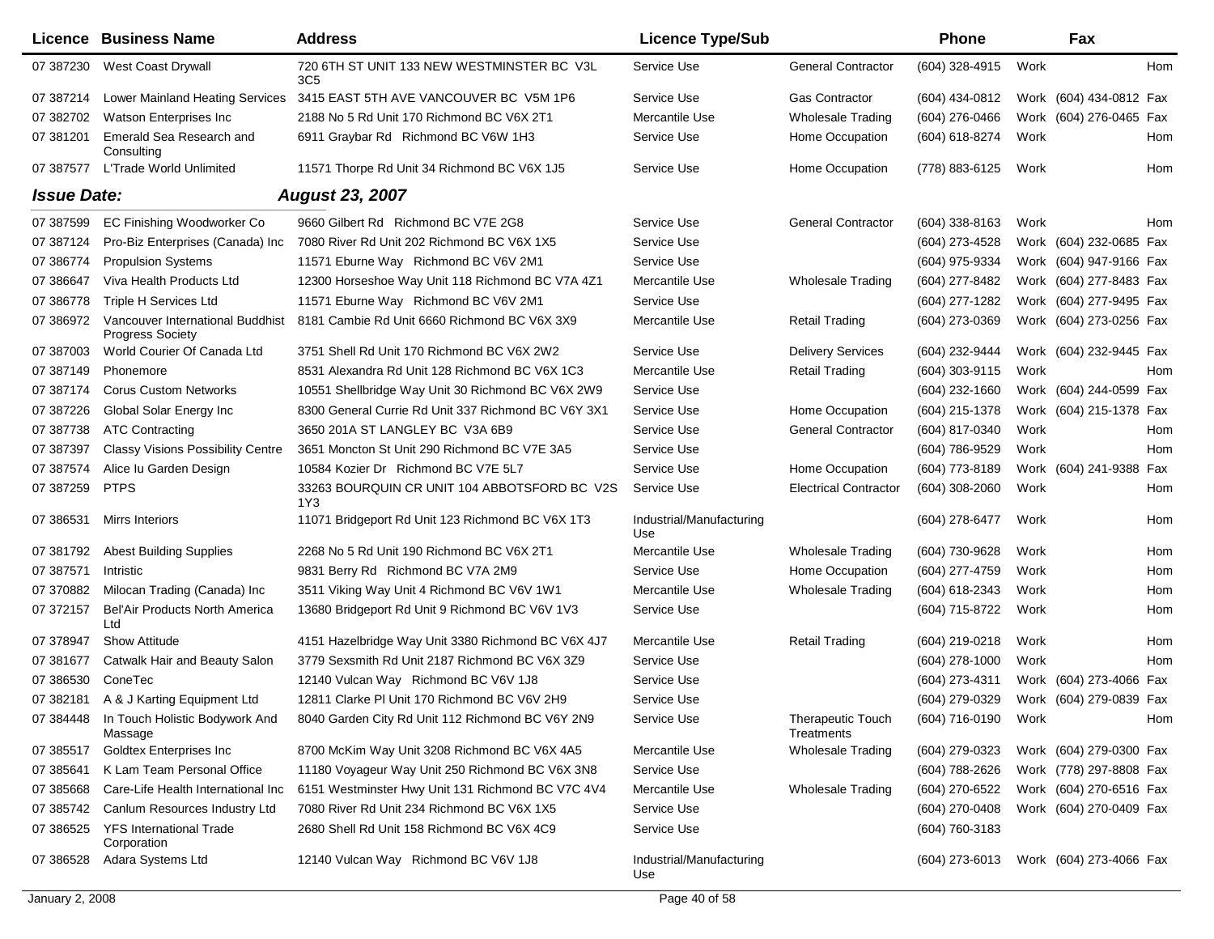| Licence | Business Name | Address | Licence Type/Sub | | Phone | | Fax | |
|---|---|---|---|---|---|---|---|---|
| 07 387230 | West Coast Drywall | 720 6TH ST UNIT 133 NEW WESTMINSTER BC V3L 3C5 | Service Use | General Contractor | (604) 328-4915 | Work | | Hom |
| 07 387214 | Lower Mainland Heating Services | 3415 EAST 5TH AVE VANCOUVER BC V5M 1P6 | Service Use | Gas Contractor | (604) 434-0812 | Work | (604) 434-0812 | Fax |
| 07 382702 | Watson Enterprises Inc | 2188 No 5 Rd Unit 170 Richmond BC V6X 2T1 | Mercantile Use | Wholesale Trading | (604) 276-0466 | Work | (604) 276-0465 | Fax |
| 07 381201 | Emerald Sea Research and Consulting | 6911 Graybar Rd Richmond BC V6W 1H3 | Service Use | Home Occupation | (604) 618-8274 | Work | | Hom |
| 07 387577 | L'Trade World Unlimited | 11571 Thorpe Rd Unit 34 Richmond BC V6X 1J5 | Service Use | Home Occupation | (778) 883-6125 | Work | | Hom |

***Issue Date:*** ***August 23, 2007***

| Licence | Business Name | Address | Licence Type/Sub | | Phone | | Fax | |
|---|---|---|---|---|---|---|---|---|
| 07 387599 | EC Finishing Woodworker Co | 9660 Gilbert Rd Richmond BC V7E 2G8 | Service Use | General Contractor | (604) 338-8163 | Work | | Hom |
| 07 387124 | Pro-Biz Enterprises (Canada) Inc | 7080 River Rd Unit 202 Richmond BC V6X 1X5 | Service Use | | (604) 273-4528 | Work | (604) 232-0685 | Fax |
| 07 386774 | Propulsion Systems | 11571 Eburne Way Richmond BC V6V 2M1 | Service Use | | (604) 975-9334 | Work | (604) 947-9166 | Fax |
| 07 386647 | Viva Health Products Ltd | 12300 Horseshoe Way Unit 118 Richmond BC V7A 4Z1 | Mercantile Use | Wholesale Trading | (604) 277-8482 | Work | (604) 277-8483 | Fax |
| 07 386778 | Triple H Services Ltd | 11571 Eburne Way Richmond BC V6V 2M1 | Service Use | | (604) 277-1282 | Work | (604) 277-9495 | Fax |
| 07 386972 | Vancouver International Buddhist Progress Society | 8181 Cambie Rd Unit 6660 Richmond BC V6X 3X9 | Mercantile Use | Retail Trading | (604) 273-0369 | Work | (604) 273-0256 | Fax |
| 07 387003 | World Courier Of Canada Ltd | 3751 Shell Rd Unit 170 Richmond BC V6X 2W2 | Service Use | Delivery Services | (604) 232-9444 | Work | (604) 232-9445 | Fax |
| 07 387149 | Phonemore | 8531 Alexandra Rd Unit 128 Richmond BC V6X 1C3 | Mercantile Use | Retail Trading | (604) 303-9115 | Work | | Hom |
| 07 387174 | Corus Custom Networks | 10551 Shellbridge Way Unit 30 Richmond BC V6X 2W9 | Service Use | | (604) 232-1660 | Work | (604) 244-0599 | Fax |
| 07 387226 | Global Solar Energy Inc | 8300 General Currie Rd Unit 337 Richmond BC V6Y 3X1 | Service Use | Home Occupation | (604) 215-1378 | Work | (604) 215-1378 | Fax |
| 07 387738 | ATC Contracting | 3650 201A ST LANGLEY BC V3A 6B9 | Service Use | General Contractor | (604) 817-0340 | Work | | Hom |
| 07 387397 | Classy Visions Possibility Centre | 3651 Moncton St Unit 290 Richmond BC V7E 3A5 | Service Use | | (604) 786-9529 | Work | | Hom |
| 07 387574 | Alice Iu Garden Design | 10584 Kozier Dr Richmond BC V7E 5L7 | Service Use | Home Occupation | (604) 773-8189 | Work | (604) 241-9388 | Fax |
| 07 387259 | PTPS | 33263 BOURQUIN CR UNIT 104 ABBOTSFORD BC V2S 1Y3 | Service Use | Electrical Contractor | (604) 308-2060 | Work | | Hom |
| 07 386531 | Mirrs Interiors | 11071 Bridgeport Rd Unit 123 Richmond BC V6X 1T3 | Industrial/Manufacturing Use | | (604) 278-6477 | Work | | Hom |
| 07 381792 | Abest Building Supplies | 2268 No 5 Rd Unit 190 Richmond BC V6X 2T1 | Mercantile Use | Wholesale Trading | (604) 730-9628 | Work | | Hom |
| 07 387571 | Intristic | 9831 Berry Rd Richmond BC V7A 2M9 | Service Use | Home Occupation | (604) 277-4759 | Work | | Hom |
| 07 370882 | Milocan Trading (Canada) Inc | 3511 Viking Way Unit 4 Richmond BC V6V 1W1 | Mercantile Use | Wholesale Trading | (604) 618-2343 | Work | | Hom |
| 07 372157 | Bel'Air Products North America Ltd | 13680 Bridgeport Rd Unit 9 Richmond BC V6V 1V3 | Service Use | | (604) 715-8722 | Work | | Hom |
| 07 378947 | Show Attitude | 4151 Hazelbridge Way Unit 3380 Richmond BC V6X 4J7 | Mercantile Use | Retail Trading | (604) 219-0218 | Work | | Hom |
| 07 381677 | Catwalk Hair and Beauty Salon | 3779 Sexsmith Rd Unit 2187 Richmond BC V6X 3Z9 | Service Use | | (604) 278-1000 | Work | | Hom |
| 07 386530 | ConeTec | 12140 Vulcan Way Richmond BC V6V 1J8 | Service Use | | (604) 273-4311 | Work | (604) 273-4066 | Fax |
| 07 382181 | A & J Karting Equipment Ltd | 12811 Clarke Pl Unit 170 Richmond BC V6V 2H9 | Service Use | | (604) 279-0329 | Work | (604) 279-0839 | Fax |
| 07 384448 | In Touch Holistic Bodywork And Massage | 8040 Garden City Rd Unit 112 Richmond BC V6Y 2N9 | Service Use | Therapeutic Touch Treatments | (604) 716-0190 | Work | | Hom |
| 07 385517 | Goldtex Enterprises Inc | 8700 McKim Way Unit 3208 Richmond BC V6X 4A5 | Mercantile Use | Wholesale Trading | (604) 279-0323 | Work | (604) 279-0300 | Fax |
| 07 385641 | K Lam Team Personal Office | 11180 Voyageur Way Unit 250 Richmond BC V6X 3N8 | Service Use | | (604) 788-2626 | Work | (778) 297-8808 | Fax |
| 07 385668 | Care-Life Health International Inc | 6151 Westminster Hwy Unit 131 Richmond BC V7C 4V4 | Mercantile Use | Wholesale Trading | (604) 270-6522 | Work | (604) 270-6516 | Fax |
| 07 385742 | Canlum Resources Industry Ltd | 7080 River Rd Unit 234 Richmond BC V6X 1X5 | Service Use | | (604) 270-0408 | Work | (604) 270-0409 | Fax |
| 07 386525 | YFS International Trade Corporation | 2680 Shell Rd Unit 158 Richmond BC V6X 4C9 | Service Use | | (604) 760-3183 | | | |
| 07 386528 | Adara Systems Ltd | 12140 Vulcan Way Richmond BC V6V 1J8 | Industrial/Manufacturing Use | | (604) 273-6013 | Work | (604) 273-4066 | Fax |

January 2, 2008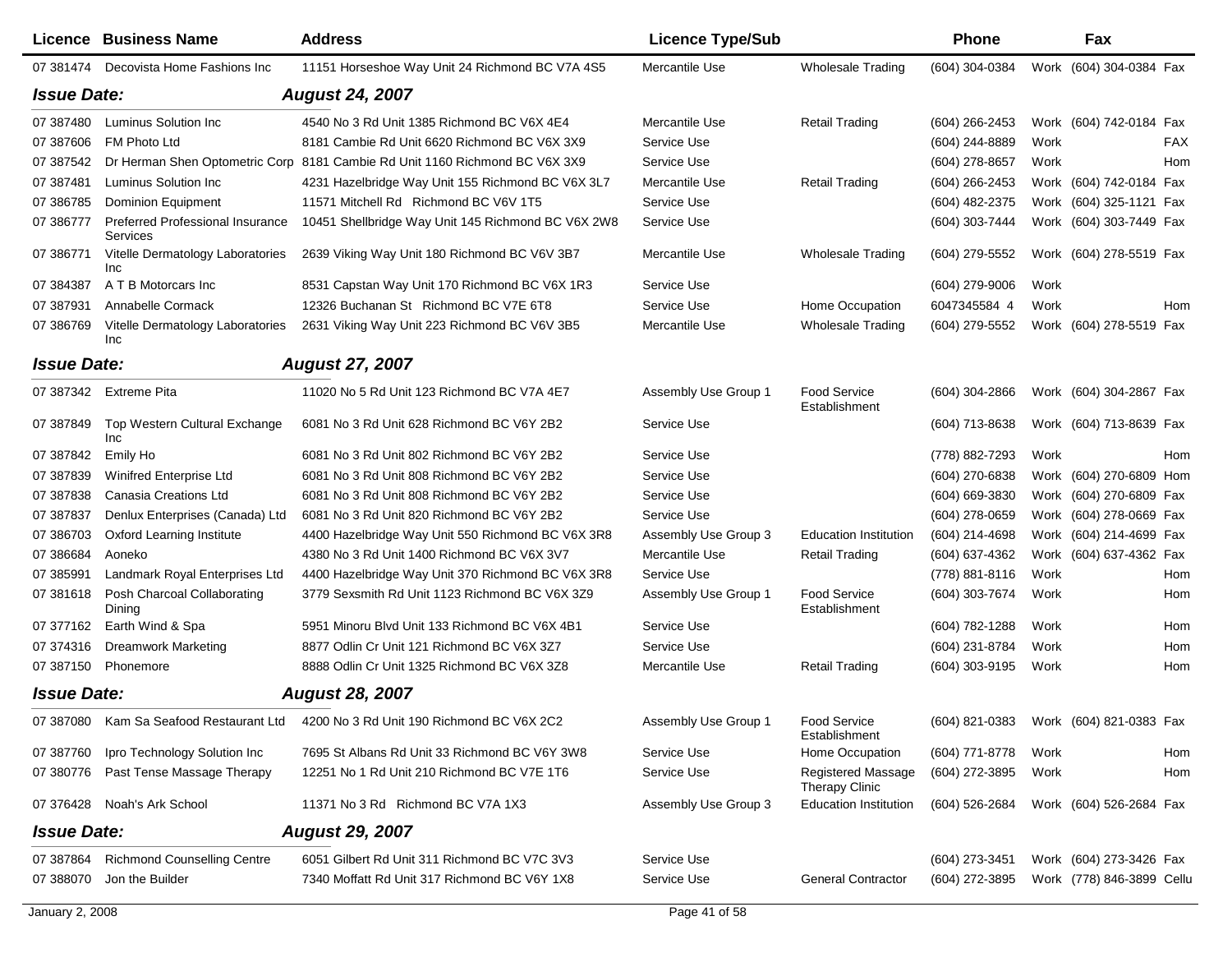| Licence | Business Name | Address | Licence Type/Sub | | Phone | | Fax | |
|---|---|---|---|---|---|---|---|---|
| 07 381474 | Decovista Home Fashions Inc | 11151 Horseshoe Way Unit 24 Richmond BC V7A 4S5 | Mercantile Use | Wholesale Trading | (604) 304-0384 | Work | (604) 304-0384 | Fax |
| ***Issue Date:*** | | ***August 24, 2007*** | | | | | | |
| 07 387480 | Luminus Solution Inc | 4540 No 3 Rd Unit 1385 Richmond BC V6X 4E4 | Mercantile Use | Retail Trading | (604) 266-2453 | Work | (604) 742-0184 | Fax |
| 07 387606 | FM Photo Ltd | 8181 Cambie Rd Unit 6620 Richmond BC V6X 3X9 | Service Use | | (604) 244-8889 | Work | | FAX |
| 07 387542 | Dr Herman Shen Optometric Corp | 8181 Cambie Rd Unit 1160 Richmond BC V6X 3X9 | Service Use | | (604) 278-8657 | Work | | Hom |
| 07 387481 | Luminus Solution Inc | 4231 Hazelbridge Way Unit 155 Richmond BC V6X 3L7 | Mercantile Use | Retail Trading | (604) 266-2453 | Work | (604) 742-0184 | Fax |
| 07 386785 | Dominion Equipment | 11571 Mitchell Rd Richmond BC V6V 1T5 | Service Use | | (604) 482-2375 | Work | (604) 325-1121 | Fax |
| 07 386777 | Preferred Professional Insurance Services | 10451 Shellbridge Way Unit 145 Richmond BC V6X 2W8 | Service Use | | (604) 303-7444 | Work | (604) 303-7449 | Fax |
| 07 386771 | Vitelle Dermatology Laboratories Inc | 2639 Viking Way Unit 180 Richmond BC V6V 3B7 | Mercantile Use | Wholesale Trading | (604) 279-5552 | Work | (604) 278-5519 | Fax |
| 07 384387 | A T B Motorcars Inc | 8531 Capstan Way Unit 170 Richmond BC V6X 1R3 | Service Use | | (604) 279-9006 | Work | | |
| 07 387931 | Annabelle Cormack | 12326 Buchanan St Richmond BC V7E 6T8 | Service Use | Home Occupation | 6047345584 4 | Work | | Hom |
| 07 386769 | Vitelle Dermatology Laboratories Inc | 2631 Viking Way Unit 223 Richmond BC V6V 3B5 | Mercantile Use | Wholesale Trading | (604) 279-5552 | Work | (604) 278-5519 | Fax |
| ***Issue Date:*** | | ***August 27, 2007*** | | | | | | |
| 07 387342 | Extreme Pita | 11020 No 5 Rd Unit 123 Richmond BC V7A 4E7 | Assembly Use Group 1 | Food Service Establishment | (604) 304-2866 | Work | (604) 304-2867 | Fax |
| 07 387849 | Top Western Cultural Exchange Inc | 6081 No 3 Rd Unit 628 Richmond BC V6Y 2B2 | Service Use | | (604) 713-8638 | Work | (604) 713-8639 | Fax |
| 07 387842 | Emily Ho | 6081 No 3 Rd Unit 802 Richmond BC V6Y 2B2 | Service Use | | (778) 882-7293 | Work | | Hom |
| 07 387839 | Winifred Enterprise Ltd | 6081 No 3 Rd Unit 808 Richmond BC V6Y 2B2 | Service Use | | (604) 270-6838 | Work | (604) 270-6809 | Hom |
| 07 387838 | Canasia Creations Ltd | 6081 No 3 Rd Unit 808 Richmond BC V6Y 2B2 | Service Use | | (604) 669-3830 | Work | (604) 270-6809 | Fax |
| 07 387837 | Denlux Enterprises (Canada) Ltd | 6081 No 3 Rd Unit 820 Richmond BC V6Y 2B2 | Service Use | | (604) 278-0659 | Work | (604) 278-0669 | Fax |
| 07 386703 | Oxford Learning Institute | 4400 Hazelbridge Way Unit 550 Richmond BC V6X 3R8 | Assembly Use Group 3 | Education Institution | (604) 214-4698 | Work | (604) 214-4699 | Fax |
| 07 386684 | Aoneko | 4380 No 3 Rd Unit 1400 Richmond BC V6X 3V7 | Mercantile Use | Retail Trading | (604) 637-4362 | Work | (604) 637-4362 | Fax |
| 07 385991 | Landmark Royal Enterprises Ltd | 4400 Hazelbridge Way Unit 370 Richmond BC V6X 3R8 | Service Use | | (778) 881-8116 | Work | | Hom |
| 07 381618 | Posh Charcoal Collaborating Dining | 3779 Sexsmith Rd Unit 1123 Richmond BC V6X 3Z9 | Assembly Use Group 1 | Food Service Establishment | (604) 303-7674 | Work | | Hom |
| 07 377162 | Earth Wind & Spa | 5951 Minoru Blvd Unit 133 Richmond BC V6X 4B1 | Service Use | | (604) 782-1288 | Work | | Hom |
| 07 374316 | Dreamwork Marketing | 8877 Odlin Cr Unit 121 Richmond BC V6X 3Z7 | Service Use | | (604) 231-8784 | Work | | Hom |
| 07 387150 | Phonemore | 8888 Odlin Cr Unit 1325 Richmond BC V6X 3Z8 | Mercantile Use | Retail Trading | (604) 303-9195 | Work | | Hom |
| ***Issue Date:*** | | ***August 28, 2007*** | | | | | | |
| 07 387080 | Kam Sa Seafood Restaurant Ltd | 4200 No 3 Rd Unit 190 Richmond BC V6X 2C2 | Assembly Use Group 1 | Food Service Establishment | (604) 821-0383 | Work | (604) 821-0383 | Fax |
| 07 387760 | Ipro Technology Solution Inc | 7695 St Albans Rd Unit 33 Richmond BC V6Y 3W8 | Service Use | Home Occupation | (604) 771-8778 | Work | | Hom |
| 07 380776 | Past Tense Massage Therapy | 12251 No 1 Rd Unit 210 Richmond BC V7E 1T6 | Service Use | Registered Massage Therapy Clinic | (604) 272-3895 | Work | | Hom |
| 07 376428 | Noah's Ark School | 11371 No 3 Rd Richmond BC V7A 1X3 | Assembly Use Group 3 | Education Institution | (604) 526-2684 | Work | (604) 526-2684 | Fax |
| ***Issue Date:*** | | ***August 29, 2007*** | | | | | | |
| 07 387864 | Richmond Counselling Centre | 6051 Gilbert Rd Unit 311 Richmond BC V7C 3V3 | Service Use | | (604) 273-3451 | Work | (604) 273-3426 | Fax |
| 07 388070 | Jon the Builder | 7340 Moffatt Rd Unit 317 Richmond BC V6Y 1X8 | Service Use | General Contractor | (604) 272-3895 | Work | (778) 846-3899 | Cellu |

January 2, 2008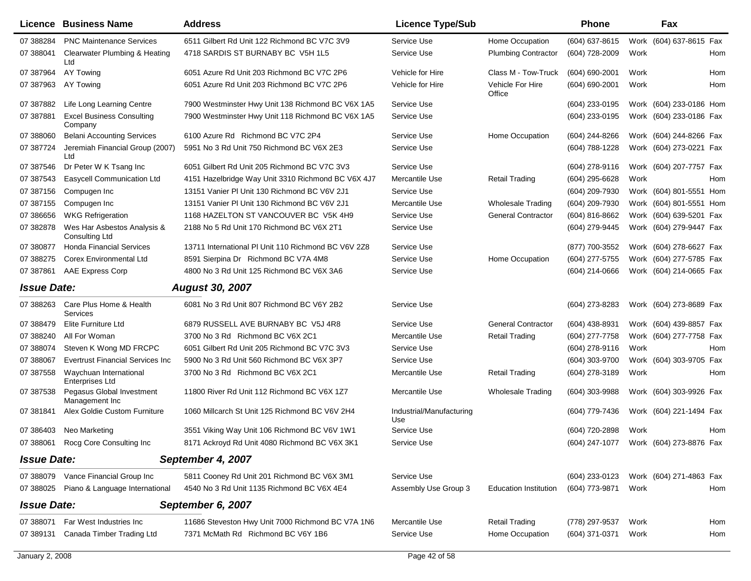| Licence | Business Name | Address | Licence Type/Sub | | Phone | | Fax | |
|---|---|---|---|---|---|---|---|---|
| 07 388284 | PNC Maintenance Services | 6511 Gilbert Rd Unit 122 Richmond BC V7C 3V9 | Service Use | Home Occupation | (604) 637-8615 | Work | (604) 637-8615 | Fax |
| 07 388041 | Clearwater Plumbing & Heating Ltd | 4718 SARDIS ST BURNABY BC V5H 1L5 | Service Use | Plumbing Contractor | (604) 728-2009 | Work | | Hom |
| 07 387964 | AY Towing | 6051 Azure Rd Unit 203 Richmond BC V7C 2P6 | Vehicle for Hire | Class M - Tow-Truck | (604) 690-2001 | Work | | Hom |
| 07 387963 | AY Towing | 6051 Azure Rd Unit 203 Richmond BC V7C 2P6 | Vehicle for Hire | Vehicle For Hire Office | (604) 690-2001 | Work | | Hom |
| 07 387882 | Life Long Learning Centre | 7900 Westminster Hwy Unit 138 Richmond BC V6X 1A5 | Service Use | | (604) 233-0195 | Work | (604) 233-0186 | Hom |
| 07 387881 | Excel Business Consulting Company | 7900 Westminster Hwy Unit 118 Richmond BC V6X 1A5 | Service Use | | (604) 233-0195 | Work | (604) 233-0186 | Fax |
| 07 388060 | Belani Accounting Services | 6100 Azure Rd Richmond BC V7C 2P4 | Service Use | Home Occupation | (604) 244-8266 | Work | (604) 244-8266 | Fax |
| 07 387724 | Jeremiah Financial Group (2007) Ltd | 5951 No 3 Rd Unit 750 Richmond BC V6X 2E3 | Service Use | | (604) 788-1228 | Work | (604) 273-0221 | Fax |
| 07 387546 | Dr Peter W K Tsang Inc | 6051 Gilbert Rd Unit 205 Richmond BC V7C 3V3 | Service Use | | (604) 278-9116 | Work | (604) 207-7757 | Fax |
| 07 387543 | Easycell Communication Ltd | 4151 Hazelbridge Way Unit 3310 Richmond BC V6X 4J7 | Mercantile Use | Retail Trading | (604) 295-6628 | Work | | Hom |
| 07 387156 | Compugen Inc | 13151 Vanier Pl Unit 130 Richmond BC V6V 2J1 | Service Use | | (604) 209-7930 | Work | (604) 801-5551 | Hom |
| 07 387155 | Compugen Inc | 13151 Vanier Pl Unit 130 Richmond BC V6V 2J1 | Mercantile Use | Wholesale Trading | (604) 209-7930 | Work | (604) 801-5551 | Hom |
| 07 386656 | WKG Refrigeration | 1168 HAZELTON ST VANCOUVER BC V5K 4H9 | Service Use | General Contractor | (604) 816-8662 | Work | (604) 639-5201 | Fax |
| 07 382878 | Wes Har Asbestos Analysis & Consulting Ltd | 2188 No 5 Rd Unit 170 Richmond BC V6X 2T1 | Service Use | | (604) 279-9445 | Work | (604) 279-9447 | Fax |
| 07 380877 | Honda Financial Services | 13711 International Pl Unit 110 Richmond BC V6V 2Z8 | Service Use | | (877) 700-3552 | Work | (604) 278-6627 | Fax |
| 07 388275 | Corex Environmental Ltd | 8591 Sierpina Dr Richmond BC V7A 4M8 | Service Use | Home Occupation | (604) 277-5755 | Work | (604) 277-5785 | Fax |
| 07 387861 | AAE Express Corp | 4800 No 3 Rd Unit 125 Richmond BC V6X 3A6 | Service Use | | (604) 214-0666 | Work | (604) 214-0665 | Fax |

***Issue Date:*** ***August 30, 2007***

| Licence | Business Name | Address | Licence Type/Sub | | Phone | | Fax | |
|---|---|---|---|---|---|---|---|---|
| 07 388263 | Care Plus Home & Health Services | 6081 No 3 Rd Unit 807 Richmond BC V6Y 2B2 | Service Use | | (604) 273-8283 | Work | (604) 273-8689 | Fax |
| 07 388479 | Elite Furniture Ltd | 6879 RUSSELL AVE BURNABY BC V5J 4R8 | Service Use | General Contractor | (604) 438-8931 | Work | (604) 439-8857 | Fax |
| 07 388240 | All For Woman | 3700 No 3 Rd Richmond BC V6X 2C1 | Mercantile Use | Retail Trading | (604) 277-7758 | Work | (604) 277-7758 | Fax |
| 07 388074 | Steven K Wong MD FRCPC | 6051 Gilbert Rd Unit 205 Richmond BC V7C 3V3 | Service Use | | (604) 278-9116 | Work | | Hom |
| 07 388067 | Evertrust Financial Services Inc | 5900 No 3 Rd Unit 560 Richmond BC V6X 3P7 | Service Use | | (604) 303-9700 | Work | (604) 303-9705 | Fax |
| 07 387558 | Waychuan International Enterprises Ltd | 3700 No 3 Rd Richmond BC V6X 2C1 | Mercantile Use | Retail Trading | (604) 278-3189 | Work | | Hom |
| 07 387538 | Pegasus Global Investment Management Inc | 11800 River Rd Unit 112 Richmond BC V6X 1Z7 | Mercantile Use | Wholesale Trading | (604) 303-9988 | Work | (604) 303-9926 | Fax |
| 07 381841 | Alex Goldie Custom Furniture | 1060 Millcarch St Unit 125 Richmond BC V6V 2H4 | Industrial/Manufacturing Use | | (604) 779-7436 | Work | (604) 221-1494 | Fax |
| 07 386403 | Neo Marketing | 3551 Viking Way Unit 106 Richmond BC V6V 1W1 | Service Use | | (604) 720-2898 | Work | | Hom |
| 07 388061 | Rocg Core Consulting Inc | 8171 Ackroyd Rd Unit 4080 Richmond BC V6X 3K1 | Service Use | | (604) 247-1077 | Work | (604) 273-8876 | Fax |

***Issue Date:*** ***September 4, 2007***

| Licence | Business Name | Address | Licence Type/Sub | | Phone | | Fax | |
|---|---|---|---|---|---|---|---|---|
| 07 388079 | Vance Financial Group Inc | 5811 Cooney Rd Unit 201 Richmond BC V6X 3M1 | Service Use | | (604) 233-0123 | Work | (604) 271-4863 | Fax |
| 07 388025 | Piano & Language International | 4540 No 3 Rd Unit 1135 Richmond BC V6X 4E4 | Assembly Use Group 3 | Education Institution | (604) 773-9871 | Work | | Hom |

***Issue Date:*** ***September 6, 2007***

| Licence | Business Name | Address | Licence Type/Sub | | Phone | | Fax | |
|---|---|---|---|---|---|---|---|---|
| 07 388071 | Far West Industries Inc | 11686 Steveston Hwy Unit 7000 Richmond BC V7A 1N6 | Mercantile Use | Retail Trading | (778) 297-9537 | Work | | Hom |
| 07 389131 | Canada Timber Trading Ltd | 7371 McMath Rd Richmond BC V6Y 1B6 | Service Use | Home Occupation | (604) 371-0371 | Work | | Hom |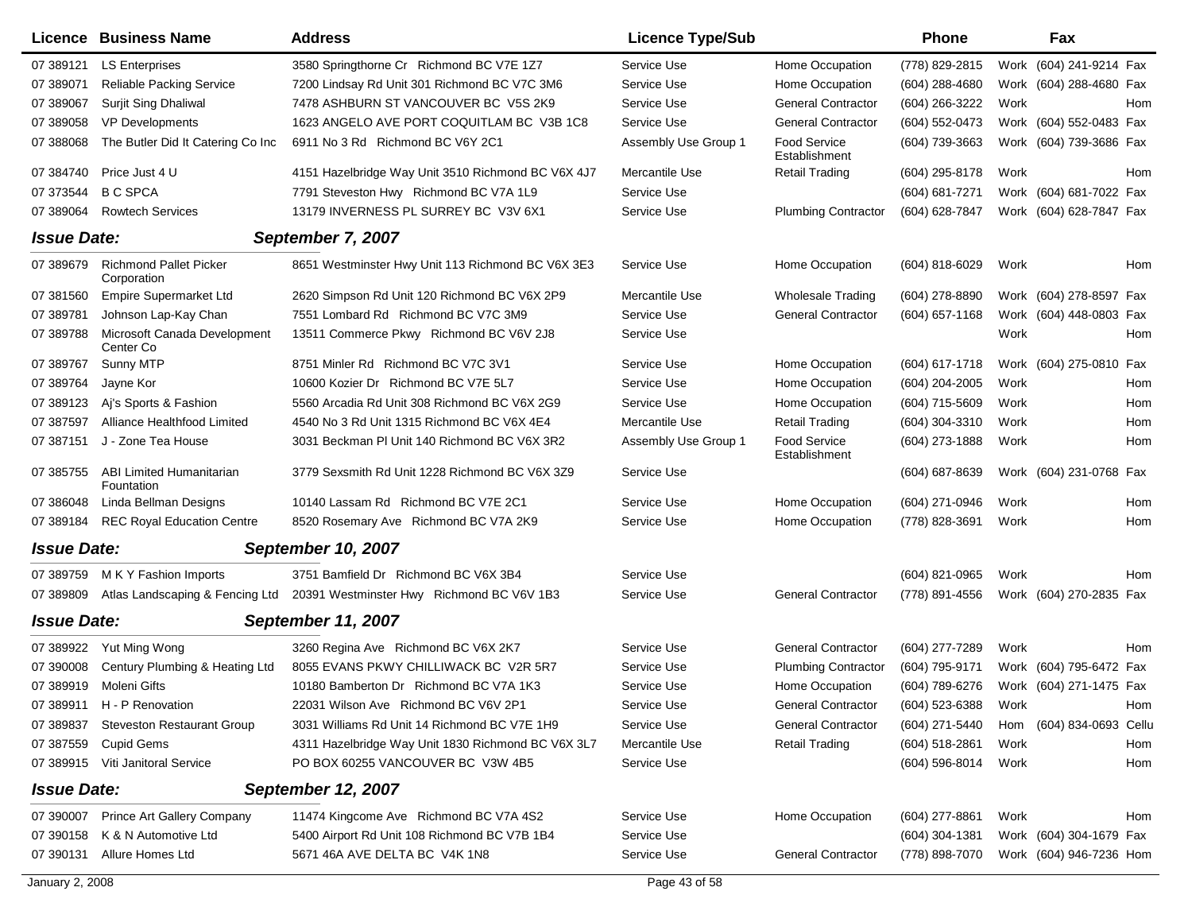| Licence | Business Name | Address | Licence Type/Sub | | Phone | | Fax | |
|---|---|---|---|---|---|---|---|---|
| 07 389121 | LS Enterprises | 3580 Springthorne Cr Richmond BC V7E 1Z7 | Service Use | Home Occupation | (778) 829-2815 | Work | (604) 241-9214 | Fax |
| 07 389071 | Reliable Packing Service | 7200 Lindsay Rd Unit 301 Richmond BC V7C 3M6 | Service Use | Home Occupation | (604) 288-4680 | Work | (604) 288-4680 | Fax |
| 07 389067 | Surjit Sing Dhaliwal | 7478 ASHBURN ST VANCOUVER BC V5S 2K9 | Service Use | General Contractor | (604) 266-3222 | Work | | Hom |
| 07 389058 | VP Developments | 1623 ANGELO AVE PORT COQUITLAM BC V3B 1C8 | Service Use | General Contractor | (604) 552-0473 | Work | (604) 552-0483 | Fax |
| 07 388068 | The Butler Did It Catering Co Inc | 6911 No 3 Rd Richmond BC V6Y 2C1 | Assembly Use Group 1 | Food Service Establishment | (604) 739-3663 | Work | (604) 739-3686 | Fax |
| 07 384740 | Price Just 4 U | 4151 Hazelbridge Way Unit 3510 Richmond BC V6X 4J7 | Mercantile Use | Retail Trading | (604) 295-8178 | Work | | Hom |
| 07 373544 | B C SPCA | 7791 Steveston Hwy Richmond BC V7A 1L9 | Service Use | | (604) 681-7271 | Work | (604) 681-7022 | Fax |
| 07 389064 | Rowtech Services | 13179 INVERNESS PL SURREY BC V3V 6X1 | Service Use | Plumbing Contractor | (604) 628-7847 | Work | (604) 628-7847 | Fax |

**Issue Date:** ***September 7, 2007***

| Licence | Business Name | Address | Licence Type/Sub | | Phone | | Fax | |
|---|---|---|---|---|---|---|---|---|
| 07 389679 | Richmond Pallet Picker Corporation | 8651 Westminster Hwy Unit 113 Richmond BC V6X 3E3 | Service Use | Home Occupation | (604) 818-6029 | Work | | Hom |
| 07 381560 | Empire Supermarket Ltd | 2620 Simpson Rd Unit 120 Richmond BC V6X 2P9 | Mercantile Use | Wholesale Trading | (604) 278-8890 | Work | (604) 278-8597 | Fax |
| 07 389781 | Johnson Lap-Kay Chan | 7551 Lombard Rd Richmond BC V7C 3M9 | Service Use | General Contractor | (604) 657-1168 | Work | (604) 448-0803 | Fax |
| 07 389788 | Microsoft Canada Development Center Co | 13511 Commerce Pkwy Richmond BC V6V 2J8 | Service Use | | | Work | | Hom |
| 07 389767 | Sunny MTP | 8751 Minler Rd Richmond BC V7C 3V1 | Service Use | Home Occupation | (604) 617-1718 | Work | (604) 275-0810 | Fax |
| 07 389764 | Jayne Kor | 10600 Kozier Dr Richmond BC V7E 5L7 | Service Use | Home Occupation | (604) 204-2005 | Work | | Hom |
| 07 389123 | Aj's Sports & Fashion | 5560 Arcadia Rd Unit 308 Richmond BC V6X 2G9 | Service Use | Home Occupation | (604) 715-5609 | Work | | Hom |
| 07 387597 | Alliance Healthfood Limited | 4540 No 3 Rd Unit 1315 Richmond BC V6X 4E4 | Mercantile Use | Retail Trading | (604) 304-3310 | Work | | Hom |
| 07 387151 | J - Zone Tea House | 3031 Beckman Pl Unit 140 Richmond BC V6X 3R2 | Assembly Use Group 1 | Food Service Establishment | (604) 273-1888 | Work | | Hom |
| 07 385755 | ABI Limited Humanitarian Fountation | 3779 Sexsmith Rd Unit 1228 Richmond BC V6X 3Z9 | Service Use | | (604) 687-8639 | Work | (604) 231-0768 | Fax |
| 07 386048 | Linda Bellman Designs | 10140 Lassam Rd Richmond BC V7E 2C1 | Service Use | Home Occupation | (604) 271-0946 | Work | | Hom |
| 07 389184 | REC Royal Education Centre | 8520 Rosemary Ave Richmond BC V7A 2K9 | Service Use | Home Occupation | (778) 828-3691 | Work | | Hom |

**Issue Date:** ***September 10, 2007***

| Licence | Business Name | Address | Licence Type/Sub | | Phone | | Fax | |
|---|---|---|---|---|---|---|---|---|
| 07 389759 | M K Y Fashion Imports | 3751 Bamfield Dr Richmond BC V6X 3B4 | Service Use | | (604) 821-0965 | Work | | Hom |
| 07 389809 | Atlas Landscaping & Fencing Ltd | 20391 Westminster Hwy Richmond BC V6V 1B3 | Service Use | General Contractor | (778) 891-4556 | Work | (604) 270-2835 | Fax |

**Issue Date:** ***September 11, 2007***

| Licence | Business Name | Address | Licence Type/Sub | | Phone | | Fax | |
|---|---|---|---|---|---|---|---|---|
| 07 389922 | Yut Ming Wong | 3260 Regina Ave Richmond BC V6X 2K7 | Service Use | General Contractor | (604) 277-7289 | Work | | Hom |
| 07 390008 | Century Plumbing & Heating Ltd | 8055 EVANS PKWY CHILLIWACK BC V2R 5R7 | Service Use | Plumbing Contractor | (604) 795-9171 | Work | (604) 795-6472 | Fax |
| 07 389919 | Moleni Gifts | 10180 Bamberton Dr Richmond BC V7A 1K3 | Service Use | Home Occupation | (604) 789-6276 | Work | (604) 271-1475 | Fax |
| 07 389911 | H - P Renovation | 22031 Wilson Ave Richmond BC V6V 2P1 | Service Use | General Contractor | (604) 523-6388 | Work | | Hom |
| 07 389837 | Steveston Restaurant Group | 3031 Williams Rd Unit 14 Richmond BC V7E 1H9 | Service Use | General Contractor | (604) 271-5440 | Hom | (604) 834-0693 | Cellu |
| 07 387559 | Cupid Gems | 4311 Hazelbridge Way Unit 1830 Richmond BC V6X 3L7 | Mercantile Use | Retail Trading | (604) 518-2861 | Work | | Hom |
| 07 389915 | Viti Janitoral Service | PO BOX 60255 VANCOUVER BC V3W 4B5 | Service Use | | (604) 596-8014 | Work | | Hom |

**Issue Date:** ***September 12, 2007***

| Licence | Business Name | Address | Licence Type/Sub | | Phone | | Fax | |
|---|---|---|---|---|---|---|---|---|
| 07 390007 | Prince Art Gallery Company | 11474 Kingcome Ave Richmond BC V7A 4S2 | Service Use | Home Occupation | (604) 277-8861 | Work | | Hom |
| 07 390158 | K & N Automotive Ltd | 5400 Airport Rd Unit 108 Richmond BC V7B 1B4 | Service Use | | (604) 304-1381 | Work | (604) 304-1679 | Fax |
| 07 390131 | Allure Homes Ltd | 5671 46A AVE DELTA BC V4K 1N8 | Service Use | General Contractor | (778) 898-7070 | Work | (604) 946-7236 | Hom |

January 2, 2008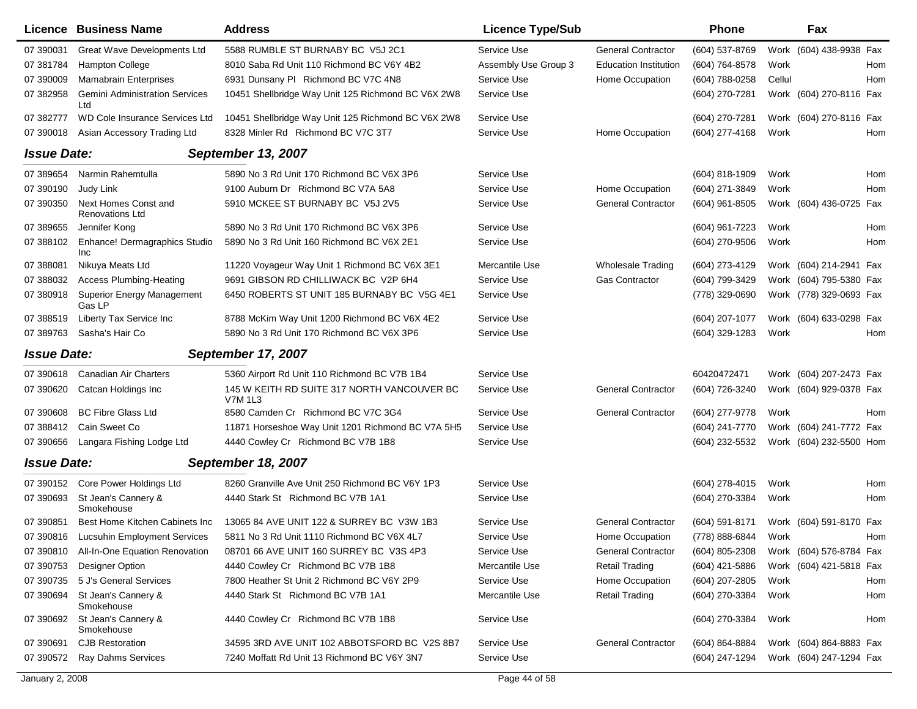| Licence | Business Name | Address | Licence Type/Sub | | Phone | | Fax | |
|---|---|---|---|---|---|---|---|---|
| 07 390031 | Great Wave Developments Ltd | 5588 RUMBLE ST BURNABY BC V5J 2C1 | Service Use | General Contractor | (604) 537-8769 | Work | (604) 438-9938 | Fax |
| 07 381784 | Hampton College | 8010 Saba Rd Unit 110 Richmond BC V6Y 4B2 | Assembly Use Group 3 | Education Institution | (604) 764-8578 | Work | | Hom |
| 07 390009 | Mamabrain Enterprises | 6931 Dunsany Pl Richmond BC V7C 4N8 | Service Use | Home Occupation | (604) 788-0258 | Cellul | | Hom |
| 07 382958 | Gemini Administration Services Ltd | 10451 Shellbridge Way Unit 125 Richmond BC V6X 2W8 | Service Use | | (604) 270-7281 | Work | (604) 270-8116 | Fax |
| 07 382777 | WD Cole Insurance Services Ltd | 10451 Shellbridge Way Unit 125 Richmond BC V6X 2W8 | Service Use | | (604) 270-7281 | Work | (604) 270-8116 | Fax |
| 07 390018 | Asian Accessory Trading Ltd | 8328 Minler Rd Richmond BC V7C 3T7 | Service Use | Home Occupation | (604) 277-4168 | Work | | Hom |
| ***Issue Date:*** | | ***September 13, 2007*** | | | | | | |
| 07 389654 | Narmin Rahemtulla | 5890 No 3 Rd Unit 170 Richmond BC V6X 3P6 | Service Use | | (604) 818-1909 | Work | | Hom |
| 07 390190 | Judy Link | 9100 Auburn Dr Richmond BC V7A 5A8 | Service Use | Home Occupation | (604) 271-3849 | Work | | Hom |
| 07 390350 | Next Homes Const and Renovations Ltd | 5910 MCKEE ST BURNABY BC V5J 2V5 | Service Use | General Contractor | (604) 961-8505 | Work | (604) 436-0725 | Fax |
| 07 389655 | Jennifer Kong | 5890 No 3 Rd Unit 170 Richmond BC V6X 3P6 | Service Use | | (604) 961-7223 | Work | | Hom |
| 07 388102 | Enhance! Dermagraphics Studio Inc | 5890 No 3 Rd Unit 160 Richmond BC V6X 2E1 | Service Use | | (604) 270-9506 | Work | | Hom |
| 07 388081 | Nikuya Meats Ltd | 11220 Voyageur Way Unit 1 Richmond BC V6X 3E1 | Mercantile Use | Wholesale Trading | (604) 273-4129 | Work | (604) 214-2941 | Fax |
| 07 388032 | Access Plumbing-Heating | 9691 GIBSON RD CHILLIWACK BC V2P 6H4 | Service Use | Gas Contractor | (604) 799-3429 | Work | (604) 795-5380 | Fax |
| 07 380918 | Superior Energy Management Gas LP | 6450 ROBERTS ST UNIT 185 BURNABY BC V5G 4E1 | Service Use | | (778) 329-0690 | Work | (778) 329-0693 | Fax |
| 07 388519 | Liberty Tax Service Inc | 8788 McKim Way Unit 1200 Richmond BC V6X 4E2 | Service Use | | (604) 207-1077 | Work | (604) 633-0298 | Fax |
| 07 389763 | Sasha's Hair Co | 5890 No 3 Rd Unit 170 Richmond BC V6X 3P6 | Service Use | | (604) 329-1283 | Work | | Hom |
| ***Issue Date:*** | | ***September 17, 2007*** | | | | | | |
| 07 390618 | Canadian Air Charters | 5360 Airport Rd Unit 110 Richmond BC V7B 1B4 | Service Use | | 60420472471 | Work | (604) 207-2473 | Fax |
| 07 390620 | Catcan Holdings Inc | 145 W KEITH RD SUITE 317 NORTH VANCOUVER BC V7M 1L3 | Service Use | General Contractor | (604) 726-3240 | Work | (604) 929-0378 | Fax |
| 07 390608 | BC Fibre Glass Ltd | 8580 Camden Cr Richmond BC V7C 3G4 | Service Use | General Contractor | (604) 277-9778 | Work | | Hom |
| 07 388412 | Cain Sweet Co | 11871 Horseshoe Way Unit 1201 Richmond BC V7A 5H5 | Service Use | | (604) 241-7770 | Work | (604) 241-7772 | Fax |
| 07 390656 | Langara Fishing Lodge Ltd | 4440 Cowley Cr Richmond BC V7B 1B8 | Service Use | | (604) 232-5532 | Work | (604) 232-5500 | Hom |
| ***Issue Date:*** | | ***September 18, 2007*** | | | | | | |
| 07 390152 | Core Power Holdings Ltd | 8260 Granville Ave Unit 250 Richmond BC V6Y 1P3 | Service Use | | (604) 278-4015 | Work | | Hom |
| 07 390693 | St Jean's Cannery & Smokehouse | 4440 Stark St Richmond BC V7B 1A1 | Service Use | | (604) 270-3384 | Work | | Hom |
| 07 390851 | Best Home Kitchen Cabinets Inc | 13065 84 AVE UNIT 122 & SURREY BC V3W 1B3 | Service Use | General Contractor | (604) 591-8171 | Work | (604) 591-8170 | Fax |
| 07 390816 | Lucsuhin Employment Services | 5811 No 3 Rd Unit 1110 Richmond BC V6X 4L7 | Service Use | Home Occupation | (778) 888-6844 | Work | | Hom |
| 07 390810 | All-In-One Equation Renovation | 08701 66 AVE UNIT 160 SURREY BC V3S 4P3 | Service Use | General Contractor | (604) 805-2308 | Work | (604) 576-8784 | Fax |
| 07 390753 | Designer Option | 4440 Cowley Cr Richmond BC V7B 1B8 | Mercantile Use | Retail Trading | (604) 421-5886 | Work | (604) 421-5818 | Fax |
| 07 390735 | 5 J's General Services | 7800 Heather St Unit 2 Richmond BC V6Y 2P9 | Service Use | Home Occupation | (604) 207-2805 | Work | | Hom |
| 07 390694 | St Jean's Cannery & Smokehouse | 4440 Stark St Richmond BC V7B 1A1 | Mercantile Use | Retail Trading | (604) 270-3384 | Work | | Hom |
| 07 390692 | St Jean's Cannery & Smokehouse | 4440 Cowley Cr Richmond BC V7B 1B8 | Service Use | | (604) 270-3384 | Work | | Hom |
| 07 390691 | CJB Restoration | 34595 3RD AVE UNIT 102 ABBOTSFORD BC V2S 8B7 | Service Use | General Contractor | (604) 864-8884 | Work | (604) 864-8883 | Fax |
| 07 390572 | Ray Dahms Services | 7240 Moffatt Rd Unit 13 Richmond BC V6Y 3N7 | Service Use | | (604) 247-1294 | Work | (604) 247-1294 | Fax |

January 2, 2008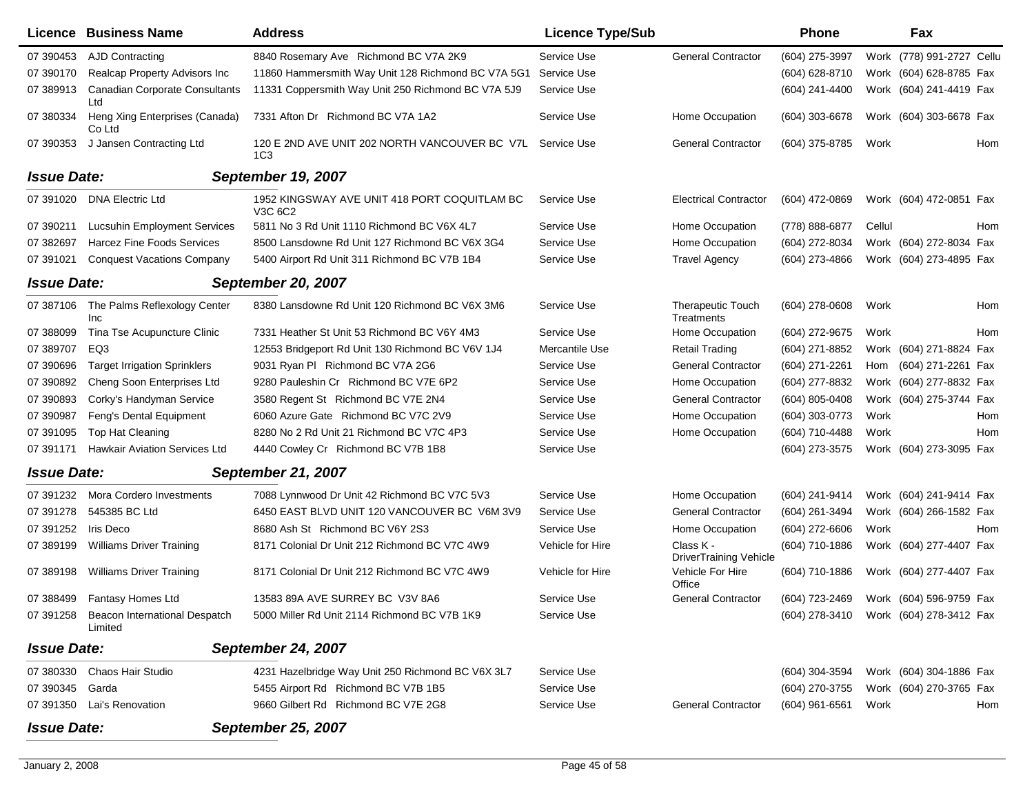| Licence | Business Name | Address | Licence Type/Sub | | Phone | | Fax | |
|---|---|---|---|---|---|---|---|---|
| 07 390453 | AJD Contracting | 8840 Rosemary Ave Richmond BC V7A 2K9 | Service Use | General Contractor | (604) 275-3997 | Work | (778) 991-2727 | Cellu |
| 07 390170 | Realcap Property Advisors Inc | 11860 Hammersmith Way Unit 128 Richmond BC V7A 5G1 | Service Use | | (604) 628-8710 | Work | (604) 628-8785 | Fax |
| 07 389913 | Canadian Corporate Consultants Ltd | 11331 Coppersmith Way Unit 250 Richmond BC V7A 5J9 | Service Use | | (604) 241-4400 | Work | (604) 241-4419 | Fax |
| 07 380334 | Heng Xing Enterprises (Canada) Co Ltd | 7331 Afton Dr Richmond BC V7A 1A2 | Service Use | Home Occupation | (604) 303-6678 | Work | (604) 303-6678 | Fax |
| 07 390353 | J Jansen Contracting Ltd | 120 E 2ND AVE UNIT 202 NORTH VANCOUVER BC V7L 1C3 | Service Use | General Contractor | (604) 375-8785 | Work | | Hom |
| ***Issue Date:*** | | ***September 19, 2007*** | | | | | | |
| 07 391020 | DNA Electric Ltd | 1952 KINGSWAY AVE UNIT 418 PORT COQUITLAM BC V3C 6C2 | Service Use | Electrical Contractor | (604) 472-0869 | Work | (604) 472-0851 | Fax |
| 07 390211 | Lucsuhin Employment Services | 5811 No 3 Rd Unit 1110 Richmond BC V6X 4L7 | Service Use | Home Occupation | (778) 888-6877 | Cellul | | Hom |
| 07 382697 | Harcez Fine Foods Services | 8500 Lansdowne Rd Unit 127 Richmond BC V6X 3G4 | Service Use | Home Occupation | (604) 272-8034 | Work | (604) 272-8034 | Fax |
| 07 391021 | Conquest Vacations Company | 5400 Airport Rd Unit 311 Richmond BC V7B 1B4 | Service Use | Travel Agency | (604) 273-4866 | Work | (604) 273-4895 | Fax |
| ***Issue Date:*** | | ***September 20, 2007*** | | | | | | |
| 07 387106 | The Palms Reflexology Center Inc | 8380 Lansdowne Rd Unit 120 Richmond BC V6X 3M6 | Service Use | Therapeutic Touch Treatments | (604) 278-0608 | Work | | Hom |
| 07 388099 | Tina Tse Acupuncture Clinic | 7331 Heather St Unit 53 Richmond BC V6Y 4M3 | Service Use | Home Occupation | (604) 272-9675 | Work | | Hom |
| 07 389707 | EQ3 | 12553 Bridgeport Rd Unit 130 Richmond BC V6V 1J4 | Mercantile Use | Retail Trading | (604) 271-8852 | Work | (604) 271-8824 | Fax |
| 07 390696 | Target Irrigation Sprinklers | 9031 Ryan Pl Richmond BC V7A 2G6 | Service Use | General Contractor | (604) 271-2261 | Hom | (604) 271-2261 | Fax |
| 07 390892 | Cheng Soon Enterprises Ltd | 9280 Pauleshin Cr Richmond BC V7E 6P2 | Service Use | Home Occupation | (604) 277-8832 | Work | (604) 277-8832 | Fax |
| 07 390893 | Corky's Handyman Service | 3580 Regent St Richmond BC V7E 2N4 | Service Use | General Contractor | (604) 805-0408 | Work | (604) 275-3744 | Fax |
| 07 390987 | Feng's Dental Equipment | 6060 Azure Gate Richmond BC V7C 2V9 | Service Use | Home Occupation | (604) 303-0773 | Work | | Hom |
| 07 391095 | Top Hat Cleaning | 8280 No 2 Rd Unit 21 Richmond BC V7C 4P3 | Service Use | Home Occupation | (604) 710-4488 | Work | | Hom |
| 07 391171 | Hawkair Aviation Services Ltd | 4440 Cowley Cr Richmond BC V7B 1B8 | Service Use | | (604) 273-3575 | Work | (604) 273-3095 | Fax |
| ***Issue Date:*** | | ***September 21, 2007*** | | | | | | |
| 07 391232 | Mora Cordero Investments | 7088 Lynnwood Dr Unit 42 Richmond BC V7C 5V3 | Service Use | Home Occupation | (604) 241-9414 | Work | (604) 241-9414 | Fax |
| 07 391278 | 545385 BC Ltd | 6450 EAST BLVD UNIT 120 VANCOUVER BC V6M 3V9 | Service Use | General Contractor | (604) 261-3494 | Work | (604) 266-1582 | Fax |
| 07 391252 | Iris Deco | 8680 Ash St Richmond BC V6Y 2S3 | Service Use | Home Occupation | (604) 272-6606 | Work | | Hom |
| 07 389199 | Williams Driver Training | 8171 Colonial Dr Unit 212 Richmond BC V7C 4W9 | Vehicle for Hire | Class K - DriverTraining Vehicle | (604) 710-1886 | Work | (604) 277-4407 | Fax |
| 07 389198 | Williams Driver Training | 8171 Colonial Dr Unit 212 Richmond BC V7C 4W9 | Vehicle for Hire | Vehicle For Hire Office | (604) 710-1886 | Work | (604) 277-4407 | Fax |
| 07 388499 | Fantasy Homes Ltd | 13583 89A AVE SURREY BC V3V 8A6 | Service Use | General Contractor | (604) 723-2469 | Work | (604) 596-9759 | Fax |
| 07 391258 | Beacon International Despatch Limited | 5000 Miller Rd Unit 2114 Richmond BC V7B 1K9 | Service Use | | (604) 278-3410 | Work | (604) 278-3412 | Fax |
| ***Issue Date:*** | | ***September 24, 2007*** | | | | | | |
| 07 380330 | Chaos Hair Studio | 4231 Hazelbridge Way Unit 250 Richmond BC V6X 3L7 | Service Use | | (604) 304-3594 | Work | (604) 304-1886 | Fax |
| 07 390345 | Garda | 5455 Airport Rd Richmond BC V7B 1B5 | Service Use | | (604) 270-3755 | Work | (604) 270-3765 | Fax |
| 07 391350 | Lai's Renovation | 9660 Gilbert Rd Richmond BC V7E 2G8 | Service Use | General Contractor | (604) 961-6561 | Work | | Hom |
| ***Issue Date:*** | | ***September 25, 2007*** | | | | | | |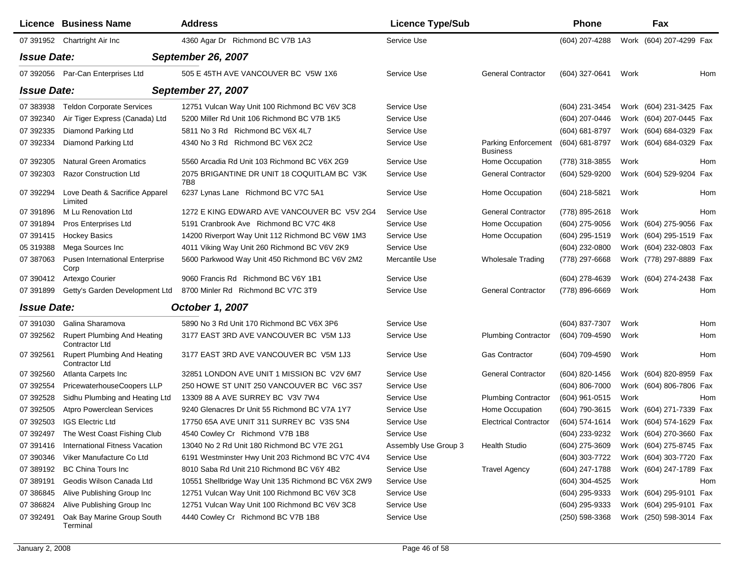| Licence | Business Name | Address | Licence Type/Sub | | Phone | | Fax | |
|---|---|---|---|---|---|---|---|---|
| 07 391952 | Chartright Air Inc | 4360 Agar Dr Richmond BC V7B 1A3 | Service Use | | (604) 207-4288 | Work | (604) 207-4299 | Fax |

**Issue Date:** ***September 26, 2007***

| Licence | Business Name | Address | Licence Type/Sub | | Phone | | Fax | |
|---|---|---|---|---|---|---|---|---|
| 07 392056 | Par-Can Enterprises Ltd | 505 E 45TH AVE VANCOUVER BC V5W 1X6 | Service Use | General Contractor | (604) 327-0641 | Work | | Hom |

**Issue Date:** ***September 27, 2007***

| Licence | Business Name | Address | Licence Type/Sub | | Phone | | Fax | |
|---|---|---|---|---|---|---|---|---|
| 07 383938 | Teldon Corporate Services | 12751 Vulcan Way Unit 100 Richmond BC V6V 3C8 | Service Use | | (604) 231-3454 | Work | (604) 231-3425 | Fax |
| 07 392340 | Air Tiger Express (Canada) Ltd | 5200 Miller Rd Unit 106 Richmond BC V7B 1K5 | Service Use | | (604) 207-0446 | Work | (604) 207-0445 | Fax |
| 07 392335 | Diamond Parking Ltd | 5811 No 3 Rd Richmond BC V6X 4L7 | Service Use | | (604) 681-8797 | Work | (604) 684-0329 | Fax |
| 07 392334 | Diamond Parking Ltd | 4340 No 3 Rd Richmond BC V6X 2C2 | Service Use | Parking Enforcement Business | (604) 681-8797 | Work | (604) 684-0329 | Fax |
| 07 392305 | Natural Green Aromatics | 5560 Arcadia Rd Unit 103 Richmond BC V6X 2G9 | Service Use | Home Occupation | (778) 318-3855 | Work | | Hom |
| 07 392303 | Razor Construction Ltd | 2075 BRIGANTINE DR UNIT 18 COQUITLAM BC V3K 7B8 | Service Use | General Contractor | (604) 529-9200 | Work | (604) 529-9204 | Fax |
| 07 392294 | Love Death & Sacrifice Apparel Limited | 6237 Lynas Lane Richmond BC V7C 5A1 | Service Use | Home Occupation | (604) 218-5821 | Work | | Hom |
| 07 391896 | M Lu Renovation Ltd | 1272 E KING EDWARD AVE VANCOUVER BC V5V 2G4 | Service Use | General Contractor | (778) 895-2618 | Work | | Hom |
| 07 391894 | Pros Enterprises Ltd | 5191 Cranbrook Ave Richmond BC V7C 4K8 | Service Use | Home Occupation | (604) 275-9056 | Work | (604) 275-9056 | Fax |
| 07 391415 | Hockey Basics | 14200 Riverport Way Unit 112 Richmond BC V6W 1M3 | Service Use | Home Occupation | (604) 295-1519 | Work | (604) 295-1519 | Fax |
| 05 319388 | Mega Sources Inc | 4011 Viking Way Unit 260 Richmond BC V6V 2K9 | Service Use | | (604) 232-0800 | Work | (604) 232-0803 | Fax |
| 07 387063 | Pusen International Enterprise Corp | 5600 Parkwood Way Unit 450 Richmond BC V6V 2M2 | Mercantile Use | Wholesale Trading | (778) 297-6668 | Work | (778) 297-8889 | Fax |
| 07 390412 | Artexgo Courier | 9060 Francis Rd Richmond BC V6Y 1B1 | Service Use | | (604) 278-4639 | Work | (604) 274-2438 | Fax |
| 07 391899 | Getty's Garden Development Ltd | 8700 Minler Rd Richmond BC V7C 3T9 | Service Use | General Contractor | (778) 896-6669 | Work | | Hom |

**Issue Date:** ***October 1, 2007***

| Licence | Business Name | Address | Licence Type/Sub | | Phone | | Fax | |
|---|---|---|---|---|---|---|---|---|
| 07 391030 | Galina Sharamova | 5890 No 3 Rd Unit 170 Richmond BC V6X 3P6 | Service Use | | (604) 837-7307 | Work | | Hom |
| 07 392562 | Rupert Plumbing And Heating Contractor Ltd | 3177 EAST 3RD AVE VANCOUVER BC V5M 1J3 | Service Use | Plumbing Contractor | (604) 709-4590 | Work | | Hom |
| 07 392561 | Rupert Plumbing And Heating Contractor Ltd | 3177 EAST 3RD AVE VANCOUVER BC V5M 1J3 | Service Use | Gas Contractor | (604) 709-4590 | Work | | Hom |
| 07 392560 | Atlanta Carpets Inc | 32851 LONDON AVE UNIT 1 MISSION BC V2V 6M7 | Service Use | General Contractor | (604) 820-1456 | Work | (604) 820-8959 | Fax |
| 07 392554 | PricewaterhouseCoopers LLP | 250 HOWE ST UNIT 250 VANCOUVER BC V6C 3S7 | Service Use | | (604) 806-7000 | Work | (604) 806-7806 | Fax |
| 07 392528 | Sidhu Plumbing and Heating Ltd | 13309 88 A AVE SURREY BC V3V 7W4 | Service Use | Plumbing Contractor | (604) 961-0515 | Work | | Hom |
| 07 392505 | Atpro Powerclean Services | 9240 Glenacres Dr Unit 55 Richmond BC V7A 1Y7 | Service Use | Home Occupation | (604) 790-3615 | Work | (604) 271-7339 | Fax |
| 07 392503 | IGS Electric Ltd | 17750 65A AVE UNIT 311 SURREY BC V3S 5N4 | Service Use | Electrical Contractor | (604) 574-1614 | Work | (604) 574-1629 | Fax |
| 07 392497 | The West Coast Fishing Club | 4540 Cowley Cr Richmond V7B 1B8 | Service Use | | (604) 233-9232 | Work | (604) 270-3660 | Fax |
| 07 391416 | International Fitness Vacation | 13040 No 2 Rd Unit 180 Richmond BC V7E 2G1 | Assembly Use Group 3 | Health Studio | (604) 275-3609 | Work | (604) 275-8745 | Fax |
| 07 390346 | Viker Manufacture Co Ltd | 6191 Westminster Hwy Unit 203 Richmond BC V7C 4V4 | Service Use | | (604) 303-7722 | Work | (604) 303-7720 | Fax |
| 07 389192 | BC China Tours Inc | 8010 Saba Rd Unit 210 Richmond BC V6Y 4B2 | Service Use | Travel Agency | (604) 247-1788 | Work | (604) 247-1789 | Fax |
| 07 389191 | Geodis Wilson Canada Ltd | 10551 Shellbridge Way Unit 135 Richmond BC V6X 2W9 | Service Use | | (604) 304-4525 | Work | | Hom |
| 07 386845 | Alive Publishing Group Inc | 12751 Vulcan Way Unit 100 Richmond BC V6V 3C8 | Service Use | | (604) 295-9333 | Work | (604) 295-9101 | Fax |
| 07 386824 | Alive Publishing Group Inc | 12751 Vulcan Way Unit 100 Richmond BC V6V 3C8 | Service Use | | (604) 295-9333 | Work | (604) 295-9101 | Fax |
| 07 392491 | Oak Bay Marine Group South Terminal | 4440 Cowley Cr Richmond BC V7B 1B8 | Service Use | | (250) 598-3368 | Work | (250) 598-3014 | Fax |

January 2, 2008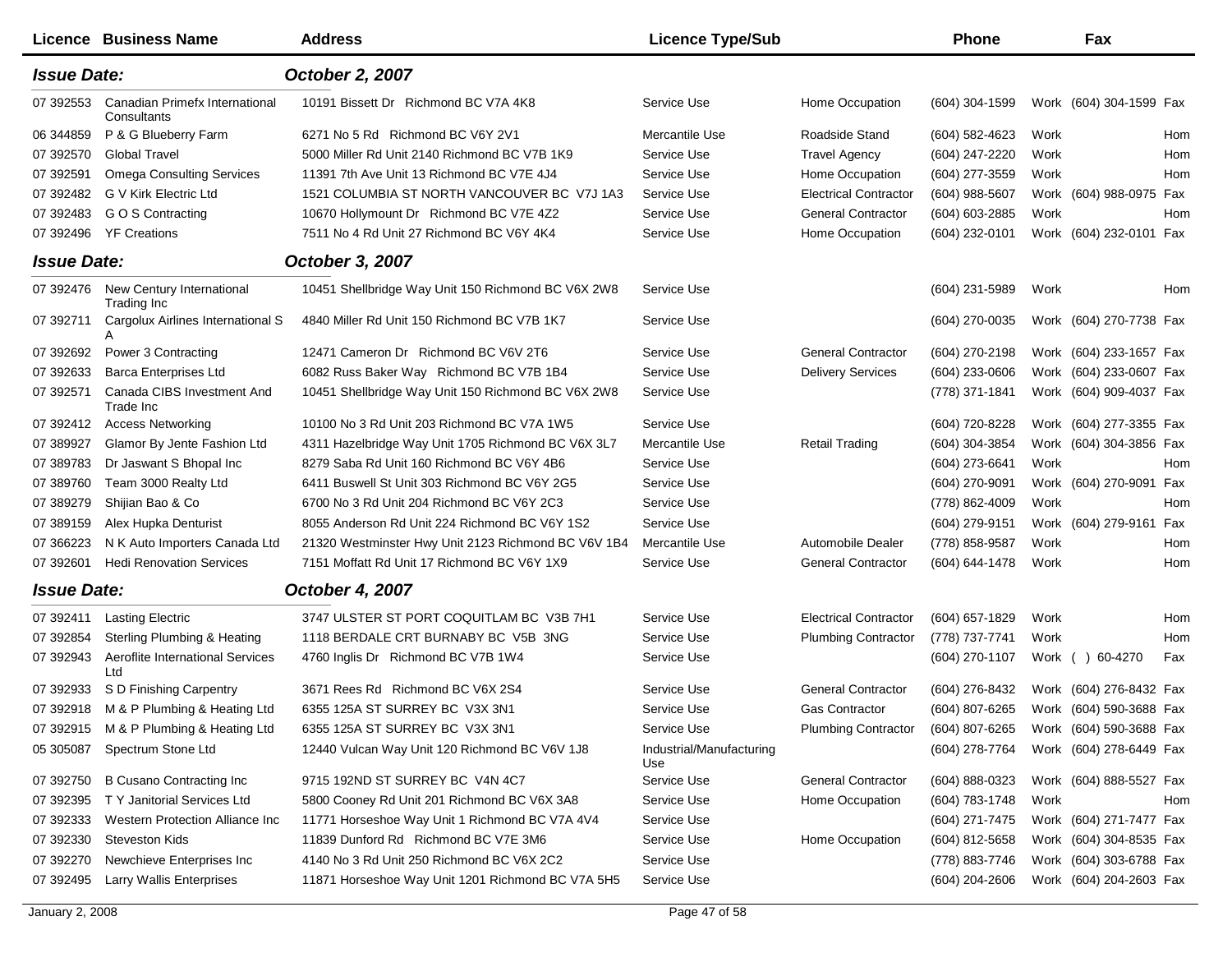| Licence | Business Name | Address | Licence Type/Sub | | Phone | | Fax | |
|---|---|---|---|---|---|---|---|---|
| ***Issue Date:*** | | ***October 2, 2007*** | | | | | | |
| 07 392553 | Canadian Primefx International Consultants | 10191 Bissett Dr Richmond BC V7A 4K8 | Service Use | Home Occupation | (604) 304-1599 | Work | (604) 304-1599 | Fax |
| 06 344859 | P & G Blueberry Farm | 6271 No 5 Rd Richmond BC V6Y 2V1 | Mercantile Use | Roadside Stand | (604) 582-4623 | Work | | Hom |
| 07 392570 | Global Travel | 5000 Miller Rd Unit 2140 Richmond BC V7B 1K9 | Service Use | Travel Agency | (604) 247-2220 | Work | | Hom |
| 07 392591 | Omega Consulting Services | 11391 7th Ave Unit 13 Richmond BC V7E 4J4 | Service Use | Home Occupation | (604) 277-3559 | Work | | Hom |
| 07 392482 | G V Kirk Electric Ltd | 1521 COLUMBIA ST NORTH VANCOUVER BC V7J 1A3 | Service Use | Electrical Contractor | (604) 988-5607 | Work | (604) 988-0975 | Fax |
| 07 392483 | G O S Contracting | 10670 Hollymount Dr Richmond BC V7E 4Z2 | Service Use | General Contractor | (604) 603-2885 | Work | | Hom |
| 07 392496 | YF Creations | 7511 No 4 Rd Unit 27 Richmond BC V6Y 4K4 | Service Use | Home Occupation | (604) 232-0101 | Work | (604) 232-0101 | Fax |
| ***Issue Date:*** | | ***October 3, 2007*** | | | | | | |
| 07 392476 | New Century International Trading Inc | 10451 Shellbridge Way Unit 150 Richmond BC V6X 2W8 | Service Use | | (604) 231-5989 | Work | | Hom |
| 07 392711 | Cargolux Airlines International S A | 4840 Miller Rd Unit 150 Richmond BC V7B 1K7 | Service Use | | (604) 270-0035 | Work | (604) 270-7738 | Fax |
| 07 392692 | Power 3 Contracting | 12471 Cameron Dr Richmond BC V6V 2T6 | Service Use | General Contractor | (604) 270-2198 | Work | (604) 233-1657 | Fax |
| 07 392633 | Barca Enterprises Ltd | 6082 Russ Baker Way Richmond BC V7B 1B4 | Service Use | Delivery Services | (604) 233-0606 | Work | (604) 233-0607 | Fax |
| 07 392571 | Canada CIBS Investment And Trade Inc | 10451 Shellbridge Way Unit 150 Richmond BC V6X 2W8 | Service Use | | (778) 371-1841 | Work | (604) 909-4037 | Fax |
| 07 392412 | Access Networking | 10100 No 3 Rd Unit 203 Richmond BC V7A 1W5 | Service Use | | (604) 720-8228 | Work | (604) 277-3355 | Fax |
| 07 389927 | Glamor By Jente Fashion Ltd | 4311 Hazelbridge Way Unit 1705 Richmond BC V6X 3L7 | Mercantile Use | Retail Trading | (604) 304-3854 | Work | (604) 304-3856 | Fax |
| 07 389783 | Dr Jaswant S Bhopal Inc | 8279 Saba Rd Unit 160 Richmond BC V6Y 4B6 | Service Use | | (604) 273-6641 | Work | | Hom |
| 07 389760 | Team 3000 Realty Ltd | 6411 Buswell St Unit 303 Richmond BC V6Y 2G5 | Service Use | | (604) 270-9091 | Work | (604) 270-9091 | Fax |
| 07 389279 | Shijian Bao & Co | 6700 No 3 Rd Unit 204 Richmond BC V6Y 2C3 | Service Use | | (778) 862-4009 | Work | | Hom |
| 07 389159 | Alex Hupka Denturist | 8055 Anderson Rd Unit 224 Richmond BC V6Y 1S2 | Service Use | | (604) 279-9151 | Work | (604) 279-9161 | Fax |
| 07 366223 | N K Auto Importers Canada Ltd | 21320 Westminster Hwy Unit 2123 Richmond BC V6V 1B4 | Mercantile Use | Automobile Dealer | (778) 858-9587 | Work | | Hom |
| 07 392601 | Hedi Renovation Services | 7151 Moffatt Rd Unit 17 Richmond BC V6Y 1X9 | Service Use | General Contractor | (604) 644-1478 | Work | | Hom |
| ***Issue Date:*** | | ***October 4, 2007*** | | | | | | |
| 07 392411 | Lasting Electric | 3747 ULSTER ST PORT COQUITLAM BC V3B 7H1 | Service Use | Electrical Contractor | (604) 657-1829 | Work | | Hom |
| 07 392854 | Sterling Plumbing & Heating | 1118 BERDALE CRT BURNABY BC V5B 3NG | Service Use | Plumbing Contractor | (778) 737-7741 | Work | | Hom |
| 07 392943 | Aeroflite International Services Ltd | 4760 Inglis Dr Richmond BC V7B 1W4 | Service Use | | (604) 270-1107 | Work | ( ) 60-4270 | Fax |
| 07 392933 | S D Finishing Carpentry | 3671 Rees Rd Richmond BC V6X 2S4 | Service Use | General Contractor | (604) 276-8432 | Work | (604) 276-8432 | Fax |
| 07 392918 | M & P Plumbing & Heating Ltd | 6355 125A ST SURREY BC V3X 3N1 | Service Use | Gas Contractor | (604) 807-6265 | Work | (604) 590-3688 | Fax |
| 07 392915 | M & P Plumbing & Heating Ltd | 6355 125A ST SURREY BC V3X 3N1 | Service Use | Plumbing Contractor | (604) 807-6265 | Work | (604) 590-3688 | Fax |
| 05 305087 | Spectrum Stone Ltd | 12440 Vulcan Way Unit 120 Richmond BC V6V 1J8 | Industrial/Manufacturing Use | | (604) 278-7764 | Work | (604) 278-6449 | Fax |
| 07 392750 | B Cusano Contracting Inc | 9715 192ND ST SURREY BC V4N 4C7 | Service Use | General Contractor | (604) 888-0323 | Work | (604) 888-5527 | Fax |
| 07 392395 | T Y Janitorial Services Ltd | 5800 Cooney Rd Unit 201 Richmond BC V6X 3A8 | Service Use | Home Occupation | (604) 783-1748 | Work | | Hom |
| 07 392333 | Western Protection Alliance Inc | 11771 Horseshoe Way Unit 1 Richmond BC V7A 4V4 | Service Use | | (604) 271-7475 | Work | (604) 271-7477 | Fax |
| 07 392330 | Steveston Kids | 11839 Dunford Rd Richmond BC V7E 3M6 | Service Use | Home Occupation | (604) 812-5658 | Work | (604) 304-8535 | Fax |
| 07 392270 | Newchieve Enterprises Inc | 4140 No 3 Rd Unit 250 Richmond BC V6X 2C2 | Service Use | | (778) 883-7746 | Work | (604) 303-6788 | Fax |
| 07 392495 | Larry Wallis Enterprises | 11871 Horseshoe Way Unit 1201 Richmond BC V7A 5H5 | Service Use | | (604) 204-2606 | Work | (604) 204-2603 | Fax |

January 2, 2008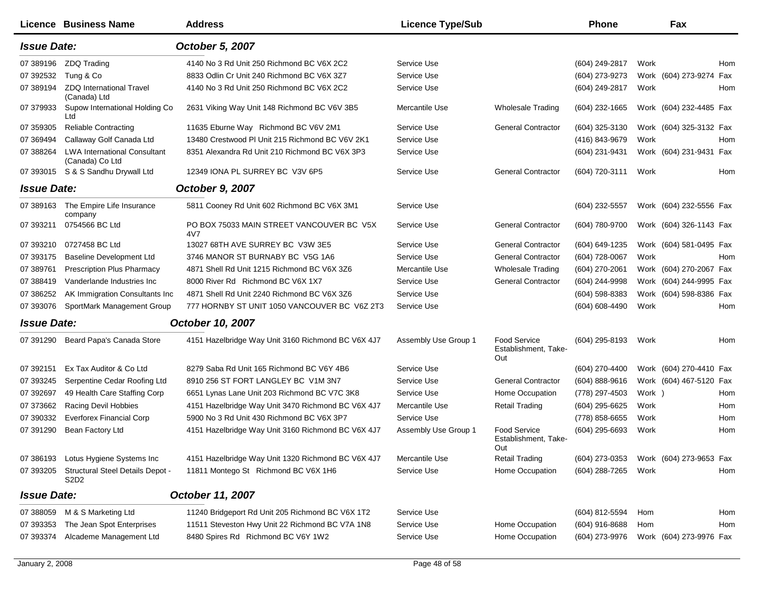| Licence | Business Name | Address | Licence Type/Sub | | Phone | | Fax | |
|---|---|---|---|---|---|---|---|---|
| ***Issue Date:*** | | ***October 5, 2007*** | | | | | | |
| 07 389196 | ZDQ Trading | 4140 No 3 Rd Unit 250 Richmond BC V6X 2C2 | Service Use | | (604) 249-2817 | Work | | Hom |
| 07 392532 | Tung & Co | 8833 Odlin Cr Unit 240 Richmond BC V6X 3Z7 | Service Use | | (604) 273-9273 | Work | (604) 273-9274 | Fax |
| 07 389194 | ZDQ International Travel (Canada) Ltd | 4140 No 3 Rd Unit 250 Richmond BC V6X 2C2 | Service Use | | (604) 249-2817 | Work | | Hom |
| 07 379933 | Supow International Holding Co Ltd | 2631 Viking Way Unit 148 Richmond BC V6V 3B5 | Mercantile Use | Wholesale Trading | (604) 232-1665 | Work | (604) 232-4485 | Fax |
| 07 359305 | Reliable Contracting | 11635 Eburne Way Richmond BC V6V 2M1 | Service Use | General Contractor | (604) 325-3130 | Work | (604) 325-3132 | Fax |
| 07 369494 | Callaway Golf Canada Ltd | 13480 Crestwood Pl Unit 215 Richmond BC V6V 2K1 | Service Use | | (416) 843-9679 | Work | | Hom |
| 07 388264 | LWA International Consultant (Canada) Co Ltd | 8351 Alexandra Rd Unit 210 Richmond BC V6X 3P3 | Service Use | | (604) 231-9431 | Work | (604) 231-9431 | Fax |
| 07 393015 | S & S Sandhu Drywall Ltd | 12349 IONA PL SURREY BC V3V 6P5 | Service Use | General Contractor | (604) 720-3111 | Work | | Hom |
| ***Issue Date:*** | | ***October 9, 2007*** | | | | | | |
| 07 389163 | The Empire Life Insurance company | 5811 Cooney Rd Unit 602 Richmond BC V6X 3M1 | Service Use | | (604) 232-5557 | Work | (604) 232-5556 | Fax |
| 07 393211 | 0754566 BC Ltd | PO BOX 75033 MAIN STREET VANCOUVER BC V5X 4V7 | Service Use | General Contractor | (604) 780-9700 | Work | (604) 326-1143 | Fax |
| 07 393210 | 0727458 BC Ltd | 13027 68TH AVE SURREY BC V3W 3E5 | Service Use | General Contractor | (604) 649-1235 | Work | (604) 581-0495 | Fax |
| 07 393175 | Baseline Development Ltd | 3746 MANOR ST BURNABY BC V5G 1A6 | Service Use | General Contractor | (604) 728-0067 | Work | | Hom |
| 07 389761 | Prescription Plus Pharmacy | 4871 Shell Rd Unit 1215 Richmond BC V6X 3Z6 | Mercantile Use | Wholesale Trading | (604) 270-2061 | Work | (604) 270-2067 | Fax |
| 07 388419 | Vanderlande Industries Inc | 8000 River Rd Richmond BC V6X 1X7 | Service Use | General Contractor | (604) 244-9998 | Work | (604) 244-9995 | Fax |
| 07 386252 | AK Immigration Consultants Inc | 4871 Shell Rd Unit 2240 Richmond BC V6X 3Z6 | Service Use | | (604) 598-8383 | Work | (604) 598-8386 | Fax |
| 07 393076 | SportMark Management Group | 777 HORNBY ST UNIT 1050 VANCOUVER BC V6Z 2T3 | Service Use | | (604) 608-4490 | Work | | Hom |
| ***Issue Date:*** | | ***October 10, 2007*** | | | | | | |
| 07 391290 | Beard Papa's Canada Store | 4151 Hazelbridge Way Unit 3160 Richmond BC V6X 4J7 | Assembly Use Group 1 | Food Service Establishment, Take-Out | (604) 295-8193 | Work | | Hom |
| 07 392151 | Ex Tax Auditor & Co Ltd | 8279 Saba Rd Unit 165 Richmond BC V6Y 4B6 | Service Use | | (604) 270-4400 | Work | (604) 270-4410 | Fax |
| 07 393245 | Serpentine Cedar Roofing Ltd | 8910 256 ST FORT LANGLEY BC V1M 3N7 | Service Use | General Contractor | (604) 888-9616 | Work | (604) 467-5120 | Fax |
| 07 392697 | 49 Health Care Staffing Corp | 6651 Lynas Lane Unit 203 Richmond BC V7C 3K8 | Service Use | Home Occupation | (778) 297-4503 | Work | ) | Hom |
| 07 373662 | Racing Devil Hobbies | 4151 Hazelbridge Way Unit 3470 Richmond BC V6X 4J7 | Mercantile Use | Retail Trading | (604) 295-6625 | Work | | Hom |
| 07 390332 | Everforex Financial Corp | 5900 No 3 Rd Unit 430 Richmond BC V6X 3P7 | Service Use | | (778) 858-6655 | Work | | Hom |
| 07 391290 | Bean Factory Ltd | 4151 Hazelbridge Way Unit 3160 Richmond BC V6X 4J7 | Assembly Use Group 1 | Food Service Establishment, Take-Out | (604) 295-6693 | Work | | Hom |
| 07 386193 | Lotus Hygiene Systems Inc | 4151 Hazelbridge Way Unit 1320 Richmond BC V6X 4J7 | Mercantile Use | Retail Trading | (604) 273-0353 | Work | (604) 273-9653 | Fax |
| 07 393205 | Structural Steel Details Depot - S2D2 | 11811 Montego St Richmond BC V6X 1H6 | Service Use | Home Occupation | (604) 288-7265 | Work | | Hom |
| ***Issue Date:*** | | ***October 11, 2007*** | | | | | | |
| 07 388059 | M & S Marketing Ltd | 11240 Bridgeport Rd Unit 205 Richmond BC V6X 1T2 | Service Use | | (604) 812-5594 | Hom | | Hom |
| 07 393353 | The Jean Spot Enterprises | 11511 Steveston Hwy Unit 22 Richmond BC V7A 1N8 | Service Use | Home Occupation | (604) 916-8688 | Hom | | Hom |
| 07 393374 | Alcademe Management Ltd | 8480 Spires Rd Richmond BC V6Y 1W2 | Service Use | Home Occupation | (604) 273-9976 | Work | (604) 273-9976 | Fax |

January 2, 2008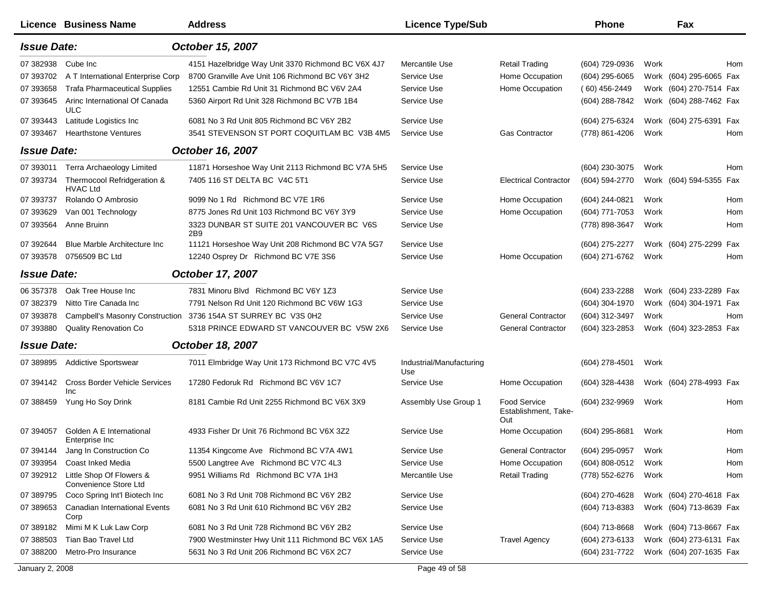| Licence | Business Name | Address | Licence Type/Sub | | Phone | | Fax | |
|---|---|---|---|---|---|---|---|---|
| ***Issue Date:*** | | ***October 15, 2007*** | | | | | | |
| 07 382938 | Cube Inc | 4151 Hazelbridge Way Unit 3370 Richmond BC V6X 4J7 | Mercantile Use | Retail Trading | (604) 729-0936 | Work | | Hom |
| 07 393702 | A T International Enterprise Corp | 8700 Granville Ave Unit 106 Richmond BC V6Y 3H2 | Service Use | Home Occupation | (604) 295-6065 | Work | (604) 295-6065 | Fax |
| 07 393658 | Trafa Pharmaceutical Supplies | 12551 Cambie Rd Unit 31 Richmond BC V6V 2A4 | Service Use | Home Occupation | ( 60) 456-2449 | Work | (604) 270-7514 | Fax |
| 07 393645 | Arinc International Of Canada ULC | 5360 Airport Rd Unit 328 Richmond BC V7B 1B4 | Service Use | | (604) 288-7842 | Work | (604) 288-7462 | Fax |
| 07 393443 | Latitude Logistics Inc | 6081 No 3 Rd Unit 805 Richmond BC V6Y 2B2 | Service Use | | (604) 275-6324 | Work | (604) 275-6391 | Fax |
| 07 393467 | Hearthstone Ventures | 3541 STEVENSON ST PORT COQUITLAM BC V3B 4M5 | Service Use | Gas Contractor | (778) 861-4206 | Work | | Hom |
| ***Issue Date:*** | | ***October 16, 2007*** | | | | | | |
| 07 393011 | Terra Archaeology Limited | 11871 Horseshoe Way Unit 2113 Richmond BC V7A 5H5 | Service Use | | (604) 230-3075 | Work | | Hom |
| 07 393734 | Thermocool Refridgeration & HVAC Ltd | 7405 116 ST DELTA BC V4C 5T1 | Service Use | Electrical Contractor | (604) 594-2770 | Work | (604) 594-5355 | Fax |
| 07 393737 | Rolando O Ambrosio | 9099 No 1 Rd Richmond BC V7E 1R6 | Service Use | Home Occupation | (604) 244-0821 | Work | | Hom |
| 07 393629 | Van 001 Technology | 8775 Jones Rd Unit 103 Richmond BC V6Y 3Y9 | Service Use | Home Occupation | (604) 771-7053 | Work | | Hom |
| 07 393564 | Anne Bruinn | 3323 DUNBAR ST SUITE 201 VANCOUVER BC V6S 2B9 | Service Use | | (778) 898-3647 | Work | | Hom |
| 07 392644 | Blue Marble Architecture Inc | 11121 Horseshoe Way Unit 208 Richmond BC V7A 5G7 | Service Use | | (604) 275-2277 | Work | (604) 275-2299 | Fax |
| 07 393578 | 0756509 BC Ltd | 12240 Osprey Dr Richmond BC V7E 3S6 | Service Use | Home Occupation | (604) 271-6762 | Work | | Hom |
| ***Issue Date:*** | | ***October 17, 2007*** | | | | | | |
| 06 357378 | Oak Tree House Inc | 7831 Minoru Blvd Richmond BC V6Y 1Z3 | Service Use | | (604) 233-2288 | Work | (604) 233-2289 | Fax |
| 07 382379 | Nitto Tire Canada Inc | 7791 Nelson Rd Unit 120 Richmond BC V6W 1G3 | Service Use | | (604) 304-1970 | Work | (604) 304-1971 | Fax |
| 07 393878 | Campbell's Masonry Construction | 3736 154A ST SURREY BC V3S 0H2 | Service Use | General Contractor | (604) 312-3497 | Work | | Hom |
| 07 393880 | Quality Renovation Co | 5318 PRINCE EDWARD ST VANCOUVER BC V5W 2X6 | Service Use | General Contractor | (604) 323-2853 | Work | (604) 323-2853 | Fax |
| ***Issue Date:*** | | ***October 18, 2007*** | | | | | | |
| 07 389895 | Addictive Sportswear | 7011 Elmbridge Way Unit 173 Richmond BC V7C 4V5 | Industrial/Manufacturing Use | | (604) 278-4501 | Work | | |
| 07 394142 | Cross Border Vehicle Services Inc | 17280 Fedoruk Rd Richmond BC V6V 1C7 | Service Use | Home Occupation | (604) 328-4438 | Work | (604) 278-4993 | Fax |
| 07 388459 | Yung Ho Soy Drink | 8181 Cambie Rd Unit 2255 Richmond BC V6X 3X9 | Assembly Use Group 1 | Food Service Establishment, Take-Out | (604) 232-9969 | Work | | Hom |
| 07 394057 | Golden A E International Enterprise Inc | 4933 Fisher Dr Unit 76 Richmond BC V6X 3Z2 | Service Use | Home Occupation | (604) 295-8681 | Work | | Hom |
| 07 394144 | Jang In Construction Co | 11354 Kingcome Ave Richmond BC V7A 4W1 | Service Use | General Contractor | (604) 295-0957 | Work | | Hom |
| 07 393954 | Coast Inked Media | 5500 Langtree Ave Richmond BC V7C 4L3 | Service Use | Home Occupation | (604) 808-0512 | Work | | Hom |
| 07 392912 | Little Shop Of Flowers & Convenience Store Ltd | 9951 Williams Rd Richmond BC V7A 1H3 | Mercantile Use | Retail Trading | (778) 552-6276 | Work | | Hom |
| 07 389795 | Coco Spring Int'l Biotech Inc | 6081 No 3 Rd Unit 708 Richmond BC V6Y 2B2 | Service Use | | (604) 270-4628 | Work | (604) 270-4618 | Fax |
| 07 389653 | Canadian International Events Corp | 6081 No 3 Rd Unit 610 Richmond BC V6Y 2B2 | Service Use | | (604) 713-8383 | Work | (604) 713-8639 | Fax |
| 07 389182 | Mimi M K Luk Law Corp | 6081 No 3 Rd Unit 728 Richmond BC V6Y 2B2 | Service Use | | (604) 713-8668 | Work | (604) 713-8667 | Fax |
| 07 388503 | Tian Bao Travel Ltd | 7900 Westminster Hwy Unit 111 Richmond BC V6X 1A5 | Service Use | Travel Agency | (604) 273-6133 | Work | (604) 273-6131 | Fax |
| 07 388200 | Metro-Pro Insurance | 5631 No 3 Rd Unit 206 Richmond BC V6X 2C7 | Service Use | | (604) 231-7722 | Work | (604) 207-1635 | Fax |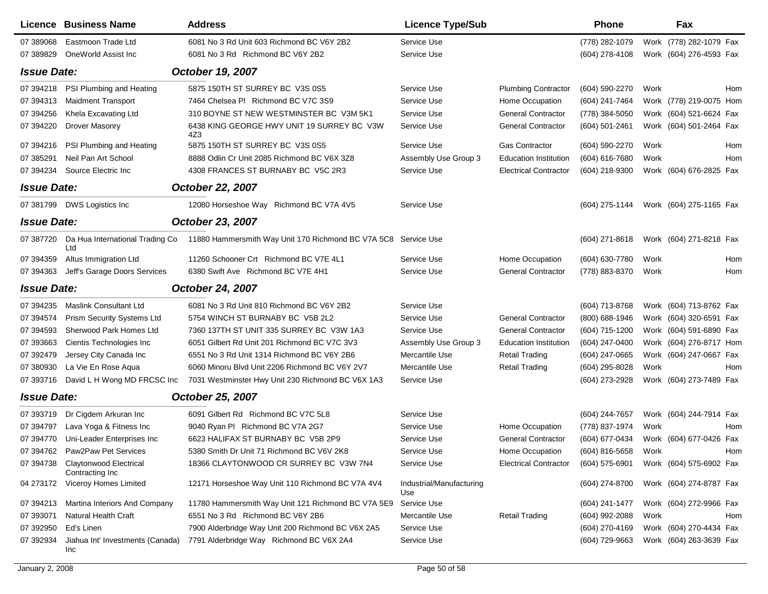| Licence | Business Name | Address | Licence Type/Sub | | Phone | | Fax | |
|---|---|---|---|---|---|---|---|---|
| 07 389068 | Eastmoon Trade Ltd | 6081 No 3 Rd Unit 603 Richmond BC V6Y 2B2 | Service Use | | (778) 282-1079 | Work | (778) 282-1079 | Fax |
| 07 389829 | OneWorld Assist Inc | 6081 No 3 Rd Richmond BC V6Y 2B2 | Service Use | | (604) 278-4108 | Work | (604) 276-4593 | Fax |
| ***Issue Date:*** | | ***October 19, 2007*** | | | | | | |
| 07 394218 | PSI Plumbing and Heating | 5875 150TH ST SURREY BC V3S 0S5 | Service Use | Plumbing Contractor | (604) 590-2270 | Work | | Hom |
| 07 394313 | Maidment Transport | 7464 Chelsea Pl Richmond BC V7C 3S9 | Service Use | Home Occupation | (604) 241-7464 | Work | (778) 219-0075 | Hom |
| 07 394256 | Khela Excavating Ltd | 310 BOYNE ST NEW WESTMINSTER BC V3M 5K1 | Service Use | General Contractor | (778) 384-5050 | Work | (604) 521-6624 | Fax |
| 07 394220 | Drover Masonry | 6438 KING GEORGE HWY UNIT 19 SURREY BC V3W 4Z3 | Service Use | General Contractor | (604) 501-2461 | Work | (604) 501-2464 | Fax |
| 07 394216 | PSI Plumbing and Heating | 5875 150TH ST SURREY BC V3S 0S5 | Service Use | Gas Contractor | (604) 590-2270 | Work | | Hom |
| 07 385291 | Neil Pan Art School | 8888 Odlin Cr Unit 2085 Richmond BC V6X 3Z8 | Assembly Use Group 3 | Education Institution | (604) 616-7680 | Work | | Hom |
| 07 394234 | Source Electric Inc | 4308 FRANCES ST BURNABY BC V5C 2R3 | Service Use | Electrical Contractor | (604) 218-9300 | Work | (604) 676-2825 | Fax |
| ***Issue Date:*** | | ***October 22, 2007*** | | | | | | |
| 07 381799 | DWS Logistics Inc | 12080 Horseshoe Way Richmond BC V7A 4V5 | Service Use | | (604) 275-1144 | Work | (604) 275-1165 | Fax |
| ***Issue Date:*** | | ***October 23, 2007*** | | | | | | |
| 07 387720 | Da Hua International Trading Co Ltd | 11880 Hammersmith Way Unit 170 Richmond BC V7A 5C8 | Service Use | | (604) 271-8618 | Work | (604) 271-8218 | Fax |
| 07 394359 | Altus Immigration Ltd | 11260 Schooner Crt Richmond BC V7E 4L1 | Service Use | Home Occupation | (604) 630-7780 | Work | | Hom |
| 07 394363 | Jeff's Garage Doors Services | 6380 Swift Ave Richmond BC V7E 4H1 | Service Use | General Contractor | (778) 883-8370 | Work | | Hom |
| ***Issue Date:*** | | ***October 24, 2007*** | | | | | | |
| 07 394235 | Maslink Consultant Ltd | 6081 No 3 Rd Unit 810 Richmond BC V6Y 2B2 | Service Use | | (604) 713-8768 | Work | (604) 713-8762 | Fax |
| 07 394574 | Prism Security Systems Ltd | 5754 WINCH ST BURNABY BC V5B 2L2 | Service Use | General Contractor | (800) 688-1946 | Work | (604) 320-6591 | Fax |
| 07 394593 | Sherwood Park Homes Ltd | 7360 137TH ST UNIT 335 SURREY BC V3W 1A3 | Service Use | General Contractor | (604) 715-1200 | Work | (604) 591-6890 | Fax |
| 07 393663 | Cientis Technologies Inc | 6051 Gilbert Rd Unit 201 Richmond BC V7C 3V3 | Assembly Use Group 3 | Education Institution | (604) 247-0400 | Work | (604) 276-8717 | Hom |
| 07 392479 | Jersey City Canada Inc | 6551 No 3 Rd Unit 1314 Richmond BC V6Y 2B6 | Mercantile Use | Retail Trading | (604) 247-0665 | Work | (604) 247-0667 | Fax |
| 07 380930 | La Vie En Rose Aqua | 6060 Minoru Blvd Unit 2206 Richmond BC V6Y 2V7 | Mercantile Use | Retail Trading | (604) 295-8028 | Work | | Hom |
| 07 393716 | David L H Wong MD FRCSC Inc | 7031 Westminster Hwy Unit 230 Richmond BC V6X 1A3 | Service Use | | (604) 273-2928 | Work | (604) 273-7489 | Fax |
| ***Issue Date:*** | | ***October 25, 2007*** | | | | | | |
| 07 393719 | Dr Cigdem Arkuran Inc | 6091 Gilbert Rd Richmond BC V7C 5L8 | Service Use | | (604) 244-7657 | Work | (604) 244-7914 | Fax |
| 07 394797 | Lava Yoga & Fitness Inc | 9040 Ryan Pl Richmond BC V7A 2G7 | Service Use | Home Occupation | (778) 837-1974 | Work | | Hom |
| 07 394770 | Uni-Leader Enterprises Inc | 6623 HALIFAX ST BURNABY BC V5B 2P9 | Service Use | General Contractor | (604) 677-0434 | Work | (604) 677-0426 | Fax |
| 07 394762 | Paw2Paw Pet Services | 5380 Smith Dr Unit 71 Richmond BC V6V 2K8 | Service Use | Home Occupation | (604) 816-5658 | Work | | Hom |
| 07 394738 | Claytonwood Electrical Contracting Inc | 18366 CLAYTONWOOD CR SURREY BC V3W 7N4 | Service Use | Electrical Contractor | (604) 575-6901 | Work | (604) 575-6902 | Fax |
| 04 273172 | Viceroy Homes Limited | 12171 Horseshoe Way Unit 110 Richmond BC V7A 4V4 | Industrial/Manufacturing Use | | (604) 274-8700 | Work | (604) 274-8787 | Fax |
| 07 394213 | Martina Interiors And Company | 11780 Hammersmith Way Unit 121 Richmond BC V7A 5E9 | Service Use | | (604) 241-1477 | Work | (604) 272-9966 | Fax |
| 07 393071 | Natural Health Craft | 6551 No 3 Rd Richmond BC V6Y 2B6 | Mercantile Use | Retail Trading | (604) 992-2088 | Work | | Hom |
| 07 392950 | Ed's Linen | 7900 Alderbridge Way Unit 200 Richmond BC V6X 2A5 | Service Use | | (604) 270-4169 | Work | (604) 270-4434 | Fax |
| 07 392934 | Jiahua Int' Investments (Canada) Inc | 7791 Alderbridge Way Richmond BC V6X 2A4 | Service Use | | (604) 729-9663 | Work | (604) 263-3639 | Fax |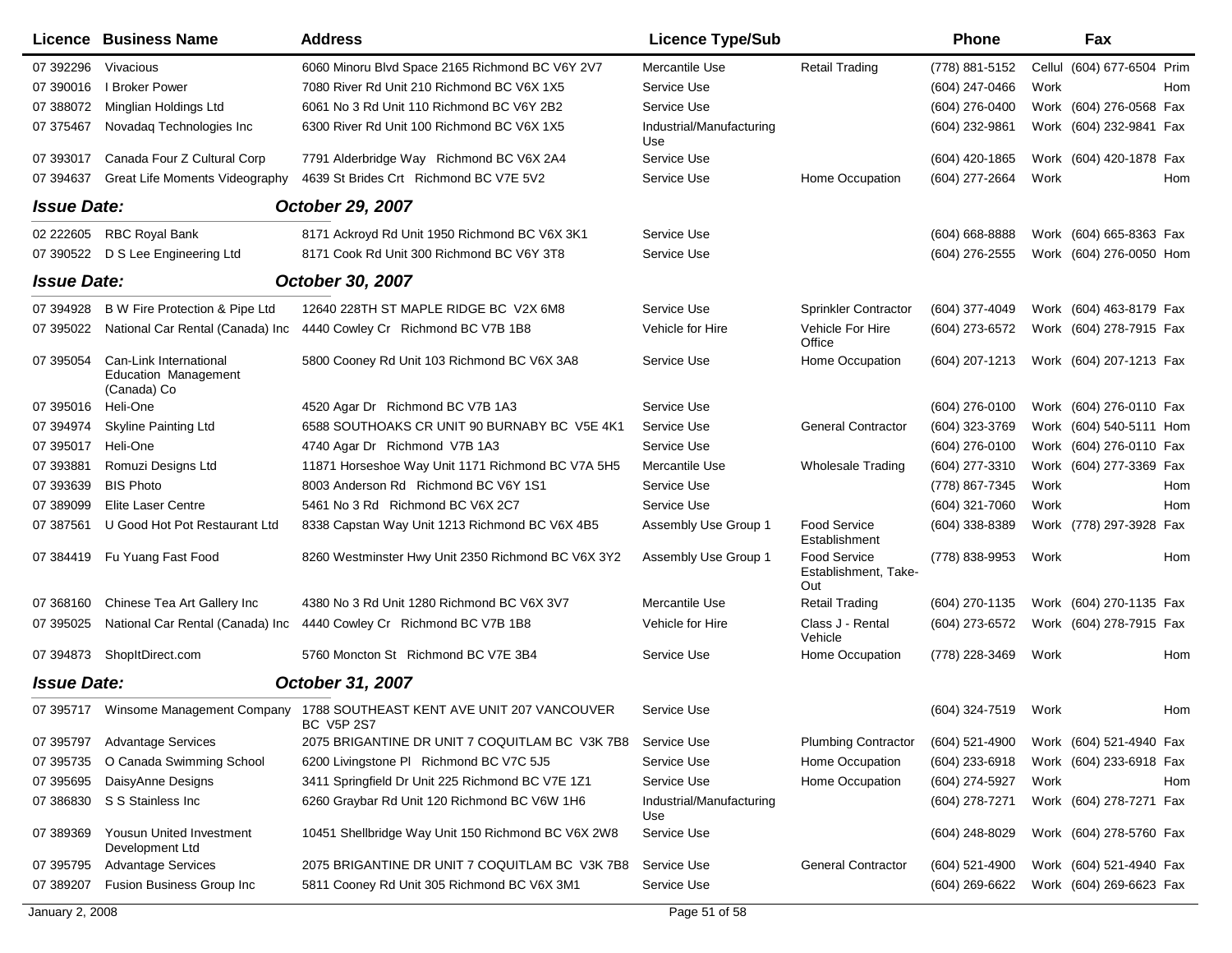| Licence | Business Name | Address | Licence Type/Sub | | Phone | | Fax | |
|---|---|---|---|---|---|---|---|---|
| 07 392296 | Vivacious | 6060 Minoru Blvd Space 2165 Richmond BC V6Y 2V7 | Mercantile Use | Retail Trading | (778) 881-5152 | Cellul | (604) 677-6504 | Prim |
| 07 390016 | I Broker Power | 7080 River Rd Unit 210 Richmond BC V6X 1X5 | Service Use | | (604) 247-0466 | Work | | Hom |
| 07 388072 | Minglian Holdings Ltd | 6061 No 3 Rd Unit 110 Richmond BC V6Y 2B2 | Service Use | | (604) 276-0400 | Work | (604) 276-0568 | Fax |
| 07 375467 | Novadaq Technologies Inc | 6300 River Rd Unit 100 Richmond BC V6X 1X5 | Industrial/Manufacturing Use | | (604) 232-9861 | Work | (604) 232-9841 | Fax |
| 07 393017 | Canada Four Z Cultural Corp | 7791 Alderbridge Way Richmond BC V6X 2A4 | Service Use | | (604) 420-1865 | Work | (604) 420-1878 | Fax |
| 07 394637 | Great Life Moments Videography | 4639 St Brides Crt Richmond BC V7E 5V2 | Service Use | Home Occupation | (604) 277-2664 | Work | | Hom |
| ***Issue Date:*** | | ***October 29, 2007*** | | | | | | |
| 02 222605 | RBC Royal Bank | 8171 Ackroyd Rd Unit 1950 Richmond BC V6X 3K1 | Service Use | | (604) 668-8888 | Work | (604) 665-8363 | Fax |
| 07 390522 | D S Lee Engineering Ltd | 8171 Cook Rd Unit 300 Richmond BC V6Y 3T8 | Service Use | | (604) 276-2555 | Work | (604) 276-0050 | Hom |
| ***Issue Date:*** | | ***October 30, 2007*** | | | | | | |
| 07 394928 | B W Fire Protection & Pipe Ltd | 12640 228TH ST MAPLE RIDGE BC V2X 6M8 | Service Use | Sprinkler Contractor | (604) 377-4049 | Work | (604) 463-8179 | Fax |
| 07 395022 | National Car Rental (Canada) Inc | 4440 Cowley Cr Richmond BC V7B 1B8 | Vehicle for Hire | Vehicle For Hire Office | (604) 273-6572 | Work | (604) 278-7915 | Fax |
| 07 395054 | Can-Link International Education Management (Canada) Co | 5800 Cooney Rd Unit 103 Richmond BC V6X 3A8 | Service Use | Home Occupation | (604) 207-1213 | Work | (604) 207-1213 | Fax |
| 07 395016 | Heli-One | 4520 Agar Dr Richmond BC V7B 1A3 | Service Use | | (604) 276-0100 | Work | (604) 276-0110 | Fax |
| 07 394974 | Skyline Painting Ltd | 6588 SOUTHOAKS CR UNIT 90 BURNABY BC V5E 4K1 | Service Use | General Contractor | (604) 323-3769 | Work | (604) 540-5111 | Hom |
| 07 395017 | Heli-One | 4740 Agar Dr Richmond V7B 1A3 | Service Use | | (604) 276-0100 | Work | (604) 276-0110 | Fax |
| 07 393881 | Romuzi Designs Ltd | 11871 Horseshoe Way Unit 1171 Richmond BC V7A 5H5 | Mercantile Use | Wholesale Trading | (604) 277-3310 | Work | (604) 277-3369 | Fax |
| 07 393639 | BIS Photo | 8003 Anderson Rd Richmond BC V6Y 1S1 | Service Use | | (778) 867-7345 | Work | | Hom |
| 07 389099 | Elite Laser Centre | 5461 No 3 Rd Richmond BC V6X 2C7 | Service Use | | (604) 321-7060 | Work | | Hom |
| 07 387561 | U Good Hot Pot Restaurant Ltd | 8338 Capstan Way Unit 1213 Richmond BC V6X 4B5 | Assembly Use Group 1 | Food Service Establishment | (604) 338-8389 | Work | (778) 297-3928 | Fax |
| 07 384419 | Fu Yuang Fast Food | 8260 Westminster Hwy Unit 2350 Richmond BC V6X 3Y2 | Assembly Use Group 1 | Food Service Establishment, Take-Out | (778) 838-9953 | Work | | Hom |
| 07 368160 | Chinese Tea Art Gallery Inc | 4380 No 3 Rd Unit 1280 Richmond BC V6X 3V7 | Mercantile Use | Retail Trading | (604) 270-1135 | Work | (604) 270-1135 | Fax |
| 07 395025 | National Car Rental (Canada) Inc | 4440 Cowley Cr Richmond BC V7B 1B8 | Vehicle for Hire | Class J - Rental Vehicle | (604) 273-6572 | Work | (604) 278-7915 | Fax |
| 07 394873 | ShopItDirect.com | 5760 Moncton St Richmond BC V7E 3B4 | Service Use | Home Occupation | (778) 228-3469 | Work | | Hom |
| ***Issue Date:*** | | ***October 31, 2007*** | | | | | | |
| 07 395717 | Winsome Management Company | 1788 SOUTHEAST KENT AVE UNIT 207 VANCOUVER BC V5P 2S7 | Service Use | | (604) 324-7519 | Work | | Hom |
| 07 395797 | Advantage Services | 2075 BRIGANTINE DR UNIT 7 COQUITLAM BC V3K 7B8 | Service Use | Plumbing Contractor | (604) 521-4900 | Work | (604) 521-4940 | Fax |
| 07 395735 | O Canada Swimming School | 6200 Livingstone Pl Richmond BC V7C 5J5 | Service Use | Home Occupation | (604) 233-6918 | Work | (604) 233-6918 | Fax |
| 07 395695 | DaisyAnne Designs | 3411 Springfield Dr Unit 225 Richmond BC V7E 1Z1 | Service Use | Home Occupation | (604) 274-5927 | Work | | Hom |
| 07 386830 | S S Stainless Inc | 6260 Graybar Rd Unit 120 Richmond BC V6W 1H6 | Industrial/Manufacturing Use | | (604) 278-7271 | Work | (604) 278-7271 | Fax |
| 07 389369 | Yousun United Investment Development Ltd | 10451 Shellbridge Way Unit 150 Richmond BC V6X 2W8 | Service Use | | (604) 248-8029 | Work | (604) 278-5760 | Fax |
| 07 395795 | Advantage Services | 2075 BRIGANTINE DR UNIT 7 COQUITLAM BC V3K 7B8 | Service Use | General Contractor | (604) 521-4900 | Work | (604) 521-4940 | Fax |
| 07 389207 | Fusion Business Group Inc | 5811 Cooney Rd Unit 305 Richmond BC V6X 3M1 | Service Use | | (604) 269-6622 | Work | (604) 269-6623 | Fax |

January 2, 2008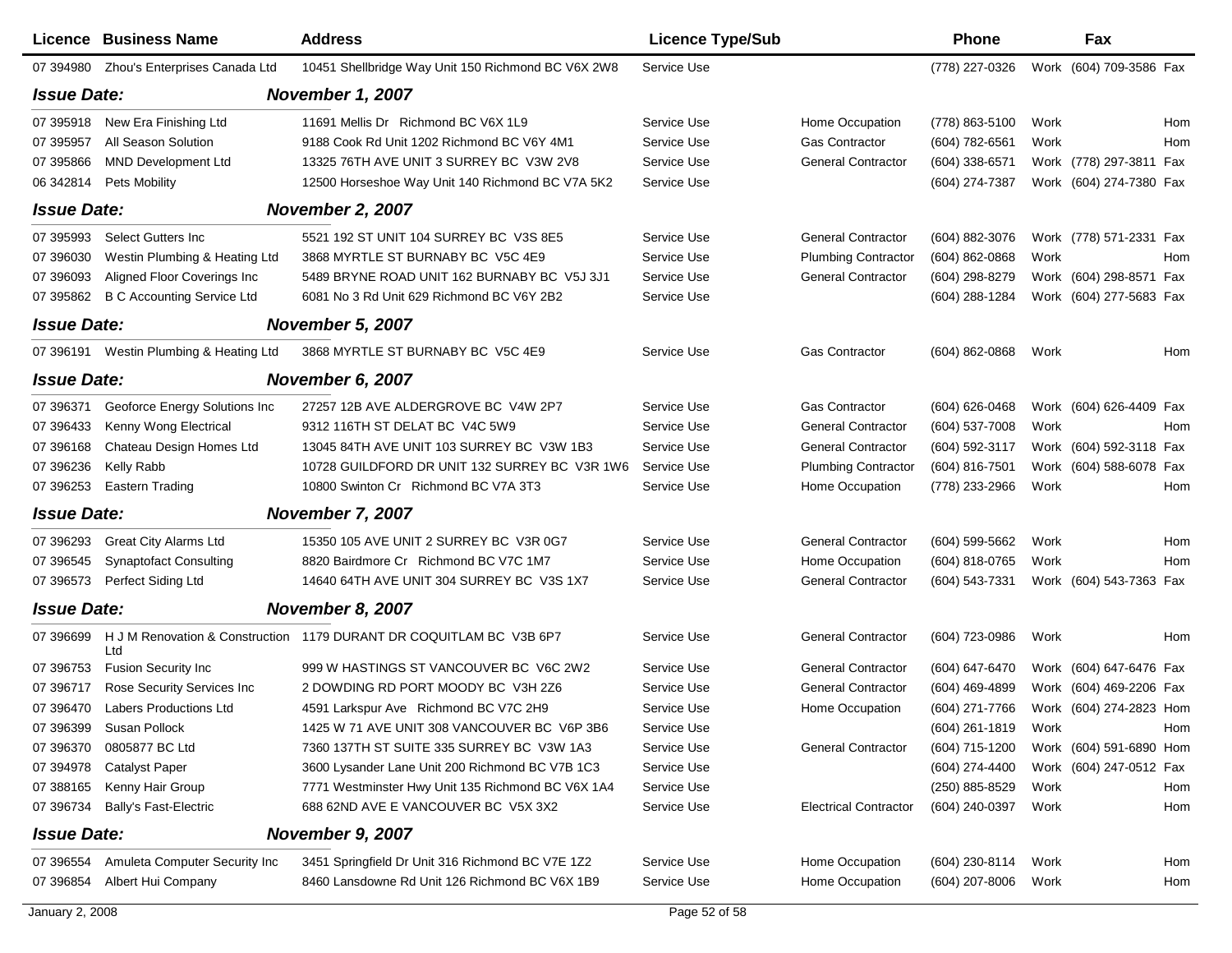| Licence | Business Name | Address | Licence Type/Sub | | Phone | | Fax | |
|---|---|---|---|---|---|---|---|---|
| 07 394980 | Zhou's Enterprises Canada Ltd | 10451 Shellbridge Way Unit 150 Richmond BC V6X 2W8 | Service Use | | (778) 227-0326 | Work | (604) 709-3586 | Fax |
| ***Issue Date:*** | | ***November 1, 2007*** | | | | | | |
| 07 395918 | New Era Finishing Ltd | 11691 Mellis Dr Richmond BC V6X 1L9 | Service Use | Home Occupation | (778) 863-5100 | Work | | Hom |
| 07 395957 | All Season Solution | 9188 Cook Rd Unit 1202 Richmond BC V6Y 4M1 | Service Use | Gas Contractor | (604) 782-6561 | Work | | Hom |
| 07 395866 | MND Development Ltd | 13325 76TH AVE UNIT 3 SURREY BC V3W 2V8 | Service Use | General Contractor | (604) 338-6571 | Work | (778) 297-3811 | Fax |
| 06 342814 | Pets Mobility | 12500 Horseshoe Way Unit 140 Richmond BC V7A 5K2 | Service Use | | (604) 274-7387 | Work | (604) 274-7380 | Fax |
| ***Issue Date:*** | | ***November 2, 2007*** | | | | | | |
| 07 395993 | Select Gutters Inc | 5521 192 ST UNIT 104 SURREY BC V3S 8E5 | Service Use | General Contractor | (604) 882-3076 | Work | (778) 571-2331 | Fax |
| 07 396030 | Westin Plumbing & Heating Ltd | 3868 MYRTLE ST BURNABY BC V5C 4E9 | Service Use | Plumbing Contractor | (604) 862-0868 | Work | | Hom |
| 07 396093 | Aligned Floor Coverings Inc | 5489 BRYNE ROAD UNIT 162 BURNABY BC V5J 3J1 | Service Use | General Contractor | (604) 298-8279 | Work | (604) 298-8571 | Fax |
| 07 395862 | B C Accounting Service Ltd | 6081 No 3 Rd Unit 629 Richmond BC V6Y 2B2 | Service Use | | (604) 288-1284 | Work | (604) 277-5683 | Fax |
| ***Issue Date:*** | | ***November 5, 2007*** | | | | | | |
| 07 396191 | Westin Plumbing & Heating Ltd | 3868 MYRTLE ST BURNABY BC V5C 4E9 | Service Use | Gas Contractor | (604) 862-0868 | Work | | Hom |
| ***Issue Date:*** | | ***November 6, 2007*** | | | | | | |
| 07 396371 | Geoforce Energy Solutions Inc | 27257 12B AVE ALDERGROVE BC V4W 2P7 | Service Use | Gas Contractor | (604) 626-0468 | Work | (604) 626-4409 | Fax |
| 07 396433 | Kenny Wong Electrical | 9312 116TH ST DELAT BC V4C 5W9 | Service Use | General Contractor | (604) 537-7008 | Work | | Hom |
| 07 396168 | Chateau Design Homes Ltd | 13045 84TH AVE UNIT 103 SURREY BC V3W 1B3 | Service Use | General Contractor | (604) 592-3117 | Work | (604) 592-3118 | Fax |
| 07 396236 | Kelly Rabb | 10728 GUILDFORD DR UNIT 132 SURREY BC V3R 1W6 | Service Use | Plumbing Contractor | (604) 816-7501 | Work | (604) 588-6078 | Fax |
| 07 396253 | Eastern Trading | 10800 Swinton Cr Richmond BC V7A 3T3 | Service Use | Home Occupation | (778) 233-2966 | Work | | Hom |
| ***Issue Date:*** | | ***November 7, 2007*** | | | | | | |
| 07 396293 | Great City Alarms Ltd | 15350 105 AVE UNIT 2 SURREY BC V3R 0G7 | Service Use | General Contractor | (604) 599-5662 | Work | | Hom |
| 07 396545 | Synaptofact Consulting | 8820 Bairdmore Cr Richmond BC V7C 1M7 | Service Use | Home Occupation | (604) 818-0765 | Work | | Hom |
| 07 396573 | Perfect Siding Ltd | 14640 64TH AVE UNIT 304 SURREY BC V3S 1X7 | Service Use | General Contractor | (604) 543-7331 | Work | (604) 543-7363 | Fax |
| ***Issue Date:*** | | ***November 8, 2007*** | | | | | | |
| 07 396699 | H J M Renovation & Construction Ltd | 1179 DURANT DR COQUITLAM BC V3B 6P7 | Service Use | General Contractor | (604) 723-0986 | Work | | Hom |
| 07 396753 | Fusion Security Inc | 999 W HASTINGS ST VANCOUVER BC V6C 2W2 | Service Use | General Contractor | (604) 647-6470 | Work | (604) 647-6476 | Fax |
| 07 396717 | Rose Security Services Inc | 2 DOWDING RD PORT MOODY BC V3H 2Z6 | Service Use | General Contractor | (604) 469-4899 | Work | (604) 469-2206 | Fax |
| 07 396470 | Labers Productions Ltd | 4591 Larkspur Ave Richmond BC V7C 2H9 | Service Use | Home Occupation | (604) 271-7766 | Work | (604) 274-2823 | Hom |
| 07 396399 | Susan Pollock | 1425 W 71 AVE UNIT 308 VANCOUVER BC V6P 3B6 | Service Use | | (604) 261-1819 | Work | | Hom |
| 07 396370 | 0805877 BC Ltd | 7360 137TH ST SUITE 335 SURREY BC V3W 1A3 | Service Use | General Contractor | (604) 715-1200 | Work | (604) 591-6890 | Hom |
| 07 394978 | Catalyst Paper | 3600 Lysander Lane Unit 200 Richmond BC V7B 1C3 | Service Use | | (604) 274-4400 | Work | (604) 247-0512 | Fax |
| 07 388165 | Kenny Hair Group | 7771 Westminster Hwy Unit 135 Richmond BC V6X 1A4 | Service Use | | (250) 885-8529 | Work | | Hom |
| 07 396734 | Bally's Fast-Electric | 688 62ND AVE E VANCOUVER BC V5X 3X2 | Service Use | Electrical Contractor | (604) 240-0397 | Work | | Hom |
| ***Issue Date:*** | | ***November 9, 2007*** | | | | | | |
| 07 396554 | Amuleta Computer Security Inc | 3451 Springfield Dr Unit 316 Richmond BC V7E 1Z2 | Service Use | Home Occupation | (604) 230-8114 | Work | | Hom |
| 07 396854 | Albert Hui Company | 8460 Lansdowne Rd Unit 126 Richmond BC V6X 1B9 | Service Use | Home Occupation | (604) 207-8006 | Work | | Hom |

January 2, 2008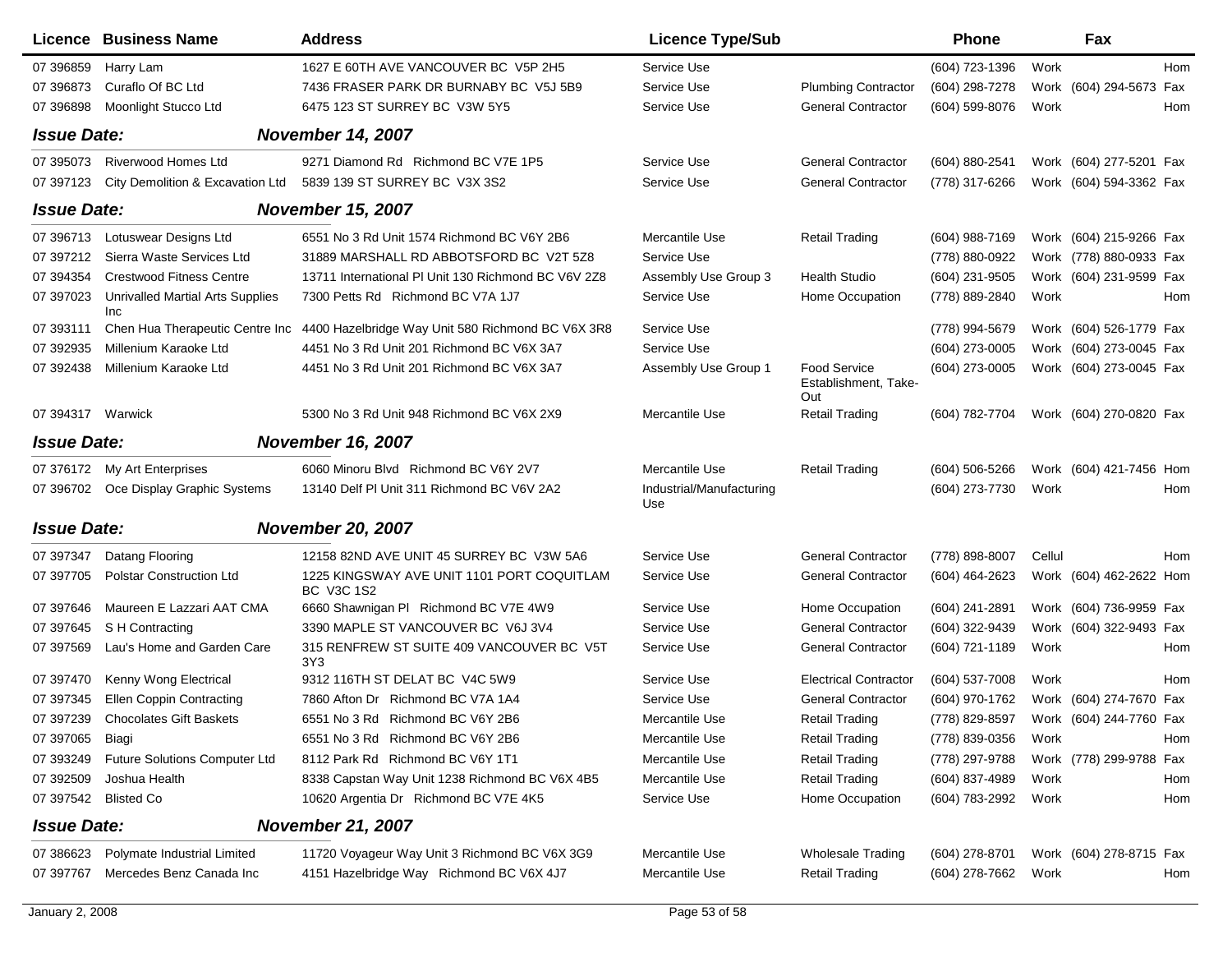| Licence | Business Name | Address | Licence Type/Sub | | Phone | | Fax | |
|---|---|---|---|---|---|---|---|---|
| 07 396859 | Harry Lam | 1627 E 60TH AVE VANCOUVER BC V5P 2H5 | Service Use | | (604) 723-1396 | Work | | Hom |
| 07 396873 | Curaflo Of BC Ltd | 7436 FRASER PARK DR BURNABY BC V5J 5B9 | Service Use | Plumbing Contractor | (604) 298-7278 | Work | (604) 294-5673 | Fax |
| 07 396898 | Moonlight Stucco Ltd | 6475 123 ST SURREY BC V3W 5Y5 | Service Use | General Contractor | (604) 599-8076 | Work | | Hom |
| ***Issue Date:*** | | ***November 14, 2007*** | | | | | | |
| 07 395073 | Riverwood Homes Ltd | 9271 Diamond Rd Richmond BC V7E 1P5 | Service Use | General Contractor | (604) 880-2541 | Work | (604) 277-5201 | Fax |
| 07 397123 | City Demolition & Excavation Ltd | 5839 139 ST SURREY BC V3X 3S2 | Service Use | General Contractor | (778) 317-6266 | Work | (604) 594-3362 | Fax |
| ***Issue Date:*** | | ***November 15, 2007*** | | | | | | |
| 07 396713 | Lotuswear Designs Ltd | 6551 No 3 Rd Unit 1574 Richmond BC V6Y 2B6 | Mercantile Use | Retail Trading | (604) 988-7169 | Work | (604) 215-9266 | Fax |
| 07 397212 | Sierra Waste Services Ltd | 31889 MARSHALL RD ABBOTSFORD BC V2T 5Z8 | Service Use | | (778) 880-0922 | Work | (778) 880-0933 | Fax |
| 07 394354 | Crestwood Fitness Centre | 13711 International Pl Unit 130 Richmond BC V6V 2Z8 | Assembly Use Group 3 | Health Studio | (604) 231-9505 | Work | (604) 231-9599 | Fax |
| 07 397023 | Unrivalled Martial Arts Supplies Inc | 7300 Petts Rd Richmond BC V7A 1J7 | Service Use | Home Occupation | (778) 889-2840 | Work | | Hom |
| 07 393111 | Chen Hua Therapeutic Centre Inc | 4400 Hazelbridge Way Unit 580 Richmond BC V6X 3R8 | Service Use | | (778) 994-5679 | Work | (604) 526-1779 | Fax |
| 07 392935 | Millenium Karaoke Ltd | 4451 No 3 Rd Unit 201 Richmond BC V6X 3A7 | Service Use | | (604) 273-0005 | Work | (604) 273-0045 | Fax |
| 07 392438 | Millenium Karaoke Ltd | 4451 No 3 Rd Unit 201 Richmond BC V6X 3A7 | Assembly Use Group 1 | Food Service Establishment, Take-Out | (604) 273-0005 | Work | (604) 273-0045 | Fax |
| 07 394317 | Warwick | 5300 No 3 Rd Unit 948 Richmond BC V6X 2X9 | Mercantile Use | Retail Trading | (604) 782-7704 | Work | (604) 270-0820 | Fax |
| ***Issue Date:*** | | ***November 16, 2007*** | | | | | | |
| 07 376172 | My Art Enterprises | 6060 Minoru Blvd Richmond BC V6Y 2V7 | Mercantile Use | Retail Trading | (604) 506-5266 | Work | (604) 421-7456 | Hom |
| 07 396702 | Oce Display Graphic Systems | 13140 Delf Pl Unit 311 Richmond BC V6V 2A2 | Industrial/Manufacturing Use | | (604) 273-7730 | Work | | Hom |
| ***Issue Date:*** | | ***November 20, 2007*** | | | | | | |
| 07 397347 | Datang Flooring | 12158 82ND AVE UNIT 45 SURREY BC V3W 5A6 | Service Use | General Contractor | (778) 898-8007 | Cellul | | Hom |
| 07 397705 | Polstar Construction Ltd | 1225 KINGSWAY AVE UNIT 1101 PORT COQUITLAM BC V3C 1S2 | Service Use | General Contractor | (604) 464-2623 | Work | (604) 462-2622 | Hom |
| 07 397646 | Maureen E Lazzari AAT CMA | 6660 Shawnigan Pl Richmond BC V7E 4W9 | Service Use | Home Occupation | (604) 241-2891 | Work | (604) 736-9959 | Fax |
| 07 397645 | S H Contracting | 3390 MAPLE ST VANCOUVER BC V6J 3V4 | Service Use | General Contractor | (604) 322-9439 | Work | (604) 322-9493 | Fax |
| 07 397569 | Lau's Home and Garden Care | 315 RENFREW ST SUITE 409 VANCOUVER BC V5T 3Y3 | Service Use | General Contractor | (604) 721-1189 | Work | | Hom |
| 07 397470 | Kenny Wong Electrical | 9312 116TH ST DELAT BC V4C 5W9 | Service Use | Electrical Contractor | (604) 537-7008 | Work | | Hom |
| 07 397345 | Ellen Coppin Contracting | 7860 Afton Dr Richmond BC V7A 1A4 | Service Use | General Contractor | (604) 970-1762 | Work | (604) 274-7670 | Fax |
| 07 397239 | Chocolates Gift Baskets | 6551 No 3 Rd Richmond BC V6Y 2B6 | Mercantile Use | Retail Trading | (778) 829-8597 | Work | (604) 244-7760 | Fax |
| 07 397065 | Biagi | 6551 No 3 Rd Richmond BC V6Y 2B6 | Mercantile Use | Retail Trading | (778) 839-0356 | Work | | Hom |
| 07 393249 | Future Solutions Computer Ltd | 8112 Park Rd Richmond BC V6Y 1T1 | Mercantile Use | Retail Trading | (778) 297-9788 | Work | (778) 299-9788 | Fax |
| 07 392509 | Joshua Health | 8338 Capstan Way Unit 1238 Richmond BC V6X 4B5 | Mercantile Use | Retail Trading | (604) 837-4989 | Work | | Hom |
| 07 397542 | Blisted Co | 10620 Argentia Dr Richmond BC V7E 4K5 | Service Use | Home Occupation | (604) 783-2992 | Work | | Hom |
| ***Issue Date:*** | | ***November 21, 2007*** | | | | | | |
| 07 386623 | Polymate Industrial Limited | 11720 Voyageur Way Unit 3 Richmond BC V6X 3G9 | Mercantile Use | Wholesale Trading | (604) 278-8701 | Work | (604) 278-8715 | Fax |
| 07 397767 | Mercedes Benz Canada Inc | 4151 Hazelbridge Way Richmond BC V6X 4J7 | Mercantile Use | Retail Trading | (604) 278-7662 | Work | | Hom |

January 2, 2008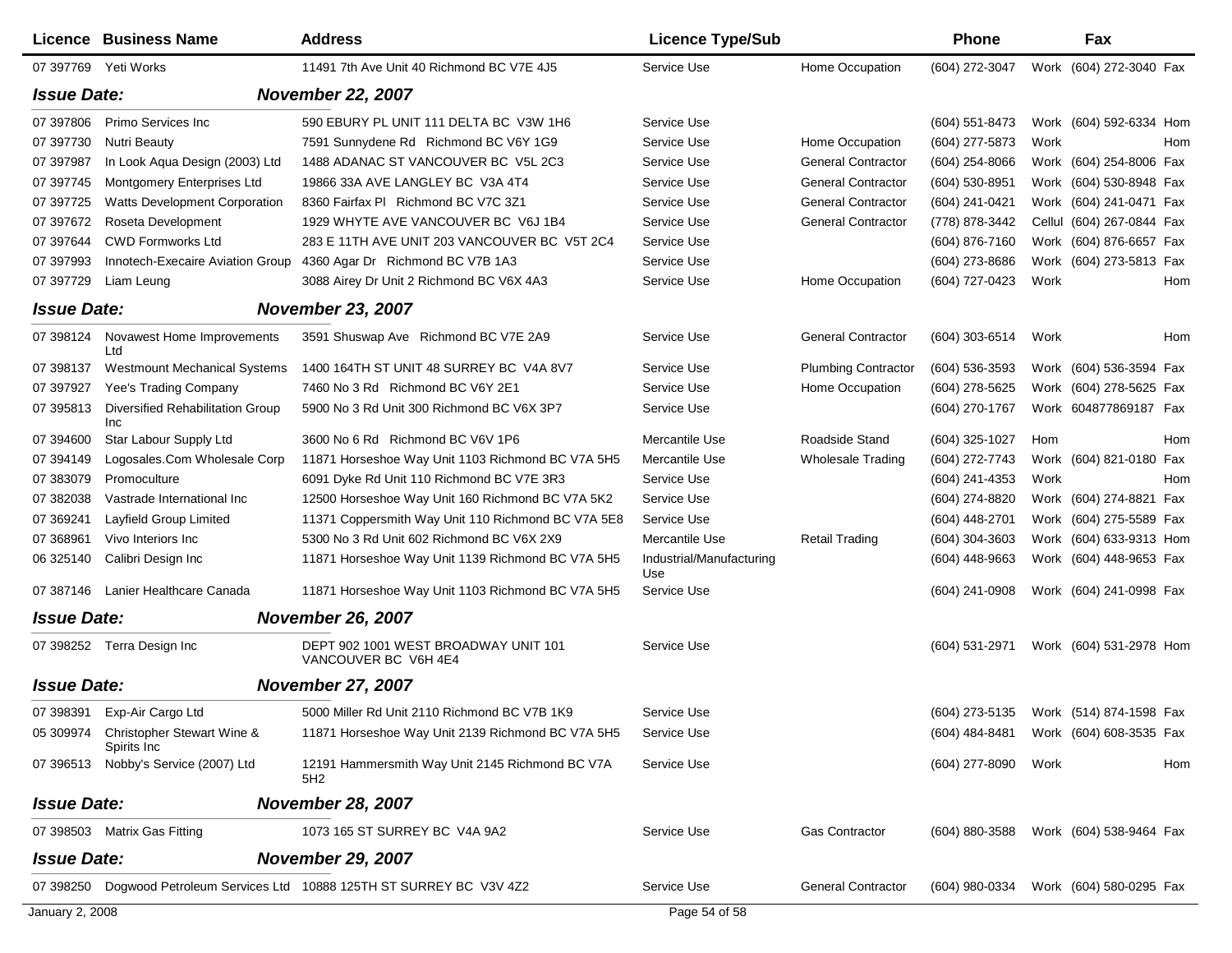| Licence | Business Name | Address | Licence Type/Sub | | Phone | | Fax | |
|---|---|---|---|---|---|---|---|---|
| 07 397769 | Yeti Works | 11491 7th Ave Unit 40 Richmond BC V7E 4J5 | Service Use | Home Occupation | (604) 272-3047 | Work | (604) 272-3040 | Fax |
| ***Issue Date:*** | | ***November 22, 2007*** | | | | | | |
| 07 397806 | Primo Services Inc | 590 EBURY PL UNIT 111 DELTA BC V3W 1H6 | Service Use | | (604) 551-8473 | Work | (604) 592-6334 | Hom |
| 07 397730 | Nutri Beauty | 7591 Sunnydene Rd Richmond BC V6Y 1G9 | Service Use | Home Occupation | (604) 277-5873 | Work | | Hom |
| 07 397987 | In Look Aqua Design (2003) Ltd | 1488 ADANAC ST VANCOUVER BC V5L 2C3 | Service Use | General Contractor | (604) 254-8066 | Work | (604) 254-8006 | Fax |
| 07 397745 | Montgomery Enterprises Ltd | 19866 33A AVE LANGLEY BC V3A 4T4 | Service Use | General Contractor | (604) 530-8951 | Work | (604) 530-8948 | Fax |
| 07 397725 | Watts Development Corporation | 8360 Fairfax Pl Richmond BC V7C 3Z1 | Service Use | General Contractor | (604) 241-0421 | Work | (604) 241-0471 | Fax |
| 07 397672 | Roseta Development | 1929 WHYTE AVE VANCOUVER BC V6J 1B4 | Service Use | General Contractor | (778) 878-3442 | Cellul | (604) 267-0844 | Fax |
| 07 397644 | CWD Formworks Ltd | 283 E 11TH AVE UNIT 203 VANCOUVER BC V5T 2C4 | Service Use | | (604) 876-7160 | Work | (604) 876-6657 | Fax |
| 07 397993 | Innotech-Execaire Aviation Group | 4360 Agar Dr Richmond BC V7B 1A3 | Service Use | | (604) 273-8686 | Work | (604) 273-5813 | Fax |
| 07 397729 | Liam Leung | 3088 Airey Dr Unit 2 Richmond BC V6X 4A3 | Service Use | Home Occupation | (604) 727-0423 | Work | | Hom |
| ***Issue Date:*** | | ***November 23, 2007*** | | | | | | |
| 07 398124 | Novawest Home Improvements Ltd | 3591 Shuswap Ave Richmond BC V7E 2A9 | Service Use | General Contractor | (604) 303-6514 | Work | | Hom |
| 07 398137 | Westmount Mechanical Systems | 1400 164TH ST UNIT 48 SURREY BC V4A 8V7 | Service Use | Plumbing Contractor | (604) 536-3593 | Work | (604) 536-3594 | Fax |
| 07 397927 | Yee's Trading Company | 7460 No 3 Rd Richmond BC V6Y 2E1 | Service Use | Home Occupation | (604) 278-5625 | Work | (604) 278-5625 | Fax |
| 07 395813 | Diversified Rehabilitation Group Inc | 5900 No 3 Rd Unit 300 Richmond BC V6X 3P7 | Service Use | | (604) 270-1767 | Work | 604877869187 | Fax |
| 07 394600 | Star Labour Supply Ltd | 3600 No 6 Rd Richmond BC V6V 1P6 | Mercantile Use | Roadside Stand | (604) 325-1027 | Hom | | Hom |
| 07 394149 | Logosales.Com Wholesale Corp | 11871 Horseshoe Way Unit 1103 Richmond BC V7A 5H5 | Mercantile Use | Wholesale Trading | (604) 272-7743 | Work | (604) 821-0180 | Fax |
| 07 383079 | Promoculture | 6091 Dyke Rd Unit 110 Richmond BC V7E 3R3 | Service Use | | (604) 241-4353 | Work | | Hom |
| 07 382038 | Vastrade International Inc | 12500 Horseshoe Way Unit 160 Richmond BC V7A 5K2 | Service Use | | (604) 274-8820 | Work | (604) 274-8821 | Fax |
| 07 369241 | Layfield Group Limited | 11371 Coppersmith Way Unit 110 Richmond BC V7A 5E8 | Service Use | | (604) 448-2701 | Work | (604) 275-5589 | Fax |
| 07 368961 | Vivo Interiors Inc | 5300 No 3 Rd Unit 602 Richmond BC V6X 2X9 | Mercantile Use | Retail Trading | (604) 304-3603 | Work | (604) 633-9313 | Hom |
| 06 325140 | Calibri Design Inc | 11871 Horseshoe Way Unit 1139 Richmond BC V7A 5H5 | Industrial/Manufacturing Use | | (604) 448-9663 | Work | (604) 448-9653 | Fax |
| 07 387146 | Lanier Healthcare Canada | 11871 Horseshoe Way Unit 1103 Richmond BC V7A 5H5 | Service Use | | (604) 241-0908 | Work | (604) 241-0998 | Fax |
| ***Issue Date:*** | | ***November 26, 2007*** | | | | | | |
| 07 398252 | Terra Design Inc | DEPT 902 1001 WEST BROADWAY UNIT 101 VANCOUVER BC V6H 4E4 | Service Use | | (604) 531-2971 | Work | (604) 531-2978 | Hom |
| ***Issue Date:*** | | ***November 27, 2007*** | | | | | | |
| 07 398391 | Exp-Air Cargo Ltd | 5000 Miller Rd Unit 2110 Richmond BC V7B 1K9 | Service Use | | (604) 273-5135 | Work | (514) 874-1598 | Fax |
| 05 309974 | Christopher Stewart Wine & Spirits Inc | 11871 Horseshoe Way Unit 2139 Richmond BC V7A 5H5 | Service Use | | (604) 484-8481 | Work | (604) 608-3535 | Fax |
| 07 396513 | Nobby's Service (2007) Ltd | 12191 Hammersmith Way Unit 2145 Richmond BC V7A 5H2 | Service Use | | (604) 277-8090 | Work | | Hom |
| ***Issue Date:*** | | ***November 28, 2007*** | | | | | | |
| 07 398503 | Matrix Gas Fitting | 1073 165 ST SURREY BC V4A 9A2 | Service Use | Gas Contractor | (604) 880-3588 | Work | (604) 538-9464 | Fax |
| ***Issue Date:*** | | ***November 29, 2007*** | | | | | | |
| 07 398250 | Dogwood Petroleum Services Ltd | 10888 125TH ST SURREY BC V3V 4Z2 | Service Use | General Contractor | (604) 980-0334 | Work | (604) 580-0295 | Fax |

January 2, 2008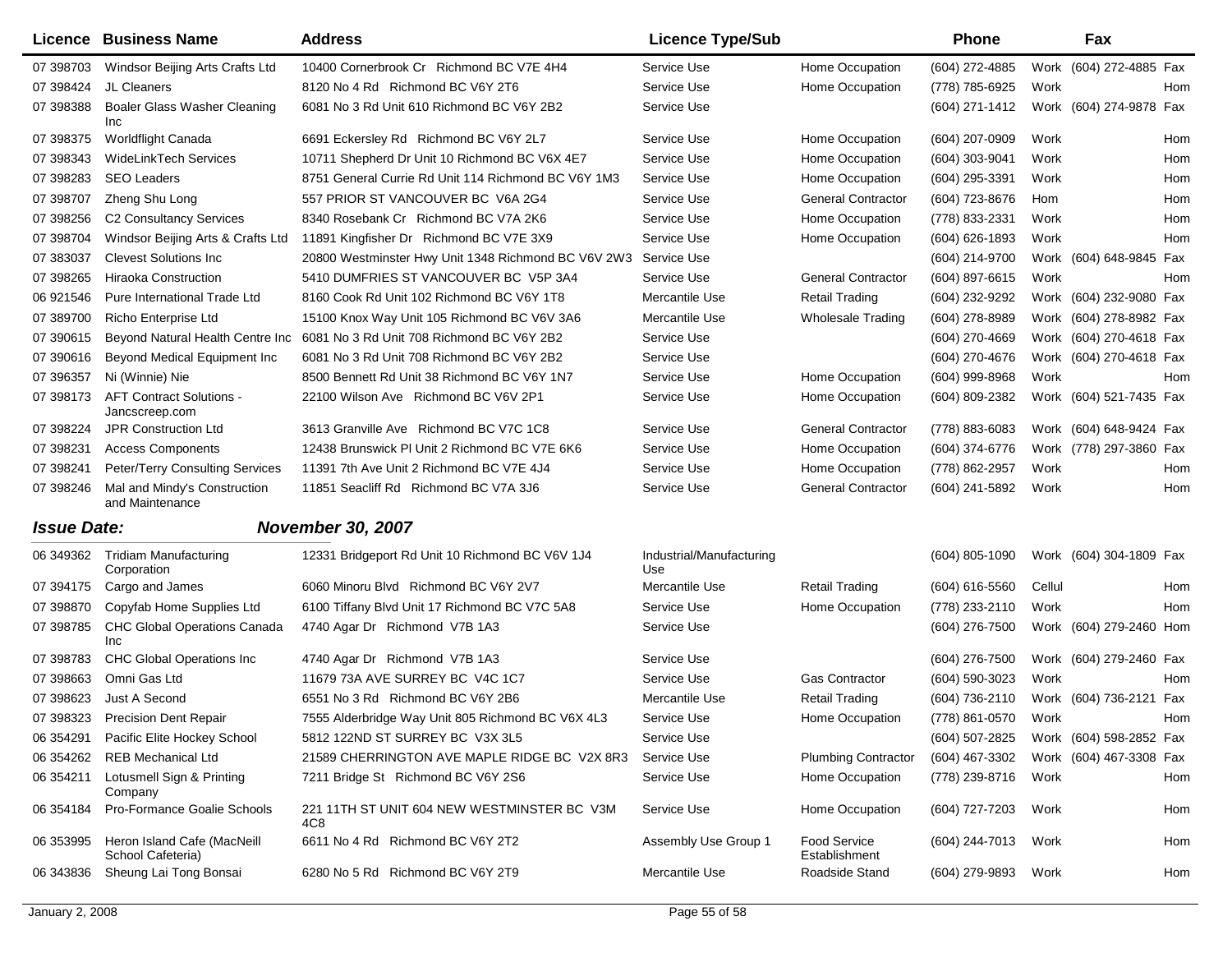| Licence | Business Name | Address | Licence Type/Sub | | Phone | | Fax | |
|---|---|---|---|---|---|---|---|---|
| 07 398703 | Windsor Beijing Arts Crafts Ltd | 10400 Cornerbrook Cr Richmond BC V7E 4H4 | Service Use | Home Occupation | (604) 272-4885 | Work | (604) 272-4885 | Fax |
| 07 398424 | JL Cleaners | 8120 No 4 Rd Richmond BC V6Y 2T6 | Service Use | Home Occupation | (778) 785-6925 | Work | | Hom |
| 07 398388 | Boaler Glass Washer Cleaning Inc | 6081 No 3 Rd Unit 610 Richmond BC V6Y 2B2 | Service Use | | (604) 271-1412 | Work | (604) 274-9878 | Fax |
| 07 398375 | Worldflight Canada | 6691 Eckersley Rd Richmond BC V6Y 2L7 | Service Use | Home Occupation | (604) 207-0909 | Work | | Hom |
| 07 398343 | WideLinkTech Services | 10711 Shepherd Dr Unit 10 Richmond BC V6X 4E7 | Service Use | Home Occupation | (604) 303-9041 | Work | | Hom |
| 07 398283 | SEO Leaders | 8751 General Currie Rd Unit 114 Richmond BC V6Y 1M3 | Service Use | Home Occupation | (604) 295-3391 | Work | | Hom |
| 07 398707 | Zheng Shu Long | 557 PRIOR ST VANCOUVER BC V6A 2G4 | Service Use | General Contractor | (604) 723-8676 | Hom | | Hom |
| 07 398256 | C2 Consultancy Services | 8340 Rosebank Cr Richmond BC V7A 2K6 | Service Use | Home Occupation | (778) 833-2331 | Work | | Hom |
| 07 398704 | Windsor Beijing Arts & Crafts Ltd | 11891 Kingfisher Dr Richmond BC V7E 3X9 | Service Use | Home Occupation | (604) 626-1893 | Work | | Hom |
| 07 383037 | Clevest Solutions Inc | 20800 Westminster Hwy Unit 1348 Richmond BC V6V 2W3 | Service Use | | (604) 214-9700 | Work | (604) 648-9845 | Fax |
| 07 398265 | Hiraoka Construction | 5410 DUMFRIES ST VANCOUVER BC V5P 3A4 | Service Use | General Contractor | (604) 897-6615 | Work | | Hom |
| 06 921546 | Pure International Trade Ltd | 8160 Cook Rd Unit 102 Richmond BC V6Y 1T8 | Mercantile Use | Retail Trading | (604) 232-9292 | Work | (604) 232-9080 | Fax |
| 07 389700 | Richo Enterprise Ltd | 15100 Knox Way Unit 105 Richmond BC V6V 3A6 | Mercantile Use | Wholesale Trading | (604) 278-8989 | Work | (604) 278-8982 | Fax |
| 07 390615 | Beyond Natural Health Centre Inc | 6081 No 3 Rd Unit 708 Richmond BC V6Y 2B2 | Service Use | | (604) 270-4669 | Work | (604) 270-4618 | Fax |
| 07 390616 | Beyond Medical Equipment Inc | 6081 No 3 Rd Unit 708 Richmond BC V6Y 2B2 | Service Use | | (604) 270-4676 | Work | (604) 270-4618 | Fax |
| 07 396357 | Ni (Winnie) Nie | 8500 Bennett Rd Unit 38 Richmond BC V6Y 1N7 | Service Use | Home Occupation | (604) 999-8968 | Work | | Hom |
| 07 398173 | AFT Contract Solutions - Jancscreep.com | 22100 Wilson Ave Richmond BC V6V 2P1 | Service Use | Home Occupation | (604) 809-2382 | Work | (604) 521-7435 | Fax |
| 07 398224 | JPR Construction Ltd | 3613 Granville Ave Richmond BC V7C 1C8 | Service Use | General Contractor | (778) 883-6083 | Work | (604) 648-9424 | Fax |
| 07 398231 | Access Components | 12438 Brunswick Pl Unit 2 Richmond BC V7E 6K6 | Service Use | Home Occupation | (604) 374-6776 | Work | (778) 297-3860 | Fax |
| 07 398241 | Peter/Terry Consulting Services | 11391 7th Ave Unit 2 Richmond BC V7E 4J4 | Service Use | Home Occupation | (778) 862-2957 | Work | | Hom |
| 07 398246 | Mal and Mindy's Construction and Maintenance | 11851 Seacliff Rd Richmond BC V7A 3J6 | Service Use | General Contractor | (604) 241-5892 | Work | | Hom |

***Issue Date:*** ***November 30, 2007***

| Licence | Business Name | Address | Licence Type/Sub | | Phone | | Fax | |
|---|---|---|---|---|---|---|---|---|
| 06 349362 | Tridiam Manufacturing Corporation | 12331 Bridgeport Rd Unit 10 Richmond BC V6V 1J4 | Industrial/Manufacturing Use | | (604) 805-1090 | Work | (604) 304-1809 | Fax |
| 07 394175 | Cargo and James | 6060 Minoru Blvd Richmond BC V6Y 2V7 | Mercantile Use | Retail Trading | (604) 616-5560 | Cellul | | Hom |
| 07 398870 | Copyfab Home Supplies Ltd | 6100 Tiffany Blvd Unit 17 Richmond BC V7C 5A8 | Service Use | Home Occupation | (778) 233-2110 | Work | | Hom |
| 07 398785 | CHC Global Operations Canada Inc | 4740 Agar Dr Richmond V7B 1A3 | Service Use | | (604) 276-7500 | Work | (604) 279-2460 | Hom |
| 07 398783 | CHC Global Operations Inc | 4740 Agar Dr Richmond V7B 1A3 | Service Use | | (604) 276-7500 | Work | (604) 279-2460 | Fax |
| 07 398663 | Omni Gas Ltd | 11679 73A AVE SURREY BC V4C 1C7 | Service Use | Gas Contractor | (604) 590-3023 | Work | | Hom |
| 07 398623 | Just A Second | 6551 No 3 Rd Richmond BC V6Y 2B6 | Mercantile Use | Retail Trading | (604) 736-2110 | Work | (604) 736-2121 | Fax |
| 07 398323 | Precision Dent Repair | 7555 Alderbridge Way Unit 805 Richmond BC V6X 4L3 | Service Use | Home Occupation | (778) 861-0570 | Work | | Hom |
| 06 354291 | Pacific Elite Hockey School | 5812 122ND ST SURREY BC V3X 3L5 | Service Use | | (604) 507-2825 | Work | (604) 598-2852 | Fax |
| 06 354262 | REB Mechanical Ltd | 21589 CHERRINGTON AVE MAPLE RIDGE BC V2X 8R3 | Service Use | Plumbing Contractor | (604) 467-3302 | Work | (604) 467-3308 | Fax |
| 06 354211 | Lotusmell Sign & Printing Company | 7211 Bridge St Richmond BC V6Y 2S6 | Service Use | Home Occupation | (778) 239-8716 | Work | | Hom |
| 06 354184 | Pro-Formance Goalie Schools | 221 11TH ST UNIT 604 NEW WESTMINSTER BC V3M 4C8 | Service Use | Home Occupation | (604) 727-7203 | Work | | Hom |
| 06 353995 | Heron Island Cafe (MacNeill School Cafeteria) | 6611 No 4 Rd Richmond BC V6Y 2T2 | Assembly Use Group 1 | Food Service Establishment | (604) 244-7013 | Work | | Hom |
| 06 343836 | Sheung Lai Tong Bonsai | 6280 No 5 Rd Richmond BC V6Y 2T9 | Mercantile Use | Roadside Stand | (604) 279-9893 | Work | | Hom |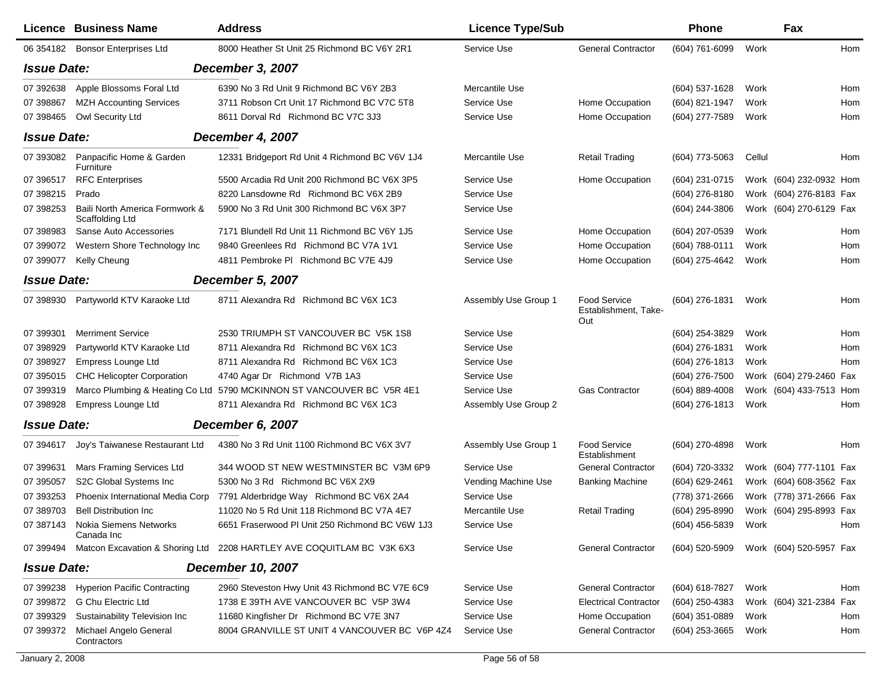| Licence | Business Name | Address | Licence Type/Sub | | Phone | | Fax | |
|---|---|---|---|---|---|---|---|---|
| 06 354182 | Bonsor Enterprises Ltd | 8000 Heather St Unit 25 Richmond BC V6Y 2R1 | Service Use | General Contractor | (604) 761-6099 | Work | | Hom |
| ***Issue Date:*** | | ***December 3, 2007*** | | | | | | |
| 07 392638 | Apple Blossoms Foral Ltd | 6390 No 3 Rd Unit 9 Richmond BC V6Y 2B3 | Mercantile Use | | (604) 537-1628 | Work | | Hom |
| 07 398867 | MZH Accounting Services | 3711 Robson Crt Unit 17 Richmond BC V7C 5T8 | Service Use | Home Occupation | (604) 821-1947 | Work | | Hom |
| 07 398465 | Owl Security Ltd | 8611 Dorval Rd Richmond BC V7C 3J3 | Service Use | Home Occupation | (604) 277-7589 | Work | | Hom |
| ***Issue Date:*** | | ***December 4, 2007*** | | | | | | |
| 07 393082 | Panpacific Home & Garden Furniture | 12331 Bridgeport Rd Unit 4 Richmond BC V6V 1J4 | Mercantile Use | Retail Trading | (604) 773-5063 | Cellul | | Hom |
| 07 396517 | RFC Enterprises | 5500 Arcadia Rd Unit 200 Richmond BC V6X 3P5 | Service Use | Home Occupation | (604) 231-0715 | Work | (604) 232-0932 | Hom |
| 07 398215 | Prado | 8220 Lansdowne Rd Richmond BC V6X 2B9 | Service Use | | (604) 276-8180 | Work | (604) 276-8183 | Fax |
| 07 398253 | Baili North America Formwork & Scaffolding Ltd | 5900 No 3 Rd Unit 300 Richmond BC V6X 3P7 | Service Use | | (604) 244-3806 | Work | (604) 270-6129 | Fax |
| 07 398983 | Sanse Auto Accessories | 7171 Blundell Rd Unit 11 Richmond BC V6Y 1J5 | Service Use | Home Occupation | (604) 207-0539 | Work | | Hom |
| 07 399072 | Western Shore Technology Inc | 9840 Greenlees Rd Richmond BC V7A 1V1 | Service Use | Home Occupation | (604) 788-0111 | Work | | Hom |
| 07 399077 | Kelly Cheung | 4811 Pembroke Pl Richmond BC V7E 4J9 | Service Use | Home Occupation | (604) 275-4642 | Work | | Hom |
| ***Issue Date:*** | | ***December 5, 2007*** | | | | | | |
| 07 398930 | Partyworld KTV Karaoke Ltd | 8711 Alexandra Rd Richmond BC V6X 1C3 | Assembly Use Group 1 | Food Service Establishment, Take-Out | (604) 276-1831 | Work | | Hom |
| 07 399301 | Merriment Service | 2530 TRIUMPH ST VANCOUVER BC V5K 1S8 | Service Use | | (604) 254-3829 | Work | | Hom |
| 07 398929 | Partyworld KTV Karaoke Ltd | 8711 Alexandra Rd Richmond BC V6X 1C3 | Service Use | | (604) 276-1831 | Work | | Hom |
| 07 398927 | Empress Lounge Ltd | 8711 Alexandra Rd Richmond BC V6X 1C3 | Service Use | | (604) 276-1813 | Work | | Hom |
| 07 395015 | CHC Helicopter Corporation | 4740 Agar Dr Richmond V7B 1A3 | Service Use | | (604) 276-7500 | Work | (604) 279-2460 | Fax |
| 07 399319 | Marco Plumbing & Heating Co Ltd | 5790 MCKINNON ST VANCOUVER BC V5R 4E1 | Service Use | Gas Contractor | (604) 889-4008 | Work | (604) 433-7513 | Hom |
| 07 398928 | Empress Lounge Ltd | 8711 Alexandra Rd Richmond BC V6X 1C3 | Assembly Use Group 2 | | (604) 276-1813 | Work | | Hom |
| ***Issue Date:*** | | ***December 6, 2007*** | | | | | | |
| 07 394617 | Joy's Taiwanese Restaurant Ltd | 4380 No 3 Rd Unit 1100 Richmond BC V6X 3V7 | Assembly Use Group 1 | Food Service Establishment | (604) 270-4898 | Work | | Hom |
| 07 399631 | Mars Framing Services Ltd | 344 WOOD ST NEW WESTMINSTER BC V3M 6P9 | Service Use | General Contractor | (604) 720-3332 | Work | (604) 777-1101 | Fax |
| 07 395057 | S2C Global Systems Inc | 5300 No 3 Rd Richmond BC V6X 2X9 | Vending Machine Use | Banking Machine | (604) 629-2461 | Work | (604) 608-3562 | Fax |
| 07 393253 | Phoenix International Media Corp | 7791 Alderbridge Way Richmond BC V6X 2A4 | Service Use | | (778) 371-2666 | Work | (778) 371-2666 | Fax |
| 07 389703 | Bell Distribution Inc | 11020 No 5 Rd Unit 118 Richmond BC V7A 4E7 | Mercantile Use | Retail Trading | (604) 295-8990 | Work | (604) 295-8993 | Fax |
| 07 387143 | Nokia Siemens Networks Canada Inc | 6651 Fraserwood Pl Unit 250 Richmond BC V6W 1J3 | Service Use | | (604) 456-5839 | Work | | Hom |
| 07 399494 | Matcon Excavation & Shoring Ltd | 2208 HARTLEY AVE COQUITLAM BC V3K 6X3 | Service Use | General Contractor | (604) 520-5909 | Work | (604) 520-5957 | Fax |
| ***Issue Date:*** | | ***December 10, 2007*** | | | | | | |
| 07 399238 | Hyperion Pacific Contracting | 2960 Steveston Hwy Unit 43 Richmond BC V7E 6C9 | Service Use | General Contractor | (604) 618-7827 | Work | | Hom |
| 07 399872 | G Chu Electric Ltd | 1738 E 39TH AVE VANCOUVER BC V5P 3W4 | Service Use | Electrical Contractor | (604) 250-4383 | Work | (604) 321-2384 | Fax |
| 07 399329 | Sustainability Television Inc | 11680 Kingfisher Dr Richmond BC V7E 3N7 | Service Use | Home Occupation | (604) 351-0889 | Work | | Hom |
| 07 399372 | Michael Angelo General Contractors | 8004 GRANVILLE ST UNIT 4 VANCOUVER BC V6P 4Z4 | Service Use | General Contractor | (604) 253-3665 | Work | | Hom |

January 2, 2008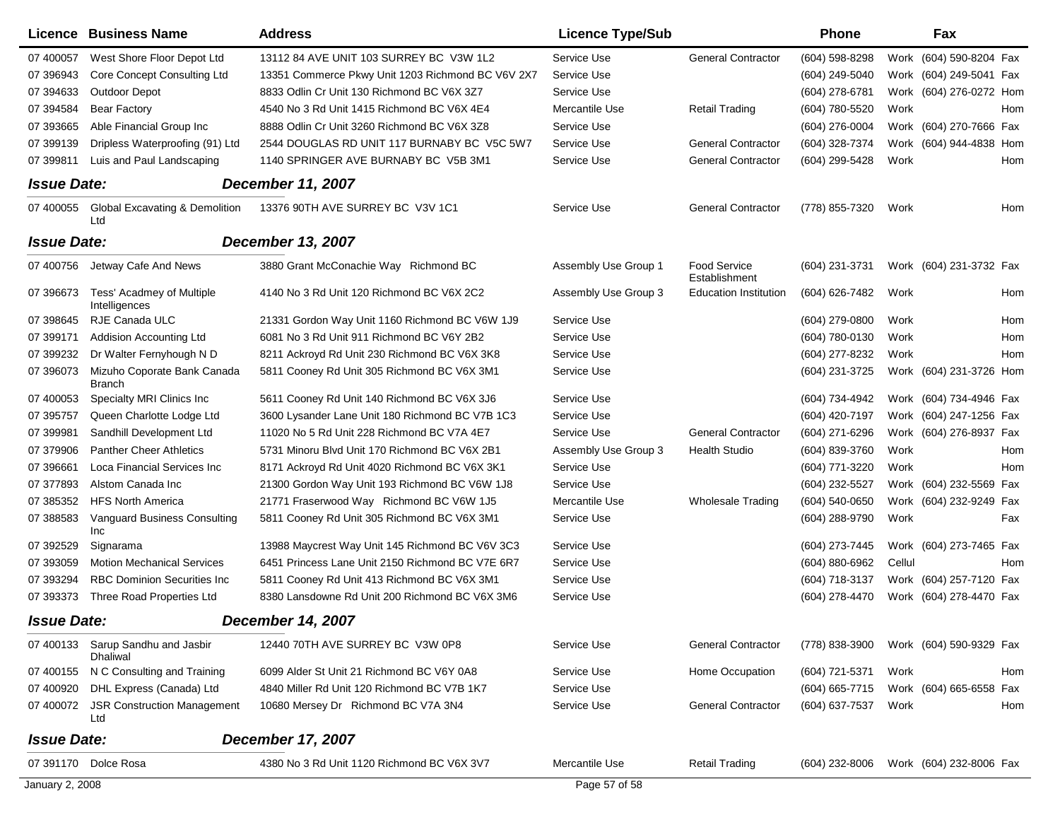| Licence | Business Name | Address | Licence Type/Sub | | Phone | | Fax | |
|---|---|---|---|---|---|---|---|---|
| 07 400057 | West Shore Floor Depot Ltd | 13112 84 AVE UNIT 103 SURREY BC V3W 1L2 | Service Use | General Contractor | (604) 598-8298 | Work | (604) 590-8204 | Fax |
| 07 396943 | Core Concept Consulting Ltd | 13351 Commerce Pkwy Unit 1203 Richmond BC V6V 2X7 | Service Use | | (604) 249-5040 | Work | (604) 249-5041 | Fax |
| 07 394633 | Outdoor Depot | 8833 Odlin Cr Unit 130 Richmond BC V6X 3Z7 | Service Use | | (604) 278-6781 | Work | (604) 276-0272 | Hom |
| 07 394584 | Bear Factory | 4540 No 3 Rd Unit 1415 Richmond BC V6X 4E4 | Mercantile Use | Retail Trading | (604) 780-5520 | Work | | Hom |
| 07 393665 | Able Financial Group Inc | 8888 Odlin Cr Unit 3260 Richmond BC V6X 3Z8 | Service Use | | (604) 276-0004 | Work | (604) 270-7666 | Fax |
| 07 399139 | Dripless Waterproofing (91) Ltd | 2544 DOUGLAS RD UNIT 117 BURNABY BC V5C 5W7 | Service Use | General Contractor | (604) 328-7374 | Work | (604) 944-4838 | Hom |
| 07 399811 | Luis and Paul Landscaping | 1140 SPRINGER AVE BURNABY BC V5B 3M1 | Service Use | General Contractor | (604) 299-5428 | Work | | Hom |
| ***Issue Date:*** | | ***December 11, 2007*** | | | | | | |
| 07 400055 | Global Excavating & Demolition Ltd | 13376 90TH AVE SURREY BC V3V 1C1 | Service Use | General Contractor | (778) 855-7320 | Work | | Hom |
| ***Issue Date:*** | | ***December 13, 2007*** | | | | | | |
| 07 400756 | Jetway Cafe And News | 3880 Grant McConachie Way Richmond BC | Assembly Use Group 1 | Food Service Establishment | (604) 231-3731 | Work | (604) 231-3732 | Fax |
| 07 396673 | Tess' Acadmey of Multiple Intelligences | 4140 No 3 Rd Unit 120 Richmond BC V6X 2C2 | Assembly Use Group 3 | Education Institution | (604) 626-7482 | Work | | Hom |
| 07 398645 | RJE Canada ULC | 21331 Gordon Way Unit 1160 Richmond BC V6W 1J9 | Service Use | | (604) 279-0800 | Work | | Hom |
| 07 399171 | Addision Accounting Ltd | 6081 No 3 Rd Unit 911 Richmond BC V6Y 2B2 | Service Use | | (604) 780-0130 | Work | | Hom |
| 07 399232 | Dr Walter Fernyhough N D | 8211 Ackroyd Rd Unit 230 Richmond BC V6X 3K8 | Service Use | | (604) 277-8232 | Work | | Hom |
| 07 396073 | Mizuho Coporate Bank Canada Branch | 5811 Cooney Rd Unit 305 Richmond BC V6X 3M1 | Service Use | | (604) 231-3725 | Work | (604) 231-3726 | Hom |
| 07 400053 | Specialty MRI Clinics Inc | 5611 Cooney Rd Unit 140 Richmond BC V6X 3J6 | Service Use | | (604) 734-4942 | Work | (604) 734-4946 | Fax |
| 07 395757 | Queen Charlotte Lodge Ltd | 3600 Lysander Lane Unit 180 Richmond BC V7B 1C3 | Service Use | | (604) 420-7197 | Work | (604) 247-1256 | Fax |
| 07 399981 | Sandhill Development Ltd | 11020 No 5 Rd Unit 228 Richmond BC V7A 4E7 | Service Use | General Contractor | (604) 271-6296 | Work | (604) 276-8937 | Fax |
| 07 379906 | Panther Cheer Athletics | 5731 Minoru Blvd Unit 170 Richmond BC V6X 2B1 | Assembly Use Group 3 | Health Studio | (604) 839-3760 | Work | | Hom |
| 07 396661 | Loca Financial Services Inc | 8171 Ackroyd Rd Unit 4020 Richmond BC V6X 3K1 | Service Use | | (604) 771-3220 | Work | | Hom |
| 07 377893 | Alstom Canada Inc | 21300 Gordon Way Unit 193 Richmond BC V6W 1J8 | Service Use | | (604) 232-5527 | Work | (604) 232-5569 | Fax |
| 07 385352 | HFS North America | 21771 Fraserwood Way Richmond BC V6W 1J5 | Mercantile Use | Wholesale Trading | (604) 540-0650 | Work | (604) 232-9249 | Fax |
| 07 388583 | Vanguard Business Consulting Inc | 5811 Cooney Rd Unit 305 Richmond BC V6X 3M1 | Service Use | | (604) 288-9790 | Work | | Fax |
| 07 392529 | Signarama | 13988 Maycrest Way Unit 145 Richmond BC V6V 3C3 | Service Use | | (604) 273-7445 | Work | (604) 273-7465 | Fax |
| 07 393059 | Motion Mechanical Services | 6451 Princess Lane Unit 2150 Richmond BC V7E 6R7 | Service Use | | (604) 880-6962 | Cellul | | Hom |
| 07 393294 | RBC Dominion Securities Inc | 5811 Cooney Rd Unit 413 Richmond BC V6X 3M1 | Service Use | | (604) 718-3137 | Work | (604) 257-7120 | Fax |
| 07 393373 | Three Road Properties Ltd | 8380 Lansdowne Rd Unit 200 Richmond BC V6X 3M6 | Service Use | | (604) 278-4470 | Work | (604) 278-4470 | Fax |
| ***Issue Date:*** | | ***December 14, 2007*** | | | | | | |
| 07 400133 | Sarup Sandhu and Jasbir Dhaliwal | 12440 70TH AVE SURREY BC V3W 0P8 | Service Use | General Contractor | (778) 838-3900 | Work | (604) 590-9329 | Fax |
| 07 400155 | N C Consulting and Training | 6099 Alder St Unit 21 Richmond BC V6Y 0A8 | Service Use | Home Occupation | (604) 721-5371 | Work | | Hom |
| 07 400920 | DHL Express (Canada) Ltd | 4840 Miller Rd Unit 120 Richmond BC V7B 1K7 | Service Use | | (604) 665-7715 | Work | (604) 665-6558 | Fax |
| 07 400072 | JSR Construction Management Ltd | 10680 Mersey Dr Richmond BC V7A 3N4 | Service Use | General Contractor | (604) 637-7537 | Work | | Hom |
| ***Issue Date:*** | | ***December 17, 2007*** | | | | | | |
| 07 391170 | Dolce Rosa | 4380 No 3 Rd Unit 1120 Richmond BC V6X 3V7 | Mercantile Use | Retail Trading | (604) 232-8006 | Work | (604) 232-8006 | Fax |

January 2, 2008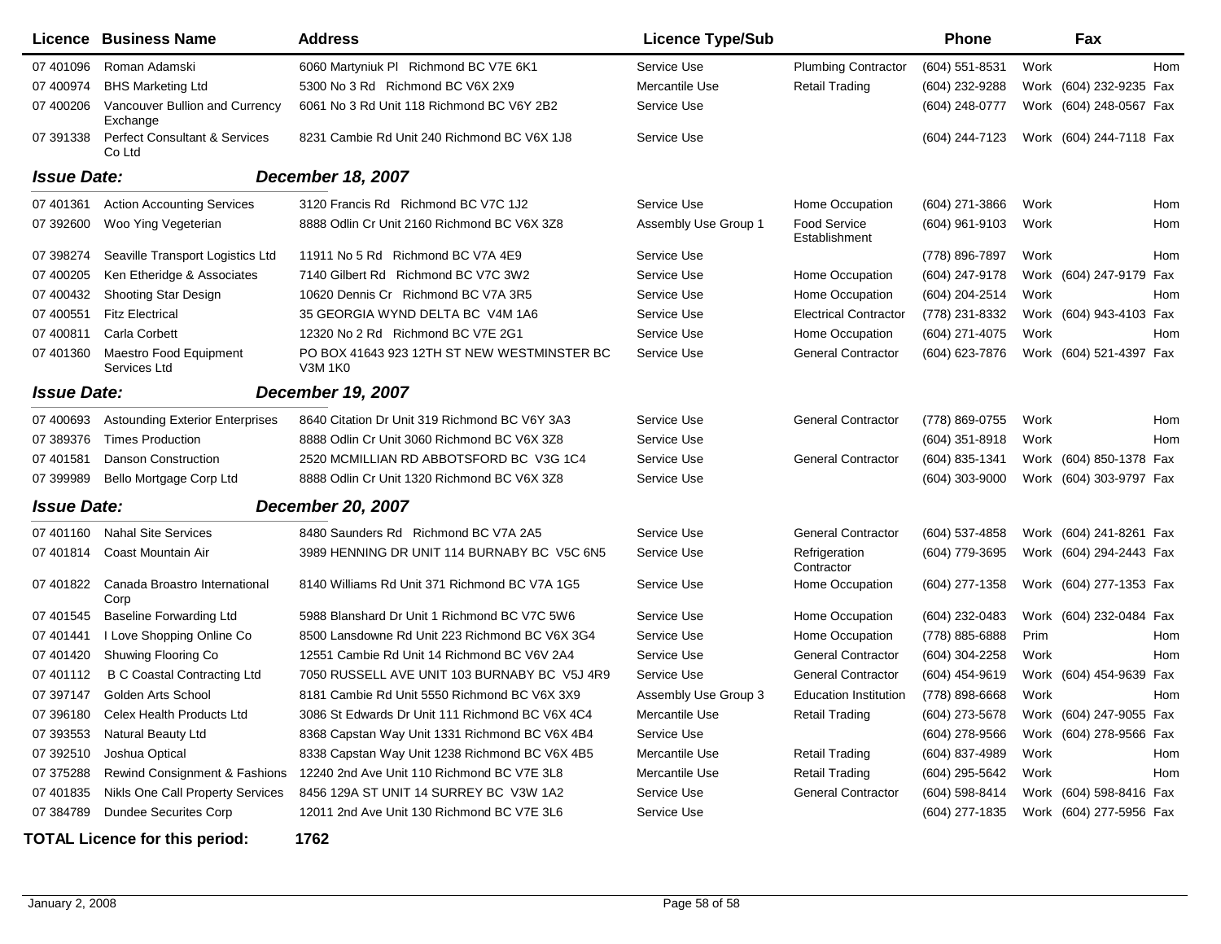| Licence | Business Name | Address | Licence Type/Sub | | Phone | | Fax | |
|---|---|---|---|---|---|---|---|---|
| 07 401096 | Roman Adamski | 6060 Martyniuk Pl Richmond BC V7E 6K1 | Service Use | Plumbing Contractor | (604) 551-8531 | Work | | Hom |
| 07 400974 | BHS Marketing Ltd | 5300 No 3 Rd Richmond BC V6X 2X9 | Mercantile Use | Retail Trading | (604) 232-9288 | Work | (604) 232-9235 | Fax |
| 07 400206 | Vancouver Bullion and Currency Exchange | 6061 No 3 Rd Unit 118 Richmond BC V6Y 2B2 | Service Use | | (604) 248-0777 | Work | (604) 248-0567 | Fax |
| 07 391338 | Perfect Consultant & Services Co Ltd | 8231 Cambie Rd Unit 240 Richmond BC V6X 1J8 | Service Use | | (604) 244-7123 | Work | (604) 244-7118 | Fax |
| ***Issue Date:*** | | ***December 18, 2007*** | | | | | | |
| 07 401361 | Action Accounting Services | 3120 Francis Rd Richmond BC V7C 1J2 | Service Use | Home Occupation | (604) 271-3866 | Work | | Hom |
| 07 392600 | Woo Ying Vegeterian | 8888 Odlin Cr Unit 2160 Richmond BC V6X 3Z8 | Assembly Use Group 1 | Food Service Establishment | (604) 961-9103 | Work | | Hom |
| 07 398274 | Seaville Transport Logistics Ltd | 11911 No 5 Rd Richmond BC V7A 4E9 | Service Use | | (778) 896-7897 | Work | | Hom |
| 07 400205 | Ken Etheridge & Associates | 7140 Gilbert Rd Richmond BC V7C 3W2 | Service Use | Home Occupation | (604) 247-9178 | Work | (604) 247-9179 | Fax |
| 07 400432 | Shooting Star Design | 10620 Dennis Cr Richmond BC V7A 3R5 | Service Use | Home Occupation | (604) 204-2514 | Work | | Hom |
| 07 400551 | Fitz Electrical | 35 GEORGIA WYND DELTA BC V4M 1A6 | Service Use | Electrical Contractor | (778) 231-8332 | Work | (604) 943-4103 | Fax |
| 07 400811 | Carla Corbett | 12320 No 2 Rd Richmond BC V7E 2G1 | Service Use | Home Occupation | (604) 271-4075 | Work | | Hom |
| 07 401360 | Maestro Food Equipment Services Ltd | PO BOX 41643 923 12TH ST NEW WESTMINSTER BC V3M 1K0 | Service Use | General Contractor | (604) 623-7876 | Work | (604) 521-4397 | Fax |
| ***Issue Date:*** | | ***December 19, 2007*** | | | | | | |
| 07 400693 | Astounding Exterior Enterprises | 8640 Citation Dr Unit 319 Richmond BC V6Y 3A3 | Service Use | General Contractor | (778) 869-0755 | Work | | Hom |
| 07 389376 | Times Production | 8888 Odlin Cr Unit 3060 Richmond BC V6X 3Z8 | Service Use | | (604) 351-8918 | Work | | Hom |
| 07 401581 | Danson Construction | 2520 MCMILLIAN RD ABBOTSFORD BC V3G 1C4 | Service Use | General Contractor | (604) 835-1341 | Work | (604) 850-1378 | Fax |
| 07 399989 | Bello Mortgage Corp Ltd | 8888 Odlin Cr Unit 1320 Richmond BC V6X 3Z8 | Service Use | | (604) 303-9000 | Work | (604) 303-9797 | Fax |
| ***Issue Date:*** | | ***December 20, 2007*** | | | | | | |
| 07 401160 | Nahal Site Services | 8480 Saunders Rd Richmond BC V7A 2A5 | Service Use | General Contractor | (604) 537-4858 | Work | (604) 241-8261 | Fax |
| 07 401814 | Coast Mountain Air | 3989 HENNING DR UNIT 114 BURNABY BC V5C 6N5 | Service Use | Refrigeration Contractor | (604) 779-3695 | Work | (604) 294-2443 | Fax |
| 07 401822 | Canada Broastro International Corp | 8140 Williams Rd Unit 371 Richmond BC V7A 1G5 | Service Use | Home Occupation | (604) 277-1358 | Work | (604) 277-1353 | Fax |
| 07 401545 | Baseline Forwarding Ltd | 5988 Blanshard Dr Unit 1 Richmond BC V7C 5W6 | Service Use | Home Occupation | (604) 232-0483 | Work | (604) 232-0484 | Fax |
| 07 401441 | I Love Shopping Online Co | 8500 Lansdowne Rd Unit 223 Richmond BC V6X 3G4 | Service Use | Home Occupation | (778) 885-6888 | Prim | | Hom |
| 07 401420 | Shuwing Flooring Co | 12551 Cambie Rd Unit 14 Richmond BC V6V 2A4 | Service Use | General Contractor | (604) 304-2258 | Work | | Hom |
| 07 401112 | B C Coastal Contracting Ltd | 7050 RUSSELL AVE UNIT 103 BURNABY BC V5J 4R9 | Service Use | General Contractor | (604) 454-9619 | Work | (604) 454-9639 | Fax |
| 07 397147 | Golden Arts School | 8181 Cambie Rd Unit 5550 Richmond BC V6X 3X9 | Assembly Use Group 3 | Education Institution | (778) 898-6668 | Work | | Hom |
| 07 396180 | Celex Health Products Ltd | 3086 St Edwards Dr Unit 111 Richmond BC V6X 4C4 | Mercantile Use | Retail Trading | (604) 273-5678 | Work | (604) 247-9055 | Fax |
| 07 393553 | Natural Beauty Ltd | 8368 Capstan Way Unit 1331 Richmond BC V6X 4B4 | Service Use | | (604) 278-9566 | Work | (604) 278-9566 | Fax |
| 07 392510 | Joshua Optical | 8338 Capstan Way Unit 1238 Richmond BC V6X 4B5 | Mercantile Use | Retail Trading | (604) 837-4989 | Work | | Hom |
| 07 375288 | Rewind Consignment & Fashions | 12240 2nd Ave Unit 110 Richmond BC V7E 3L8 | Mercantile Use | Retail Trading | (604) 295-5642 | Work | | Hom |
| 07 401835 | Nikls One Call Property Services | 8456 129A ST UNIT 14 SURREY BC V3W 1A2 | Service Use | General Contractor | (604) 598-8414 | Work | (604) 598-8416 | Fax |
| 07 384789 | Dundee Securites Corp | 12011 2nd Ave Unit 130 Richmond BC V7E 3L6 | Service Use | | (604) 277-1835 | Work | (604) 277-5956 | Fax |

**TOTAL Licence for this period: 1762**

January 2, 2008